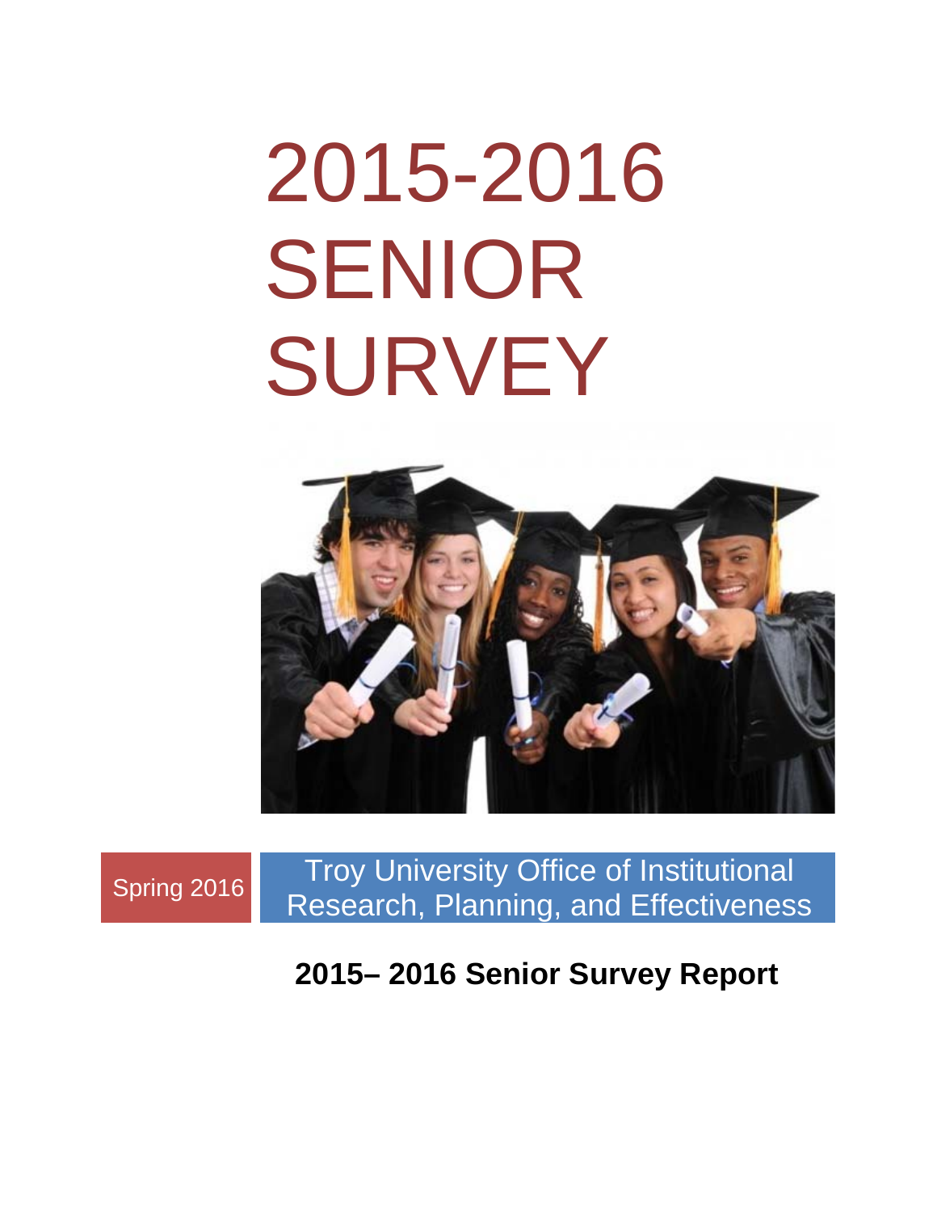# 2015-2016 SENIOR SURVEY

Spring 2016

Troy University Office of Institutional Research, Planning, and Effectiveness

**2015– 2016 Senior Survey Report**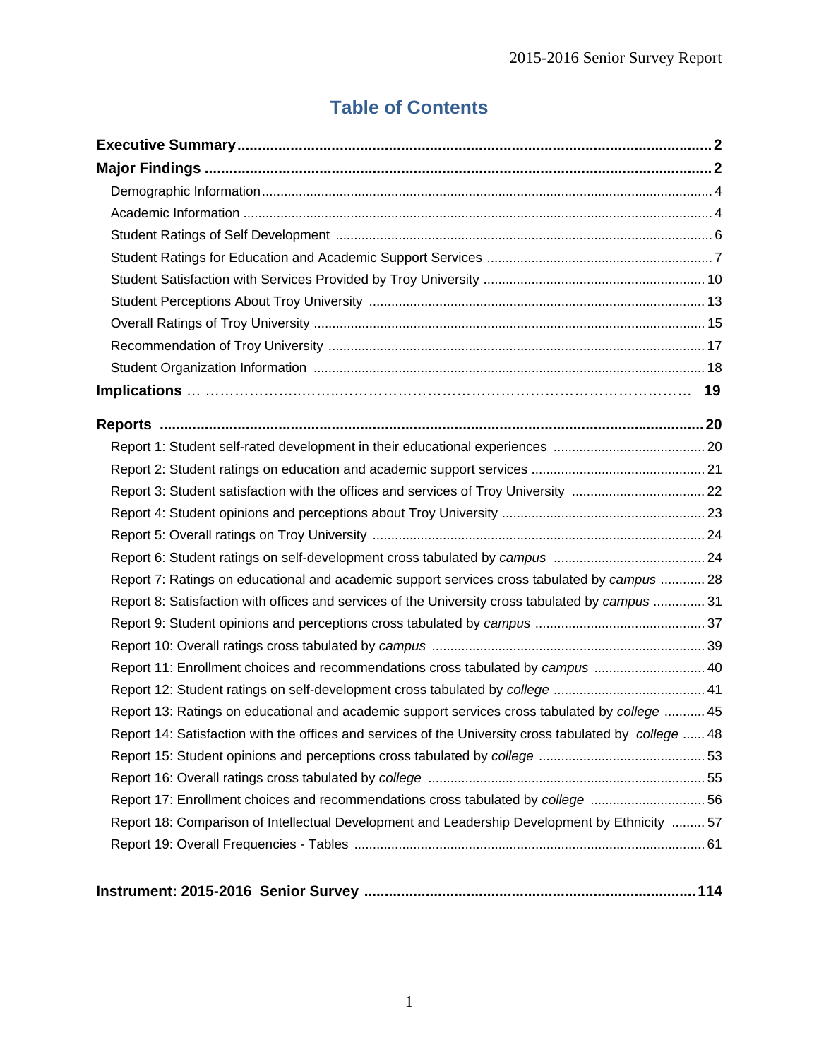# Table of Contents

**Executive Summary** .................................................................................................................... **2**

**Major Findings** .......................................................................................................................... **2**

- Demographic Information ........................................................................................................ 4
- Academic Information ............................................................................................................. 4
- Student Ratings of Self Development .................................................................................... 6
- Student Ratings for Education and Academic Support Services ........................................... 7
- Student Satisfaction with Services Provided by Troy University ........................................... 10
- Student Perceptions About Troy University .......................................................................... 13
- Overall Ratings of Troy University ......................................................................................... 15
- Recommendation of Troy University ..................................................................................... 17
- Student Organization Information ......................................................................................... 18

**Implications** … ………………..…..……………………………………………………………… **19**

**Reports** ...................................................................................................................................... **20**

- Report 1: Student self-rated development in their educational experiences ......................................... 20
- Report 2: Student ratings on education and academic support services ............................................... 21
- Report 3: Student satisfaction with the offices and services of Troy University .................................... 22
- Report 4: Student opinions and perceptions about Troy University ....................................................... 23
- Report 5: Overall ratings on Troy University ......................................................................................... 24
- Report 6: Student ratings on self-development cross tabulated by *campus* ......................................... 24
- Report 7: Ratings on educational and academic support services cross tabulated by *campus* ............ 28
- Report 8: Satisfaction with offices and services of the University cross tabulated by *campus* .............. 31
- Report 9: Student opinions and perceptions cross tabulated by *campus* ............................................. 37
- Report 10: Overall ratings cross tabulated by *campus* ......................................................................... 39
- Report 11: Enrollment choices and recommendations cross tabulated by *campus* .............................. 40
- Report 12: Student ratings on self-development cross tabulated by *college* ......................................... 41
- Report 13: Ratings on educational and academic support services cross tabulated by *college* ........... 45
- Report 14: Satisfaction with the offices and services of the University cross tabulated by *college* ...... 48
- Report 15: Student opinions and perceptions cross tabulated by *college* ............................................. 53
- Report 16: Overall ratings cross tabulated by *college* .......................................................................... 55
- Report 17: Enrollment choices and recommendations cross tabulated by *college* ............................... 56
- Report 18: Comparison of Intellectual Development and Leadership Development by Ethnicity ......... 57
- Report 19: Overall Frequencies - Tables .............................................................................................. 61

**Instrument: 2015-2016 Senior Survey** ................................................................................ **114**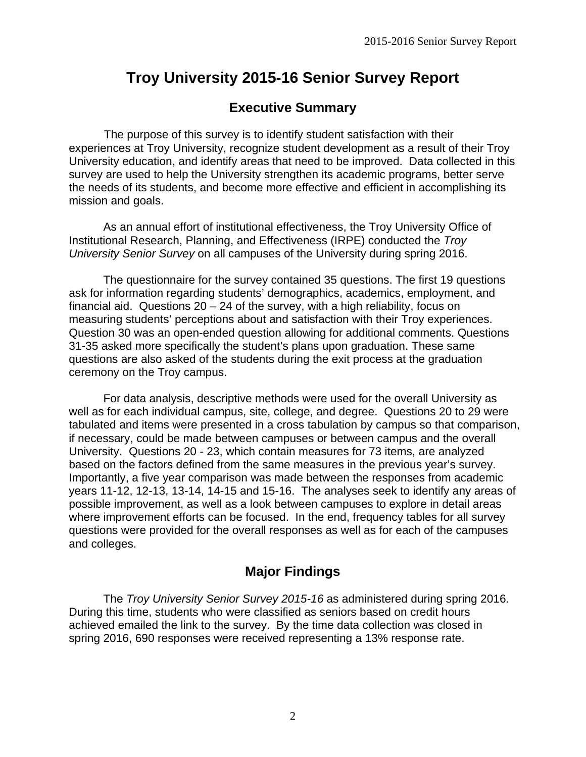# Troy University 2015-16 Senior Survey Report

## Executive Summary

The purpose of this survey is to identify student satisfaction with their experiences at Troy University, recognize student development as a result of their Troy University education, and identify areas that need to be improved. Data collected in this survey are used to help the University strengthen its academic programs, better serve the needs of its students, and become more effective and efficient in accomplishing its mission and goals.

As an annual effort of institutional effectiveness, the Troy University Office of Institutional Research, Planning, and Effectiveness (IRPE) conducted the *Troy University Senior Survey* on all campuses of the University during spring 2016.

The questionnaire for the survey contained 35 questions. The first 19 questions ask for information regarding students' demographics, academics, employment, and financial aid. Questions 20 – 24 of the survey, with a high reliability, focus on measuring students' perceptions about and satisfaction with their Troy experiences. Question 30 was an open-ended question allowing for additional comments. Questions 31-35 asked more specifically the student's plans upon graduation. These same questions are also asked of the students during the exit process at the graduation ceremony on the Troy campus.

For data analysis, descriptive methods were used for the overall University as well as for each individual campus, site, college, and degree. Questions 20 to 29 were tabulated and items were presented in a cross tabulation by campus so that comparison, if necessary, could be made between campuses or between campus and the overall University. Questions 20 - 23, which contain measures for 73 items, are analyzed based on the factors defined from the same measures in the previous year's survey. Importantly, a five year comparison was made between the responses from academic years 11-12, 12-13, 13-14, 14-15 and 15-16. The analyses seek to identify any areas of possible improvement, as well as a look between campuses to explore in detail areas where improvement efforts can be focused. In the end, frequency tables for all survey questions were provided for the overall responses as well as for each of the campuses and colleges.

## Major Findings

The *Troy University Senior Survey 2015-16* as administered during spring 2016. During this time, students who were classified as seniors based on credit hours achieved emailed the link to the survey. By the time data collection was closed in spring 2016, 690 responses were received representing a 13% response rate.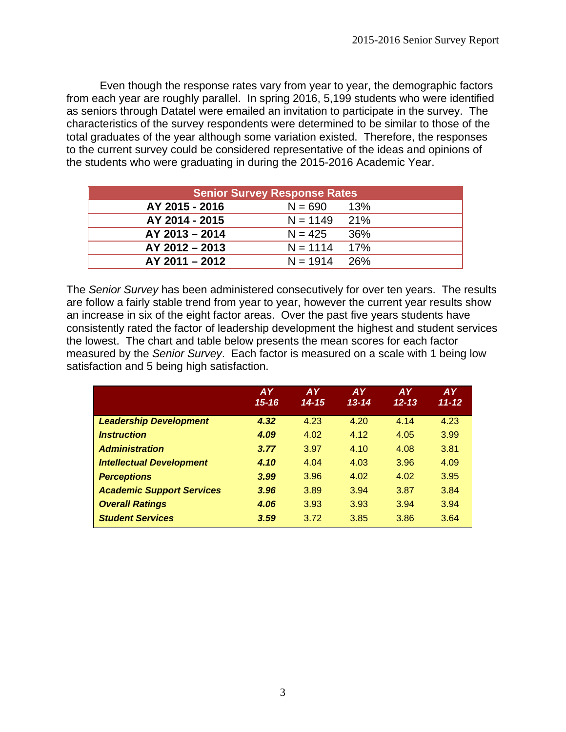Even though the response rates vary from year to year, the demographic factors from each year are roughly parallel. In spring 2016, 5,199 students who were identified as seniors through Datatel were emailed an invitation to participate in the survey. The characteristics of the survey respondents were determined to be similar to those of the total graduates of the year although some variation existed. Therefore, the responses to the current survey could be considered representative of the ideas and opinions of the students who were graduating in during the 2015-2016 Academic Year.

| Senior Survey Response Rates | | |
|---|---|---|
| **AY 2015 - 2016** | N = 690 | 13% |
| **AY 2014 - 2015** | N = 1149 | 21% |
| **AY 2013 – 2014** | N = 425 | 36% |
| **AY 2012 – 2013** | N = 1114 | 17% |
| **AY 2011 – 2012** | N = 1914 | 26% |

The *Senior Survey* has been administered consecutively for over ten years. The results are follow a fairly stable trend from year to year, however the current year results show an increase in six of the eight factor areas. Over the past five years students have consistently rated the factor of leadership development the highest and student services the lowest. The chart and table below presents the mean scores for each factor measured by the *Senior Survey*. Each factor is measured on a scale with 1 being low satisfaction and 5 being high satisfaction.

| | ***AY 15-16*** | ***AY 14-15*** | ***AY 13-14*** | ***AY 12-13*** | ***AY 11-12*** |
|---|---|---|---|---|---|
| ***Leadership Development*** | ***4.32*** | 4.23 | 4.20 | 4.14 | 4.23 |
| ***Instruction*** | ***4.09*** | 4.02 | 4.12 | 4.05 | 3.99 |
| ***Administration*** | ***3.77*** | 3.97 | 4.10 | 4.08 | 3.81 |
| ***Intellectual Development*** | ***4.10*** | 4.04 | 4.03 | 3.96 | 4.09 |
| ***Perceptions*** | ***3.99*** | 3.96 | 4.02 | 4.02 | 3.95 |
| ***Academic Support Services*** | ***3.96*** | 3.89 | 3.94 | 3.87 | 3.84 |
| ***Overall Ratings*** | ***4.06*** | 3.93 | 3.93 | 3.94 | 3.94 |
| ***Student Services*** | ***3.59*** | 3.72 | 3.85 | 3.86 | 3.64 |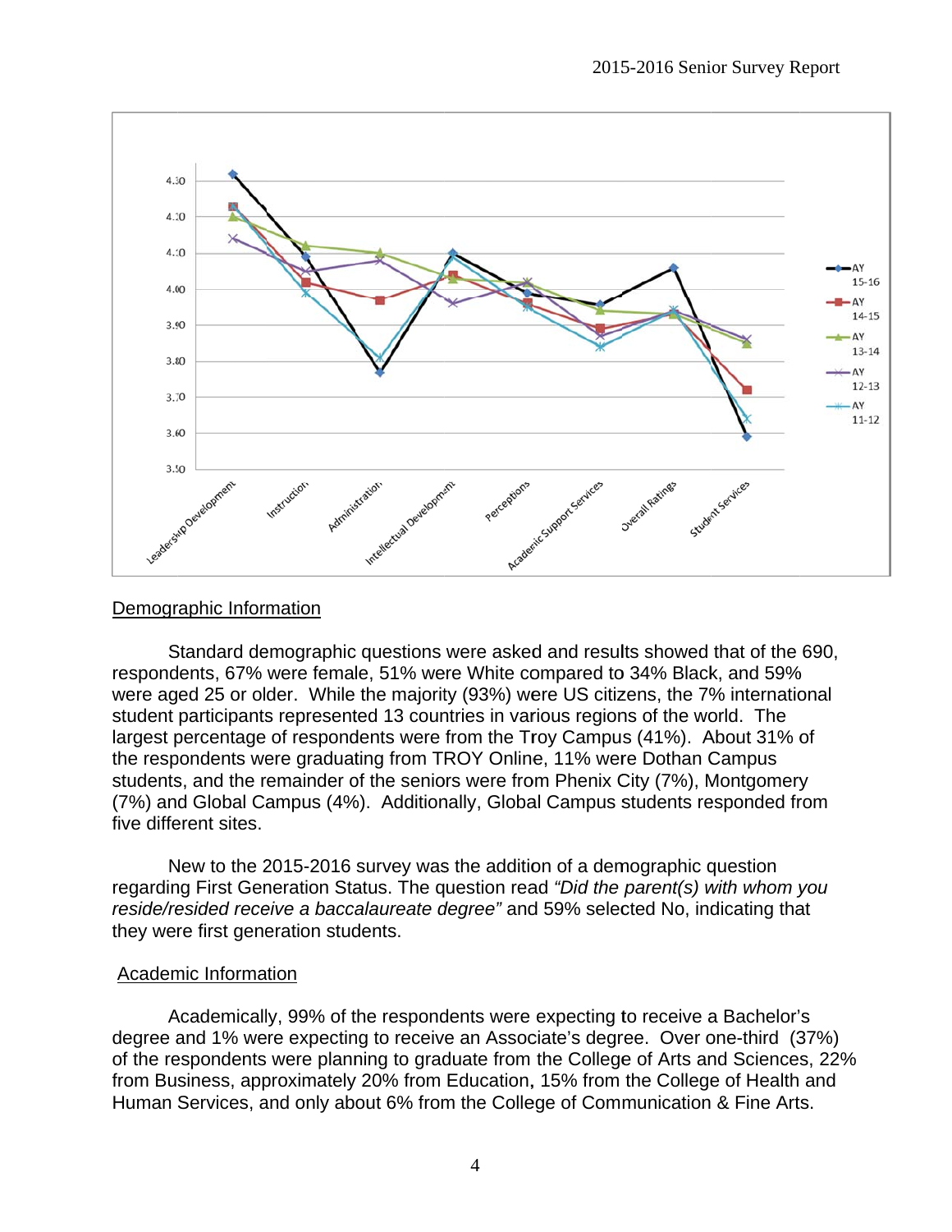## Demographic Information

Standard demographic questions were asked and results showed that of the 690, respondents, 67% were female, 51% were White compared to 34% Black, and 59% were aged 25 or older. While the majority (93%) were US citizens, the 7% international student participants represented 13 countries in various regions of the world. The largest percentage of respondents were from the Troy Campus (41%). About 31% of the respondents were graduating from TROY Online, 11% were Dothan Campus students, and the remainder of the seniors were from Phenix City (7%), Montgomery (7%) and Global Campus (4%). Additionally, Global Campus students responded from five different sites.

New to the 2015-2016 survey was the addition of a demographic question regarding First Generation Status. The question read *"Did the parent(s) with whom you reside/resided receive a baccalaureate degree"* and 59% selected No, indicating that they were first generation students.

## Academic Information

Academically, 99% of the respondents were expecting to receive a Bachelor's degree and 1% were expecting to receive an Associate's degree. Over one-third (37%) of the respondents were planning to graduate from the College of Arts and Sciences, 22% from Business, approximately 20% from Education, 15% from the College of Health and Human Services, and only about 6% from the College of Communication & Fine Arts.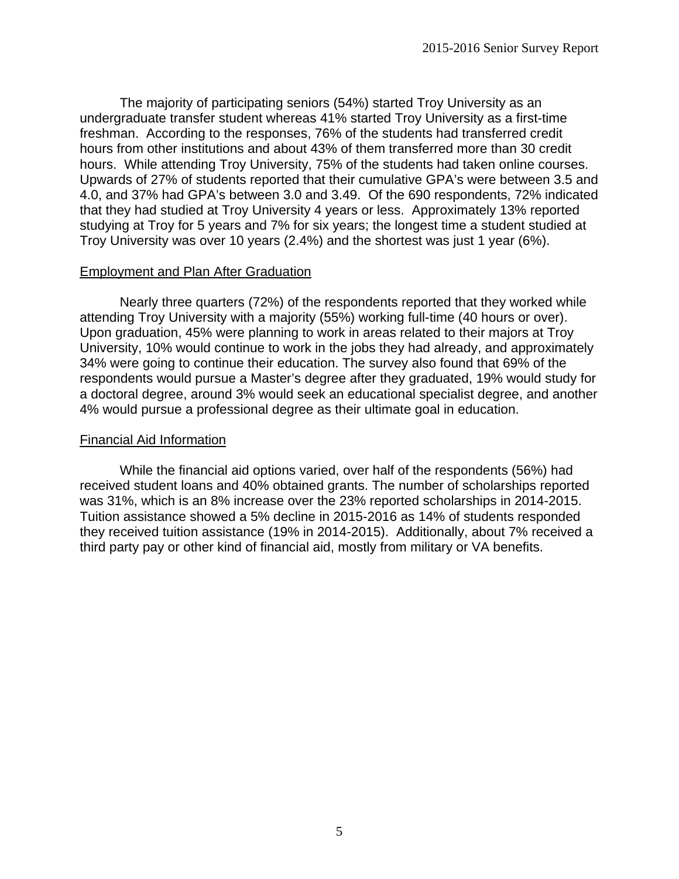The majority of participating seniors (54%) started Troy University as an undergraduate transfer student whereas 41% started Troy University as a first-time freshman. According to the responses, 76% of the students had transferred credit hours from other institutions and about 43% of them transferred more than 30 credit hours. While attending Troy University, 75% of the students had taken online courses. Upwards of 27% of students reported that their cumulative GPA's were between 3.5 and 4.0, and 37% had GPA's between 3.0 and 3.49. Of the 690 respondents, 72% indicated that they had studied at Troy University 4 years or less. Approximately 13% reported studying at Troy for 5 years and 7% for six years; the longest time a student studied at Troy University was over 10 years (2.4%) and the shortest was just 1 year (6%).

## Employment and Plan After Graduation

Nearly three quarters (72%) of the respondents reported that they worked while attending Troy University with a majority (55%) working full-time (40 hours or over). Upon graduation, 45% were planning to work in areas related to their majors at Troy University, 10% would continue to work in the jobs they had already, and approximately 34% were going to continue their education. The survey also found that 69% of the respondents would pursue a Master's degree after they graduated, 19% would study for a doctoral degree, around 3% would seek an educational specialist degree, and another 4% would pursue a professional degree as their ultimate goal in education.

## Financial Aid Information

While the financial aid options varied, over half of the respondents (56%) had received student loans and 40% obtained grants. The number of scholarships reported was 31%, which is an 8% increase over the 23% reported scholarships in 2014-2015. Tuition assistance showed a 5% decline in 2015-2016 as 14% of students responded they received tuition assistance (19% in 2014-2015). Additionally, about 7% received a third party pay or other kind of financial aid, mostly from military or VA benefits.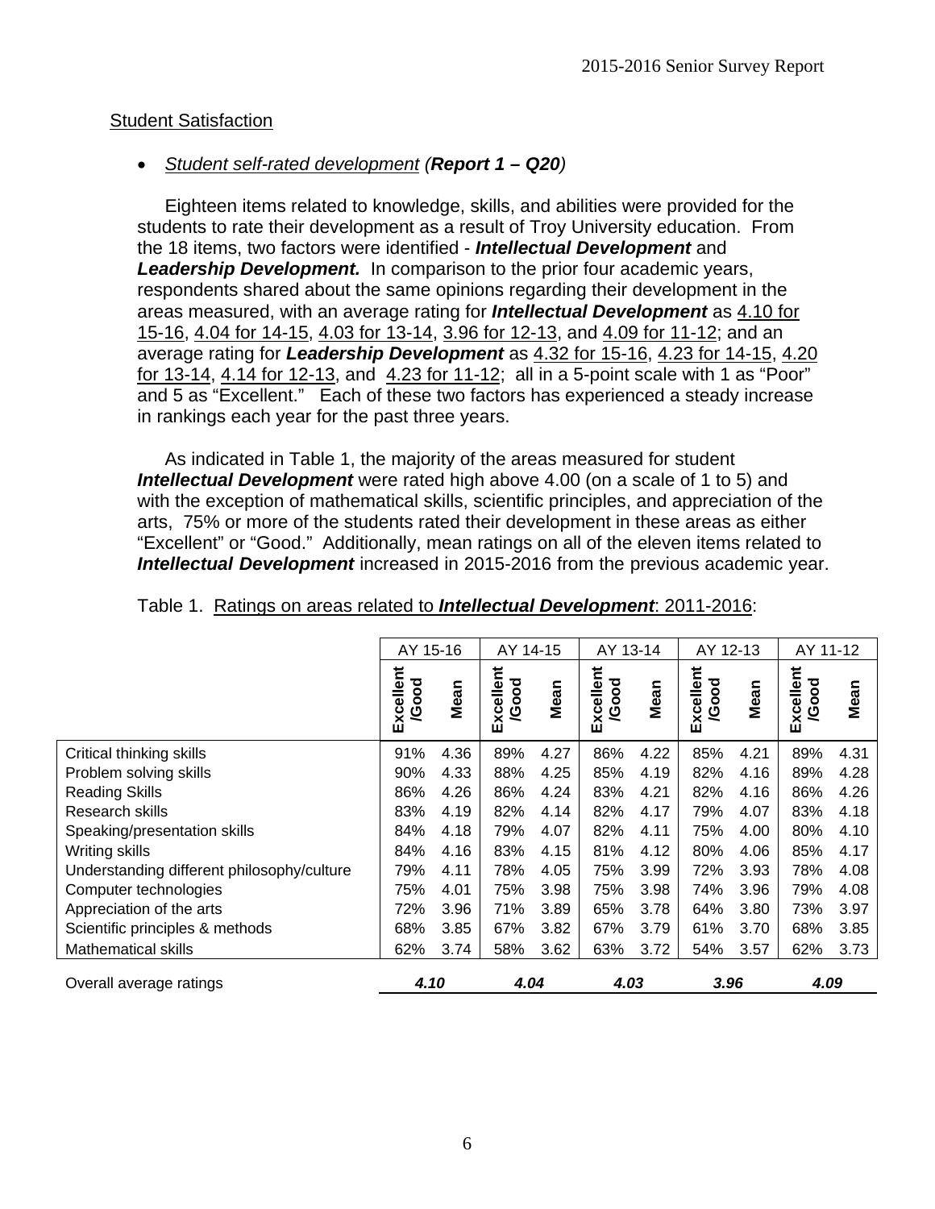## Student Satisfaction

- *Student self-rated development* (***Report 1 – Q20***)

Eighteen items related to knowledge, skills, and abilities were provided for the students to rate their development as a result of Troy University education. From the 18 items, two factors were identified - ***Intellectual Development*** and ***Leadership Development.*** In comparison to the prior four academic years, respondents shared about the same opinions regarding their development in the areas measured, with an average rating for ***Intellectual Development*** as 4.10 for 15-16, 4.04 for 14-15, 4.03 for 13-14, 3.96 for 12-13, and 4.09 for 11-12; and an average rating for ***Leadership Development*** as 4.32 for 15-16, 4.23 for 14-15, 4.20 for 13-14, 4.14 for 12-13, and 4.23 for 11-12; all in a 5-point scale with 1 as "Poor" and 5 as "Excellent." Each of these two factors has experienced a steady increase in rankings each year for the past three years.

As indicated in Table 1, the majority of the areas measured for student ***Intellectual Development*** were rated high above 4.00 (on a scale of 1 to 5) and with the exception of mathematical skills, scientific principles, and appreciation of the arts, 75% or more of the students rated their development in these areas as either "Excellent" or "Good." Additionally, mean ratings on all of the eleven items related to ***Intellectual Development*** increased in 2015-2016 from the previous academic year.

Table 1. Ratings on areas related to ***Intellectual Development***: 2011-2016:

| | AY 15-16 | | AY 14-15 | | AY 13-14 | | AY 12-13 | | AY 11-12 | |
|---|---|---|---|---|---|---|---|---|---|---|
| | **Excellent /Good** | **Mean** | **Excellent /Good** | **Mean** | **Excellent /Good** | **Mean** | **Excellent /Good** | **Mean** | **Excellent /Good** | **Mean** |
| Critical thinking skills | 91% | 4.36 | 89% | 4.27 | 86% | 4.22 | 85% | 4.21 | 89% | 4.31 |
| Problem solving skills | 90% | 4.33 | 88% | 4.25 | 85% | 4.19 | 82% | 4.16 | 89% | 4.28 |
| Reading Skills | 86% | 4.26 | 86% | 4.24 | 83% | 4.21 | 82% | 4.16 | 86% | 4.26 |
| Research skills | 83% | 4.19 | 82% | 4.14 | 82% | 4.17 | 79% | 4.07 | 83% | 4.18 |
| Speaking/presentation skills | 84% | 4.18 | 79% | 4.07 | 82% | 4.11 | 75% | 4.00 | 80% | 4.10 |
| Writing skills | 84% | 4.16 | 83% | 4.15 | 81% | 4.12 | 80% | 4.06 | 85% | 4.17 |
| Understanding different philosophy/culture | 79% | 4.11 | 78% | 4.05 | 75% | 3.99 | 72% | 3.93 | 78% | 4.08 |
| Computer technologies | 75% | 4.01 | 75% | 3.98 | 75% | 3.98 | 74% | 3.96 | 79% | 4.08 |
| Appreciation of the arts | 72% | 3.96 | 71% | 3.89 | 65% | 3.78 | 64% | 3.80 | 73% | 3.97 |
| Scientific principles & methods | 68% | 3.85 | 67% | 3.82 | 67% | 3.79 | 61% | 3.70 | 68% | 3.85 |
| Mathematical skills | 62% | 3.74 | 58% | 3.62 | 63% | 3.72 | 54% | 3.57 | 62% | 3.73 |
| Overall average ratings | ***4.10*** | | ***4.04*** | | ***4.03*** | | ***3.96*** | | ***4.09*** | |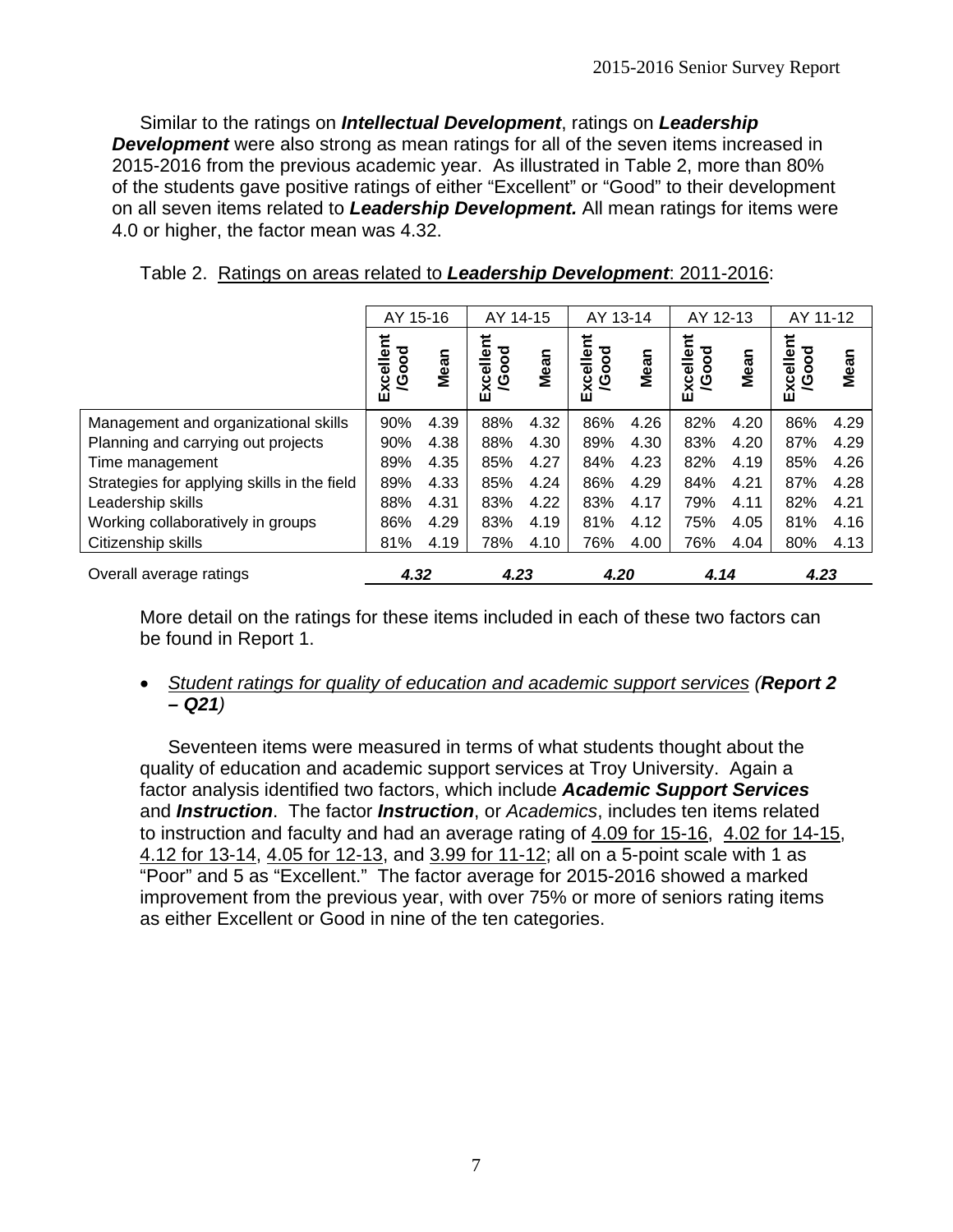Similar to the ratings on ***Intellectual Development***, ratings on ***Leadership Development*** were also strong as mean ratings for all of the seven items increased in 2015-2016 from the previous academic year. As illustrated in Table 2, more than 80% of the students gave positive ratings of either "Excellent" or "Good" to their development on all seven items related to ***Leadership Development.*** All mean ratings for items were 4.0 or higher, the factor mean was 4.32.

Table 2. Ratings on areas related to ***Leadership Development***: 2011-2016:

| | AY 15-16 | | AY 14-15 | | AY 13-14 | | AY 12-13 | | AY 11-12 | |
|---|---|---|---|---|---|---|---|---|---|---|
| | **Excellent /Good** | **Mean** | **Excellent /Good** | **Mean** | **Excellent /Good** | **Mean** | **Excellent /Good** | **Mean** | **Excellent /Good** | **Mean** |
| Management and organizational skills | 90% | 4.39 | 88% | 4.32 | 86% | 4.26 | 82% | 4.20 | 86% | 4.29 |
| Planning and carrying out projects | 90% | 4.38 | 88% | 4.30 | 89% | 4.30 | 83% | 4.20 | 87% | 4.29 |
| Time management | 89% | 4.35 | 85% | 4.27 | 84% | 4.23 | 82% | 4.19 | 85% | 4.26 |
| Strategies for applying skills in the field | 89% | 4.33 | 85% | 4.24 | 86% | 4.29 | 84% | 4.21 | 87% | 4.28 |
| Leadership skills | 88% | 4.31 | 83% | 4.22 | 83% | 4.17 | 79% | 4.11 | 82% | 4.21 |
| Working collaboratively in groups | 86% | 4.29 | 83% | 4.19 | 81% | 4.12 | 75% | 4.05 | 81% | 4.16 |
| Citizenship skills | 81% | 4.19 | 78% | 4.10 | 76% | 4.00 | 76% | 4.04 | 80% | 4.13 |
| Overall average ratings | ***4.32*** | | ***4.23*** | | ***4.20*** | | ***4.14*** | | ***4.23*** | |

More detail on the ratings for these items included in each of these two factors can be found in Report 1.

- *Student ratings for quality of education and academic support services* (***Report 2 – Q21***)

Seventeen items were measured in terms of what students thought about the quality of education and academic support services at Troy University. Again a factor analysis identified two factors, which include ***Academic Support Services*** and ***Instruction***. The factor ***Instruction***, or *Academics*, includes ten items related to instruction and faculty and had an average rating of 4.09 for 15-16, 4.02 for 14-15, 4.12 for 13-14, 4.05 for 12-13, and 3.99 for 11-12; all on a 5-point scale with 1 as "Poor" and 5 as "Excellent." The factor average for 2015-2016 showed a marked improvement from the previous year, with over 75% or more of seniors rating items as either Excellent or Good in nine of the ten categories.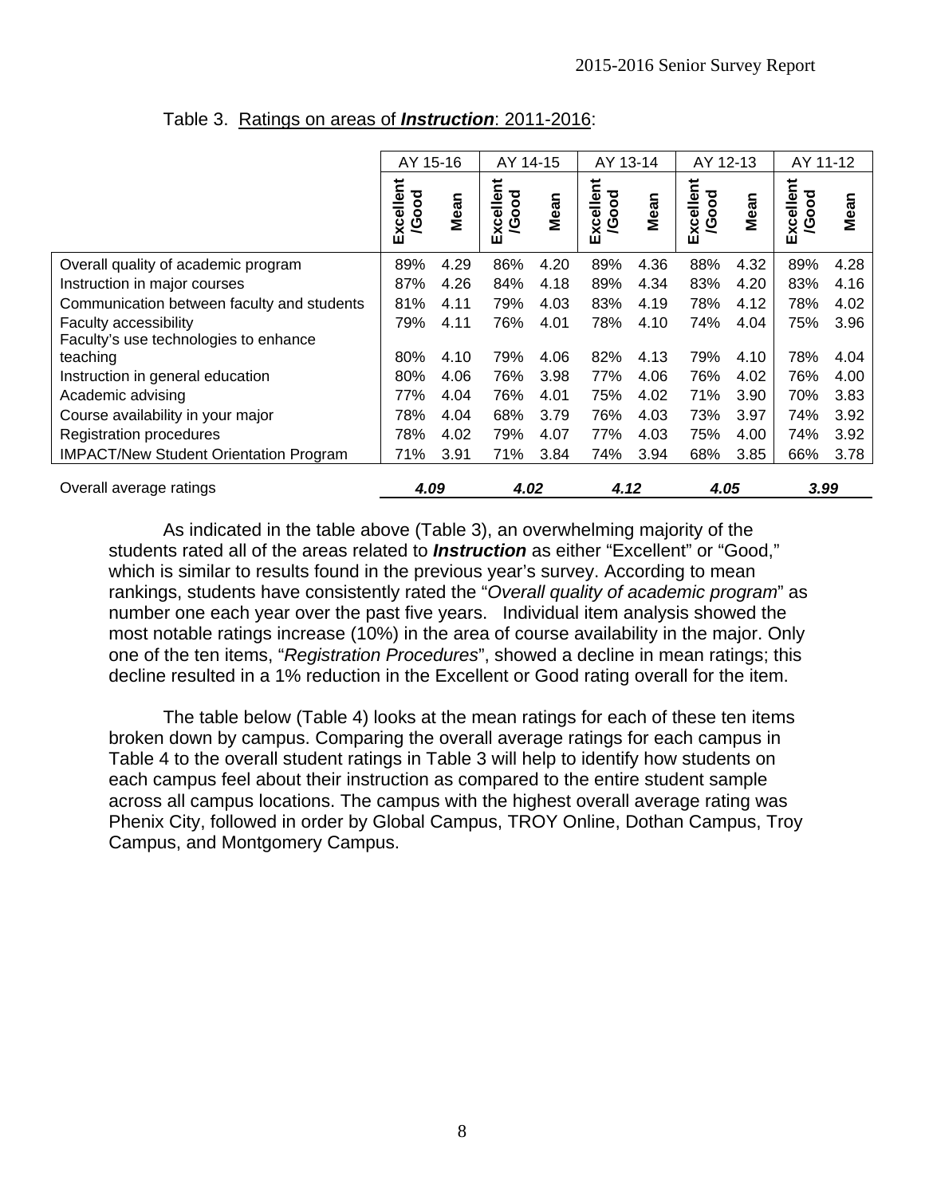Table 3. Ratings on areas of ***Instruction***: 2011-2016:

| | AY 15-16 | | AY 14-15 | | AY 13-14 | | AY 12-13 | | AY 11-12 | |
|---|---|---|---|---|---|---|---|---|---|---|
| | Excellent /Good | Mean | Excellent /Good | Mean | Excellent /Good | Mean | Excellent /Good | Mean | Excellent /Good | Mean |
| Overall quality of academic program | 89% | 4.29 | 86% | 4.20 | 89% | 4.36 | 88% | 4.32 | 89% | 4.28 |
| Instruction in major courses | 87% | 4.26 | 84% | 4.18 | 89% | 4.34 | 83% | 4.20 | 83% | 4.16 |
| Communication between faculty and students | 81% | 4.11 | 79% | 4.03 | 83% | 4.19 | 78% | 4.12 | 78% | 4.02 |
| Faculty accessibility | 79% | 4.11 | 76% | 4.01 | 78% | 4.10 | 74% | 4.04 | 75% | 3.96 |
| Faculty's use technologies to enhance teaching | 80% | 4.10 | 79% | 4.06 | 82% | 4.13 | 79% | 4.10 | 78% | 4.04 |
| Instruction in general education | 80% | 4.06 | 76% | 3.98 | 77% | 4.06 | 76% | 4.02 | 76% | 4.00 |
| Academic advising | 77% | 4.04 | 76% | 4.01 | 75% | 4.02 | 71% | 3.90 | 70% | 3.83 |
| Course availability in your major | 78% | 4.04 | 68% | 3.79 | 76% | 4.03 | 73% | 3.97 | 74% | 3.92 |
| Registration procedures | 78% | 4.02 | 79% | 4.07 | 77% | 4.03 | 75% | 4.00 | 74% | 3.92 |
| IMPACT/New Student Orientation Program | 71% | 3.91 | 71% | 3.84 | 74% | 3.94 | 68% | 3.85 | 66% | 3.78 |
| Overall average ratings | ***4.09*** | | ***4.02*** | | ***4.12*** | | ***4.05*** | | ***3.99*** | |

As indicated in the table above (Table 3), an overwhelming majority of the students rated all of the areas related to ***Instruction*** as either "Excellent" or "Good," which is similar to results found in the previous year's survey. According to mean rankings, students have consistently rated the "*Overall quality of academic program*" as number one each year over the past five years. Individual item analysis showed the most notable ratings increase (10%) in the area of course availability in the major. Only one of the ten items, "*Registration Procedures*", showed a decline in mean ratings; this decline resulted in a 1% reduction in the Excellent or Good rating overall for the item.

The table below (Table 4) looks at the mean ratings for each of these ten items broken down by campus. Comparing the overall average ratings for each campus in Table 4 to the overall student ratings in Table 3 will help to identify how students on each campus feel about their instruction as compared to the entire student sample across all campus locations. The campus with the highest overall average rating was Phenix City, followed in order by Global Campus, TROY Online, Dothan Campus, Troy Campus, and Montgomery Campus.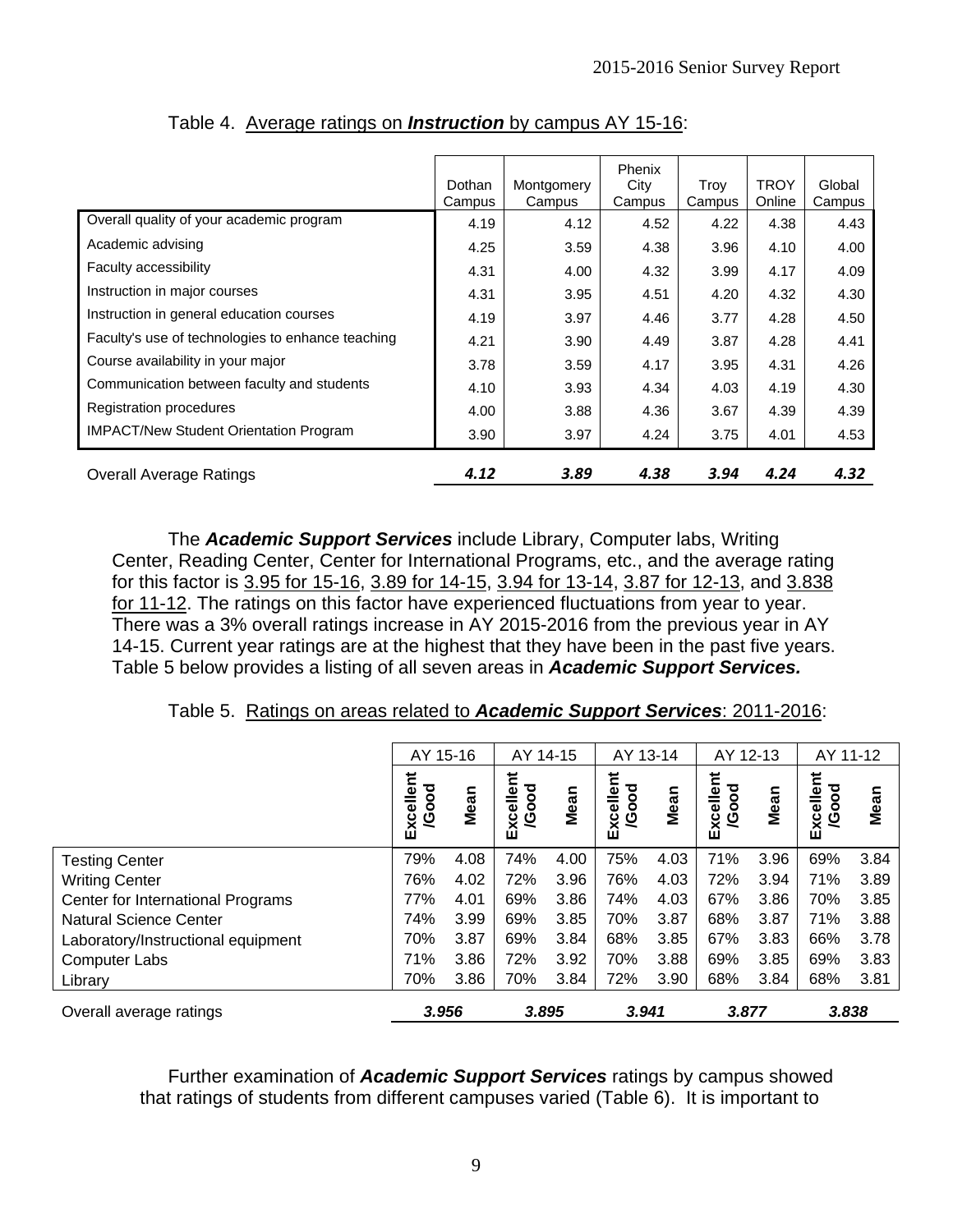Table 4. Average ratings on ***Instruction*** by campus AY 15-16:

| | Dothan Campus | Montgomery Campus | Phenix City Campus | Troy Campus | TROY Online | Global Campus |
|---|---|---|---|---|---|---|
| Overall quality of your academic program | 4.19 | 4.12 | 4.52 | 4.22 | 4.38 | 4.43 |
| Academic advising | 4.25 | 3.59 | 4.38 | 3.96 | 4.10 | 4.00 |
| Faculty accessibility | 4.31 | 4.00 | 4.32 | 3.99 | 4.17 | 4.09 |
| Instruction in major courses | 4.31 | 3.95 | 4.51 | 4.20 | 4.32 | 4.30 |
| Instruction in general education courses | 4.19 | 3.97 | 4.46 | 3.77 | 4.28 | 4.50 |
| Faculty's use of technologies to enhance teaching | 4.21 | 3.90 | 4.49 | 3.87 | 4.28 | 4.41 |
| Course availability in your major | 3.78 | 3.59 | 4.17 | 3.95 | 4.31 | 4.26 |
| Communication between faculty and students | 4.10 | 3.93 | 4.34 | 4.03 | 4.19 | 4.30 |
| Registration procedures | 4.00 | 3.88 | 4.36 | 3.67 | 4.39 | 4.39 |
| IMPACT/New Student Orientation Program | 3.90 | 3.97 | 4.24 | 3.75 | 4.01 | 4.53 |
| Overall Average Ratings | ***4.12*** | ***3.89*** | ***4.38*** | ***3.94*** | ***4.24*** | ***4.32*** |

The ***Academic Support Services*** include Library, Computer labs, Writing Center, Reading Center, Center for International Programs, etc., and the average rating for this factor is 3.95 for 15-16, 3.89 for 14-15, 3.94 for 13-14, 3.87 for 12-13, and 3.838 for 11-12. The ratings on this factor have experienced fluctuations from year to year. There was a 3% overall ratings increase in AY 2015-2016 from the previous year in AY 14-15. Current year ratings are at the highest that they have been in the past five years. Table 5 below provides a listing of all seven areas in ***Academic Support Services.***

Table 5. Ratings on areas related to ***Academic Support Services***: 2011-2016:

| | AY 15-16 | | AY 14-15 | | AY 13-14 | | AY 12-13 | | AY 11-12 | |
|---|---|---|---|---|---|---|---|---|---|---|
| | Excellent /Good | Mean | Excellent /Good | Mean | Excellent /Good | Mean | Excellent /Good | Mean | Excellent /Good | Mean |
| Testing Center | 79% | 4.08 | 74% | 4.00 | 75% | 4.03 | 71% | 3.96 | 69% | 3.84 |
| Writing Center | 76% | 4.02 | 72% | 3.96 | 76% | 4.03 | 72% | 3.94 | 71% | 3.89 |
| Center for International Programs | 77% | 4.01 | 69% | 3.86 | 74% | 4.03 | 67% | 3.86 | 70% | 3.85 |
| Natural Science Center | 74% | 3.99 | 69% | 3.85 | 70% | 3.87 | 68% | 3.87 | 71% | 3.88 |
| Laboratory/Instructional equipment | 70% | 3.87 | 69% | 3.84 | 68% | 3.85 | 67% | 3.83 | 66% | 3.78 |
| Computer Labs | 71% | 3.86 | 72% | 3.92 | 70% | 3.88 | 69% | 3.85 | 69% | 3.83 |
| Library | 70% | 3.86 | 70% | 3.84 | 72% | 3.90 | 68% | 3.84 | 68% | 3.81 |
| Overall average ratings | ***3.956*** | | ***3.895*** | | ***3.941*** | | ***3.877*** | | ***3.838*** | |

Further examination of ***Academic Support Services*** ratings by campus showed that ratings of students from different campuses varied (Table 6). It is important to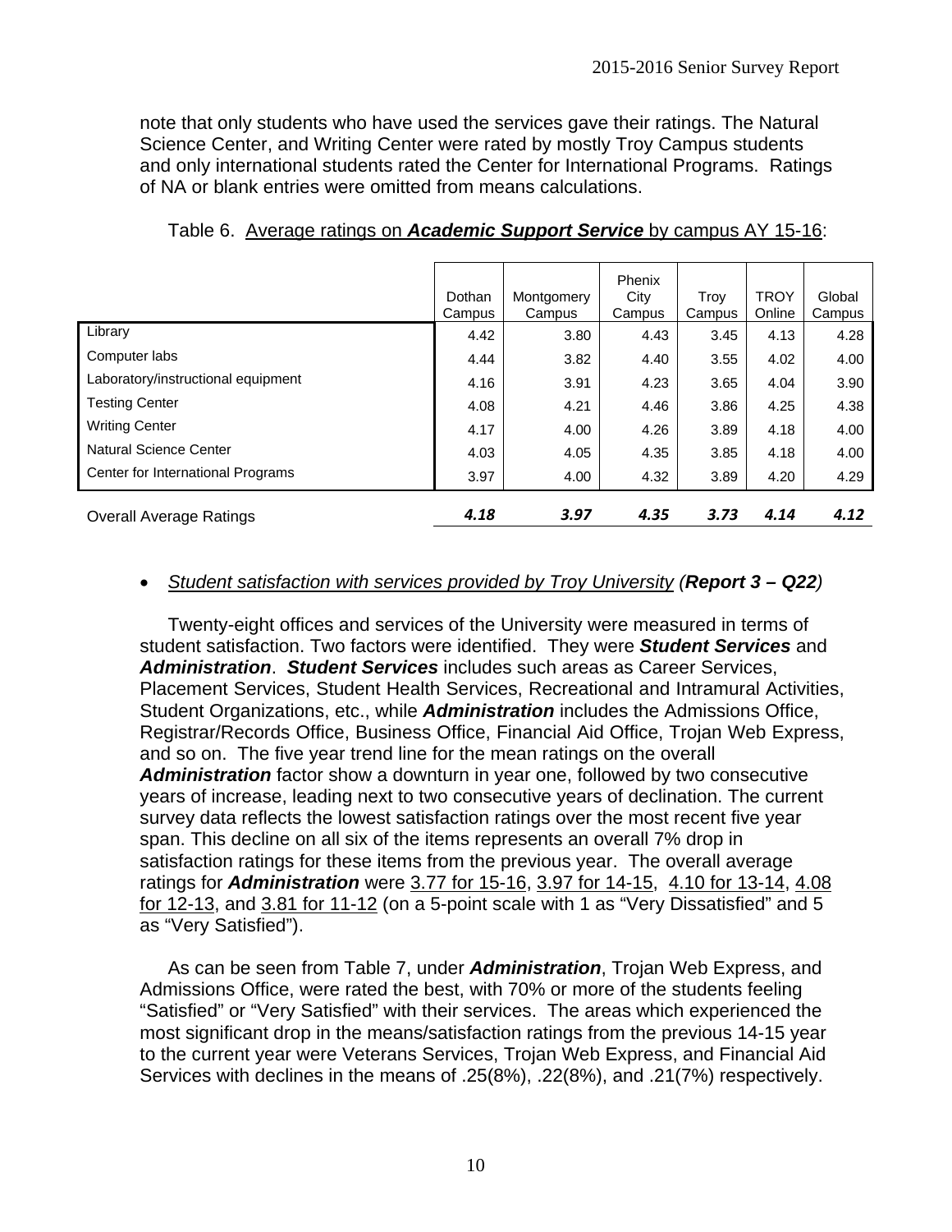note that only students who have used the services gave their ratings. The Natural Science Center, and Writing Center were rated by mostly Troy Campus students and only international students rated the Center for International Programs. Ratings of NA or blank entries were omitted from means calculations.

Table 6. Average ratings on ***Academic Support Service*** by campus AY 15-16:

| | Dothan Campus | Montgomery Campus | Phenix City Campus | Troy Campus | TROY Online | Global Campus |
|---|---|---|---|---|---|---|
| Library | 4.42 | 3.80 | 4.43 | 3.45 | 4.13 | 4.28 |
| Computer labs | 4.44 | 3.82 | 4.40 | 3.55 | 4.02 | 4.00 |
| Laboratory/instructional equipment | 4.16 | 3.91 | 4.23 | 3.65 | 4.04 | 3.90 |
| Testing Center | 4.08 | 4.21 | 4.46 | 3.86 | 4.25 | 4.38 |
| Writing Center | 4.17 | 4.00 | 4.26 | 3.89 | 4.18 | 4.00 |
| Natural Science Center | 4.03 | 4.05 | 4.35 | 3.85 | 4.18 | 4.00 |
| Center for International Programs | 3.97 | 4.00 | 4.32 | 3.89 | 4.20 | 4.29 |
| Overall Average Ratings | ***4.18*** | ***3.97*** | ***4.35*** | ***3.73*** | ***4.14*** | ***4.12*** |

- *Student satisfaction with services provided by Troy University (**Report 3 – Q22**)*

Twenty-eight offices and services of the University were measured in terms of student satisfaction. Two factors were identified. They were ***Student Services*** and ***Administration***. ***Student Services*** includes such areas as Career Services, Placement Services, Student Health Services, Recreational and Intramural Activities, Student Organizations, etc., while ***Administration*** includes the Admissions Office, Registrar/Records Office, Business Office, Financial Aid Office, Trojan Web Express, and so on. The five year trend line for the mean ratings on the overall ***Administration*** factor show a downturn in year one, followed by two consecutive years of increase, leading next to two consecutive years of declination. The current survey data reflects the lowest satisfaction ratings over the most recent five year span. This decline on all six of the items represents an overall 7% drop in satisfaction ratings for these items from the previous year. The overall average ratings for ***Administration*** were 3.77 for 15-16, 3.97 for 14-15, 4.10 for 13-14, 4.08 for 12-13, and 3.81 for 11-12 (on a 5-point scale with 1 as "Very Dissatisfied" and 5 as "Very Satisfied").

As can be seen from Table 7, under ***Administration***, Trojan Web Express, and Admissions Office, were rated the best, with 70% or more of the students feeling "Satisfied" or "Very Satisfied" with their services. The areas which experienced the most significant drop in the means/satisfaction ratings from the previous 14-15 year to the current year were Veterans Services, Trojan Web Express, and Financial Aid Services with declines in the means of .25(8%), .22(8%), and .21(7%) respectively.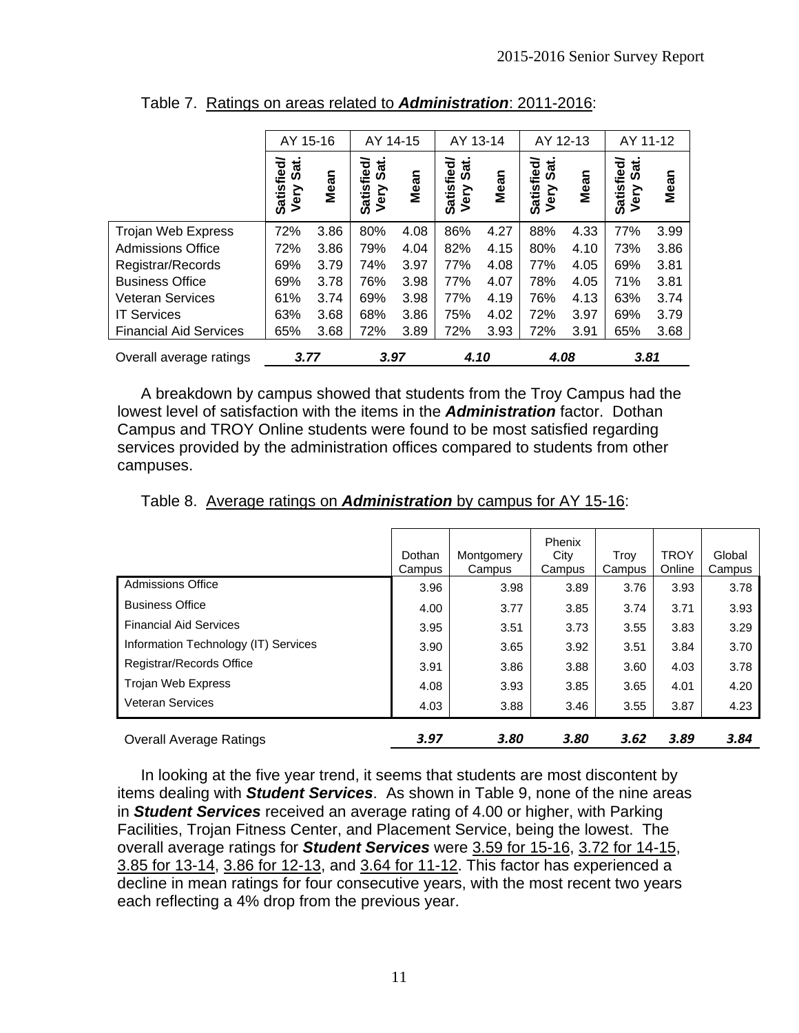Table 7. Ratings on areas related to ***Administration***: 2011-2016:

| | AY 15-16 | | AY 14-15 | | AY 13-14 | | AY 12-13 | | AY 11-12 | |
|---|---|---|---|---|---|---|---|---|---|---|
| | Satisfied/ Very Sat. | Mean | Satisfied/ Very Sat. | Mean | Satisfied/ Very Sat. | Mean | Satisfied/ Very Sat. | Mean | Satisfied/ Very Sat. | Mean |
| Trojan Web Express | 72% | 3.86 | 80% | 4.08 | 86% | 4.27 | 88% | 4.33 | 77% | 3.99 |
| Admissions Office | 72% | 3.86 | 79% | 4.04 | 82% | 4.15 | 80% | 4.10 | 73% | 3.86 |
| Registrar/Records | 69% | 3.79 | 74% | 3.97 | 77% | 4.08 | 77% | 4.05 | 69% | 3.81 |
| Business Office | 69% | 3.78 | 76% | 3.98 | 77% | 4.07 | 78% | 4.05 | 71% | 3.81 |
| Veteran Services | 61% | 3.74 | 69% | 3.98 | 77% | 4.19 | 76% | 4.13 | 63% | 3.74 |
| IT Services | 63% | 3.68 | 68% | 3.86 | 75% | 4.02 | 72% | 3.97 | 69% | 3.79 |
| Financial Aid Services | 65% | 3.68 | 72% | 3.89 | 72% | 3.93 | 72% | 3.91 | 65% | 3.68 |
| Overall average ratings | ***3.77*** | | ***3.97*** | | ***4.10*** | | ***4.08*** | | ***3.81*** | |

A breakdown by campus showed that students from the Troy Campus had the lowest level of satisfaction with the items in the ***Administration*** factor. Dothan Campus and TROY Online students were found to be most satisfied regarding services provided by the administration offices compared to students from other campuses.

Table 8. Average ratings on ***Administration*** by campus for AY 15-16:

| | Dothan Campus | Montgomery Campus | Phenix City Campus | Troy Campus | TROY Online | Global Campus |
|---|---|---|---|---|---|---|
| Admissions Office | 3.96 | 3.98 | 3.89 | 3.76 | 3.93 | 3.78 |
| Business Office | 4.00 | 3.77 | 3.85 | 3.74 | 3.71 | 3.93 |
| Financial Aid Services | 3.95 | 3.51 | 3.73 | 3.55 | 3.83 | 3.29 |
| Information Technology (IT) Services | 3.90 | 3.65 | 3.92 | 3.51 | 3.84 | 3.70 |
| Registrar/Records Office | 3.91 | 3.86 | 3.88 | 3.60 | 4.03 | 3.78 |
| Trojan Web Express | 4.08 | 3.93 | 3.85 | 3.65 | 4.01 | 4.20 |
| Veteran Services | 4.03 | 3.88 | 3.46 | 3.55 | 3.87 | 4.23 |
| Overall Average Ratings | ***3.97*** | ***3.80*** | ***3.80*** | ***3.62*** | ***3.89*** | ***3.84*** |

In looking at the five year trend, it seems that students are most discontent by items dealing with ***Student Services***. As shown in Table 9, none of the nine areas in ***Student Services*** received an average rating of 4.00 or higher, with Parking Facilities, Trojan Fitness Center, and Placement Service, being the lowest. The overall average ratings for ***Student Services*** were 3.59 for 15-16, 3.72 for 14-15, 3.85 for 13-14, 3.86 for 12-13, and 3.64 for 11-12. This factor has experienced a decline in mean ratings for four consecutive years, with the most recent two years each reflecting a 4% drop from the previous year.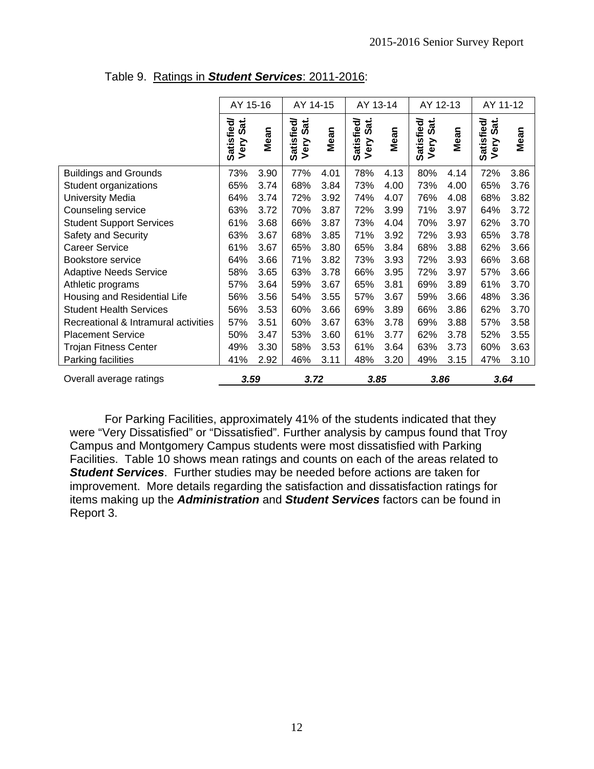Table 9. Ratings in ***Student Services***: 2011-2016:

| | AY 15-16 | | AY 14-15 | | AY 13-14 | | AY 12-13 | | AY 11-12 | |
|---|---|---|---|---|---|---|---|---|---|---|
| | **Satisfied/ Very Sat.** | **Mean** | **Satisfied/ Very Sat.** | **Mean** | **Satisfied/ Very Sat.** | **Mean** | **Satisfied/ Very Sat.** | **Mean** | **Satisfied/ Very Sat.** | **Mean** |
| Buildings and Grounds | 73% | 3.90 | 77% | 4.01 | 78% | 4.13 | 80% | 4.14 | 72% | 3.86 |
| Student organizations | 65% | 3.74 | 68% | 3.84 | 73% | 4.00 | 73% | 4.00 | 65% | 3.76 |
| University Media | 64% | 3.74 | 72% | 3.92 | 74% | 4.07 | 76% | 4.08 | 68% | 3.82 |
| Counseling service | 63% | 3.72 | 70% | 3.87 | 72% | 3.99 | 71% | 3.97 | 64% | 3.72 |
| Student Support Services | 61% | 3.68 | 66% | 3.87 | 73% | 4.04 | 70% | 3.97 | 62% | 3.70 |
| Safety and Security | 63% | 3.67 | 68% | 3.85 | 71% | 3.92 | 72% | 3.93 | 65% | 3.78 |
| Career Service | 61% | 3.67 | 65% | 3.80 | 65% | 3.84 | 68% | 3.88 | 62% | 3.66 |
| Bookstore service | 64% | 3.66 | 71% | 3.82 | 73% | 3.93 | 72% | 3.93 | 66% | 3.68 |
| Adaptive Needs Service | 58% | 3.65 | 63% | 3.78 | 66% | 3.95 | 72% | 3.97 | 57% | 3.66 |
| Athletic programs | 57% | 3.64 | 59% | 3.67 | 65% | 3.81 | 69% | 3.89 | 61% | 3.70 |
| Housing and Residential Life | 56% | 3.56 | 54% | 3.55 | 57% | 3.67 | 59% | 3.66 | 48% | 3.36 |
| Student Health Services | 56% | 3.53 | 60% | 3.66 | 69% | 3.89 | 66% | 3.86 | 62% | 3.70 |
| Recreational & Intramural activities | 57% | 3.51 | 60% | 3.67 | 63% | 3.78 | 69% | 3.88 | 57% | 3.58 |
| Placement Service | 50% | 3.47 | 53% | 3.60 | 61% | 3.77 | 62% | 3.78 | 52% | 3.55 |
| Trojan Fitness Center | 49% | 3.30 | 58% | 3.53 | 61% | 3.64 | 63% | 3.73 | 60% | 3.63 |
| Parking facilities | 41% | 2.92 | 46% | 3.11 | 48% | 3.20 | 49% | 3.15 | 47% | 3.10 |
| Overall average ratings | ***3.59*** | | ***3.72*** | | ***3.85*** | | ***3.86*** | | ***3.64*** | |

For Parking Facilities, approximately 41% of the students indicated that they were "Very Dissatisfied" or "Dissatisfied". Further analysis by campus found that Troy Campus and Montgomery Campus students were most dissatisfied with Parking Facilities. Table 10 shows mean ratings and counts on each of the areas related to ***Student Services***. Further studies may be needed before actions are taken for improvement. More details regarding the satisfaction and dissatisfaction ratings for items making up the ***Administration*** and ***Student Services*** factors can be found in Report 3.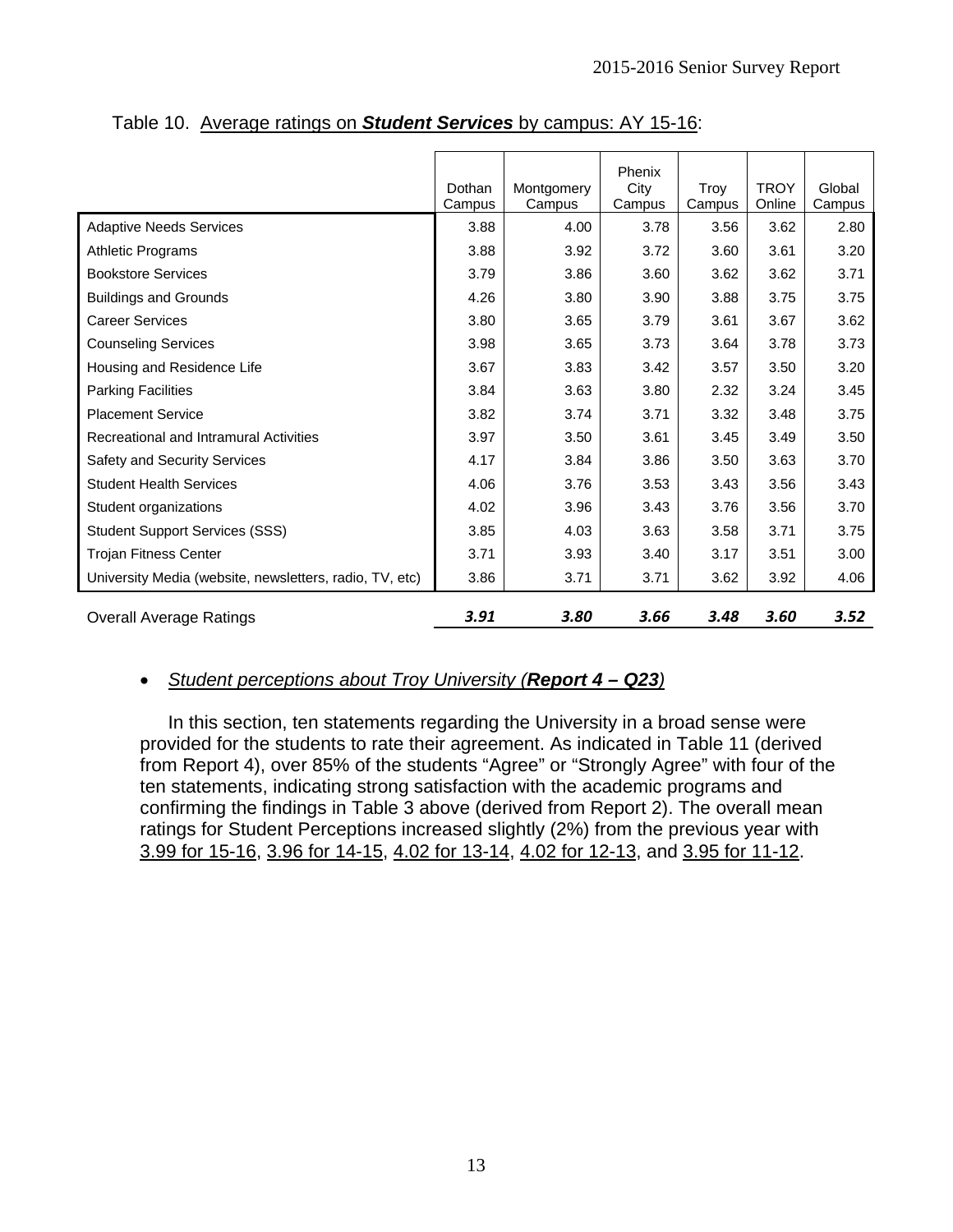Table 10. Average ratings on ***Student Services*** by campus: AY 15-16:

| | Dothan Campus | Montgomery Campus | Phenix City Campus | Troy Campus | TROY Online | Global Campus |
|---|---|---|---|---|---|---|
| Adaptive Needs Services | 3.88 | 4.00 | 3.78 | 3.56 | 3.62 | 2.80 |
| Athletic Programs | 3.88 | 3.92 | 3.72 | 3.60 | 3.61 | 3.20 |
| Bookstore Services | 3.79 | 3.86 | 3.60 | 3.62 | 3.62 | 3.71 |
| Buildings and Grounds | 4.26 | 3.80 | 3.90 | 3.88 | 3.75 | 3.75 |
| Career Services | 3.80 | 3.65 | 3.79 | 3.61 | 3.67 | 3.62 |
| Counseling Services | 3.98 | 3.65 | 3.73 | 3.64 | 3.78 | 3.73 |
| Housing and Residence Life | 3.67 | 3.83 | 3.42 | 3.57 | 3.50 | 3.20 |
| Parking Facilities | 3.84 | 3.63 | 3.80 | 2.32 | 3.24 | 3.45 |
| Placement Service | 3.82 | 3.74 | 3.71 | 3.32 | 3.48 | 3.75 |
| Recreational and Intramural Activities | 3.97 | 3.50 | 3.61 | 3.45 | 3.49 | 3.50 |
| Safety and Security Services | 4.17 | 3.84 | 3.86 | 3.50 | 3.63 | 3.70 |
| Student Health Services | 4.06 | 3.76 | 3.53 | 3.43 | 3.56 | 3.43 |
| Student organizations | 4.02 | 3.96 | 3.43 | 3.76 | 3.56 | 3.70 |
| Student Support Services (SSS) | 3.85 | 4.03 | 3.63 | 3.58 | 3.71 | 3.75 |
| Trojan Fitness Center | 3.71 | 3.93 | 3.40 | 3.17 | 3.51 | 3.00 |
| University Media (website, newsletters, radio, TV, etc) | 3.86 | 3.71 | 3.71 | 3.62 | 3.92 | 4.06 |
| Overall Average Ratings | ***3.91*** | ***3.80*** | ***3.66*** | ***3.48*** | ***3.60*** | ***3.52*** |

- *Student perceptions about Troy University (**Report 4 – Q23**)*

In this section, ten statements regarding the University in a broad sense were provided for the students to rate their agreement. As indicated in Table 11 (derived from Report 4), over 85% of the students "Agree" or "Strongly Agree" with four of the ten statements, indicating strong satisfaction with the academic programs and confirming the findings in Table 3 above (derived from Report 2). The overall mean ratings for Student Perceptions increased slightly (2%) from the previous year with 3.99 for 15-16, 3.96 for 14-15, 4.02 for 13-14, 4.02 for 12-13, and 3.95 for 11-12.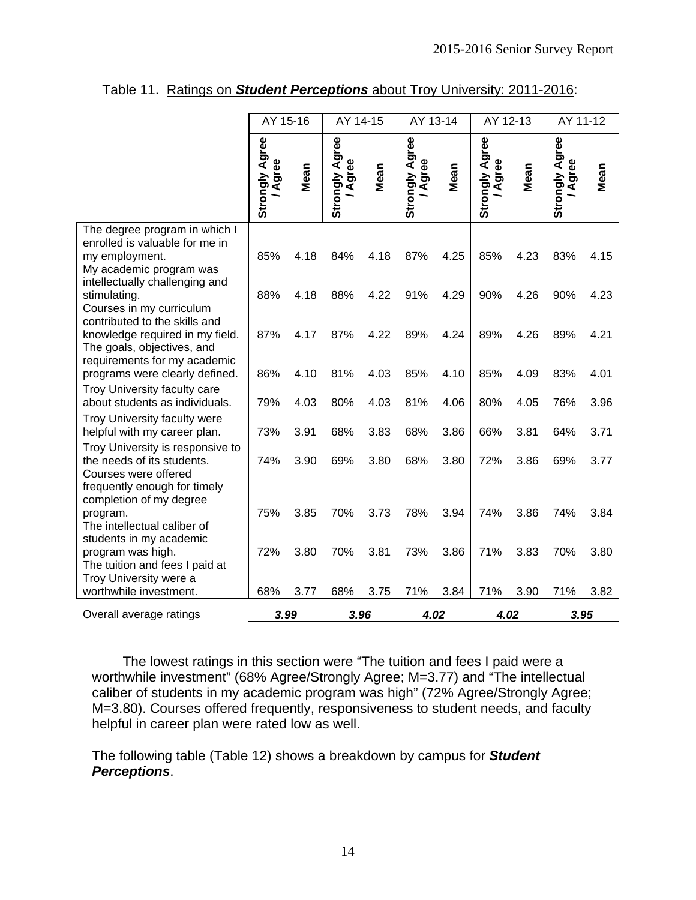Table 11. Ratings on ***Student Perceptions*** about Troy University: 2011-2016:

| | AY 15-16 | | AY 14-15 | | AY 13-14 | | AY 12-13 | | AY 11-12 | |
|---|---|---|---|---|---|---|---|---|---|---|
| | **Strongly Agree / Agree** | **Mean** | **Strongly Agree / Agree** | **Mean** | **Strongly Agree / Agree** | **Mean** | **Strongly Agree / Agree** | **Mean** | **Strongly Agree / Agree** | **Mean** |
| The degree program in which I enrolled is valuable for me in my employment. | 85% | 4.18 | 84% | 4.18 | 87% | 4.25 | 85% | 4.23 | 83% | 4.15 |
| My academic program was intellectually challenging and stimulating. | 88% | 4.18 | 88% | 4.22 | 91% | 4.29 | 90% | 4.26 | 90% | 4.23 |
| Courses in my curriculum contributed to the skills and knowledge required in my field. | 87% | 4.17 | 87% | 4.22 | 89% | 4.24 | 89% | 4.26 | 89% | 4.21 |
| The goals, objectives, and requirements for my academic programs were clearly defined. | 86% | 4.10 | 81% | 4.03 | 85% | 4.10 | 85% | 4.09 | 83% | 4.01 |
| Troy University faculty care about students as individuals. | 79% | 4.03 | 80% | 4.03 | 81% | 4.06 | 80% | 4.05 | 76% | 3.96 |
| Troy University faculty were helpful with my career plan. | 73% | 3.91 | 68% | 3.83 | 68% | 3.86 | 66% | 3.81 | 64% | 3.71 |
| Troy University is responsive to the needs of its students. | 74% | 3.90 | 69% | 3.80 | 68% | 3.80 | 72% | 3.86 | 69% | 3.77 |
| Courses were offered frequently enough for timely completion of my degree program. | 75% | 3.85 | 70% | 3.73 | 78% | 3.94 | 74% | 3.86 | 74% | 3.84 |
| The intellectual caliber of students in my academic program was high. | 72% | 3.80 | 70% | 3.81 | 73% | 3.86 | 71% | 3.83 | 70% | 3.80 |
| The tuition and fees I paid at Troy University were a worthwhile investment. | 68% | 3.77 | 68% | 3.75 | 71% | 3.84 | 71% | 3.90 | 71% | 3.82 |
| Overall average ratings | ***3.99*** | | ***3.96*** | | ***4.02*** | | ***4.02*** | | ***3.95*** | |

The lowest ratings in this section were "The tuition and fees I paid were a worthwhile investment" (68% Agree/Strongly Agree; M=3.77) and "The intellectual caliber of students in my academic program was high" (72% Agree/Strongly Agree; M=3.80). Courses offered frequently, responsiveness to student needs, and faculty helpful in career plan were rated low as well.

The following table (Table 12) shows a breakdown by campus for ***Student Perceptions***.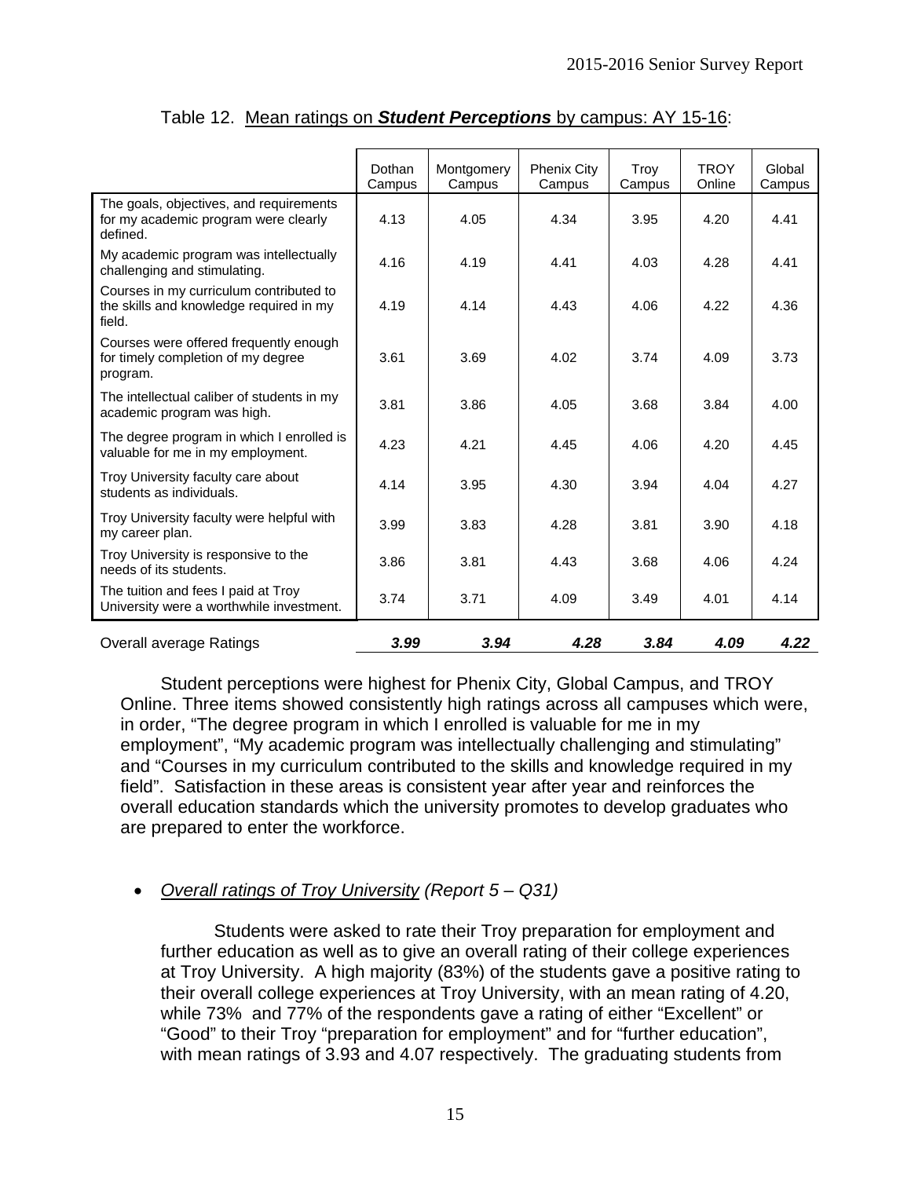Table 12. Mean ratings on ***Student Perceptions*** by campus: AY 15-16:

| | Dothan Campus | Montgomery Campus | Phenix City Campus | Troy Campus | TROY Online | Global Campus |
|---|---|---|---|---|---|---|
| The goals, objectives, and requirements for my academic program were clearly defined. | 4.13 | 4.05 | 4.34 | 3.95 | 4.20 | 4.41 |
| My academic program was intellectually challenging and stimulating. | 4.16 | 4.19 | 4.41 | 4.03 | 4.28 | 4.41 |
| Courses in my curriculum contributed to the skills and knowledge required in my field. | 4.19 | 4.14 | 4.43 | 4.06 | 4.22 | 4.36 |
| Courses were offered frequently enough for timely completion of my degree program. | 3.61 | 3.69 | 4.02 | 3.74 | 4.09 | 3.73 |
| The intellectual caliber of students in my academic program was high. | 3.81 | 3.86 | 4.05 | 3.68 | 3.84 | 4.00 |
| The degree program in which I enrolled is valuable for me in my employment. | 4.23 | 4.21 | 4.45 | 4.06 | 4.20 | 4.45 |
| Troy University faculty care about students as individuals. | 4.14 | 3.95 | 4.30 | 3.94 | 4.04 | 4.27 |
| Troy University faculty were helpful with my career plan. | 3.99 | 3.83 | 4.28 | 3.81 | 3.90 | 4.18 |
| Troy University is responsive to the needs of its students. | 3.86 | 3.81 | 4.43 | 3.68 | 4.06 | 4.24 |
| The tuition and fees I paid at Troy University were a worthwhile investment. | 3.74 | 3.71 | 4.09 | 3.49 | 4.01 | 4.14 |
| Overall average Ratings | ***3.99*** | ***3.94*** | ***4.28*** | ***3.84*** | ***4.09*** | ***4.22*** |

Student perceptions were highest for Phenix City, Global Campus, and TROY Online. Three items showed consistently high ratings across all campuses which were, in order, "The degree program in which I enrolled is valuable for me in my employment", "My academic program was intellectually challenging and stimulating" and "Courses in my curriculum contributed to the skills and knowledge required in my field". Satisfaction in these areas is consistent year after year and reinforces the overall education standards which the university promotes to develop graduates who are prepared to enter the workforce.

- *Overall ratings of Troy University (Report 5 – Q31)*

Students were asked to rate their Troy preparation for employment and further education as well as to give an overall rating of their college experiences at Troy University. A high majority (83%) of the students gave a positive rating to their overall college experiences at Troy University, with an mean rating of 4.20, while 73% and 77% of the respondents gave a rating of either "Excellent" or "Good" to their Troy "preparation for employment" and for "further education", with mean ratings of 3.93 and 4.07 respectively. The graduating students from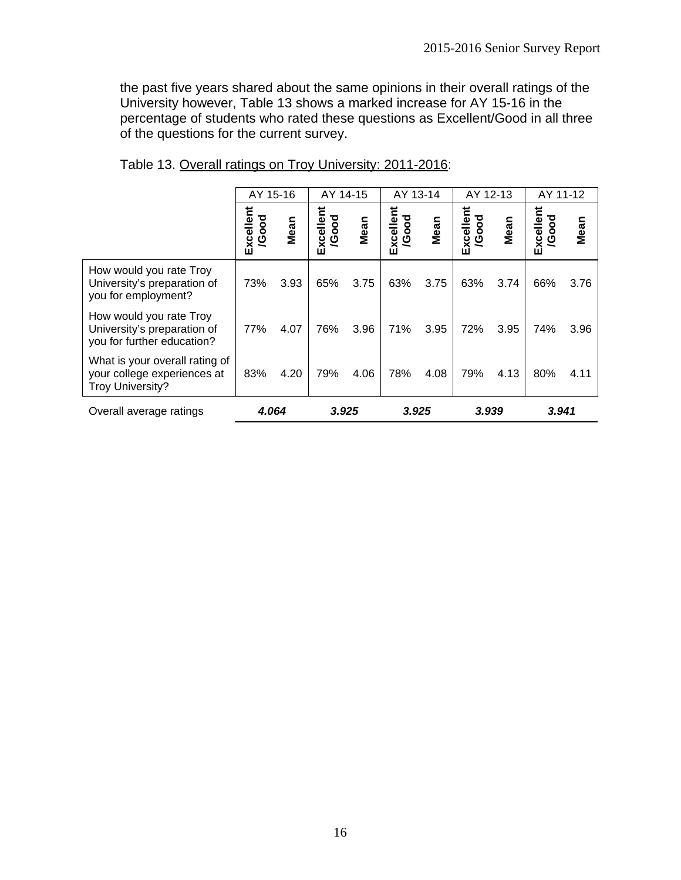the past five years shared about the same opinions in their overall ratings of the University however, Table 13 shows a marked increase for AY 15-16 in the percentage of students who rated these questions as Excellent/Good in all three of the questions for the current survey.

Table 13. Overall ratings on Troy University: 2011-2016:

| | AY 15-16 | | AY 14-15 | | AY 13-14 | | AY 12-13 | | AY 11-12 | |
|---|---|---|---|---|---|---|---|---|---|---|
| | **Excellent /Good** | **Mean** | **Excellent /Good** | **Mean** | **Excellent /Good** | **Mean** | **Excellent /Good** | **Mean** | **Excellent /Good** | **Mean** |
| How would you rate Troy University's preparation of you for employment? | 73% | 3.93 | 65% | 3.75 | 63% | 3.75 | 63% | 3.74 | 66% | 3.76 |
| How would you rate Troy University's preparation of you for further education? | 77% | 4.07 | 76% | 3.96 | 71% | 3.95 | 72% | 3.95 | 74% | 3.96 |
| What is your overall rating of your college experiences at Troy University? | 83% | 4.20 | 79% | 4.06 | 78% | 4.08 | 79% | 4.13 | 80% | 4.11 |
| Overall average ratings | ***4.064*** | | ***3.925*** | | ***3.925*** | | ***3.939*** | | ***3.941*** | |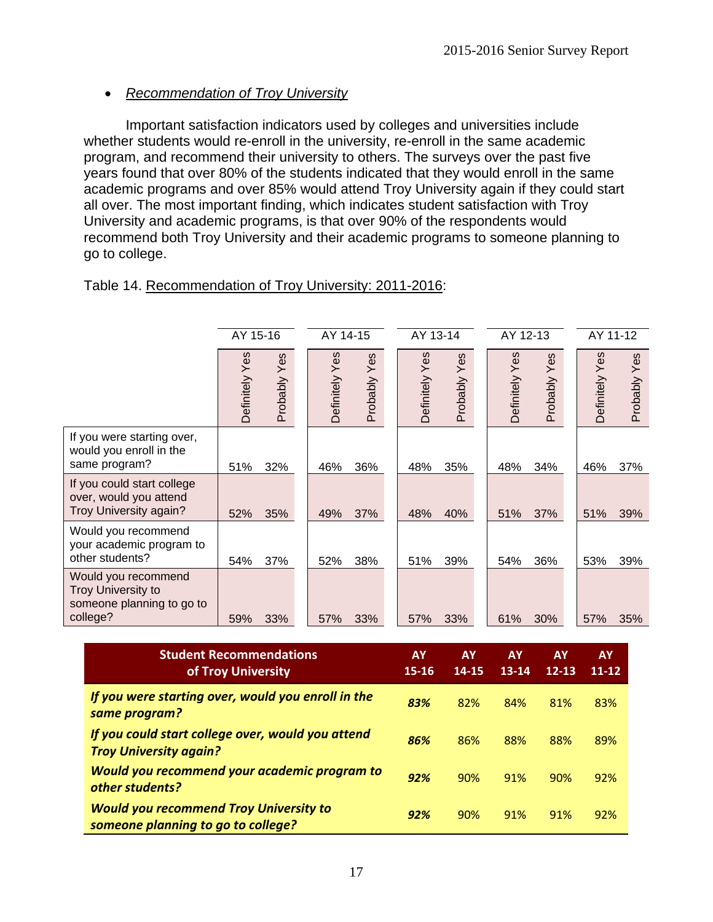- *Recommendation of Troy University*

Important satisfaction indicators used by colleges and universities include whether students would re-enroll in the university, re-enroll in the same academic program, and recommend their university to others. The surveys over the past five years found that over 80% of the students indicated that they would enroll in the same academic programs and over 85% would attend Troy University again if they could start all over. The most important finding, which indicates student satisfaction with Troy University and academic programs, is that over 90% of the respondents would recommend both Troy University and their academic programs to someone planning to go to college.

Table 14. Recommendation of Troy University: 2011-2016:

| | AY 15-16 | | AY 14-15 | | AY 13-14 | | AY 12-13 | | AY 11-12 | |
|---|---|---|---|---|---|---|---|---|---|---|
| | Definitely Yes | Probably Yes | Definitely Yes | Probably Yes | Definitely Yes | Probably Yes | Definitely Yes | Probably Yes | Definitely Yes | Probably Yes |
| If you were starting over, would you enroll in the same program? | 51% | 32% | 46% | 36% | 48% | 35% | 48% | 34% | 46% | 37% |
| If you could start college over, would you attend Troy University again? | 52% | 35% | 49% | 37% | 48% | 40% | 51% | 37% | 51% | 39% |
| Would you recommend your academic program to other students? | 54% | 37% | 52% | 38% | 51% | 39% | 54% | 36% | 53% | 39% |
| Would you recommend Troy University to someone planning to go to college? | 59% | 33% | 57% | 33% | 57% | 33% | 61% | 30% | 57% | 35% |

| Student Recommendations of Troy University | AY 15-16 | AY 14-15 | AY 13-14 | AY 12-13 | AY 11-12 |
|---|---|---|---|---|---|
| ***If you were starting over, would you enroll in the same program?*** | ***83%*** | 82% | 84% | 81% | 83% |
| ***If you could start college over, would you attend Troy University again?*** | ***86%*** | 86% | 88% | 88% | 89% |
| ***Would you recommend your academic program to other students?*** | ***92%*** | 90% | 91% | 90% | 92% |
| ***Would you recommend Troy University to someone planning to go to college?*** | ***92%*** | 90% | 91% | 91% | 92% |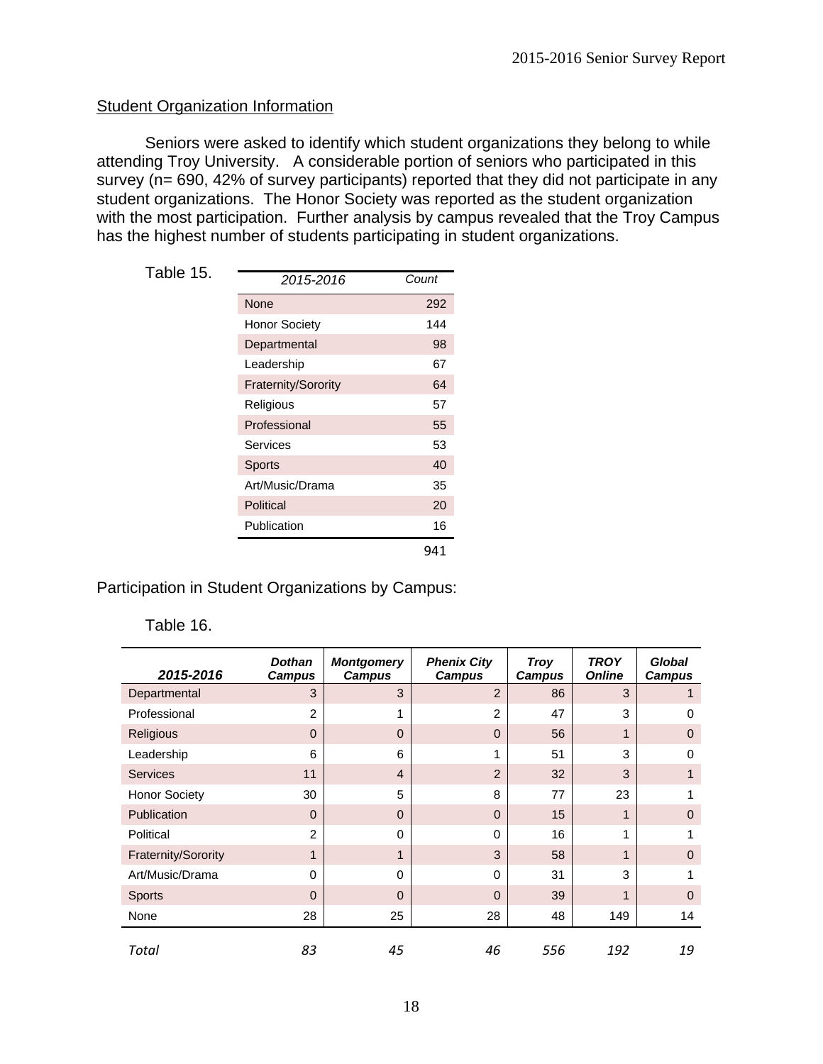Student Organization Information

Seniors were asked to identify which student organizations they belong to while attending Troy University. A considerable portion of seniors who participated in this survey (n= 690, 42% of survey participants) reported that they did not participate in any student organizations. The Honor Society was reported as the student organization with the most participation. Further analysis by campus revealed that the Troy Campus has the highest number of students participating in student organizations.

Table 15.

| *2015-2016* | *Count* |
|---|---|
| None | 292 |
| Honor Society | 144 |
| Departmental | 98 |
| Leadership | 67 |
| Fraternity/Sorority | 64 |
| Religious | 57 |
| Professional | 55 |
| Services | 53 |
| Sports | 40 |
| Art/Music/Drama | 35 |
| Political | 20 |
| Publication | 16 |
| | 941 |

Participation in Student Organizations by Campus:

Table 16.

| ***2015-2016*** | ***Dothan Campus*** | ***Montgomery Campus*** | ***Phenix City Campus*** | ***Troy Campus*** | ***TROY Online*** | ***Global Campus*** |
|---|---|---|---|---|---|---|
| Departmental | 3 | 3 | 2 | 86 | 3 | 1 |
| Professional | 2 | 1 | 2 | 47 | 3 | 0 |
| Religious | 0 | 0 | 0 | 56 | 1 | 0 |
| Leadership | 6 | 6 | 1 | 51 | 3 | 0 |
| Services | 11 | 4 | 2 | 32 | 3 | 1 |
| Honor Society | 30 | 5 | 8 | 77 | 23 | 1 |
| Publication | 0 | 0 | 0 | 15 | 1 | 0 |
| Political | 2 | 0 | 0 | 16 | 1 | 1 |
| Fraternity/Sorority | 1 | 1 | 3 | 58 | 1 | 0 |
| Art/Music/Drama | 0 | 0 | 0 | 31 | 3 | 1 |
| Sports | 0 | 0 | 0 | 39 | 1 | 0 |
| None | 28 | 25 | 28 | 48 | 149 | 14 |
| *Total* | *83* | *45* | *46* | *556* | *192* | *19* |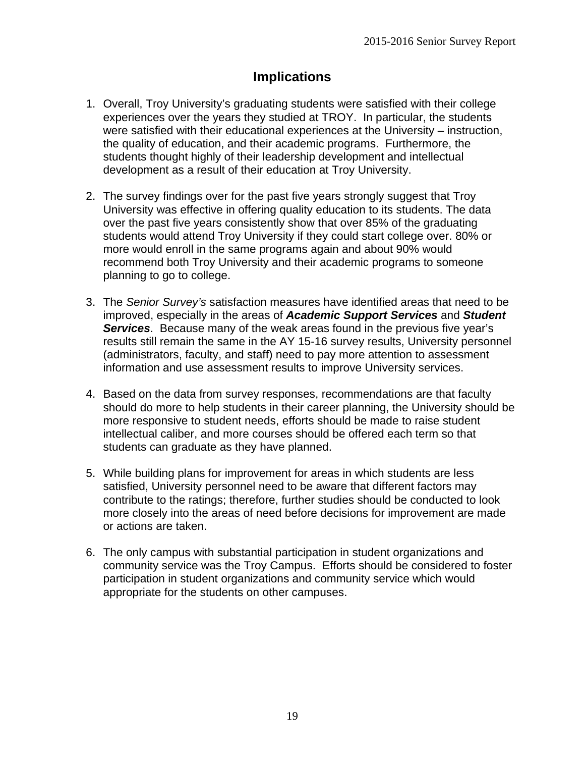# Implications

1. Overall, Troy University's graduating students were satisfied with their college experiences over the years they studied at TROY. In particular, the students were satisfied with their educational experiences at the University – instruction, the quality of education, and their academic programs. Furthermore, the students thought highly of their leadership development and intellectual development as a result of their education at Troy University.

2. The survey findings over for the past five years strongly suggest that Troy University was effective in offering quality education to its students. The data over the past five years consistently show that over 85% of the graduating students would attend Troy University if they could start college over. 80% or more would enroll in the same programs again and about 90% would recommend both Troy University and their academic programs to someone planning to go to college.

3. The *Senior Survey's* satisfaction measures have identified areas that need to be improved, especially in the areas of ***Academic Support Services*** and ***Student Services***. Because many of the weak areas found in the previous five year's results still remain the same in the AY 15-16 survey results, University personnel (administrators, faculty, and staff) need to pay more attention to assessment information and use assessment results to improve University services.

4. Based on the data from survey responses, recommendations are that faculty should do more to help students in their career planning, the University should be more responsive to student needs, efforts should be made to raise student intellectual caliber, and more courses should be offered each term so that students can graduate as they have planned.

5. While building plans for improvement for areas in which students are less satisfied, University personnel need to be aware that different factors may contribute to the ratings; therefore, further studies should be conducted to look more closely into the areas of need before decisions for improvement are made or actions are taken.

6. The only campus with substantial participation in student organizations and community service was the Troy Campus. Efforts should be considered to foster participation in student organizations and community service which would appropriate for the students on other campuses.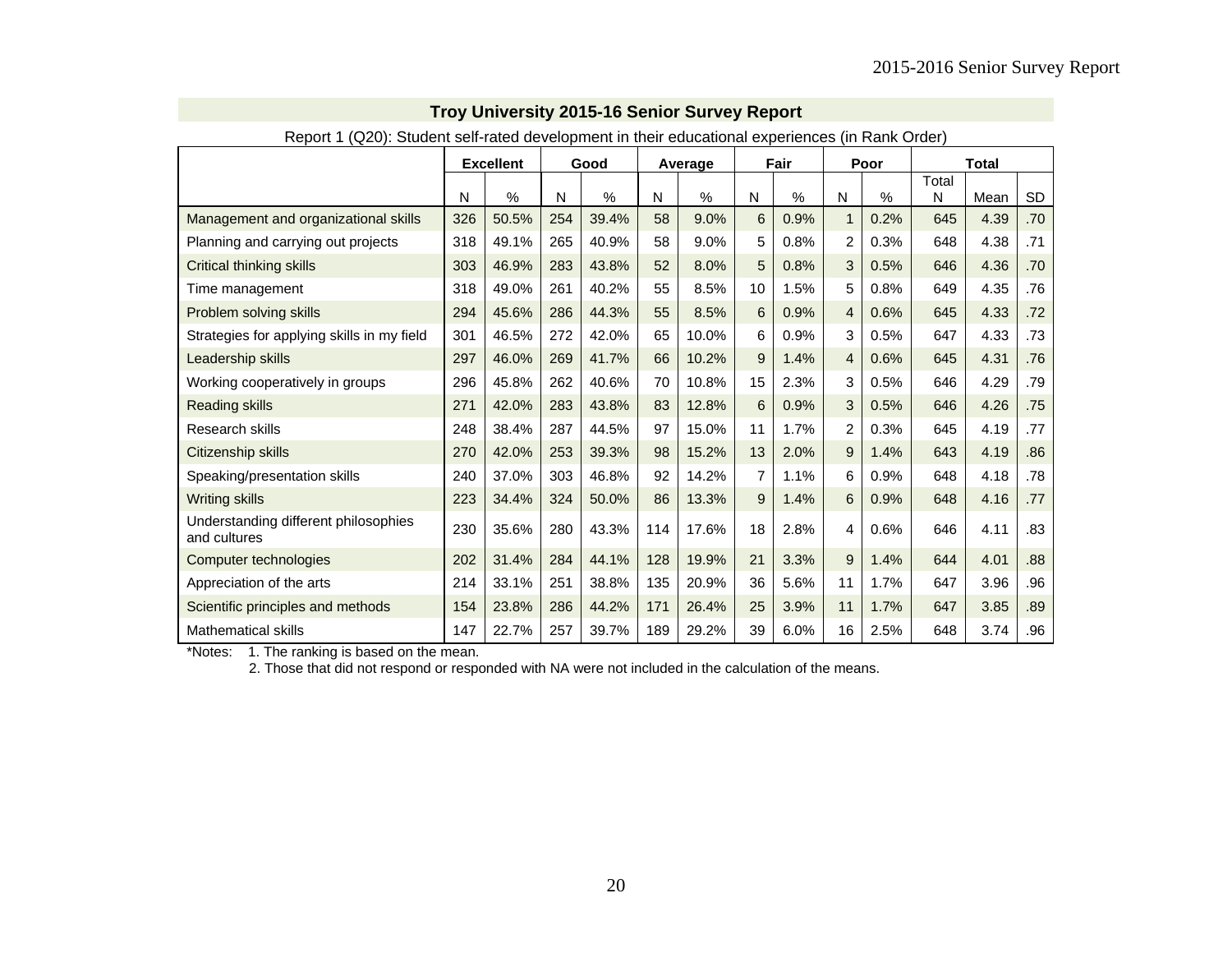## Troy University 2015-16 Senior Survey Report

Report 1 (Q20): Student self-rated development in their educational experiences (in Rank Order)

| | Excellent | | Good | | Average | | Fair | | Poor | | Total | | |
|---|---|---|---|---|---|---|---|---|---|---|---|---|---|
| | N | % | N | % | N | % | N | % | N | % | Total N | Mean | SD |
| Management and organizational skills | 326 | 50.5% | 254 | 39.4% | 58 | 9.0% | 6 | 0.9% | 1 | 0.2% | 645 | 4.39 | .70 |
| Planning and carrying out projects | 318 | 49.1% | 265 | 40.9% | 58 | 9.0% | 5 | 0.8% | 2 | 0.3% | 648 | 4.38 | .71 |
| Critical thinking skills | 303 | 46.9% | 283 | 43.8% | 52 | 8.0% | 5 | 0.8% | 3 | 0.5% | 646 | 4.36 | .70 |
| Time management | 318 | 49.0% | 261 | 40.2% | 55 | 8.5% | 10 | 1.5% | 5 | 0.8% | 649 | 4.35 | .76 |
| Problem solving skills | 294 | 45.6% | 286 | 44.3% | 55 | 8.5% | 6 | 0.9% | 4 | 0.6% | 645 | 4.33 | .72 |
| Strategies for applying skills in my field | 301 | 46.5% | 272 | 42.0% | 65 | 10.0% | 6 | 0.9% | 3 | 0.5% | 647 | 4.33 | .73 |
| Leadership skills | 297 | 46.0% | 269 | 41.7% | 66 | 10.2% | 9 | 1.4% | 4 | 0.6% | 645 | 4.31 | .76 |
| Working cooperatively in groups | 296 | 45.8% | 262 | 40.6% | 70 | 10.8% | 15 | 2.3% | 3 | 0.5% | 646 | 4.29 | .79 |
| Reading skills | 271 | 42.0% | 283 | 43.8% | 83 | 12.8% | 6 | 0.9% | 3 | 0.5% | 646 | 4.26 | .75 |
| Research skills | 248 | 38.4% | 287 | 44.5% | 97 | 15.0% | 11 | 1.7% | 2 | 0.3% | 645 | 4.19 | .77 |
| Citizenship skills | 270 | 42.0% | 253 | 39.3% | 98 | 15.2% | 13 | 2.0% | 9 | 1.4% | 643 | 4.19 | .86 |
| Speaking/presentation skills | 240 | 37.0% | 303 | 46.8% | 92 | 14.2% | 7 | 1.1% | 6 | 0.9% | 648 | 4.18 | .78 |
| Writing skills | 223 | 34.4% | 324 | 50.0% | 86 | 13.3% | 9 | 1.4% | 6 | 0.9% | 648 | 4.16 | .77 |
| Understanding different philosophies and cultures | 230 | 35.6% | 280 | 43.3% | 114 | 17.6% | 18 | 2.8% | 4 | 0.6% | 646 | 4.11 | .83 |
| Computer technologies | 202 | 31.4% | 284 | 44.1% | 128 | 19.9% | 21 | 3.3% | 9 | 1.4% | 644 | 4.01 | .88 |
| Appreciation of the arts | 214 | 33.1% | 251 | 38.8% | 135 | 20.9% | 36 | 5.6% | 11 | 1.7% | 647 | 3.96 | .96 |
| Scientific principles and methods | 154 | 23.8% | 286 | 44.2% | 171 | 26.4% | 25 | 3.9% | 11 | 1.7% | 647 | 3.85 | .89 |
| Mathematical skills | 147 | 22.7% | 257 | 39.7% | 189 | 29.2% | 39 | 6.0% | 16 | 2.5% | 648 | 3.74 | .96 |

*Notes: 1. The ranking is based on the mean.
2. Those that did not respond or responded with NA were not included in the calculation of the means.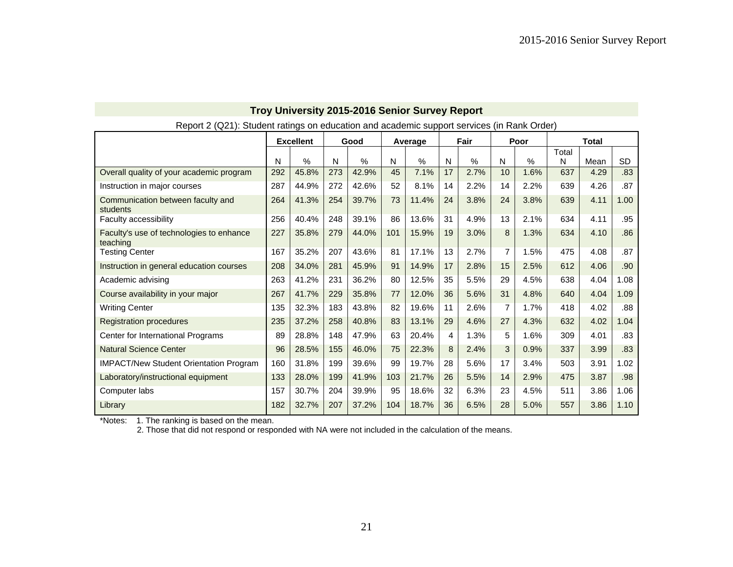## Troy University 2015-2016 Senior Survey Report

Report 2 (Q21): Student ratings on education and academic support services (in Rank Order)

| | Excellent | | Good | | Average | | Fair | | Poor | | Total | | |
|---|---|---|---|---|---|---|---|---|---|---|---|---|---|
| | N | % | N | % | N | % | N | % | N | % | Total N | Mean | SD |
| Overall quality of your academic program | 292 | 45.8% | 273 | 42.9% | 45 | 7.1% | 17 | 2.7% | 10 | 1.6% | 637 | 4.29 | .83 |
| Instruction in major courses | 287 | 44.9% | 272 | 42.6% | 52 | 8.1% | 14 | 2.2% | 14 | 2.2% | 639 | 4.26 | .87 |
| Communication between faculty and students | 264 | 41.3% | 254 | 39.7% | 73 | 11.4% | 24 | 3.8% | 24 | 3.8% | 639 | 4.11 | 1.00 |
| Faculty accessibility | 256 | 40.4% | 248 | 39.1% | 86 | 13.6% | 31 | 4.9% | 13 | 2.1% | 634 | 4.11 | .95 |
| Faculty's use of technologies to enhance teaching | 227 | 35.8% | 279 | 44.0% | 101 | 15.9% | 19 | 3.0% | 8 | 1.3% | 634 | 4.10 | .86 |
| Testing Center | 167 | 35.2% | 207 | 43.6% | 81 | 17.1% | 13 | 2.7% | 7 | 1.5% | 475 | 4.08 | .87 |
| Instruction in general education courses | 208 | 34.0% | 281 | 45.9% | 91 | 14.9% | 17 | 2.8% | 15 | 2.5% | 612 | 4.06 | .90 |
| Academic advising | 263 | 41.2% | 231 | 36.2% | 80 | 12.5% | 35 | 5.5% | 29 | 4.5% | 638 | 4.04 | 1.08 |
| Course availability in your major | 267 | 41.7% | 229 | 35.8% | 77 | 12.0% | 36 | 5.6% | 31 | 4.8% | 640 | 4.04 | 1.09 |
| Writing Center | 135 | 32.3% | 183 | 43.8% | 82 | 19.6% | 11 | 2.6% | 7 | 1.7% | 418 | 4.02 | .88 |
| Registration procedures | 235 | 37.2% | 258 | 40.8% | 83 | 13.1% | 29 | 4.6% | 27 | 4.3% | 632 | 4.02 | 1.04 |
| Center for International Programs | 89 | 28.8% | 148 | 47.9% | 63 | 20.4% | 4 | 1.3% | 5 | 1.6% | 309 | 4.01 | .83 |
| Natural Science Center | 96 | 28.5% | 155 | 46.0% | 75 | 22.3% | 8 | 2.4% | 3 | 0.9% | 337 | 3.99 | .83 |
| IMPACT/New Student Orientation Program | 160 | 31.8% | 199 | 39.6% | 99 | 19.7% | 28 | 5.6% | 17 | 3.4% | 503 | 3.91 | 1.02 |
| Laboratory/instructional equipment | 133 | 28.0% | 199 | 41.9% | 103 | 21.7% | 26 | 5.5% | 14 | 2.9% | 475 | 3.87 | .98 |
| Computer labs | 157 | 30.7% | 204 | 39.9% | 95 | 18.6% | 32 | 6.3% | 23 | 4.5% | 511 | 3.86 | 1.06 |
| Library | 182 | 32.7% | 207 | 37.2% | 104 | 18.7% | 36 | 6.5% | 28 | 5.0% | 557 | 3.86 | 1.10 |

*Notes: 1. The ranking is based on the mean.
2. Those that did not respond or responded with NA were not included in the calculation of the means.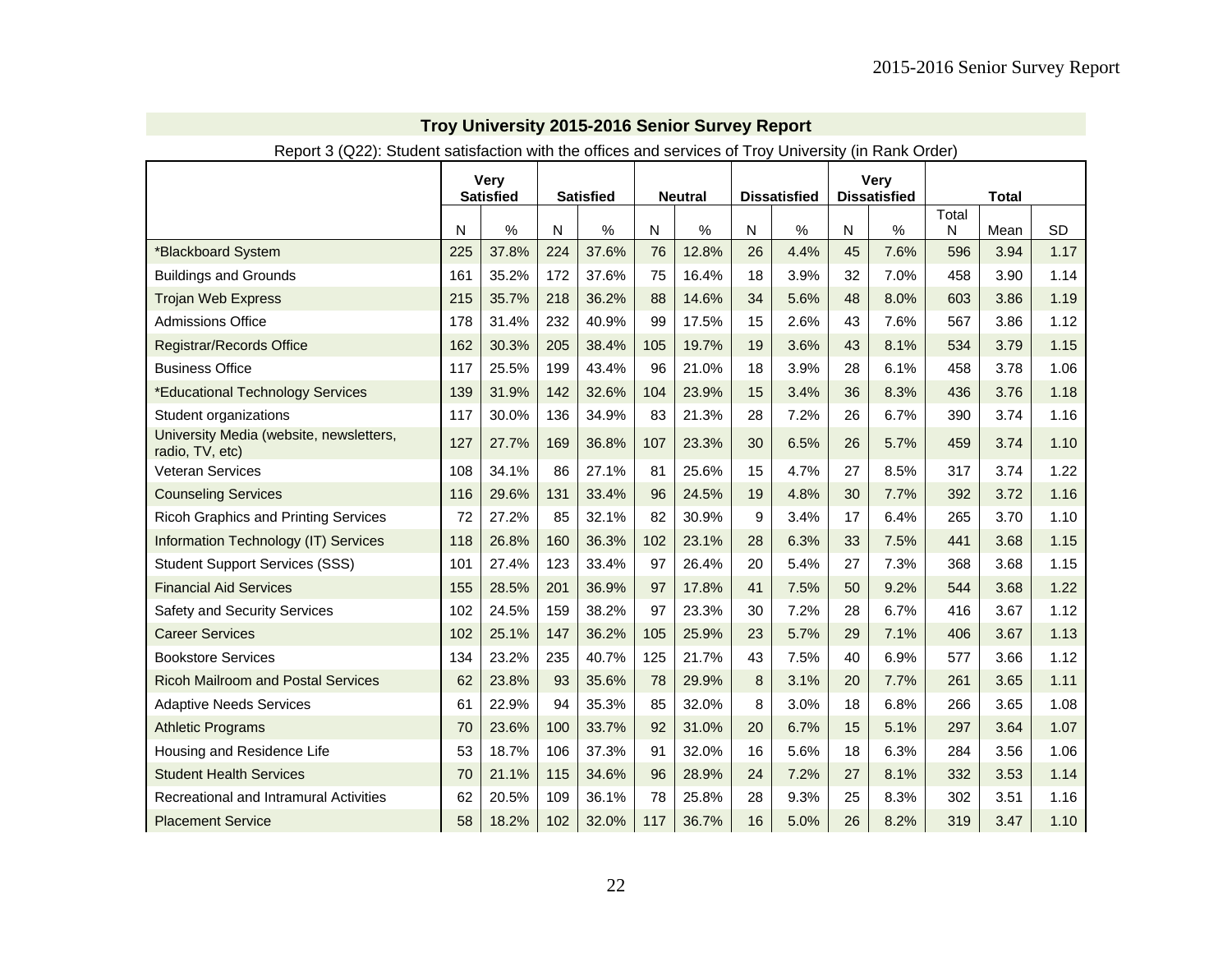## Troy University 2015-2016 Senior Survey Report

Report 3 (Q22): Student satisfaction with the offices and services of Troy University (in Rank Order)

| | Very Satisfied | | Satisfied | | Neutral | | Dissatisfied | | Very Dissatisfied | | Total | | |
|---|---|---|---|---|---|---|---|---|---|---|---|---|---|
| | N | % | N | % | N | % | N | % | N | % | Total N | Mean | SD |
| *Blackboard System | 225 | 37.8% | 224 | 37.6% | 76 | 12.8% | 26 | 4.4% | 45 | 7.6% | 596 | 3.94 | 1.17 |
| Buildings and Grounds | 161 | 35.2% | 172 | 37.6% | 75 | 16.4% | 18 | 3.9% | 32 | 7.0% | 458 | 3.90 | 1.14 |
| Trojan Web Express | 215 | 35.7% | 218 | 36.2% | 88 | 14.6% | 34 | 5.6% | 48 | 8.0% | 603 | 3.86 | 1.19 |
| Admissions Office | 178 | 31.4% | 232 | 40.9% | 99 | 17.5% | 15 | 2.6% | 43 | 7.6% | 567 | 3.86 | 1.12 |
| Registrar/Records Office | 162 | 30.3% | 205 | 38.4% | 105 | 19.7% | 19 | 3.6% | 43 | 8.1% | 534 | 3.79 | 1.15 |
| Business Office | 117 | 25.5% | 199 | 43.4% | 96 | 21.0% | 18 | 3.9% | 28 | 6.1% | 458 | 3.78 | 1.06 |
| *Educational Technology Services | 139 | 31.9% | 142 | 32.6% | 104 | 23.9% | 15 | 3.4% | 36 | 8.3% | 436 | 3.76 | 1.18 |
| Student organizations | 117 | 30.0% | 136 | 34.9% | 83 | 21.3% | 28 | 7.2% | 26 | 6.7% | 390 | 3.74 | 1.16 |
| University Media (website, newsletters, radio, TV, etc) | 127 | 27.7% | 169 | 36.8% | 107 | 23.3% | 30 | 6.5% | 26 | 5.7% | 459 | 3.74 | 1.10 |
| Veteran Services | 108 | 34.1% | 86 | 27.1% | 81 | 25.6% | 15 | 4.7% | 27 | 8.5% | 317 | 3.74 | 1.22 |
| Counseling Services | 116 | 29.6% | 131 | 33.4% | 96 | 24.5% | 19 | 4.8% | 30 | 7.7% | 392 | 3.72 | 1.16 |
| Ricoh Graphics and Printing Services | 72 | 27.2% | 85 | 32.1% | 82 | 30.9% | 9 | 3.4% | 17 | 6.4% | 265 | 3.70 | 1.10 |
| Information Technology (IT) Services | 118 | 26.8% | 160 | 36.3% | 102 | 23.1% | 28 | 6.3% | 33 | 7.5% | 441 | 3.68 | 1.15 |
| Student Support Services (SSS) | 101 | 27.4% | 123 | 33.4% | 97 | 26.4% | 20 | 5.4% | 27 | 7.3% | 368 | 3.68 | 1.15 |
| Financial Aid Services | 155 | 28.5% | 201 | 36.9% | 97 | 17.8% | 41 | 7.5% | 50 | 9.2% | 544 | 3.68 | 1.22 |
| Safety and Security Services | 102 | 24.5% | 159 | 38.2% | 97 | 23.3% | 30 | 7.2% | 28 | 6.7% | 416 | 3.67 | 1.12 |
| Career Services | 102 | 25.1% | 147 | 36.2% | 105 | 25.9% | 23 | 5.7% | 29 | 7.1% | 406 | 3.67 | 1.13 |
| Bookstore Services | 134 | 23.2% | 235 | 40.7% | 125 | 21.7% | 43 | 7.5% | 40 | 6.9% | 577 | 3.66 | 1.12 |
| Ricoh Mailroom and Postal Services | 62 | 23.8% | 93 | 35.6% | 78 | 29.9% | 8 | 3.1% | 20 | 7.7% | 261 | 3.65 | 1.11 |
| Adaptive Needs Services | 61 | 22.9% | 94 | 35.3% | 85 | 32.0% | 8 | 3.0% | 18 | 6.8% | 266 | 3.65 | 1.08 |
| Athletic Programs | 70 | 23.6% | 100 | 33.7% | 92 | 31.0% | 20 | 6.7% | 15 | 5.1% | 297 | 3.64 | 1.07 |
| Housing and Residence Life | 53 | 18.7% | 106 | 37.3% | 91 | 32.0% | 16 | 5.6% | 18 | 6.3% | 284 | 3.56 | 1.06 |
| Student Health Services | 70 | 21.1% | 115 | 34.6% | 96 | 28.9% | 24 | 7.2% | 27 | 8.1% | 332 | 3.53 | 1.14 |
| Recreational and Intramural Activities | 62 | 20.5% | 109 | 36.1% | 78 | 25.8% | 28 | 9.3% | 25 | 8.3% | 302 | 3.51 | 1.16 |
| Placement Service | 58 | 18.2% | 102 | 32.0% | 117 | 36.7% | 16 | 5.0% | 26 | 8.2% | 319 | 3.47 | 1.10 |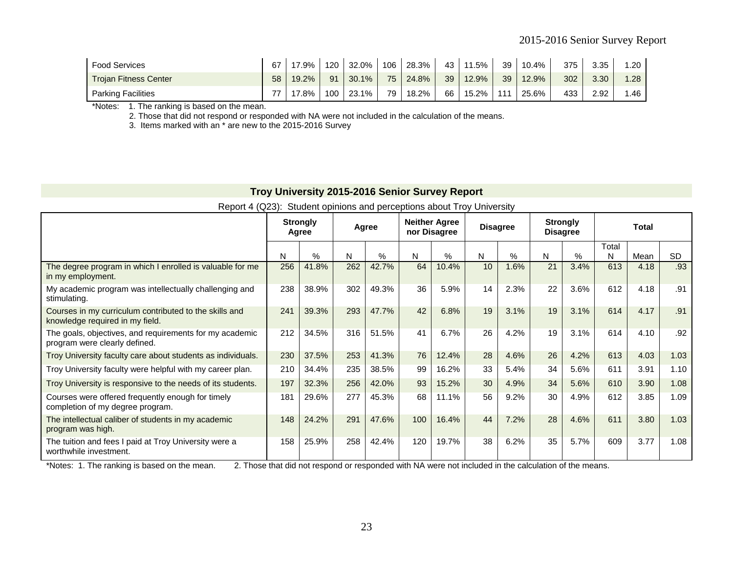| | | | | | | | | | | | | | |
|---|---|---|---|---|---|---|---|---|---|---|---|---|---|
| Food Services | 67 | 17.9% | 120 | 32.0% | 106 | 28.3% | 43 | 11.5% | 39 | 10.4% | 375 | 3.35 | 1.20 |
| Trojan Fitness Center | 58 | 19.2% | 91 | 30.1% | 75 | 24.8% | 39 | 12.9% | 39 | 12.9% | 302 | 3.30 | 1.28 |
| Parking Facilities | 77 | 17.8% | 100 | 23.1% | 79 | 18.2% | 66 | 15.2% | 111 | 25.6% | 433 | 2.92 | 1.46 |

*Notes: 1. The ranking is based on the mean.
2. Those that did not respond or responded with NA were not included in the calculation of the means.
3. Items marked with an * are new to the 2015-2016 Survey

## Troy University 2015-2016 Senior Survey Report

Report 4 (Q23): Student opinions and perceptions about Troy University

| | Strongly Agree | | Agree | | Neither Agree nor Disagree | | Disagree | | Strongly Disagree | | Total | | |
|---|---|---|---|---|---|---|---|---|---|---|---|---|---|
| | N | % | N | % | N | % | N | % | N | % | Total N | Mean | SD |
| The degree program in which I enrolled is valuable for me in my employment. | 256 | 41.8% | 262 | 42.7% | 64 | 10.4% | 10 | 1.6% | 21 | 3.4% | 613 | 4.18 | .93 |
| My academic program was intellectually challenging and stimulating. | 238 | 38.9% | 302 | 49.3% | 36 | 5.9% | 14 | 2.3% | 22 | 3.6% | 612 | 4.18 | .91 |
| Courses in my curriculum contributed to the skills and knowledge required in my field. | 241 | 39.3% | 293 | 47.7% | 42 | 6.8% | 19 | 3.1% | 19 | 3.1% | 614 | 4.17 | .91 |
| The goals, objectives, and requirements for my academic program were clearly defined. | 212 | 34.5% | 316 | 51.5% | 41 | 6.7% | 26 | 4.2% | 19 | 3.1% | 614 | 4.10 | .92 |
| Troy University faculty care about students as individuals. | 230 | 37.5% | 253 | 41.3% | 76 | 12.4% | 28 | 4.6% | 26 | 4.2% | 613 | 4.03 | 1.03 |
| Troy University faculty were helpful with my career plan. | 210 | 34.4% | 235 | 38.5% | 99 | 16.2% | 33 | 5.4% | 34 | 5.6% | 611 | 3.91 | 1.10 |
| Troy University is responsive to the needs of its students. | 197 | 32.3% | 256 | 42.0% | 93 | 15.2% | 30 | 4.9% | 34 | 5.6% | 610 | 3.90 | 1.08 |
| Courses were offered frequently enough for timely completion of my degree program. | 181 | 29.6% | 277 | 45.3% | 68 | 11.1% | 56 | 9.2% | 30 | 4.9% | 612 | 3.85 | 1.09 |
| The intellectual caliber of students in my academic program was high. | 148 | 24.2% | 291 | 47.6% | 100 | 16.4% | 44 | 7.2% | 28 | 4.6% | 611 | 3.80 | 1.03 |
| The tuition and fees I paid at Troy University were a worthwhile investment. | 158 | 25.9% | 258 | 42.4% | 120 | 19.7% | 38 | 6.2% | 35 | 5.7% | 609 | 3.77 | 1.08 |

*Notes: 1. The ranking is based on the mean. 2. Those that did not respond or responded with NA were not included in the calculation of the means.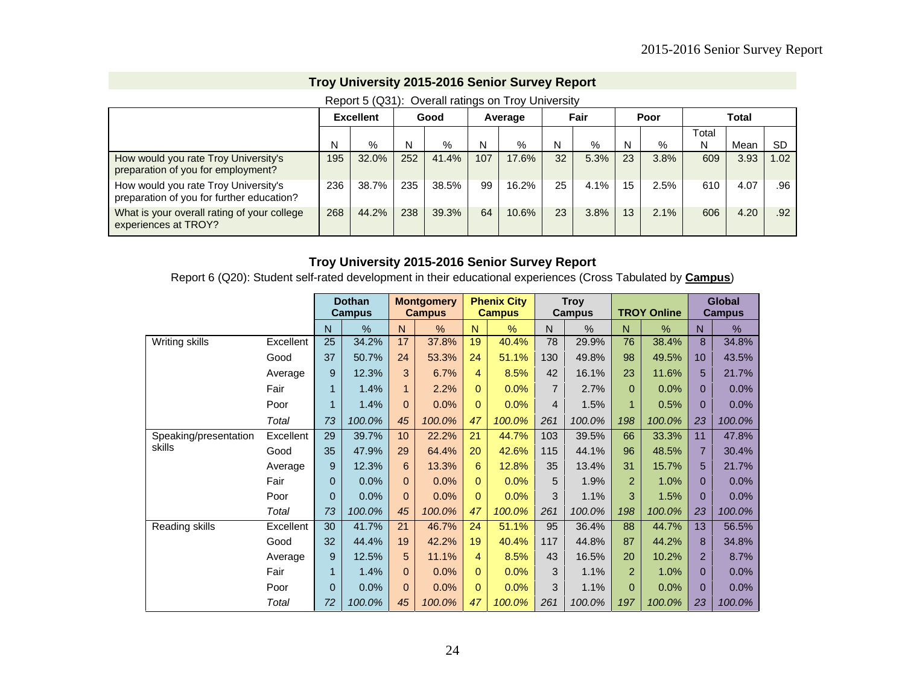## Troy University 2015-2016 Senior Survey Report

Report 5 (Q31): Overall ratings on Troy University

| | Excellent | | Good | | Average | | Fair | | Poor | | Total | | |
|---|---|---|---|---|---|---|---|---|---|---|---|---|---|
| | N | % | N | % | N | % | N | % | N | % | Total N | Mean | SD |
| How would you rate Troy University's preparation of you for employment? | 195 | 32.0% | 252 | 41.4% | 107 | 17.6% | 32 | 5.3% | 23 | 3.8% | 609 | 3.93 | 1.02 |
| How would you rate Troy University's preparation of you for further education? | 236 | 38.7% | 235 | 38.5% | 99 | 16.2% | 25 | 4.1% | 15 | 2.5% | 610 | 4.07 | .96 |
| What is your overall rating of your college experiences at TROY? | 268 | 44.2% | 238 | 39.3% | 64 | 10.6% | 23 | 3.8% | 13 | 2.1% | 606 | 4.20 | .92 |

## Troy University 2015-2016 Senior Survey Report

Report 6 (Q20): Student self-rated development in their educational experiences (Cross Tabulated by **Campus**)

| | | Dothan Campus | | Montgomery Campus | | Phenix City Campus | | Troy Campus | | TROY Online | | Global Campus | |
|---|---|---|---|---|---|---|---|---|---|---|---|---|---|
| | | N | % | N | % | N | % | N | % | N | % | N | % |
| Writing skills | Excellent | 25 | 34.2% | 17 | 37.8% | 19 | 40.4% | 78 | 29.9% | 76 | 38.4% | 8 | 34.8% |
| | Good | 37 | 50.7% | 24 | 53.3% | 24 | 51.1% | 130 | 49.8% | 98 | 49.5% | 10 | 43.5% |
| | Average | 9 | 12.3% | 3 | 6.7% | 4 | 8.5% | 42 | 16.1% | 23 | 11.6% | 5 | 21.7% |
| | Fair | 1 | 1.4% | 1 | 2.2% | 0 | 0.0% | 7 | 2.7% | 0 | 0.0% | 0 | 0.0% |
| | Poor | 1 | 1.4% | 0 | 0.0% | 0 | 0.0% | 4 | 1.5% | 1 | 0.5% | 0 | 0.0% |
| | *Total* | *73* | *100.0%* | *45* | *100.0%* | *47* | *100.0%* | *261* | *100.0%* | *198* | *100.0%* | *23* | *100.0%* |
| Speaking/presentation skills | Excellent | 29 | 39.7% | 10 | 22.2% | 21 | 44.7% | 103 | 39.5% | 66 | 33.3% | 11 | 47.8% |
| | Good | 35 | 47.9% | 29 | 64.4% | 20 | 42.6% | 115 | 44.1% | 96 | 48.5% | 7 | 30.4% |
| | Average | 9 | 12.3% | 6 | 13.3% | 6 | 12.8% | 35 | 13.4% | 31 | 15.7% | 5 | 21.7% |
| | Fair | 0 | 0.0% | 0 | 0.0% | 0 | 0.0% | 5 | 1.9% | 2 | 1.0% | 0 | 0.0% |
| | Poor | 0 | 0.0% | 0 | 0.0% | 0 | 0.0% | 3 | 1.1% | 3 | 1.5% | 0 | 0.0% |
| | *Total* | *73* | *100.0%* | *45* | *100.0%* | *47* | *100.0%* | *261* | *100.0%* | *198* | *100.0%* | *23* | *100.0%* |
| Reading skills | Excellent | 30 | 41.7% | 21 | 46.7% | 24 | 51.1% | 95 | 36.4% | 88 | 44.7% | 13 | 56.5% |
| | Good | 32 | 44.4% | 19 | 42.2% | 19 | 40.4% | 117 | 44.8% | 87 | 44.2% | 8 | 34.8% |
| | Average | 9 | 12.5% | 5 | 11.1% | 4 | 8.5% | 43 | 16.5% | 20 | 10.2% | 2 | 8.7% |
| | Fair | 1 | 1.4% | 0 | 0.0% | 0 | 0.0% | 3 | 1.1% | 2 | 1.0% | 0 | 0.0% |
| | Poor | 0 | 0.0% | 0 | 0.0% | 0 | 0.0% | 3 | 1.1% | 0 | 0.0% | 0 | 0.0% |
| | *Total* | *72* | *100.0%* | *45* | *100.0%* | *47* | *100.0%* | *261* | *100.0%* | *197* | *100.0%* | *23* | *100.0%* |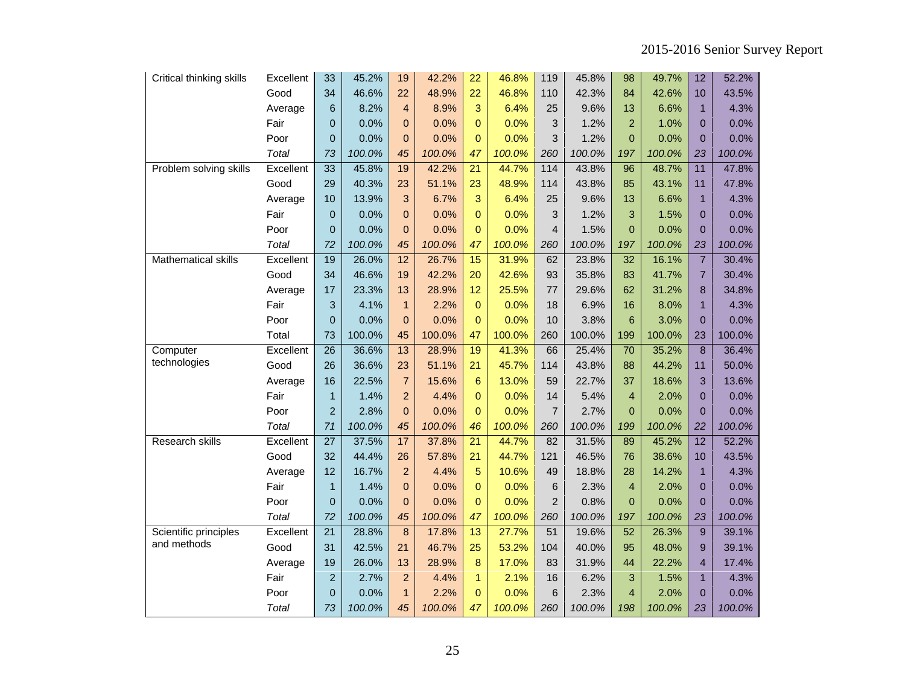| | | | | | | | | | | | | | |
|---|---|---|---|---|---|---|---|---|---|---|---|---|---|
| Critical thinking skills | Excellent | 33 | 45.2% | 19 | 42.2% | 22 | 46.8% | 119 | 45.8% | 98 | 49.7% | 12 | 52.2% |
| | Good | 34 | 46.6% | 22 | 48.9% | 22 | 46.8% | 110 | 42.3% | 84 | 42.6% | 10 | 43.5% |
| | Average | 6 | 8.2% | 4 | 8.9% | 3 | 6.4% | 25 | 9.6% | 13 | 6.6% | 1 | 4.3% |
| | Fair | 0 | 0.0% | 0 | 0.0% | 0 | 0.0% | 3 | 1.2% | 2 | 1.0% | 0 | 0.0% |
| | Poor | 0 | 0.0% | 0 | 0.0% | 0 | 0.0% | 3 | 1.2% | 0 | 0.0% | 0 | 0.0% |
| | *Total* | *73* | *100.0%* | *45* | *100.0%* | *47* | *100.0%* | *260* | *100.0%* | *197* | *100.0%* | *23* | *100.0%* |
| Problem solving skills | Excellent | 33 | 45.8% | 19 | 42.2% | 21 | 44.7% | 114 | 43.8% | 96 | 48.7% | 11 | 47.8% |
| | Good | 29 | 40.3% | 23 | 51.1% | 23 | 48.9% | 114 | 43.8% | 85 | 43.1% | 11 | 47.8% |
| | Average | 10 | 13.9% | 3 | 6.7% | 3 | 6.4% | 25 | 9.6% | 13 | 6.6% | 1 | 4.3% |
| | Fair | 0 | 0.0% | 0 | 0.0% | 0 | 0.0% | 3 | 1.2% | 3 | 1.5% | 0 | 0.0% |
| | Poor | 0 | 0.0% | 0 | 0.0% | 0 | 0.0% | 4 | 1.5% | 0 | 0.0% | 0 | 0.0% |
| | *Total* | *72* | *100.0%* | *45* | *100.0%* | *47* | *100.0%* | *260* | *100.0%* | *197* | *100.0%* | *23* | *100.0%* |
| Mathematical skills | Excellent | 19 | 26.0% | 12 | 26.7% | 15 | 31.9% | 62 | 23.8% | 32 | 16.1% | 7 | 30.4% |
| | Good | 34 | 46.6% | 19 | 42.2% | 20 | 42.6% | 93 | 35.8% | 83 | 41.7% | 7 | 30.4% |
| | Average | 17 | 23.3% | 13 | 28.9% | 12 | 25.5% | 77 | 29.6% | 62 | 31.2% | 8 | 34.8% |
| | Fair | 3 | 4.1% | 1 | 2.2% | 0 | 0.0% | 18 | 6.9% | 16 | 8.0% | 1 | 4.3% |
| | Poor | 0 | 0.0% | 0 | 0.0% | 0 | 0.0% | 10 | 3.8% | 6 | 3.0% | 0 | 0.0% |
| | Total | 73 | 100.0% | 45 | 100.0% | 47 | 100.0% | 260 | 100.0% | 199 | 100.0% | 23 | 100.0% |
| Computer technologies | Excellent | 26 | 36.6% | 13 | 28.9% | 19 | 41.3% | 66 | 25.4% | 70 | 35.2% | 8 | 36.4% |
| | Good | 26 | 36.6% | 23 | 51.1% | 21 | 45.7% | 114 | 43.8% | 88 | 44.2% | 11 | 50.0% |
| | Average | 16 | 22.5% | 7 | 15.6% | 6 | 13.0% | 59 | 22.7% | 37 | 18.6% | 3 | 13.6% |
| | Fair | 1 | 1.4% | 2 | 4.4% | 0 | 0.0% | 14 | 5.4% | 4 | 2.0% | 0 | 0.0% |
| | Poor | 2 | 2.8% | 0 | 0.0% | 0 | 0.0% | 7 | 2.7% | 0 | 0.0% | 0 | 0.0% |
| | *Total* | *71* | *100.0%* | *45* | *100.0%* | *46* | *100.0%* | *260* | *100.0%* | *199* | *100.0%* | *22* | *100.0%* |
| Research skills | Excellent | 27 | 37.5% | 17 | 37.8% | 21 | 44.7% | 82 | 31.5% | 89 | 45.2% | 12 | 52.2% |
| | Good | 32 | 44.4% | 26 | 57.8% | 21 | 44.7% | 121 | 46.5% | 76 | 38.6% | 10 | 43.5% |
| | Average | 12 | 16.7% | 2 | 4.4% | 5 | 10.6% | 49 | 18.8% | 28 | 14.2% | 1 | 4.3% |
| | Fair | 1 | 1.4% | 0 | 0.0% | 0 | 0.0% | 6 | 2.3% | 4 | 2.0% | 0 | 0.0% |
| | Poor | 0 | 0.0% | 0 | 0.0% | 0 | 0.0% | 2 | 0.8% | 0 | 0.0% | 0 | 0.0% |
| | *Total* | *72* | *100.0%* | *45* | *100.0%* | *47* | *100.0%* | *260* | *100.0%* | *197* | *100.0%* | *23* | *100.0%* |
| Scientific principles and methods | Excellent | 21 | 28.8% | 8 | 17.8% | 13 | 27.7% | 51 | 19.6% | 52 | 26.3% | 9 | 39.1% |
| | Good | 31 | 42.5% | 21 | 46.7% | 25 | 53.2% | 104 | 40.0% | 95 | 48.0% | 9 | 39.1% |
| | Average | 19 | 26.0% | 13 | 28.9% | 8 | 17.0% | 83 | 31.9% | 44 | 22.2% | 4 | 17.4% |
| | Fair | 2 | 2.7% | 2 | 4.4% | 1 | 2.1% | 16 | 6.2% | 3 | 1.5% | 1 | 4.3% |
| | Poor | 0 | 0.0% | 1 | 2.2% | 0 | 0.0% | 6 | 2.3% | 4 | 2.0% | 0 | 0.0% |
| | *Total* | *73* | *100.0%* | *45* | *100.0%* | *47* | *100.0%* | *260* | *100.0%* | *198* | *100.0%* | *23* | *100.0%* |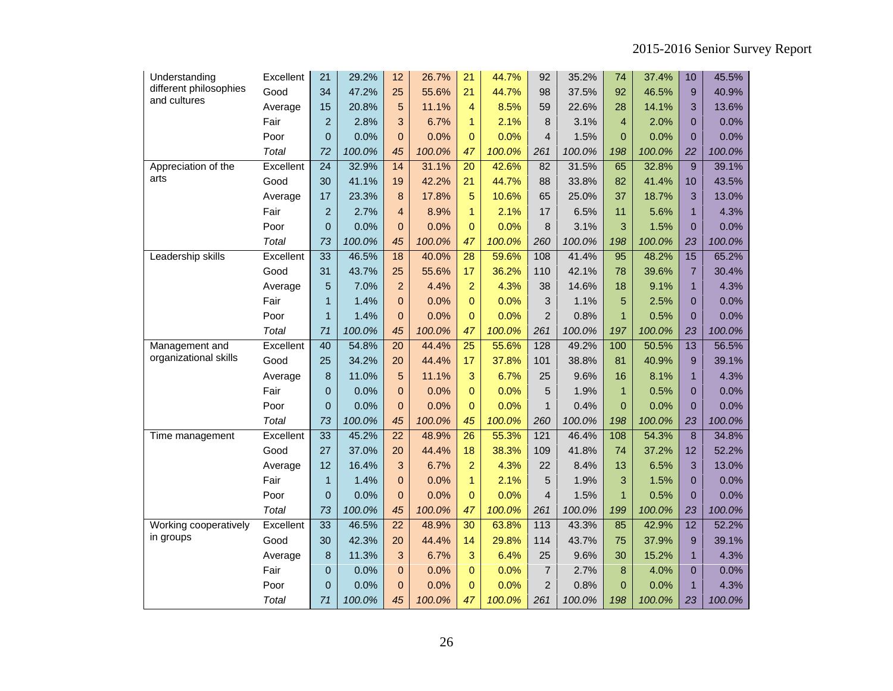| | | | | | | | | | | | | | |
|---|---|---|---|---|---|---|---|---|---|---|---|---|---|
| Understanding different philosophies and cultures | Excellent | 21 | 29.2% | 12 | 26.7% | 21 | 44.7% | 92 | 35.2% | 74 | 37.4% | 10 | 45.5% |
| | Good | 34 | 47.2% | 25 | 55.6% | 21 | 44.7% | 98 | 37.5% | 92 | 46.5% | 9 | 40.9% |
| | Average | 15 | 20.8% | 5 | 11.1% | 4 | 8.5% | 59 | 22.6% | 28 | 14.1% | 3 | 13.6% |
| | Fair | 2 | 2.8% | 3 | 6.7% | 1 | 2.1% | 8 | 3.1% | 4 | 2.0% | 0 | 0.0% |
| | Poor | 0 | 0.0% | 0 | 0.0% | 0 | 0.0% | 4 | 1.5% | 0 | 0.0% | 0 | 0.0% |
| | *Total* | *72* | *100.0%* | *45* | *100.0%* | *47* | *100.0%* | *261* | *100.0%* | *198* | *100.0%* | *22* | *100.0%* |
| Appreciation of the arts | Excellent | 24 | 32.9% | 14 | 31.1% | 20 | 42.6% | 82 | 31.5% | 65 | 32.8% | 9 | 39.1% |
| | Good | 30 | 41.1% | 19 | 42.2% | 21 | 44.7% | 88 | 33.8% | 82 | 41.4% | 10 | 43.5% |
| | Average | 17 | 23.3% | 8 | 17.8% | 5 | 10.6% | 65 | 25.0% | 37 | 18.7% | 3 | 13.0% |
| | Fair | 2 | 2.7% | 4 | 8.9% | 1 | 2.1% | 17 | 6.5% | 11 | 5.6% | 1 | 4.3% |
| | Poor | 0 | 0.0% | 0 | 0.0% | 0 | 0.0% | 8 | 3.1% | 3 | 1.5% | 0 | 0.0% |
| | *Total* | *73* | *100.0%* | *45* | *100.0%* | *47* | *100.0%* | *260* | *100.0%* | *198* | *100.0%* | *23* | *100.0%* |
| Leadership skills | Excellent | 33 | 46.5% | 18 | 40.0% | 28 | 59.6% | 108 | 41.4% | 95 | 48.2% | 15 | 65.2% |
| | Good | 31 | 43.7% | 25 | 55.6% | 17 | 36.2% | 110 | 42.1% | 78 | 39.6% | 7 | 30.4% |
| | Average | 5 | 7.0% | 2 | 4.4% | 2 | 4.3% | 38 | 14.6% | 18 | 9.1% | 1 | 4.3% |
| | Fair | 1 | 1.4% | 0 | 0.0% | 0 | 0.0% | 3 | 1.1% | 5 | 2.5% | 0 | 0.0% |
| | Poor | 1 | 1.4% | 0 | 0.0% | 0 | 0.0% | 2 | 0.8% | 1 | 0.5% | 0 | 0.0% |
| | *Total* | *71* | *100.0%* | *45* | *100.0%* | *47* | *100.0%* | *261* | *100.0%* | *197* | *100.0%* | *23* | *100.0%* |
| Management and organizational skills | Excellent | 40 | 54.8% | 20 | 44.4% | 25 | 55.6% | 128 | 49.2% | 100 | 50.5% | 13 | 56.5% |
| | Good | 25 | 34.2% | 20 | 44.4% | 17 | 37.8% | 101 | 38.8% | 81 | 40.9% | 9 | 39.1% |
| | Average | 8 | 11.0% | 5 | 11.1% | 3 | 6.7% | 25 | 9.6% | 16 | 8.1% | 1 | 4.3% |
| | Fair | 0 | 0.0% | 0 | 0.0% | 0 | 0.0% | 5 | 1.9% | 1 | 0.5% | 0 | 0.0% |
| | Poor | 0 | 0.0% | 0 | 0.0% | 0 | 0.0% | 1 | 0.4% | 0 | 0.0% | 0 | 0.0% |
| | *Total* | *73* | *100.0%* | *45* | *100.0%* | *45* | *100.0%* | *260* | *100.0%* | *198* | *100.0%* | *23* | *100.0%* |
| Time management | Excellent | 33 | 45.2% | 22 | 48.9% | 26 | 55.3% | 121 | 46.4% | 108 | 54.3% | 8 | 34.8% |
| | Good | 27 | 37.0% | 20 | 44.4% | 18 | 38.3% | 109 | 41.8% | 74 | 37.2% | 12 | 52.2% |
| | Average | 12 | 16.4% | 3 | 6.7% | 2 | 4.3% | 22 | 8.4% | 13 | 6.5% | 3 | 13.0% |
| | Fair | 1 | 1.4% | 0 | 0.0% | 1 | 2.1% | 5 | 1.9% | 3 | 1.5% | 0 | 0.0% |
| | Poor | 0 | 0.0% | 0 | 0.0% | 0 | 0.0% | 4 | 1.5% | 1 | 0.5% | 0 | 0.0% |
| | *Total* | *73* | *100.0%* | *45* | *100.0%* | *47* | *100.0%* | *261* | *100.0%* | *199* | *100.0%* | *23* | *100.0%* |
| Working cooperatively in groups | Excellent | 33 | 46.5% | 22 | 48.9% | 30 | 63.8% | 113 | 43.3% | 85 | 42.9% | 12 | 52.2% |
| | Good | 30 | 42.3% | 20 | 44.4% | 14 | 29.8% | 114 | 43.7% | 75 | 37.9% | 9 | 39.1% |
| | Average | 8 | 11.3% | 3 | 6.7% | 3 | 6.4% | 25 | 9.6% | 30 | 15.2% | 1 | 4.3% |
| | Fair | 0 | 0.0% | 0 | 0.0% | 0 | 0.0% | 7 | 2.7% | 8 | 4.0% | 0 | 0.0% |
| | Poor | 0 | 0.0% | 0 | 0.0% | 0 | 0.0% | 2 | 0.8% | 0 | 0.0% | 1 | 4.3% |
| | *Total* | *71* | *100.0%* | *45* | *100.0%* | *47* | *100.0%* | *261* | *100.0%* | *198* | *100.0%* | *23* | *100.0%* |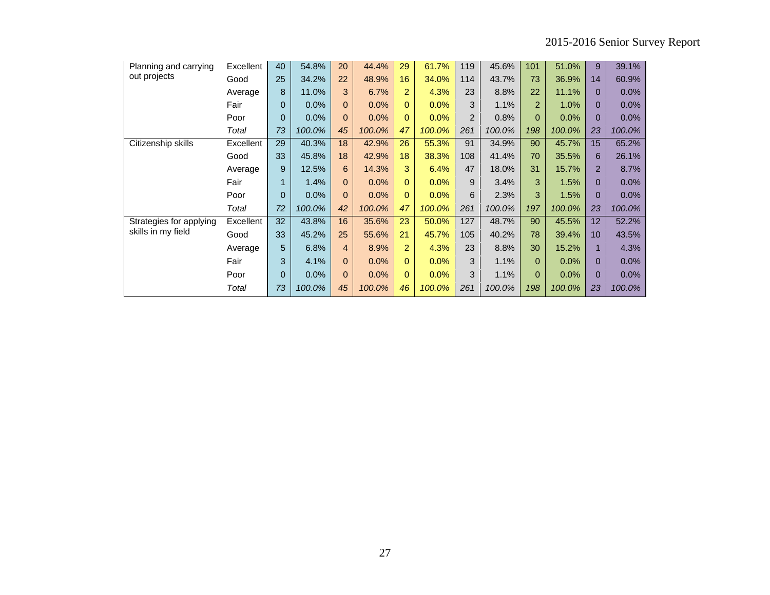| | | | | | | | | | | | | | |
|---|---|---|---|---|---|---|---|---|---|---|---|---|---|
| Planning and carrying out projects | Excellent | 40 | 54.8% | 20 | 44.4% | 29 | 61.7% | 119 | 45.6% | 101 | 51.0% | 9 | 39.1% |
| | Good | 25 | 34.2% | 22 | 48.9% | 16 | 34.0% | 114 | 43.7% | 73 | 36.9% | 14 | 60.9% |
| | Average | 8 | 11.0% | 3 | 6.7% | 2 | 4.3% | 23 | 8.8% | 22 | 11.1% | 0 | 0.0% |
| | Fair | 0 | 0.0% | 0 | 0.0% | 0 | 0.0% | 3 | 1.1% | 2 | 1.0% | 0 | 0.0% |
| | Poor | 0 | 0.0% | 0 | 0.0% | 0 | 0.0% | 2 | 0.8% | 0 | 0.0% | 0 | 0.0% |
| | *Total* | *73* | *100.0%* | *45* | *100.0%* | *47* | *100.0%* | *261* | *100.0%* | *198* | *100.0%* | *23* | *100.0%* |
| Citizenship skills | Excellent | 29 | 40.3% | 18 | 42.9% | 26 | 55.3% | 91 | 34.9% | 90 | 45.7% | 15 | 65.2% |
| | Good | 33 | 45.8% | 18 | 42.9% | 18 | 38.3% | 108 | 41.4% | 70 | 35.5% | 6 | 26.1% |
| | Average | 9 | 12.5% | 6 | 14.3% | 3 | 6.4% | 47 | 18.0% | 31 | 15.7% | 2 | 8.7% |
| | Fair | 1 | 1.4% | 0 | 0.0% | 0 | 0.0% | 9 | 3.4% | 3 | 1.5% | 0 | 0.0% |
| | Poor | 0 | 0.0% | 0 | 0.0% | 0 | 0.0% | 6 | 2.3% | 3 | 1.5% | 0 | 0.0% |
| | *Total* | *72* | *100.0%* | *42* | *100.0%* | *47* | *100.0%* | *261* | *100.0%* | *197* | *100.0%* | *23* | *100.0%* |
| Strategies for applying skills in my field | Excellent | 32 | 43.8% | 16 | 35.6% | 23 | 50.0% | 127 | 48.7% | 90 | 45.5% | 12 | 52.2% |
| | Good | 33 | 45.2% | 25 | 55.6% | 21 | 45.7% | 105 | 40.2% | 78 | 39.4% | 10 | 43.5% |
| | Average | 5 | 6.8% | 4 | 8.9% | 2 | 4.3% | 23 | 8.8% | 30 | 15.2% | 1 | 4.3% |
| | Fair | 3 | 4.1% | 0 | 0.0% | 0 | 0.0% | 3 | 1.1% | 0 | 0.0% | 0 | 0.0% |
| | Poor | 0 | 0.0% | 0 | 0.0% | 0 | 0.0% | 3 | 1.1% | 0 | 0.0% | 0 | 0.0% |
| | *Total* | *73* | *100.0%* | *45* | *100.0%* | *46* | *100.0%* | *261* | *100.0%* | *198* | *100.0%* | *23* | *100.0%* |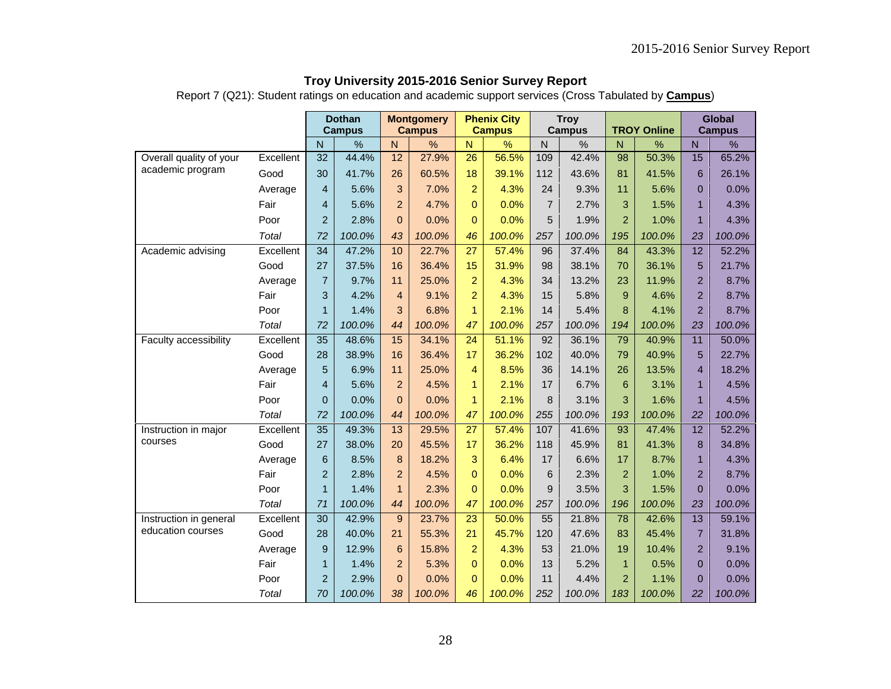**Troy University 2015-2016 Senior Survey Report**

Report 7 (Q21): Student ratings on education and academic support services (Cross Tabulated by **Campus**)

| | | Dothan Campus | | Montgomery Campus | | Phenix City Campus | | Troy Campus | | TROY Online | | Global Campus | |
|---|---|---|---|---|---|---|---|---|---|---|---|---|---|
| | | N | % | N | % | N | % | N | % | N | % | N | % |
| Overall quality of your academic program | Excellent | 32 | 44.4% | 12 | 27.9% | 26 | 56.5% | 109 | 42.4% | 98 | 50.3% | 15 | 65.2% |
| | Good | 30 | 41.7% | 26 | 60.5% | 18 | 39.1% | 112 | 43.6% | 81 | 41.5% | 6 | 26.1% |
| | Average | 4 | 5.6% | 3 | 7.0% | 2 | 4.3% | 24 | 9.3% | 11 | 5.6% | 0 | 0.0% |
| | Fair | 4 | 5.6% | 2 | 4.7% | 0 | 0.0% | 7 | 2.7% | 3 | 1.5% | 1 | 4.3% |
| | Poor | 2 | 2.8% | 0 | 0.0% | 0 | 0.0% | 5 | 1.9% | 2 | 1.0% | 1 | 4.3% |
| | *Total* | *72* | *100.0%* | *43* | *100.0%* | *46* | *100.0%* | *257* | *100.0%* | *195* | *100.0%* | *23* | *100.0%* |
| Academic advising | Excellent | 34 | 47.2% | 10 | 22.7% | 27 | 57.4% | 96 | 37.4% | 84 | 43.3% | 12 | 52.2% |
| | Good | 27 | 37.5% | 16 | 36.4% | 15 | 31.9% | 98 | 38.1% | 70 | 36.1% | 5 | 21.7% |
| | Average | 7 | 9.7% | 11 | 25.0% | 2 | 4.3% | 34 | 13.2% | 23 | 11.9% | 2 | 8.7% |
| | Fair | 3 | 4.2% | 4 | 9.1% | 2 | 4.3% | 15 | 5.8% | 9 | 4.6% | 2 | 8.7% |
| | Poor | 1 | 1.4% | 3 | 6.8% | 1 | 2.1% | 14 | 5.4% | 8 | 4.1% | 2 | 8.7% |
| | *Total* | *72* | *100.0%* | *44* | *100.0%* | *47* | *100.0%* | *257* | *100.0%* | *194* | *100.0%* | *23* | *100.0%* |
| Faculty accessibility | Excellent | 35 | 48.6% | 15 | 34.1% | 24 | 51.1% | 92 | 36.1% | 79 | 40.9% | 11 | 50.0% |
| | Good | 28 | 38.9% | 16 | 36.4% | 17 | 36.2% | 102 | 40.0% | 79 | 40.9% | 5 | 22.7% |
| | Average | 5 | 6.9% | 11 | 25.0% | 4 | 8.5% | 36 | 14.1% | 26 | 13.5% | 4 | 18.2% |
| | Fair | 4 | 5.6% | 2 | 4.5% | 1 | 2.1% | 17 | 6.7% | 6 | 3.1% | 1 | 4.5% |
| | Poor | 0 | 0.0% | 0 | 0.0% | 1 | 2.1% | 8 | 3.1% | 3 | 1.6% | 1 | 4.5% |
| | *Total* | *72* | *100.0%* | *44* | *100.0%* | *47* | *100.0%* | *255* | *100.0%* | *193* | *100.0%* | *22* | *100.0%* |
| Instruction in major courses | Excellent | 35 | 49.3% | 13 | 29.5% | 27 | 57.4% | 107 | 41.6% | 93 | 47.4% | 12 | 52.2% |
| | Good | 27 | 38.0% | 20 | 45.5% | 17 | 36.2% | 118 | 45.9% | 81 | 41.3% | 8 | 34.8% |
| | Average | 6 | 8.5% | 8 | 18.2% | 3 | 6.4% | 17 | 6.6% | 17 | 8.7% | 1 | 4.3% |
| | Fair | 2 | 2.8% | 2 | 4.5% | 0 | 0.0% | 6 | 2.3% | 2 | 1.0% | 2 | 8.7% |
| | Poor | 1 | 1.4% | 1 | 2.3% | 0 | 0.0% | 9 | 3.5% | 3 | 1.5% | 0 | 0.0% |
| | *Total* | *71* | *100.0%* | *44* | *100.0%* | *47* | *100.0%* | *257* | *100.0%* | *196* | *100.0%* | *23* | *100.0%* |
| Instruction in general education courses | Excellent | 30 | 42.9% | 9 | 23.7% | 23 | 50.0% | 55 | 21.8% | 78 | 42.6% | 13 | 59.1% |
| | Good | 28 | 40.0% | 21 | 55.3% | 21 | 45.7% | 120 | 47.6% | 83 | 45.4% | 7 | 31.8% |
| | Average | 9 | 12.9% | 6 | 15.8% | 2 | 4.3% | 53 | 21.0% | 19 | 10.4% | 2 | 9.1% |
| | Fair | 1 | 1.4% | 2 | 5.3% | 0 | 0.0% | 13 | 5.2% | 1 | 0.5% | 0 | 0.0% |
| | Poor | 2 | 2.9% | 0 | 0.0% | 0 | 0.0% | 11 | 4.4% | 2 | 1.1% | 0 | 0.0% |
| | *Total* | *70* | *100.0%* | *38* | *100.0%* | *46* | *100.0%* | *252* | *100.0%* | *183* | *100.0%* | *22* | *100.0%* |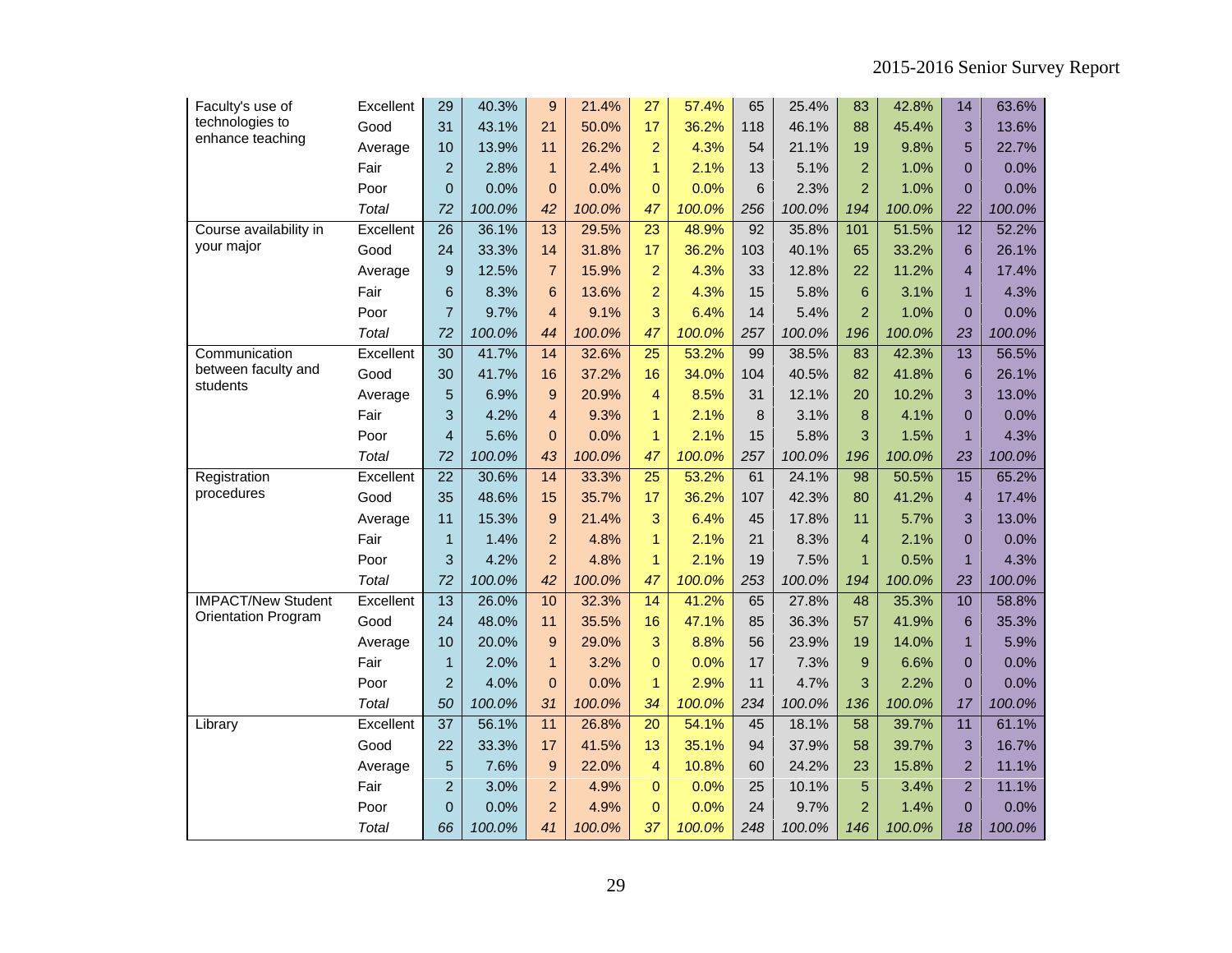| | | | | | | | | | | | | | |
|---|---|---|---|---|---|---|---|---|---|---|---|---|---|
| Faculty's use of technologies to enhance teaching | Excellent | 29 | 40.3% | 9 | 21.4% | 27 | 57.4% | 65 | 25.4% | 83 | 42.8% | 14 | 63.6% |
| | Good | 31 | 43.1% | 21 | 50.0% | 17 | 36.2% | 118 | 46.1% | 88 | 45.4% | 3 | 13.6% |
| | Average | 10 | 13.9% | 11 | 26.2% | 2 | 4.3% | 54 | 21.1% | 19 | 9.8% | 5 | 22.7% |
| | Fair | 2 | 2.8% | 1 | 2.4% | 1 | 2.1% | 13 | 5.1% | 2 | 1.0% | 0 | 0.0% |
| | Poor | 0 | 0.0% | 0 | 0.0% | 0 | 0.0% | 6 | 2.3% | 2 | 1.0% | 0 | 0.0% |
| | *Total* | *72* | *100.0%* | *42* | *100.0%* | *47* | *100.0%* | *256* | *100.0%* | *194* | *100.0%* | *22* | *100.0%* |
| Course availability in your major | Excellent | 26 | 36.1% | 13 | 29.5% | 23 | 48.9% | 92 | 35.8% | 101 | 51.5% | 12 | 52.2% |
| | Good | 24 | 33.3% | 14 | 31.8% | 17 | 36.2% | 103 | 40.1% | 65 | 33.2% | 6 | 26.1% |
| | Average | 9 | 12.5% | 7 | 15.9% | 2 | 4.3% | 33 | 12.8% | 22 | 11.2% | 4 | 17.4% |
| | Fair | 6 | 8.3% | 6 | 13.6% | 2 | 4.3% | 15 | 5.8% | 6 | 3.1% | 1 | 4.3% |
| | Poor | 7 | 9.7% | 4 | 9.1% | 3 | 6.4% | 14 | 5.4% | 2 | 1.0% | 0 | 0.0% |
| | *Total* | *72* | *100.0%* | *44* | *100.0%* | *47* | *100.0%* | *257* | *100.0%* | *196* | *100.0%* | *23* | *100.0%* |
| Communication between faculty and students | Excellent | 30 | 41.7% | 14 | 32.6% | 25 | 53.2% | 99 | 38.5% | 83 | 42.3% | 13 | 56.5% |
| | Good | 30 | 41.7% | 16 | 37.2% | 16 | 34.0% | 104 | 40.5% | 82 | 41.8% | 6 | 26.1% |
| | Average | 5 | 6.9% | 9 | 20.9% | 4 | 8.5% | 31 | 12.1% | 20 | 10.2% | 3 | 13.0% |
| | Fair | 3 | 4.2% | 4 | 9.3% | 1 | 2.1% | 8 | 3.1% | 8 | 4.1% | 0 | 0.0% |
| | Poor | 4 | 5.6% | 0 | 0.0% | 1 | 2.1% | 15 | 5.8% | 3 | 1.5% | 1 | 4.3% |
| | *Total* | *72* | *100.0%* | *43* | *100.0%* | *47* | *100.0%* | *257* | *100.0%* | *196* | *100.0%* | *23* | *100.0%* |
| Registration procedures | Excellent | 22 | 30.6% | 14 | 33.3% | 25 | 53.2% | 61 | 24.1% | 98 | 50.5% | 15 | 65.2% |
| | Good | 35 | 48.6% | 15 | 35.7% | 17 | 36.2% | 107 | 42.3% | 80 | 41.2% | 4 | 17.4% |
| | Average | 11 | 15.3% | 9 | 21.4% | 3 | 6.4% | 45 | 17.8% | 11 | 5.7% | 3 | 13.0% |
| | Fair | 1 | 1.4% | 2 | 4.8% | 1 | 2.1% | 21 | 8.3% | 4 | 2.1% | 0 | 0.0% |
| | Poor | 3 | 4.2% | 2 | 4.8% | 1 | 2.1% | 19 | 7.5% | 1 | 0.5% | 1 | 4.3% |
| | *Total* | *72* | *100.0%* | *42* | *100.0%* | *47* | *100.0%* | *253* | *100.0%* | *194* | *100.0%* | *23* | *100.0%* |
| IMPACT/New Student Orientation Program | Excellent | 13 | 26.0% | 10 | 32.3% | 14 | 41.2% | 65 | 27.8% | 48 | 35.3% | 10 | 58.8% |
| | Good | 24 | 48.0% | 11 | 35.5% | 16 | 47.1% | 85 | 36.3% | 57 | 41.9% | 6 | 35.3% |
| | Average | 10 | 20.0% | 9 | 29.0% | 3 | 8.8% | 56 | 23.9% | 19 | 14.0% | 1 | 5.9% |
| | Fair | 1 | 2.0% | 1 | 3.2% | 0 | 0.0% | 17 | 7.3% | 9 | 6.6% | 0 | 0.0% |
| | Poor | 2 | 4.0% | 0 | 0.0% | 1 | 2.9% | 11 | 4.7% | 3 | 2.2% | 0 | 0.0% |
| | *Total* | *50* | *100.0%* | *31* | *100.0%* | *34* | *100.0%* | *234* | *100.0%* | *136* | *100.0%* | *17* | *100.0%* |
| Library | Excellent | 37 | 56.1% | 11 | 26.8% | 20 | 54.1% | 45 | 18.1% | 58 | 39.7% | 11 | 61.1% |
| | Good | 22 | 33.3% | 17 | 41.5% | 13 | 35.1% | 94 | 37.9% | 58 | 39.7% | 3 | 16.7% |
| | Average | 5 | 7.6% | 9 | 22.0% | 4 | 10.8% | 60 | 24.2% | 23 | 15.8% | 2 | 11.1% |
| | Fair | 2 | 3.0% | 2 | 4.9% | 0 | 0.0% | 25 | 10.1% | 5 | 3.4% | 2 | 11.1% |
| | Poor | 0 | 0.0% | 2 | 4.9% | 0 | 0.0% | 24 | 9.7% | 2 | 1.4% | 0 | 0.0% |
| | *Total* | *66* | *100.0%* | *41* | *100.0%* | *37* | *100.0%* | *248* | *100.0%* | *146* | *100.0%* | *18* | *100.0%* |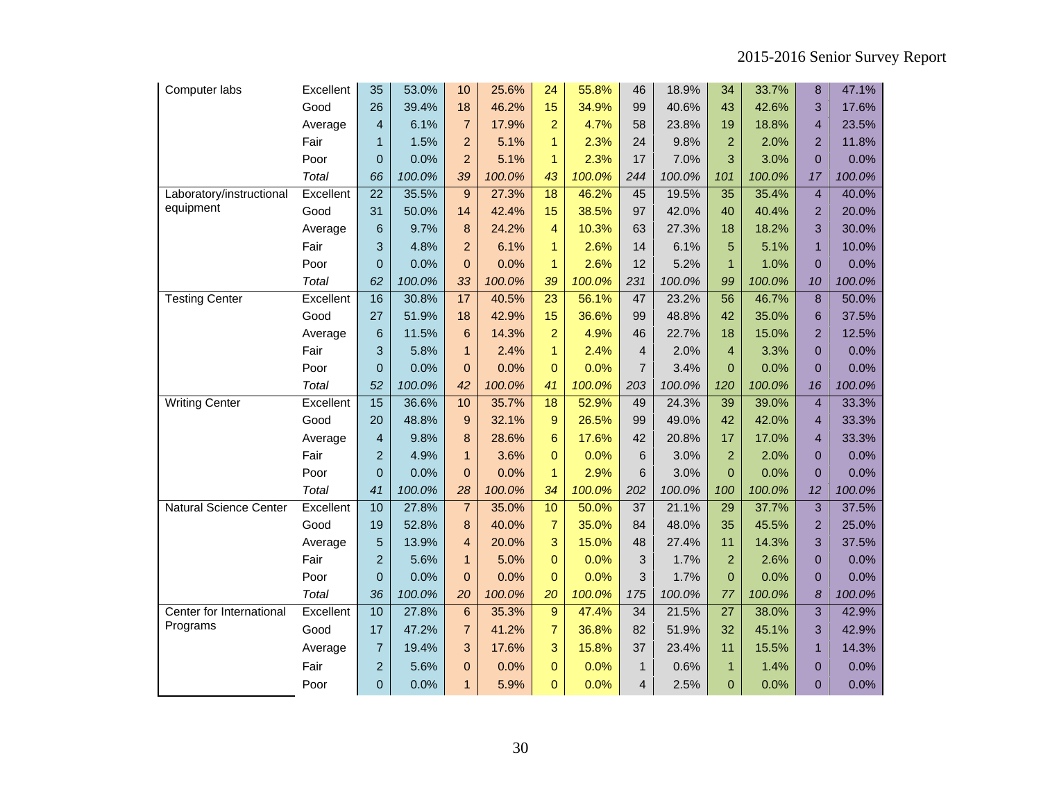| | | | | | | | | | | | | | |
|---|---|---|---|---|---|---|---|---|---|---|---|---|---|
| Computer labs | Excellent | 35 | 53.0% | 10 | 25.6% | 24 | 55.8% | 46 | 18.9% | 34 | 33.7% | 8 | 47.1% |
| | Good | 26 | 39.4% | 18 | 46.2% | 15 | 34.9% | 99 | 40.6% | 43 | 42.6% | 3 | 17.6% |
| | Average | 4 | 6.1% | 7 | 17.9% | 2 | 4.7% | 58 | 23.8% | 19 | 18.8% | 4 | 23.5% |
| | Fair | 1 | 1.5% | 2 | 5.1% | 1 | 2.3% | 24 | 9.8% | 2 | 2.0% | 2 | 11.8% |
| | Poor | 0 | 0.0% | 2 | 5.1% | 1 | 2.3% | 17 | 7.0% | 3 | 3.0% | 0 | 0.0% |
| | *Total* | *66* | *100.0%* | *39* | *100.0%* | *43* | *100.0%* | *244* | *100.0%* | *101* | *100.0%* | *17* | *100.0%* |
| Laboratory/instructional equipment | Excellent | 22 | 35.5% | 9 | 27.3% | 18 | 46.2% | 45 | 19.5% | 35 | 35.4% | 4 | 40.0% |
| | Good | 31 | 50.0% | 14 | 42.4% | 15 | 38.5% | 97 | 42.0% | 40 | 40.4% | 2 | 20.0% |
| | Average | 6 | 9.7% | 8 | 24.2% | 4 | 10.3% | 63 | 27.3% | 18 | 18.2% | 3 | 30.0% |
| | Fair | 3 | 4.8% | 2 | 6.1% | 1 | 2.6% | 14 | 6.1% | 5 | 5.1% | 1 | 10.0% |
| | Poor | 0 | 0.0% | 0 | 0.0% | 1 | 2.6% | 12 | 5.2% | 1 | 1.0% | 0 | 0.0% |
| | *Total* | *62* | *100.0%* | *33* | *100.0%* | *39* | *100.0%* | *231* | *100.0%* | *99* | *100.0%* | *10* | *100.0%* |
| Testing Center | Excellent | 16 | 30.8% | 17 | 40.5% | 23 | 56.1% | 47 | 23.2% | 56 | 46.7% | 8 | 50.0% |
| | Good | 27 | 51.9% | 18 | 42.9% | 15 | 36.6% | 99 | 48.8% | 42 | 35.0% | 6 | 37.5% |
| | Average | 6 | 11.5% | 6 | 14.3% | 2 | 4.9% | 46 | 22.7% | 18 | 15.0% | 2 | 12.5% |
| | Fair | 3 | 5.8% | 1 | 2.4% | 1 | 2.4% | 4 | 2.0% | 4 | 3.3% | 0 | 0.0% |
| | Poor | 0 | 0.0% | 0 | 0.0% | 0 | 0.0% | 7 | 3.4% | 0 | 0.0% | 0 | 0.0% |
| | *Total* | *52* | *100.0%* | *42* | *100.0%* | *41* | *100.0%* | *203* | *100.0%* | *120* | *100.0%* | *16* | *100.0%* |
| Writing Center | Excellent | 15 | 36.6% | 10 | 35.7% | 18 | 52.9% | 49 | 24.3% | 39 | 39.0% | 4 | 33.3% |
| | Good | 20 | 48.8% | 9 | 32.1% | 9 | 26.5% | 99 | 49.0% | 42 | 42.0% | 4 | 33.3% |
| | Average | 4 | 9.8% | 8 | 28.6% | 6 | 17.6% | 42 | 20.8% | 17 | 17.0% | 4 | 33.3% |
| | Fair | 2 | 4.9% | 1 | 3.6% | 0 | 0.0% | 6 | 3.0% | 2 | 2.0% | 0 | 0.0% |
| | Poor | 0 | 0.0% | 0 | 0.0% | 1 | 2.9% | 6 | 3.0% | 0 | 0.0% | 0 | 0.0% |
| | *Total* | *41* | *100.0%* | *28* | *100.0%* | *34* | *100.0%* | *202* | *100.0%* | *100* | *100.0%* | *12* | *100.0%* |
| Natural Science Center | Excellent | 10 | 27.8% | 7 | 35.0% | 10 | 50.0% | 37 | 21.1% | 29 | 37.7% | 3 | 37.5% |
| | Good | 19 | 52.8% | 8 | 40.0% | 7 | 35.0% | 84 | 48.0% | 35 | 45.5% | 2 | 25.0% |
| | Average | 5 | 13.9% | 4 | 20.0% | 3 | 15.0% | 48 | 27.4% | 11 | 14.3% | 3 | 37.5% |
| | Fair | 2 | 5.6% | 1 | 5.0% | 0 | 0.0% | 3 | 1.7% | 2 | 2.6% | 0 | 0.0% |
| | Poor | 0 | 0.0% | 0 | 0.0% | 0 | 0.0% | 3 | 1.7% | 0 | 0.0% | 0 | 0.0% |
| | *Total* | *36* | *100.0%* | *20* | *100.0%* | *20* | *100.0%* | *175* | *100.0%* | *77* | *100.0%* | *8* | *100.0%* |
| Center for International Programs | Excellent | 10 | 27.8% | 6 | 35.3% | 9 | 47.4% | 34 | 21.5% | 27 | 38.0% | 3 | 42.9% |
| | Good | 17 | 47.2% | 7 | 41.2% | 7 | 36.8% | 82 | 51.9% | 32 | 45.1% | 3 | 42.9% |
| | Average | 7 | 19.4% | 3 | 17.6% | 3 | 15.8% | 37 | 23.4% | 11 | 15.5% | 1 | 14.3% |
| | Fair | 2 | 5.6% | 0 | 0.0% | 0 | 0.0% | 1 | 0.6% | 1 | 1.4% | 0 | 0.0% |
| | Poor | 0 | 0.0% | 1 | 5.9% | 0 | 0.0% | 4 | 2.5% | 0 | 0.0% | 0 | 0.0% |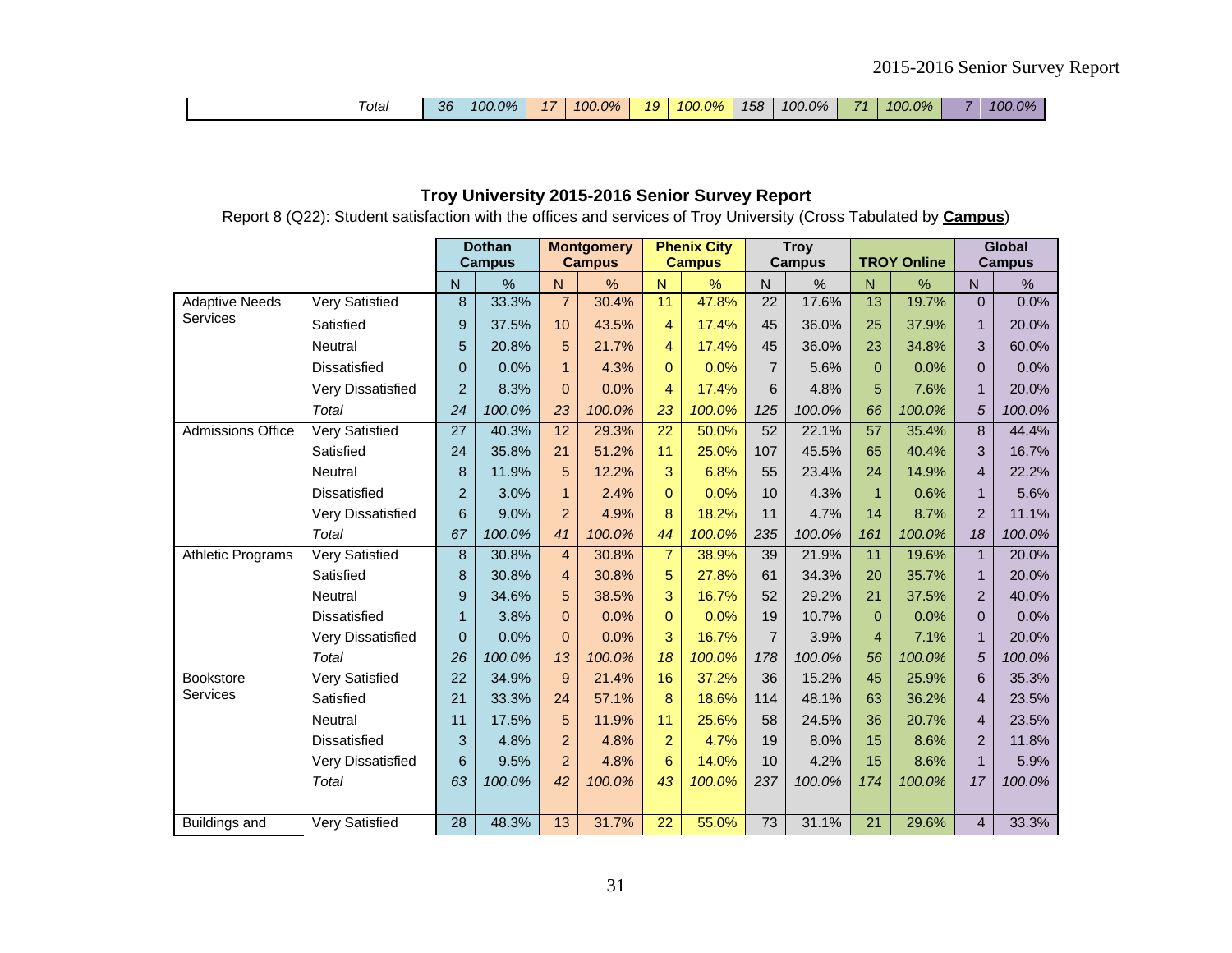| | Total | 36 | 100.0% | 17 | 100.0% | 19 | 100.0% | 158 | 100.0% | 71 | 100.0% | 7 | 100.0% |
|---|---|---|---|---|---|---|---|---|---|---|---|---|---|

**Troy University 2015-2016 Senior Survey Report**

Report 8 (Q22): Student satisfaction with the offices and services of Troy University (Cross Tabulated by **Campus**)

| | | Dothan Campus | | Montgomery Campus | | Phenix City Campus | | Troy Campus | | TROY Online | | Global Campus | |
|---|---|---|---|---|---|---|---|---|---|---|---|---|---|
| | | N | % | N | % | N | % | N | % | N | % | N | % |
| Adaptive Needs Services | Very Satisfied | 8 | 33.3% | 7 | 30.4% | 11 | 47.8% | 22 | 17.6% | 13 | 19.7% | 0 | 0.0% |
| | Satisfied | 9 | 37.5% | 10 | 43.5% | 4 | 17.4% | 45 | 36.0% | 25 | 37.9% | 1 | 20.0% |
| | Neutral | 5 | 20.8% | 5 | 21.7% | 4 | 17.4% | 45 | 36.0% | 23 | 34.8% | 3 | 60.0% |
| | Dissatisfied | 0 | 0.0% | 1 | 4.3% | 0 | 0.0% | 7 | 5.6% | 0 | 0.0% | 0 | 0.0% |
| | Very Dissatisfied | 2 | 8.3% | 0 | 0.0% | 4 | 17.4% | 6 | 4.8% | 5 | 7.6% | 1 | 20.0% |
| | *Total* | *24* | *100.0%* | *23* | *100.0%* | *23* | *100.0%* | *125* | *100.0%* | *66* | *100.0%* | *5* | *100.0%* |
| Admissions Office | Very Satisfied | 27 | 40.3% | 12 | 29.3% | 22 | 50.0% | 52 | 22.1% | 57 | 35.4% | 8 | 44.4% |
| | Satisfied | 24 | 35.8% | 21 | 51.2% | 11 | 25.0% | 107 | 45.5% | 65 | 40.4% | 3 | 16.7% |
| | Neutral | 8 | 11.9% | 5 | 12.2% | 3 | 6.8% | 55 | 23.4% | 24 | 14.9% | 4 | 22.2% |
| | Dissatisfied | 2 | 3.0% | 1 | 2.4% | 0 | 0.0% | 10 | 4.3% | 1 | 0.6% | 1 | 5.6% |
| | Very Dissatisfied | 6 | 9.0% | 2 | 4.9% | 8 | 18.2% | 11 | 4.7% | 14 | 8.7% | 2 | 11.1% |
| | *Total* | *67* | *100.0%* | *41* | *100.0%* | *44* | *100.0%* | *235* | *100.0%* | *161* | *100.0%* | *18* | *100.0%* |
| Athletic Programs | Very Satisfied | 8 | 30.8% | 4 | 30.8% | 7 | 38.9% | 39 | 21.9% | 11 | 19.6% | 1 | 20.0% |
| | Satisfied | 8 | 30.8% | 4 | 30.8% | 5 | 27.8% | 61 | 34.3% | 20 | 35.7% | 1 | 20.0% |
| | Neutral | 9 | 34.6% | 5 | 38.5% | 3 | 16.7% | 52 | 29.2% | 21 | 37.5% | 2 | 40.0% |
| | Dissatisfied | 1 | 3.8% | 0 | 0.0% | 0 | 0.0% | 19 | 10.7% | 0 | 0.0% | 0 | 0.0% |
| | Very Dissatisfied | 0 | 0.0% | 0 | 0.0% | 3 | 16.7% | 7 | 3.9% | 4 | 7.1% | 1 | 20.0% |
| | *Total* | *26* | *100.0%* | *13* | *100.0%* | *18* | *100.0%* | *178* | *100.0%* | *56* | *100.0%* | *5* | *100.0%* |
| Bookstore Services | Very Satisfied | 22 | 34.9% | 9 | 21.4% | 16 | 37.2% | 36 | 15.2% | 45 | 25.9% | 6 | 35.3% |
| | Satisfied | 21 | 33.3% | 24 | 57.1% | 8 | 18.6% | 114 | 48.1% | 63 | 36.2% | 4 | 23.5% |
| | Neutral | 11 | 17.5% | 5 | 11.9% | 11 | 25.6% | 58 | 24.5% | 36 | 20.7% | 4 | 23.5% |
| | Dissatisfied | 3 | 4.8% | 2 | 4.8% | 2 | 4.7% | 19 | 8.0% | 15 | 8.6% | 2 | 11.8% |
| | Very Dissatisfied | 6 | 9.5% | 2 | 4.8% | 6 | 14.0% | 10 | 4.2% | 15 | 8.6% | 1 | 5.9% |
| | *Total* | *63* | *100.0%* | *42* | *100.0%* | *43* | *100.0%* | *237* | *100.0%* | *174* | *100.0%* | *17* | *100.0%* |
| | | | | | | | | | | | | | |
| Buildings and | Very Satisfied | 28 | 48.3% | 13 | 31.7% | 22 | 55.0% | 73 | 31.1% | 21 | 29.6% | 4 | 33.3% |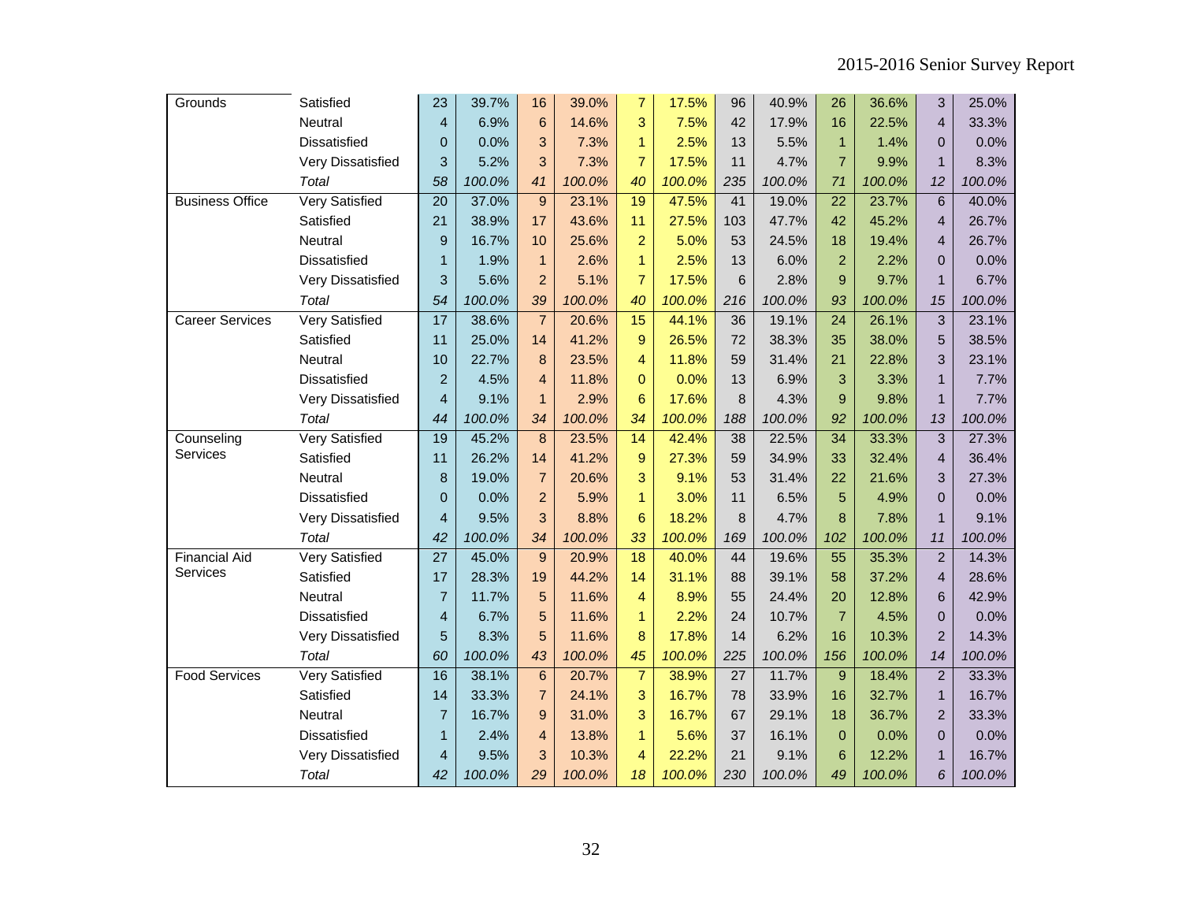| | | | | | | | | | | | | | |
|---|---|---|---|---|---|---|---|---|---|---|---|---|---|
| Grounds | Satisfied | 23 | 39.7% | 16 | 39.0% | 7 | 17.5% | 96 | 40.9% | 26 | 36.6% | 3 | 25.0% |
| | Neutral | 4 | 6.9% | 6 | 14.6% | 3 | 7.5% | 42 | 17.9% | 16 | 22.5% | 4 | 33.3% |
| | Dissatisfied | 0 | 0.0% | 3 | 7.3% | 1 | 2.5% | 13 | 5.5% | 1 | 1.4% | 0 | 0.0% |
| | Very Dissatisfied | 3 | 5.2% | 3 | 7.3% | 7 | 17.5% | 11 | 4.7% | 7 | 9.9% | 1 | 8.3% |
| | *Total* | *58* | *100.0%* | *41* | *100.0%* | *40* | *100.0%* | *235* | *100.0%* | *71* | *100.0%* | *12* | *100.0%* |
| Business Office | Very Satisfied | 20 | 37.0% | 9 | 23.1% | 19 | 47.5% | 41 | 19.0% | 22 | 23.7% | 6 | 40.0% |
| | Satisfied | 21 | 38.9% | 17 | 43.6% | 11 | 27.5% | 103 | 47.7% | 42 | 45.2% | 4 | 26.7% |
| | Neutral | 9 | 16.7% | 10 | 25.6% | 2 | 5.0% | 53 | 24.5% | 18 | 19.4% | 4 | 26.7% |
| | Dissatisfied | 1 | 1.9% | 1 | 2.6% | 1 | 2.5% | 13 | 6.0% | 2 | 2.2% | 0 | 0.0% |
| | Very Dissatisfied | 3 | 5.6% | 2 | 5.1% | 7 | 17.5% | 6 | 2.8% | 9 | 9.7% | 1 | 6.7% |
| | *Total* | *54* | *100.0%* | *39* | *100.0%* | *40* | *100.0%* | *216* | *100.0%* | *93* | *100.0%* | *15* | *100.0%* |
| Career Services | Very Satisfied | 17 | 38.6% | 7 | 20.6% | 15 | 44.1% | 36 | 19.1% | 24 | 26.1% | 3 | 23.1% |
| | Satisfied | 11 | 25.0% | 14 | 41.2% | 9 | 26.5% | 72 | 38.3% | 35 | 38.0% | 5 | 38.5% |
| | Neutral | 10 | 22.7% | 8 | 23.5% | 4 | 11.8% | 59 | 31.4% | 21 | 22.8% | 3 | 23.1% |
| | Dissatisfied | 2 | 4.5% | 4 | 11.8% | 0 | 0.0% | 13 | 6.9% | 3 | 3.3% | 1 | 7.7% |
| | Very Dissatisfied | 4 | 9.1% | 1 | 2.9% | 6 | 17.6% | 8 | 4.3% | 9 | 9.8% | 1 | 7.7% |
| | *Total* | *44* | *100.0%* | *34* | *100.0%* | *34* | *100.0%* | *188* | *100.0%* | *92* | *100.0%* | *13* | *100.0%* |
| Counseling Services | Very Satisfied | 19 | 45.2% | 8 | 23.5% | 14 | 42.4% | 38 | 22.5% | 34 | 33.3% | 3 | 27.3% |
| | Satisfied | 11 | 26.2% | 14 | 41.2% | 9 | 27.3% | 59 | 34.9% | 33 | 32.4% | 4 | 36.4% |
| | Neutral | 8 | 19.0% | 7 | 20.6% | 3 | 9.1% | 53 | 31.4% | 22 | 21.6% | 3 | 27.3% |
| | Dissatisfied | 0 | 0.0% | 2 | 5.9% | 1 | 3.0% | 11 | 6.5% | 5 | 4.9% | 0 | 0.0% |
| | Very Dissatisfied | 4 | 9.5% | 3 | 8.8% | 6 | 18.2% | 8 | 4.7% | 8 | 7.8% | 1 | 9.1% |
| | *Total* | *42* | *100.0%* | *34* | *100.0%* | *33* | *100.0%* | *169* | *100.0%* | *102* | *100.0%* | *11* | *100.0%* |
| Financial Aid Services | Very Satisfied | 27 | 45.0% | 9 | 20.9% | 18 | 40.0% | 44 | 19.6% | 55 | 35.3% | 2 | 14.3% |
| | Satisfied | 17 | 28.3% | 19 | 44.2% | 14 | 31.1% | 88 | 39.1% | 58 | 37.2% | 4 | 28.6% |
| | Neutral | 7 | 11.7% | 5 | 11.6% | 4 | 8.9% | 55 | 24.4% | 20 | 12.8% | 6 | 42.9% |
| | Dissatisfied | 4 | 6.7% | 5 | 11.6% | 1 | 2.2% | 24 | 10.7% | 7 | 4.5% | 0 | 0.0% |
| | Very Dissatisfied | 5 | 8.3% | 5 | 11.6% | 8 | 17.8% | 14 | 6.2% | 16 | 10.3% | 2 | 14.3% |
| | *Total* | *60* | *100.0%* | *43* | *100.0%* | *45* | *100.0%* | *225* | *100.0%* | *156* | *100.0%* | *14* | *100.0%* |
| Food Services | Very Satisfied | 16 | 38.1% | 6 | 20.7% | 7 | 38.9% | 27 | 11.7% | 9 | 18.4% | 2 | 33.3% |
| | Satisfied | 14 | 33.3% | 7 | 24.1% | 3 | 16.7% | 78 | 33.9% | 16 | 32.7% | 1 | 16.7% |
| | Neutral | 7 | 16.7% | 9 | 31.0% | 3 | 16.7% | 67 | 29.1% | 18 | 36.7% | 2 | 33.3% |
| | Dissatisfied | 1 | 2.4% | 4 | 13.8% | 1 | 5.6% | 37 | 16.1% | 0 | 0.0% | 0 | 0.0% |
| | Very Dissatisfied | 4 | 9.5% | 3 | 10.3% | 4 | 22.2% | 21 | 9.1% | 6 | 12.2% | 1 | 16.7% |
| | *Total* | *42* | *100.0%* | *29* | *100.0%* | *18* | *100.0%* | *230* | *100.0%* | *49* | *100.0%* | *6* | *100.0%* |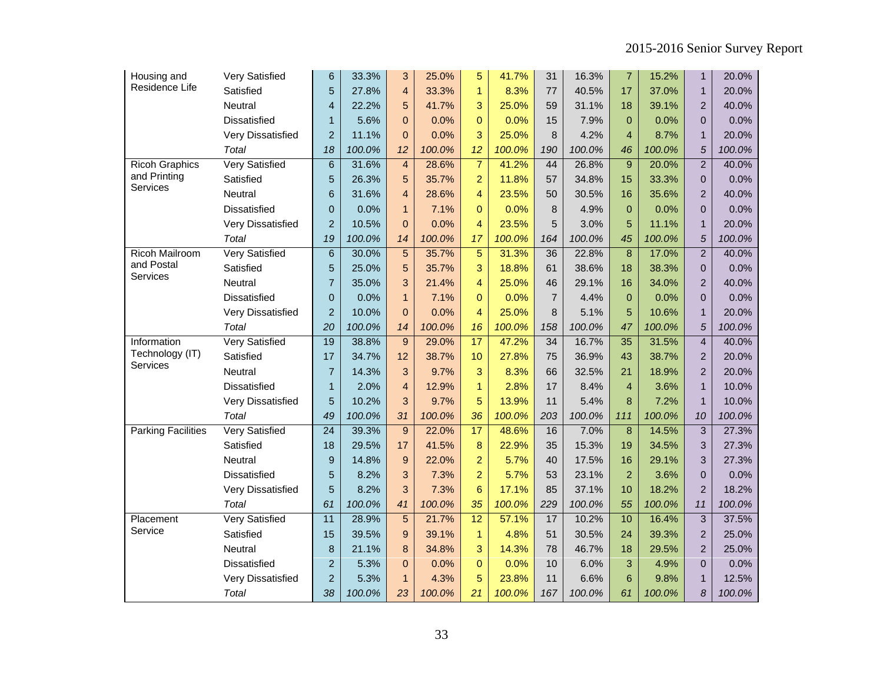| | | | | | | | | | | | | | |
|---|---|---|---|---|---|---|---|---|---|---|---|---|---|
| Housing and Residence Life | Very Satisfied | 6 | 33.3% | 3 | 25.0% | 5 | 41.7% | 31 | 16.3% | 7 | 15.2% | 1 | 20.0% |
| | Satisfied | 5 | 27.8% | 4 | 33.3% | 1 | 8.3% | 77 | 40.5% | 17 | 37.0% | 1 | 20.0% |
| | Neutral | 4 | 22.2% | 5 | 41.7% | 3 | 25.0% | 59 | 31.1% | 18 | 39.1% | 2 | 40.0% |
| | Dissatisfied | 1 | 5.6% | 0 | 0.0% | 0 | 0.0% | 15 | 7.9% | 0 | 0.0% | 0 | 0.0% |
| | Very Dissatisfied | 2 | 11.1% | 0 | 0.0% | 3 | 25.0% | 8 | 4.2% | 4 | 8.7% | 1 | 20.0% |
| | *Total* | *18* | *100.0%* | *12* | *100.0%* | *12* | *100.0%* | *190* | *100.0%* | *46* | *100.0%* | *5* | *100.0%* |
| Ricoh Graphics and Printing Services | Very Satisfied | 6 | 31.6% | 4 | 28.6% | 7 | 41.2% | 44 | 26.8% | 9 | 20.0% | 2 | 40.0% |
| | Satisfied | 5 | 26.3% | 5 | 35.7% | 2 | 11.8% | 57 | 34.8% | 15 | 33.3% | 0 | 0.0% |
| | Neutral | 6 | 31.6% | 4 | 28.6% | 4 | 23.5% | 50 | 30.5% | 16 | 35.6% | 2 | 40.0% |
| | Dissatisfied | 0 | 0.0% | 1 | 7.1% | 0 | 0.0% | 8 | 4.9% | 0 | 0.0% | 0 | 0.0% |
| | Very Dissatisfied | 2 | 10.5% | 0 | 0.0% | 4 | 23.5% | 5 | 3.0% | 5 | 11.1% | 1 | 20.0% |
| | *Total* | *19* | *100.0%* | *14* | *100.0%* | *17* | *100.0%* | *164* | *100.0%* | *45* | *100.0%* | *5* | *100.0%* |
| Ricoh Mailroom and Postal Services | Very Satisfied | 6 | 30.0% | 5 | 35.7% | 5 | 31.3% | 36 | 22.8% | 8 | 17.0% | 2 | 40.0% |
| | Satisfied | 5 | 25.0% | 5 | 35.7% | 3 | 18.8% | 61 | 38.6% | 18 | 38.3% | 0 | 0.0% |
| | Neutral | 7 | 35.0% | 3 | 21.4% | 4 | 25.0% | 46 | 29.1% | 16 | 34.0% | 2 | 40.0% |
| | Dissatisfied | 0 | 0.0% | 1 | 7.1% | 0 | 0.0% | 7 | 4.4% | 0 | 0.0% | 0 | 0.0% |
| | Very Dissatisfied | 2 | 10.0% | 0 | 0.0% | 4 | 25.0% | 8 | 5.1% | 5 | 10.6% | 1 | 20.0% |
| | *Total* | *20* | *100.0%* | *14* | *100.0%* | *16* | *100.0%* | *158* | *100.0%* | *47* | *100.0%* | *5* | *100.0%* |
| Information Technology (IT) Services | Very Satisfied | 19 | 38.8% | 9 | 29.0% | 17 | 47.2% | 34 | 16.7% | 35 | 31.5% | 4 | 40.0% |
| | Satisfied | 17 | 34.7% | 12 | 38.7% | 10 | 27.8% | 75 | 36.9% | 43 | 38.7% | 2 | 20.0% |
| | Neutral | 7 | 14.3% | 3 | 9.7% | 3 | 8.3% | 66 | 32.5% | 21 | 18.9% | 2 | 20.0% |
| | Dissatisfied | 1 | 2.0% | 4 | 12.9% | 1 | 2.8% | 17 | 8.4% | 4 | 3.6% | 1 | 10.0% |
| | Very Dissatisfied | 5 | 10.2% | 3 | 9.7% | 5 | 13.9% | 11 | 5.4% | 8 | 7.2% | 1 | 10.0% |
| | *Total* | *49* | *100.0%* | *31* | *100.0%* | *36* | *100.0%* | *203* | *100.0%* | *111* | *100.0%* | *10* | *100.0%* |
| Parking Facilities | Very Satisfied | 24 | 39.3% | 9 | 22.0% | 17 | 48.6% | 16 | 7.0% | 8 | 14.5% | 3 | 27.3% |
| | Satisfied | 18 | 29.5% | 17 | 41.5% | 8 | 22.9% | 35 | 15.3% | 19 | 34.5% | 3 | 27.3% |
| | Neutral | 9 | 14.8% | 9 | 22.0% | 2 | 5.7% | 40 | 17.5% | 16 | 29.1% | 3 | 27.3% |
| | Dissatisfied | 5 | 8.2% | 3 | 7.3% | 2 | 5.7% | 53 | 23.1% | 2 | 3.6% | 0 | 0.0% |
| | Very Dissatisfied | 5 | 8.2% | 3 | 7.3% | 6 | 17.1% | 85 | 37.1% | 10 | 18.2% | 2 | 18.2% |
| | *Total* | *61* | *100.0%* | *41* | *100.0%* | *35* | *100.0%* | *229* | *100.0%* | *55* | *100.0%* | *11* | *100.0%* |
| Placement Service | Very Satisfied | 11 | 28.9% | 5 | 21.7% | 12 | 57.1% | 17 | 10.2% | 10 | 16.4% | 3 | 37.5% |
| | Satisfied | 15 | 39.5% | 9 | 39.1% | 1 | 4.8% | 51 | 30.5% | 24 | 39.3% | 2 | 25.0% |
| | Neutral | 8 | 21.1% | 8 | 34.8% | 3 | 14.3% | 78 | 46.7% | 18 | 29.5% | 2 | 25.0% |
| | Dissatisfied | 2 | 5.3% | 0 | 0.0% | 0 | 0.0% | 10 | 6.0% | 3 | 4.9% | 0 | 0.0% |
| | Very Dissatisfied | 2 | 5.3% | 1 | 4.3% | 5 | 23.8% | 11 | 6.6% | 6 | 9.8% | 1 | 12.5% |
| | *Total* | *38* | *100.0%* | *23* | *100.0%* | *21* | *100.0%* | *167* | *100.0%* | *61* | *100.0%* | *8* | *100.0%* |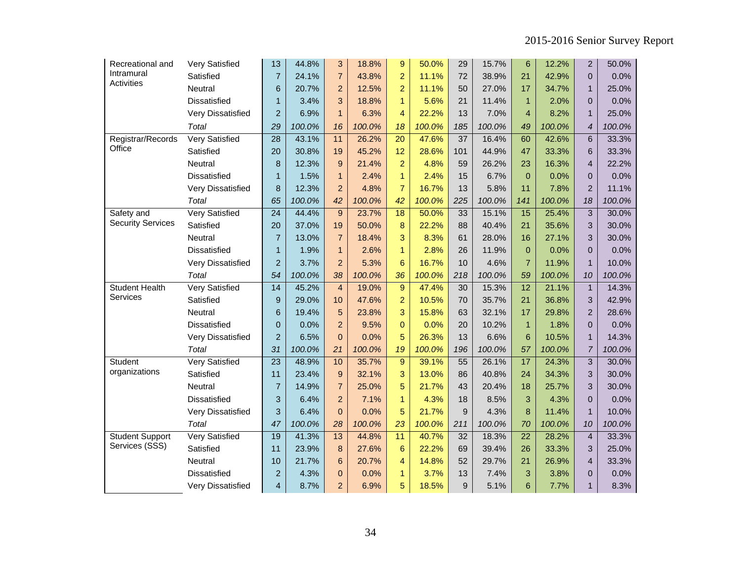| | | | | | | | | | | | | | |
|---|---|---|---|---|---|---|---|---|---|---|---|---|---|
| Recreational and Intramural Activities | Very Satisfied | 13 | 44.8% | 3 | 18.8% | 9 | 50.0% | 29 | 15.7% | 6 | 12.2% | 2 | 50.0% |
| | Satisfied | 7 | 24.1% | 7 | 43.8% | 2 | 11.1% | 72 | 38.9% | 21 | 42.9% | 0 | 0.0% |
| | Neutral | 6 | 20.7% | 2 | 12.5% | 2 | 11.1% | 50 | 27.0% | 17 | 34.7% | 1 | 25.0% |
| | Dissatisfied | 1 | 3.4% | 3 | 18.8% | 1 | 5.6% | 21 | 11.4% | 1 | 2.0% | 0 | 0.0% |
| | Very Dissatisfied | 2 | 6.9% | 1 | 6.3% | 4 | 22.2% | 13 | 7.0% | 4 | 8.2% | 1 | 25.0% |
| | *Total* | *29* | *100.0%* | *16* | *100.0%* | *18* | *100.0%* | *185* | *100.0%* | *49* | *100.0%* | *4* | *100.0%* |
| Registrar/Records Office | Very Satisfied | 28 | 43.1% | 11 | 26.2% | 20 | 47.6% | 37 | 16.4% | 60 | 42.6% | 6 | 33.3% |
| | Satisfied | 20 | 30.8% | 19 | 45.2% | 12 | 28.6% | 101 | 44.9% | 47 | 33.3% | 6 | 33.3% |
| | Neutral | 8 | 12.3% | 9 | 21.4% | 2 | 4.8% | 59 | 26.2% | 23 | 16.3% | 4 | 22.2% |
| | Dissatisfied | 1 | 1.5% | 1 | 2.4% | 1 | 2.4% | 15 | 6.7% | 0 | 0.0% | 0 | 0.0% |
| | Very Dissatisfied | 8 | 12.3% | 2 | 4.8% | 7 | 16.7% | 13 | 5.8% | 11 | 7.8% | 2 | 11.1% |
| | *Total* | *65* | *100.0%* | *42* | *100.0%* | *42* | *100.0%* | *225* | *100.0%* | *141* | *100.0%* | *18* | *100.0%* |
| Safety and Security Services | Very Satisfied | 24 | 44.4% | 9 | 23.7% | 18 | 50.0% | 33 | 15.1% | 15 | 25.4% | 3 | 30.0% |
| | Satisfied | 20 | 37.0% | 19 | 50.0% | 8 | 22.2% | 88 | 40.4% | 21 | 35.6% | 3 | 30.0% |
| | Neutral | 7 | 13.0% | 7 | 18.4% | 3 | 8.3% | 61 | 28.0% | 16 | 27.1% | 3 | 30.0% |
| | Dissatisfied | 1 | 1.9% | 1 | 2.6% | 1 | 2.8% | 26 | 11.9% | 0 | 0.0% | 0 | 0.0% |
| | Very Dissatisfied | 2 | 3.7% | 2 | 5.3% | 6 | 16.7% | 10 | 4.6% | 7 | 11.9% | 1 | 10.0% |
| | *Total* | *54* | *100.0%* | *38* | *100.0%* | *36* | *100.0%* | *218* | *100.0%* | *59* | *100.0%* | *10* | *100.0%* |
| Student Health Services | Very Satisfied | 14 | 45.2% | 4 | 19.0% | 9 | 47.4% | 30 | 15.3% | 12 | 21.1% | 1 | 14.3% |
| | Satisfied | 9 | 29.0% | 10 | 47.6% | 2 | 10.5% | 70 | 35.7% | 21 | 36.8% | 3 | 42.9% |
| | Neutral | 6 | 19.4% | 5 | 23.8% | 3 | 15.8% | 63 | 32.1% | 17 | 29.8% | 2 | 28.6% |
| | Dissatisfied | 0 | 0.0% | 2 | 9.5% | 0 | 0.0% | 20 | 10.2% | 1 | 1.8% | 0 | 0.0% |
| | Very Dissatisfied | 2 | 6.5% | 0 | 0.0% | 5 | 26.3% | 13 | 6.6% | 6 | 10.5% | 1 | 14.3% |
| | *Total* | *31* | *100.0%* | *21* | *100.0%* | *19* | *100.0%* | *196* | *100.0%* | *57* | *100.0%* | *7* | *100.0%* |
| Student organizations | Very Satisfied | 23 | 48.9% | 10 | 35.7% | 9 | 39.1% | 55 | 26.1% | 17 | 24.3% | 3 | 30.0% |
| | Satisfied | 11 | 23.4% | 9 | 32.1% | 3 | 13.0% | 86 | 40.8% | 24 | 34.3% | 3 | 30.0% |
| | Neutral | 7 | 14.9% | 7 | 25.0% | 5 | 21.7% | 43 | 20.4% | 18 | 25.7% | 3 | 30.0% |
| | Dissatisfied | 3 | 6.4% | 2 | 7.1% | 1 | 4.3% | 18 | 8.5% | 3 | 4.3% | 0 | 0.0% |
| | Very Dissatisfied | 3 | 6.4% | 0 | 0.0% | 5 | 21.7% | 9 | 4.3% | 8 | 11.4% | 1 | 10.0% |
| | *Total* | *47* | *100.0%* | *28* | *100.0%* | *23* | *100.0%* | *211* | *100.0%* | *70* | *100.0%* | *10* | *100.0%* |
| Student Support Services (SSS) | Very Satisfied | 19 | 41.3% | 13 | 44.8% | 11 | 40.7% | 32 | 18.3% | 22 | 28.2% | 4 | 33.3% |
| | Satisfied | 11 | 23.9% | 8 | 27.6% | 6 | 22.2% | 69 | 39.4% | 26 | 33.3% | 3 | 25.0% |
| | Neutral | 10 | 21.7% | 6 | 20.7% | 4 | 14.8% | 52 | 29.7% | 21 | 26.9% | 4 | 33.3% |
| | Dissatisfied | 2 | 4.3% | 0 | 0.0% | 1 | 3.7% | 13 | 7.4% | 3 | 3.8% | 0 | 0.0% |
| | Very Dissatisfied | 4 | 8.7% | 2 | 6.9% | 5 | 18.5% | 9 | 5.1% | 6 | 7.7% | 1 | 8.3% |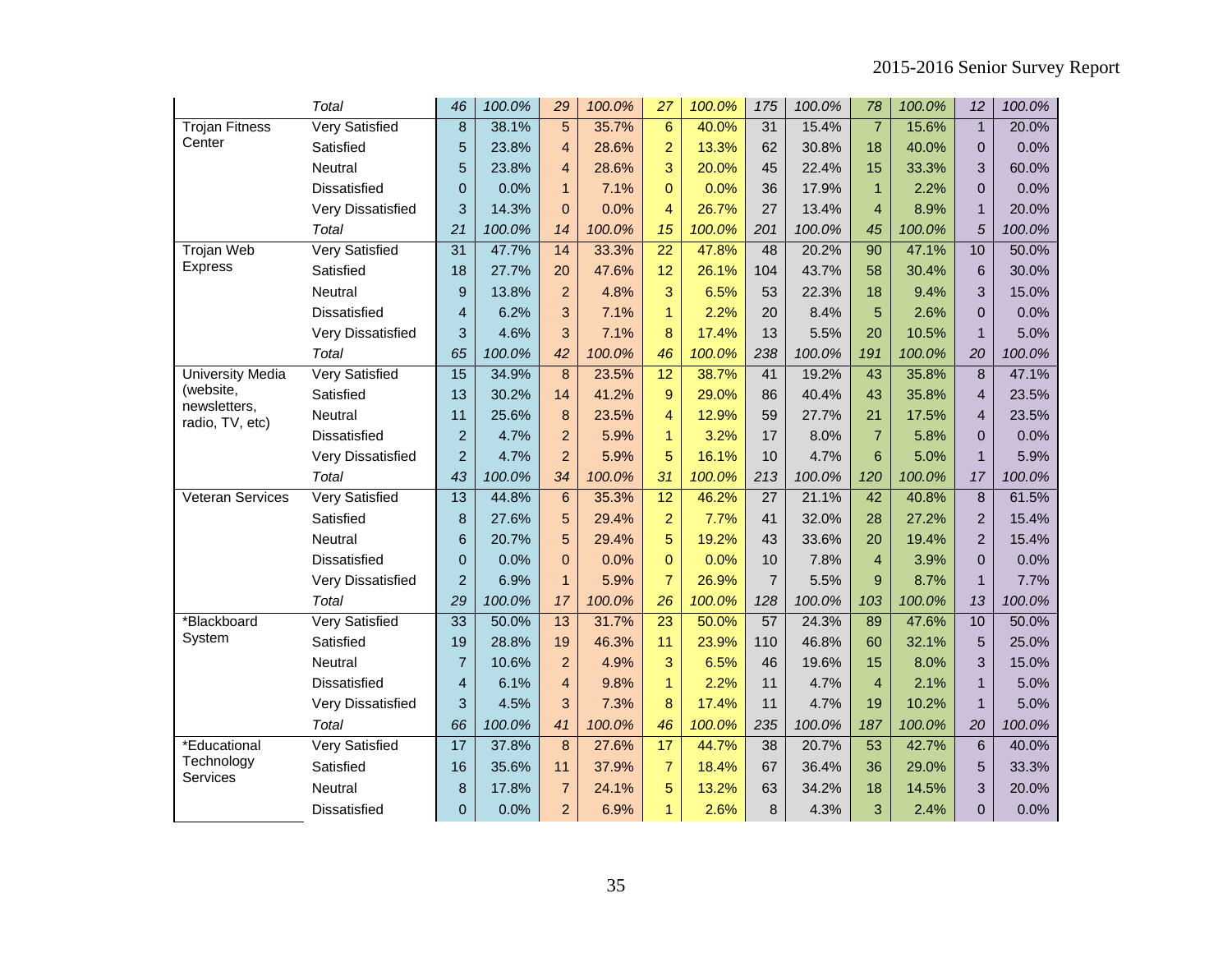| | Total | 46 | 100.0% | 29 | 100.0% | 27 | 100.0% | 175 | 100.0% | 78 | 100.0% | 12 | 100.0% |
|---|---|---|---|---|---|---|---|---|---|---|---|---|---|
| Trojan Fitness Center | Very Satisfied | 8 | 38.1% | 5 | 35.7% | 6 | 40.0% | 31 | 15.4% | 7 | 15.6% | 1 | 20.0% |
| | Satisfied | 5 | 23.8% | 4 | 28.6% | 2 | 13.3% | 62 | 30.8% | 18 | 40.0% | 0 | 0.0% |
| | Neutral | 5 | 23.8% | 4 | 28.6% | 3 | 20.0% | 45 | 22.4% | 15 | 33.3% | 3 | 60.0% |
| | Dissatisfied | 0 | 0.0% | 1 | 7.1% | 0 | 0.0% | 36 | 17.9% | 1 | 2.2% | 0 | 0.0% |
| | Very Dissatisfied | 3 | 14.3% | 0 | 0.0% | 4 | 26.7% | 27 | 13.4% | 4 | 8.9% | 1 | 20.0% |
| | *Total* | *21* | *100.0%* | *14* | *100.0%* | *15* | *100.0%* | *201* | *100.0%* | *45* | *100.0%* | *5* | *100.0%* |
| Trojan Web Express | Very Satisfied | 31 | 47.7% | 14 | 33.3% | 22 | 47.8% | 48 | 20.2% | 90 | 47.1% | 10 | 50.0% |
| | Satisfied | 18 | 27.7% | 20 | 47.6% | 12 | 26.1% | 104 | 43.7% | 58 | 30.4% | 6 | 30.0% |
| | Neutral | 9 | 13.8% | 2 | 4.8% | 3 | 6.5% | 53 | 22.3% | 18 | 9.4% | 3 | 15.0% |
| | Dissatisfied | 4 | 6.2% | 3 | 7.1% | 1 | 2.2% | 20 | 8.4% | 5 | 2.6% | 0 | 0.0% |
| | Very Dissatisfied | 3 | 4.6% | 3 | 7.1% | 8 | 17.4% | 13 | 5.5% | 20 | 10.5% | 1 | 5.0% |
| | *Total* | *65* | *100.0%* | *42* | *100.0%* | *46* | *100.0%* | *238* | *100.0%* | *191* | *100.0%* | *20* | *100.0%* |
| University Media (website, newsletters, radio, TV, etc) | Very Satisfied | 15 | 34.9% | 8 | 23.5% | 12 | 38.7% | 41 | 19.2% | 43 | 35.8% | 8 | 47.1% |
| | Satisfied | 13 | 30.2% | 14 | 41.2% | 9 | 29.0% | 86 | 40.4% | 43 | 35.8% | 4 | 23.5% |
| | Neutral | 11 | 25.6% | 8 | 23.5% | 4 | 12.9% | 59 | 27.7% | 21 | 17.5% | 4 | 23.5% |
| | Dissatisfied | 2 | 4.7% | 2 | 5.9% | 1 | 3.2% | 17 | 8.0% | 7 | 5.8% | 0 | 0.0% |
| | Very Dissatisfied | 2 | 4.7% | 2 | 5.9% | 5 | 16.1% | 10 | 4.7% | 6 | 5.0% | 1 | 5.9% |
| | *Total* | *43* | *100.0%* | *34* | *100.0%* | *31* | *100.0%* | *213* | *100.0%* | *120* | *100.0%* | *17* | *100.0%* |
| Veteran Services | Very Satisfied | 13 | 44.8% | 6 | 35.3% | 12 | 46.2% | 27 | 21.1% | 42 | 40.8% | 8 | 61.5% |
| | Satisfied | 8 | 27.6% | 5 | 29.4% | 2 | 7.7% | 41 | 32.0% | 28 | 27.2% | 2 | 15.4% |
| | Neutral | 6 | 20.7% | 5 | 29.4% | 5 | 19.2% | 43 | 33.6% | 20 | 19.4% | 2 | 15.4% |
| | Dissatisfied | 0 | 0.0% | 0 | 0.0% | 0 | 0.0% | 10 | 7.8% | 4 | 3.9% | 0 | 0.0% |
| | Very Dissatisfied | 2 | 6.9% | 1 | 5.9% | 7 | 26.9% | 7 | 5.5% | 9 | 8.7% | 1 | 7.7% |
| | *Total* | *29* | *100.0%* | *17* | *100.0%* | *26* | *100.0%* | *128* | *100.0%* | *103* | *100.0%* | *13* | *100.0%* |
| *Blackboard System | Very Satisfied | 33 | 50.0% | 13 | 31.7% | 23 | 50.0% | 57 | 24.3% | 89 | 47.6% | 10 | 50.0% |
| | Satisfied | 19 | 28.8% | 19 | 46.3% | 11 | 23.9% | 110 | 46.8% | 60 | 32.1% | 5 | 25.0% |
| | Neutral | 7 | 10.6% | 2 | 4.9% | 3 | 6.5% | 46 | 19.6% | 15 | 8.0% | 3 | 15.0% |
| | Dissatisfied | 4 | 6.1% | 4 | 9.8% | 1 | 2.2% | 11 | 4.7% | 4 | 2.1% | 1 | 5.0% |
| | Very Dissatisfied | 3 | 4.5% | 3 | 7.3% | 8 | 17.4% | 11 | 4.7% | 19 | 10.2% | 1 | 5.0% |
| | *Total* | *66* | *100.0%* | *41* | *100.0%* | *46* | *100.0%* | *235* | *100.0%* | *187* | *100.0%* | *20* | *100.0%* |
| *Educational Technology Services | Very Satisfied | 17 | 37.8% | 8 | 27.6% | 17 | 44.7% | 38 | 20.7% | 53 | 42.7% | 6 | 40.0% |
| | Satisfied | 16 | 35.6% | 11 | 37.9% | 7 | 18.4% | 67 | 36.4% | 36 | 29.0% | 5 | 33.3% |
| | Neutral | 8 | 17.8% | 7 | 24.1% | 5 | 13.2% | 63 | 34.2% | 18 | 14.5% | 3 | 20.0% |
| | Dissatisfied | 0 | 0.0% | 2 | 6.9% | 1 | 2.6% | 8 | 4.3% | 3 | 2.4% | 0 | 0.0% |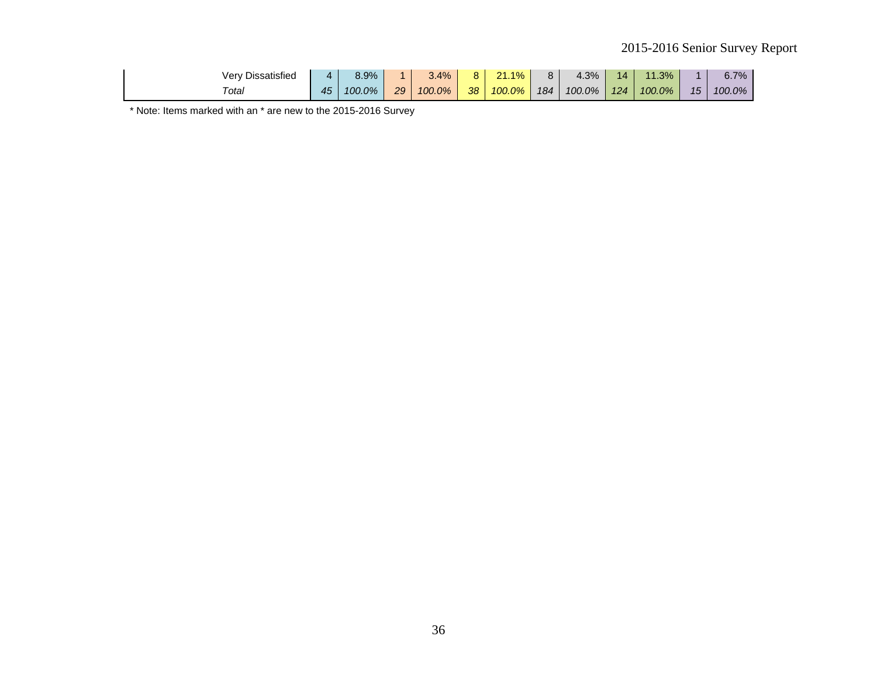| | | | | | | | | | | | | |
|---|---|---|---|---|---|---|---|---|---|---|---|---|
| Very Dissatisfied | 4 | 8.9% | 1 | 3.4% | 8 | 21.1% | 8 | 4.3% | 14 | 11.3% | 1 | 6.7% |
| *Total* | *45* | *100.0%* | *29* | *100.0%* | *38* | *100.0%* | *184* | *100.0%* | *124* | *100.0%* | *15* | *100.0%* |

* Note: Items marked with an * are new to the 2015-2016 Survey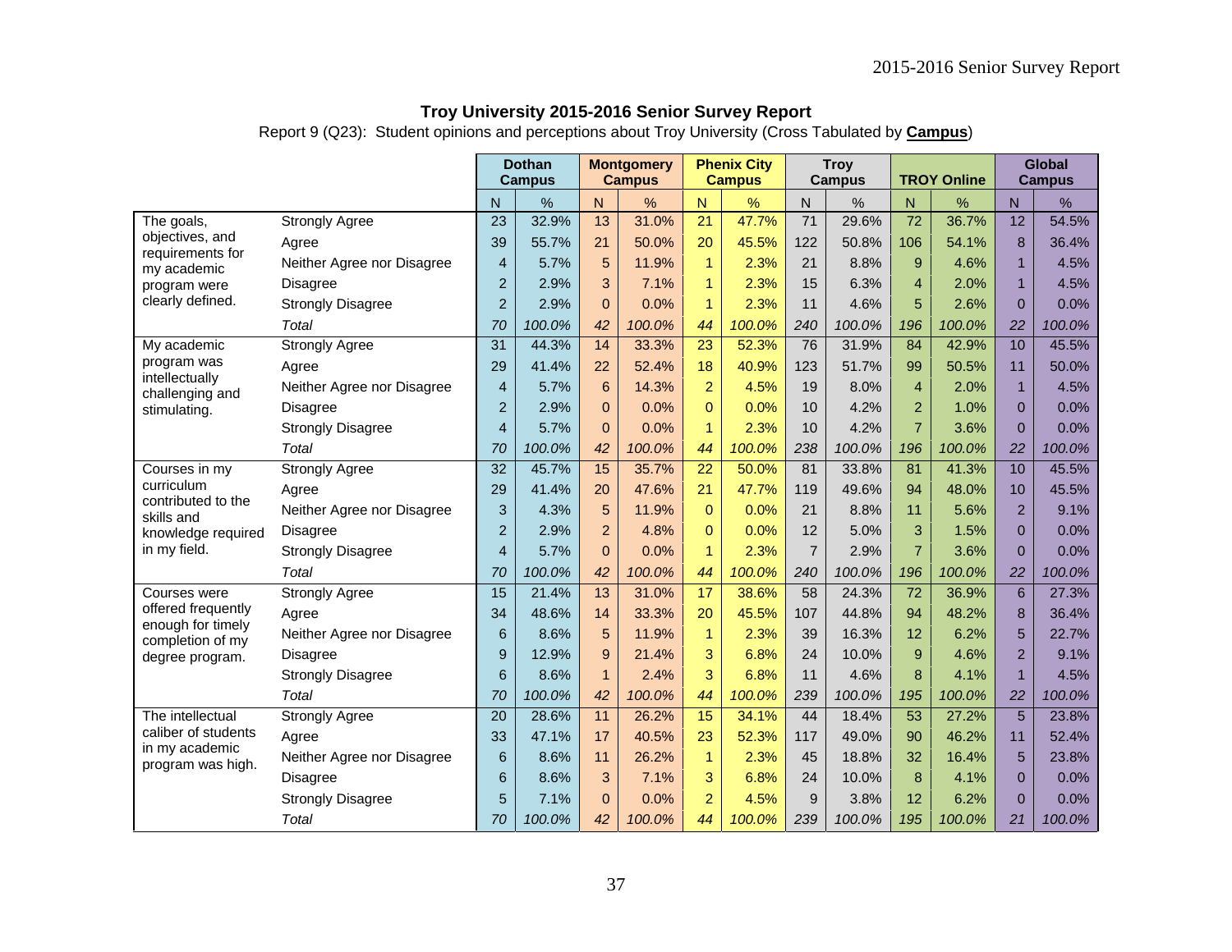## Troy University 2015-2016 Senior Survey Report

Report 9 (Q23): Student opinions and perceptions about Troy University (Cross Tabulated by **Campus**)

| | | Dothan Campus | | Montgomery Campus | | Phenix City Campus | | Troy Campus | | TROY Online | | Global Campus | |
|---|---|---|---|---|---|---|---|---|---|---|---|---|---|
| | | N | % | N | % | N | % | N | % | N | % | N | % |
| The goals, objectives, and requirements for my academic program were clearly defined. | Strongly Agree | 23 | 32.9% | 13 | 31.0% | 21 | 47.7% | 71 | 29.6% | 72 | 36.7% | 12 | 54.5% |
| | Agree | 39 | 55.7% | 21 | 50.0% | 20 | 45.5% | 122 | 50.8% | 106 | 54.1% | 8 | 36.4% |
| | Neither Agree nor Disagree | 4 | 5.7% | 5 | 11.9% | 1 | 2.3% | 21 | 8.8% | 9 | 4.6% | 1 | 4.5% |
| | Disagree | 2 | 2.9% | 3 | 7.1% | 1 | 2.3% | 15 | 6.3% | 4 | 2.0% | 1 | 4.5% |
| | Strongly Disagree | 2 | 2.9% | 0 | 0.0% | 1 | 2.3% | 11 | 4.6% | 5 | 2.6% | 0 | 0.0% |
| | *Total* | *70* | *100.0%* | *42* | *100.0%* | *44* | *100.0%* | *240* | *100.0%* | *196* | *100.0%* | *22* | *100.0%* |
| My academic program was intellectually challenging and stimulating. | Strongly Agree | 31 | 44.3% | 14 | 33.3% | 23 | 52.3% | 76 | 31.9% | 84 | 42.9% | 10 | 45.5% |
| | Agree | 29 | 41.4% | 22 | 52.4% | 18 | 40.9% | 123 | 51.7% | 99 | 50.5% | 11 | 50.0% |
| | Neither Agree nor Disagree | 4 | 5.7% | 6 | 14.3% | 2 | 4.5% | 19 | 8.0% | 4 | 2.0% | 1 | 4.5% |
| | Disagree | 2 | 2.9% | 0 | 0.0% | 0 | 0.0% | 10 | 4.2% | 2 | 1.0% | 0 | 0.0% |
| | Strongly Disagree | 4 | 5.7% | 0 | 0.0% | 1 | 2.3% | 10 | 4.2% | 7 | 3.6% | 0 | 0.0% |
| | *Total* | *70* | *100.0%* | *42* | *100.0%* | *44* | *100.0%* | *238* | *100.0%* | *196* | *100.0%* | *22* | *100.0%* |
| Courses in my curriculum contributed to the skills and knowledge required in my field. | Strongly Agree | 32 | 45.7% | 15 | 35.7% | 22 | 50.0% | 81 | 33.8% | 81 | 41.3% | 10 | 45.5% |
| | Agree | 29 | 41.4% | 20 | 47.6% | 21 | 47.7% | 119 | 49.6% | 94 | 48.0% | 10 | 45.5% |
| | Neither Agree nor Disagree | 3 | 4.3% | 5 | 11.9% | 0 | 0.0% | 21 | 8.8% | 11 | 5.6% | 2 | 9.1% |
| | Disagree | 2 | 2.9% | 2 | 4.8% | 0 | 0.0% | 12 | 5.0% | 3 | 1.5% | 0 | 0.0% |
| | Strongly Disagree | 4 | 5.7% | 0 | 0.0% | 1 | 2.3% | 7 | 2.9% | 7 | 3.6% | 0 | 0.0% |
| | *Total* | *70* | *100.0%* | *42* | *100.0%* | *44* | *100.0%* | *240* | *100.0%* | *196* | *100.0%* | *22* | *100.0%* |
| Courses were offered frequently enough for timely completion of my degree program. | Strongly Agree | 15 | 21.4% | 13 | 31.0% | 17 | 38.6% | 58 | 24.3% | 72 | 36.9% | 6 | 27.3% |
| | Agree | 34 | 48.6% | 14 | 33.3% | 20 | 45.5% | 107 | 44.8% | 94 | 48.2% | 8 | 36.4% |
| | Neither Agree nor Disagree | 6 | 8.6% | 5 | 11.9% | 1 | 2.3% | 39 | 16.3% | 12 | 6.2% | 5 | 22.7% |
| | Disagree | 9 | 12.9% | 9 | 21.4% | 3 | 6.8% | 24 | 10.0% | 9 | 4.6% | 2 | 9.1% |
| | Strongly Disagree | 6 | 8.6% | 1 | 2.4% | 3 | 6.8% | 11 | 4.6% | 8 | 4.1% | 1 | 4.5% |
| | *Total* | *70* | *100.0%* | *42* | *100.0%* | *44* | *100.0%* | *239* | *100.0%* | *195* | *100.0%* | *22* | *100.0%* |
| The intellectual caliber of students in my academic program was high. | Strongly Agree | 20 | 28.6% | 11 | 26.2% | 15 | 34.1% | 44 | 18.4% | 53 | 27.2% | 5 | 23.8% |
| | Agree | 33 | 47.1% | 17 | 40.5% | 23 | 52.3% | 117 | 49.0% | 90 | 46.2% | 11 | 52.4% |
| | Neither Agree nor Disagree | 6 | 8.6% | 11 | 26.2% | 1 | 2.3% | 45 | 18.8% | 32 | 16.4% | 5 | 23.8% |
| | Disagree | 6 | 8.6% | 3 | 7.1% | 3 | 6.8% | 24 | 10.0% | 8 | 4.1% | 0 | 0.0% |
| | Strongly Disagree | 5 | 7.1% | 0 | 0.0% | 2 | 4.5% | 9 | 3.8% | 12 | 6.2% | 0 | 0.0% |
| | *Total* | *70* | *100.0%* | *42* | *100.0%* | *44* | *100.0%* | *239* | *100.0%* | *195* | *100.0%* | *21* | *100.0%* |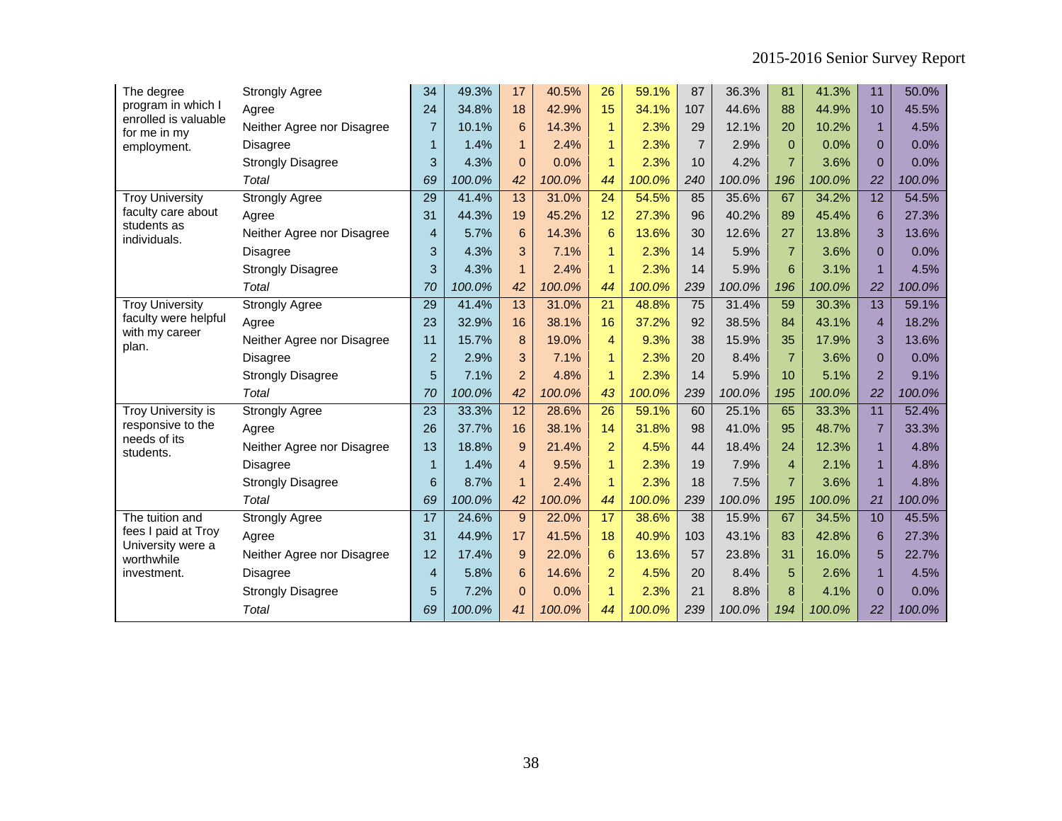| | | | | | | | | | | | | | |
|---|---|---|---|---|---|---|---|---|---|---|---|---|---|
| The degree program in which I enrolled is valuable for me in my employment. | Strongly Agree | 34 | 49.3% | 17 | 40.5% | 26 | 59.1% | 87 | 36.3% | 81 | 41.3% | 11 | 50.0% |
| | Agree | 24 | 34.8% | 18 | 42.9% | 15 | 34.1% | 107 | 44.6% | 88 | 44.9% | 10 | 45.5% |
| | Neither Agree nor Disagree | 7 | 10.1% | 6 | 14.3% | 1 | 2.3% | 29 | 12.1% | 20 | 10.2% | 1 | 4.5% |
| | Disagree | 1 | 1.4% | 1 | 2.4% | 1 | 2.3% | 7 | 2.9% | 0 | 0.0% | 0 | 0.0% |
| | Strongly Disagree | 3 | 4.3% | 0 | 0.0% | 1 | 2.3% | 10 | 4.2% | 7 | 3.6% | 0 | 0.0% |
| | *Total* | *69* | *100.0%* | *42* | *100.0%* | *44* | *100.0%* | *240* | *100.0%* | *196* | *100.0%* | *22* | *100.0%* |
| Troy University faculty care about students as individuals. | Strongly Agree | 29 | 41.4% | 13 | 31.0% | 24 | 54.5% | 85 | 35.6% | 67 | 34.2% | 12 | 54.5% |
| | Agree | 31 | 44.3% | 19 | 45.2% | 12 | 27.3% | 96 | 40.2% | 89 | 45.4% | 6 | 27.3% |
| | Neither Agree nor Disagree | 4 | 5.7% | 6 | 14.3% | 6 | 13.6% | 30 | 12.6% | 27 | 13.8% | 3 | 13.6% |
| | Disagree | 3 | 4.3% | 3 | 7.1% | 1 | 2.3% | 14 | 5.9% | 7 | 3.6% | 0 | 0.0% |
| | Strongly Disagree | 3 | 4.3% | 1 | 2.4% | 1 | 2.3% | 14 | 5.9% | 6 | 3.1% | 1 | 4.5% |
| | *Total* | *70* | *100.0%* | *42* | *100.0%* | *44* | *100.0%* | *239* | *100.0%* | *196* | *100.0%* | *22* | *100.0%* |
| Troy University faculty were helpful with my career plan. | Strongly Agree | 29 | 41.4% | 13 | 31.0% | 21 | 48.8% | 75 | 31.4% | 59 | 30.3% | 13 | 59.1% |
| | Agree | 23 | 32.9% | 16 | 38.1% | 16 | 37.2% | 92 | 38.5% | 84 | 43.1% | 4 | 18.2% |
| | Neither Agree nor Disagree | 11 | 15.7% | 8 | 19.0% | 4 | 9.3% | 38 | 15.9% | 35 | 17.9% | 3 | 13.6% |
| | Disagree | 2 | 2.9% | 3 | 7.1% | 1 | 2.3% | 20 | 8.4% | 7 | 3.6% | 0 | 0.0% |
| | Strongly Disagree | 5 | 7.1% | 2 | 4.8% | 1 | 2.3% | 14 | 5.9% | 10 | 5.1% | 2 | 9.1% |
| | *Total* | *70* | *100.0%* | *42* | *100.0%* | *43* | *100.0%* | *239* | *100.0%* | *195* | *100.0%* | *22* | *100.0%* |
| Troy University is responsive to the needs of its students. | Strongly Agree | 23 | 33.3% | 12 | 28.6% | 26 | 59.1% | 60 | 25.1% | 65 | 33.3% | 11 | 52.4% |
| | Agree | 26 | 37.7% | 16 | 38.1% | 14 | 31.8% | 98 | 41.0% | 95 | 48.7% | 7 | 33.3% |
| | Neither Agree nor Disagree | 13 | 18.8% | 9 | 21.4% | 2 | 4.5% | 44 | 18.4% | 24 | 12.3% | 1 | 4.8% |
| | Disagree | 1 | 1.4% | 4 | 9.5% | 1 | 2.3% | 19 | 7.9% | 4 | 2.1% | 1 | 4.8% |
| | Strongly Disagree | 6 | 8.7% | 1 | 2.4% | 1 | 2.3% | 18 | 7.5% | 7 | 3.6% | 1 | 4.8% |
| | *Total* | *69* | *100.0%* | *42* | *100.0%* | *44* | *100.0%* | *239* | *100.0%* | *195* | *100.0%* | *21* | *100.0%* |
| The tuition and fees I paid at Troy University were a worthwhile investment. | Strongly Agree | 17 | 24.6% | 9 | 22.0% | 17 | 38.6% | 38 | 15.9% | 67 | 34.5% | 10 | 45.5% |
| | Agree | 31 | 44.9% | 17 | 41.5% | 18 | 40.9% | 103 | 43.1% | 83 | 42.8% | 6 | 27.3% |
| | Neither Agree nor Disagree | 12 | 17.4% | 9 | 22.0% | 6 | 13.6% | 57 | 23.8% | 31 | 16.0% | 5 | 22.7% |
| | Disagree | 4 | 5.8% | 6 | 14.6% | 2 | 4.5% | 20 | 8.4% | 5 | 2.6% | 1 | 4.5% |
| | Strongly Disagree | 5 | 7.2% | 0 | 0.0% | 1 | 2.3% | 21 | 8.8% | 8 | 4.1% | 0 | 0.0% |
| | *Total* | *69* | *100.0%* | *41* | *100.0%* | *44* | *100.0%* | *239* | *100.0%* | *194* | *100.0%* | *22* | *100.0%* |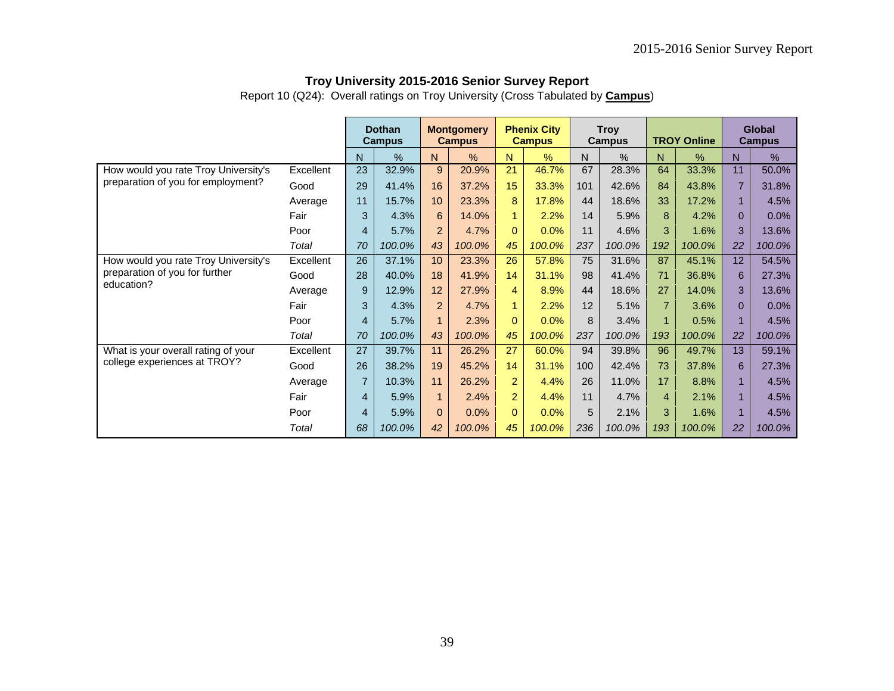# Troy University 2015-2016 Senior Survey Report

Report 10 (Q24): Overall ratings on Troy University (Cross Tabulated by **Campus**)

| | | Dothan Campus | | Montgomery Campus | | Phenix City Campus | | Troy Campus | | TROY Online | | Global Campus | |
|---|---|---|---|---|---|---|---|---|---|---|---|---|---|
| | | N | % | N | % | N | % | N | % | N | % | N | % |
| How would you rate Troy University's preparation of you for employment? | Excellent | 23 | 32.9% | 9 | 20.9% | 21 | 46.7% | 67 | 28.3% | 64 | 33.3% | 11 | 50.0% |
| | Good | 29 | 41.4% | 16 | 37.2% | 15 | 33.3% | 101 | 42.6% | 84 | 43.8% | 7 | 31.8% |
| | Average | 11 | 15.7% | 10 | 23.3% | 8 | 17.8% | 44 | 18.6% | 33 | 17.2% | 1 | 4.5% |
| | Fair | 3 | 4.3% | 6 | 14.0% | 1 | 2.2% | 14 | 5.9% | 8 | 4.2% | 0 | 0.0% |
| | Poor | 4 | 5.7% | 2 | 4.7% | 0 | 0.0% | 11 | 4.6% | 3 | 1.6% | 3 | 13.6% |
| | *Total* | *70* | *100.0%* | *43* | *100.0%* | *45* | *100.0%* | *237* | *100.0%* | *192* | *100.0%* | *22* | *100.0%* |
| How would you rate Troy University's preparation of you for further education? | Excellent | 26 | 37.1% | 10 | 23.3% | 26 | 57.8% | 75 | 31.6% | 87 | 45.1% | 12 | 54.5% |
| | Good | 28 | 40.0% | 18 | 41.9% | 14 | 31.1% | 98 | 41.4% | 71 | 36.8% | 6 | 27.3% |
| | Average | 9 | 12.9% | 12 | 27.9% | 4 | 8.9% | 44 | 18.6% | 27 | 14.0% | 3 | 13.6% |
| | Fair | 3 | 4.3% | 2 | 4.7% | 1 | 2.2% | 12 | 5.1% | 7 | 3.6% | 0 | 0.0% |
| | Poor | 4 | 5.7% | 1 | 2.3% | 0 | 0.0% | 8 | 3.4% | 1 | 0.5% | 1 | 4.5% |
| | *Total* | *70* | *100.0%* | *43* | *100.0%* | *45* | *100.0%* | *237* | *100.0%* | *193* | *100.0%* | *22* | *100.0%* |
| What is your overall rating of your college experiences at TROY? | Excellent | 27 | 39.7% | 11 | 26.2% | 27 | 60.0% | 94 | 39.8% | 96 | 49.7% | 13 | 59.1% |
| | Good | 26 | 38.2% | 19 | 45.2% | 14 | 31.1% | 100 | 42.4% | 73 | 37.8% | 6 | 27.3% |
| | Average | 7 | 10.3% | 11 | 26.2% | 2 | 4.4% | 26 | 11.0% | 17 | 8.8% | 1 | 4.5% |
| | Fair | 4 | 5.9% | 1 | 2.4% | 2 | 4.4% | 11 | 4.7% | 4 | 2.1% | 1 | 4.5% |
| | Poor | 4 | 5.9% | 0 | 0.0% | 0 | 0.0% | 5 | 2.1% | 3 | 1.6% | 1 | 4.5% |
| | *Total* | *68* | *100.0%* | *42* | *100.0%* | *45* | *100.0%* | *236* | *100.0%* | *193* | *100.0%* | *22* | *100.0%* |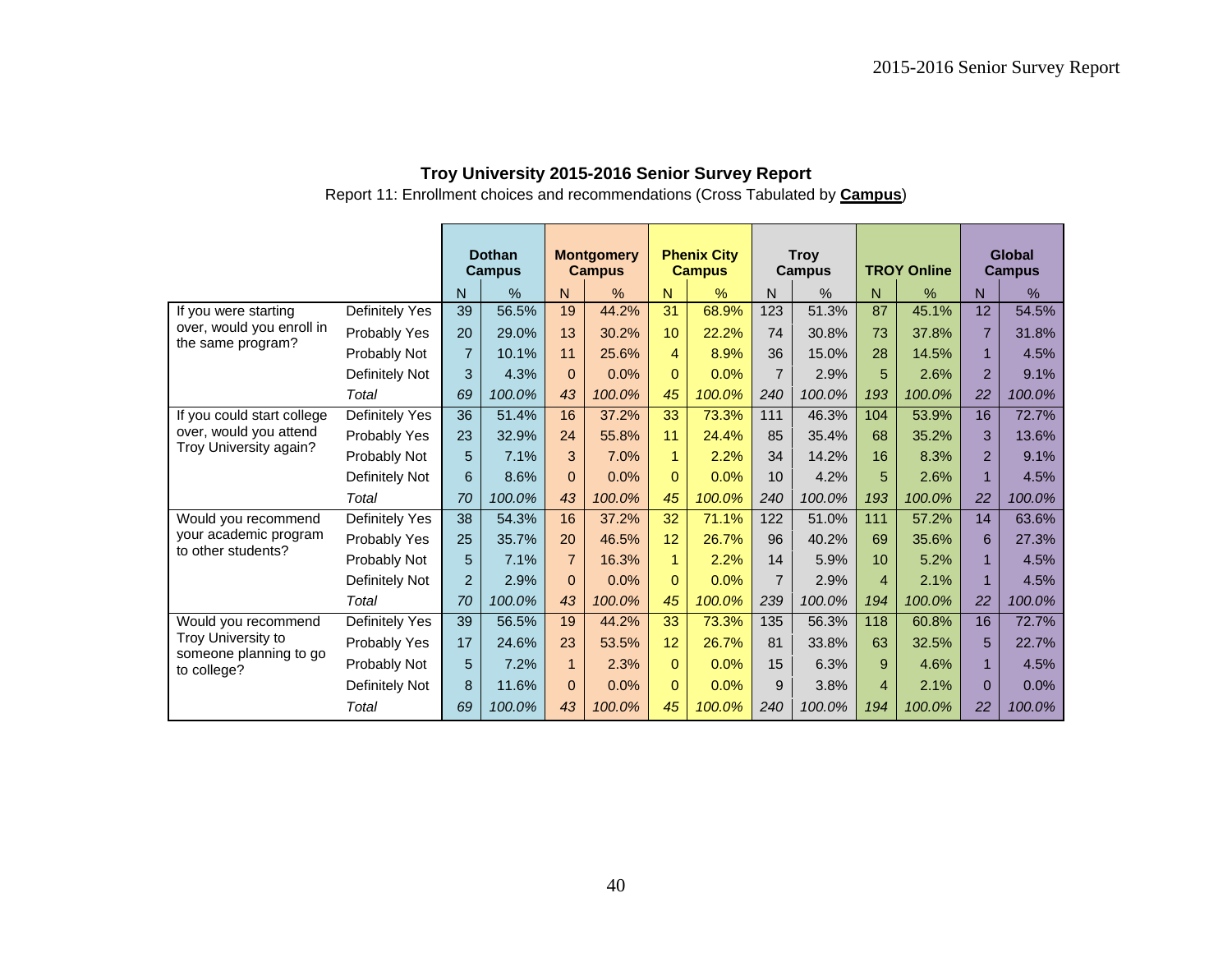## Troy University 2015-2016 Senior Survey Report

Report 11: Enrollment choices and recommendations (Cross Tabulated by **Campus**)

| | | Dothan Campus | | Montgomery Campus | | Phenix City Campus | | Troy Campus | | TROY Online | | Global Campus | |
|---|---|---|---|---|---|---|---|---|---|---|---|---|---|
| | | N | % | N | % | N | % | N | % | N | % | N | % |
| If you were starting over, would you enroll in the same program? | Definitely Yes | 39 | 56.5% | 19 | 44.2% | 31 | 68.9% | 123 | 51.3% | 87 | 45.1% | 12 | 54.5% |
| | Probably Yes | 20 | 29.0% | 13 | 30.2% | 10 | 22.2% | 74 | 30.8% | 73 | 37.8% | 7 | 31.8% |
| | Probably Not | 7 | 10.1% | 11 | 25.6% | 4 | 8.9% | 36 | 15.0% | 28 | 14.5% | 1 | 4.5% |
| | Definitely Not | 3 | 4.3% | 0 | 0.0% | 0 | 0.0% | 7 | 2.9% | 5 | 2.6% | 2 | 9.1% |
| | *Total* | *69* | *100.0%* | *43* | *100.0%* | *45* | *100.0%* | *240* | *100.0%* | *193* | *100.0%* | *22* | *100.0%* |
| If you could start college over, would you attend Troy University again? | Definitely Yes | 36 | 51.4% | 16 | 37.2% | 33 | 73.3% | 111 | 46.3% | 104 | 53.9% | 16 | 72.7% |
| | Probably Yes | 23 | 32.9% | 24 | 55.8% | 11 | 24.4% | 85 | 35.4% | 68 | 35.2% | 3 | 13.6% |
| | Probably Not | 5 | 7.1% | 3 | 7.0% | 1 | 2.2% | 34 | 14.2% | 16 | 8.3% | 2 | 9.1% |
| | Definitely Not | 6 | 8.6% | 0 | 0.0% | 0 | 0.0% | 10 | 4.2% | 5 | 2.6% | 1 | 4.5% |
| | *Total* | *70* | *100.0%* | *43* | *100.0%* | *45* | *100.0%* | *240* | *100.0%* | *193* | *100.0%* | *22* | *100.0%* |
| Would you recommend your academic program to other students? | Definitely Yes | 38 | 54.3% | 16 | 37.2% | 32 | 71.1% | 122 | 51.0% | 111 | 57.2% | 14 | 63.6% |
| | Probably Yes | 25 | 35.7% | 20 | 46.5% | 12 | 26.7% | 96 | 40.2% | 69 | 35.6% | 6 | 27.3% |
| | Probably Not | 5 | 7.1% | 7 | 16.3% | 1 | 2.2% | 14 | 5.9% | 10 | 5.2% | 1 | 4.5% |
| | Definitely Not | 2 | 2.9% | 0 | 0.0% | 0 | 0.0% | 7 | 2.9% | 4 | 2.1% | 1 | 4.5% |
| | *Total* | *70* | *100.0%* | *43* | *100.0%* | *45* | *100.0%* | *239* | *100.0%* | *194* | *100.0%* | *22* | *100.0%* |
| Would you recommend Troy University to someone planning to go to college? | Definitely Yes | 39 | 56.5% | 19 | 44.2% | 33 | 73.3% | 135 | 56.3% | 118 | 60.8% | 16 | 72.7% |
| | Probably Yes | 17 | 24.6% | 23 | 53.5% | 12 | 26.7% | 81 | 33.8% | 63 | 32.5% | 5 | 22.7% |
| | Probably Not | 5 | 7.2% | 1 | 2.3% | 0 | 0.0% | 15 | 6.3% | 9 | 4.6% | 1 | 4.5% |
| | Definitely Not | 8 | 11.6% | 0 | 0.0% | 0 | 0.0% | 9 | 3.8% | 4 | 2.1% | 0 | 0.0% |
| | *Total* | *69* | *100.0%* | *43* | *100.0%* | *45* | *100.0%* | *240* | *100.0%* | *194* | *100.0%* | *22* | *100.0%* |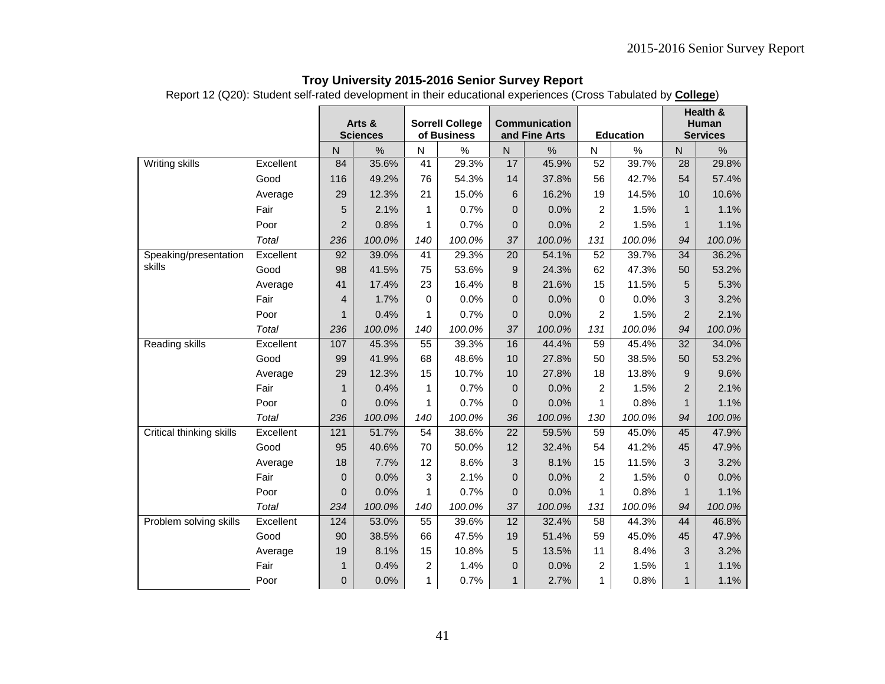**Troy University 2015-2016 Senior Survey Report**

Report 12 (Q20): Student self-rated development in their educational experiences (Cross Tabulated by **College**)

| | | Arts & Sciences | | Sorrell College of Business | | Communication and Fine Arts | | Education | | Health & Human Services | |
|---|---|---|---|---|---|---|---|---|---|---|---|
| | | N | % | N | % | N | % | N | % | N | % |
| Writing skills | Excellent | 84 | 35.6% | 41 | 29.3% | 17 | 45.9% | 52 | 39.7% | 28 | 29.8% |
| | Good | 116 | 49.2% | 76 | 54.3% | 14 | 37.8% | 56 | 42.7% | 54 | 57.4% |
| | Average | 29 | 12.3% | 21 | 15.0% | 6 | 16.2% | 19 | 14.5% | 10 | 10.6% |
| | Fair | 5 | 2.1% | 1 | 0.7% | 0 | 0.0% | 2 | 1.5% | 1 | 1.1% |
| | Poor | 2 | 0.8% | 1 | 0.7% | 0 | 0.0% | 2 | 1.5% | 1 | 1.1% |
| | *Total* | *236* | *100.0%* | *140* | *100.0%* | *37* | *100.0%* | *131* | *100.0%* | *94* | *100.0%* |
| Speaking/presentation skills | Excellent | 92 | 39.0% | 41 | 29.3% | 20 | 54.1% | 52 | 39.7% | 34 | 36.2% |
| | Good | 98 | 41.5% | 75 | 53.6% | 9 | 24.3% | 62 | 47.3% | 50 | 53.2% |
| | Average | 41 | 17.4% | 23 | 16.4% | 8 | 21.6% | 15 | 11.5% | 5 | 5.3% |
| | Fair | 4 | 1.7% | 0 | 0.0% | 0 | 0.0% | 0 | 0.0% | 3 | 3.2% |
| | Poor | 1 | 0.4% | 1 | 0.7% | 0 | 0.0% | 2 | 1.5% | 2 | 2.1% |
| | *Total* | *236* | *100.0%* | *140* | *100.0%* | *37* | *100.0%* | *131* | *100.0%* | *94* | *100.0%* |
| Reading skills | Excellent | 107 | 45.3% | 55 | 39.3% | 16 | 44.4% | 59 | 45.4% | 32 | 34.0% |
| | Good | 99 | 41.9% | 68 | 48.6% | 10 | 27.8% | 50 | 38.5% | 50 | 53.2% |
| | Average | 29 | 12.3% | 15 | 10.7% | 10 | 27.8% | 18 | 13.8% | 9 | 9.6% |
| | Fair | 1 | 0.4% | 1 | 0.7% | 0 | 0.0% | 2 | 1.5% | 2 | 2.1% |
| | Poor | 0 | 0.0% | 1 | 0.7% | 0 | 0.0% | 1 | 0.8% | 1 | 1.1% |
| | *Total* | *236* | *100.0%* | *140* | *100.0%* | *36* | *100.0%* | *130* | *100.0%* | *94* | *100.0%* |
| Critical thinking skills | Excellent | 121 | 51.7% | 54 | 38.6% | 22 | 59.5% | 59 | 45.0% | 45 | 47.9% |
| | Good | 95 | 40.6% | 70 | 50.0% | 12 | 32.4% | 54 | 41.2% | 45 | 47.9% |
| | Average | 18 | 7.7% | 12 | 8.6% | 3 | 8.1% | 15 | 11.5% | 3 | 3.2% |
| | Fair | 0 | 0.0% | 3 | 2.1% | 0 | 0.0% | 2 | 1.5% | 0 | 0.0% |
| | Poor | 0 | 0.0% | 1 | 0.7% | 0 | 0.0% | 1 | 0.8% | 1 | 1.1% |
| | *Total* | *234* | *100.0%* | *140* | *100.0%* | *37* | *100.0%* | *131* | *100.0%* | *94* | *100.0%* |
| Problem solving skills | Excellent | 124 | 53.0% | 55 | 39.6% | 12 | 32.4% | 58 | 44.3% | 44 | 46.8% |
| | Good | 90 | 38.5% | 66 | 47.5% | 19 | 51.4% | 59 | 45.0% | 45 | 47.9% |
| | Average | 19 | 8.1% | 15 | 10.8% | 5 | 13.5% | 11 | 8.4% | 3 | 3.2% |
| | Fair | 1 | 0.4% | 2 | 1.4% | 0 | 0.0% | 2 | 1.5% | 1 | 1.1% |
| | Poor | 0 | 0.0% | 1 | 0.7% | 1 | 2.7% | 1 | 0.8% | 1 | 1.1% |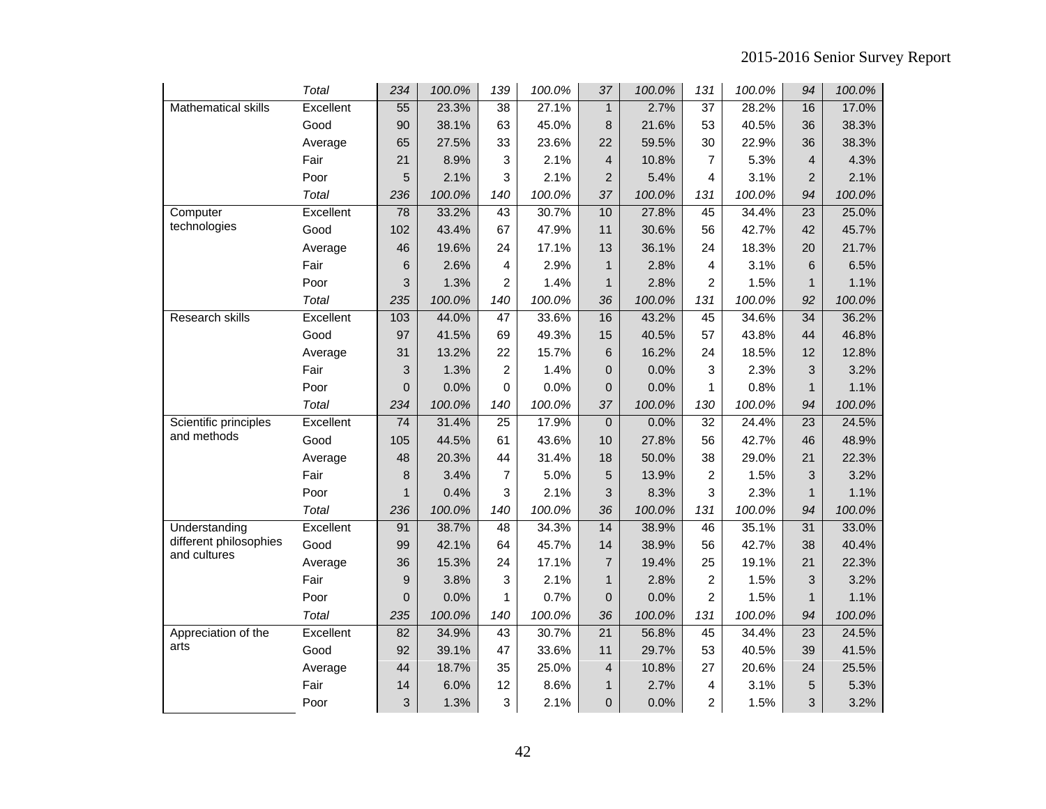| | | | | | | | | | | | |
|---|---|---|---|---|---|---|---|---|---|---|---|
| | *Total* | *234* | *100.0%* | *139* | *100.0%* | *37* | *100.0%* | *131* | *100.0%* | *94* | *100.0%* |
| Mathematical skills | Excellent | 55 | 23.3% | 38 | 27.1% | 1 | 2.7% | 37 | 28.2% | 16 | 17.0% |
| | Good | 90 | 38.1% | 63 | 45.0% | 8 | 21.6% | 53 | 40.5% | 36 | 38.3% |
| | Average | 65 | 27.5% | 33 | 23.6% | 22 | 59.5% | 30 | 22.9% | 36 | 38.3% |
| | Fair | 21 | 8.9% | 3 | 2.1% | 4 | 10.8% | 7 | 5.3% | 4 | 4.3% |
| | Poor | 5 | 2.1% | 3 | 2.1% | 2 | 5.4% | 4 | 3.1% | 2 | 2.1% |
| | *Total* | *236* | *100.0%* | *140* | *100.0%* | *37* | *100.0%* | *131* | *100.0%* | *94* | *100.0%* |
| Computer technologies | Excellent | 78 | 33.2% | 43 | 30.7% | 10 | 27.8% | 45 | 34.4% | 23 | 25.0% |
| | Good | 102 | 43.4% | 67 | 47.9% | 11 | 30.6% | 56 | 42.7% | 42 | 45.7% |
| | Average | 46 | 19.6% | 24 | 17.1% | 13 | 36.1% | 24 | 18.3% | 20 | 21.7% |
| | Fair | 6 | 2.6% | 4 | 2.9% | 1 | 2.8% | 4 | 3.1% | 6 | 6.5% |
| | Poor | 3 | 1.3% | 2 | 1.4% | 1 | 2.8% | 2 | 1.5% | 1 | 1.1% |
| | *Total* | *235* | *100.0%* | *140* | *100.0%* | *36* | *100.0%* | *131* | *100.0%* | *92* | *100.0%* |
| Research skills | Excellent | 103 | 44.0% | 47 | 33.6% | 16 | 43.2% | 45 | 34.6% | 34 | 36.2% |
| | Good | 97 | 41.5% | 69 | 49.3% | 15 | 40.5% | 57 | 43.8% | 44 | 46.8% |
| | Average | 31 | 13.2% | 22 | 15.7% | 6 | 16.2% | 24 | 18.5% | 12 | 12.8% |
| | Fair | 3 | 1.3% | 2 | 1.4% | 0 | 0.0% | 3 | 2.3% | 3 | 3.2% |
| | Poor | 0 | 0.0% | 0 | 0.0% | 0 | 0.0% | 1 | 0.8% | 1 | 1.1% |
| | *Total* | *234* | *100.0%* | *140* | *100.0%* | *37* | *100.0%* | *130* | *100.0%* | *94* | *100.0%* |
| Scientific principles and methods | Excellent | 74 | 31.4% | 25 | 17.9% | 0 | 0.0% | 32 | 24.4% | 23 | 24.5% |
| | Good | 105 | 44.5% | 61 | 43.6% | 10 | 27.8% | 56 | 42.7% | 46 | 48.9% |
| | Average | 48 | 20.3% | 44 | 31.4% | 18 | 50.0% | 38 | 29.0% | 21 | 22.3% |
| | Fair | 8 | 3.4% | 7 | 5.0% | 5 | 13.9% | 2 | 1.5% | 3 | 3.2% |
| | Poor | 1 | 0.4% | 3 | 2.1% | 3 | 8.3% | 3 | 2.3% | 1 | 1.1% |
| | *Total* | *236* | *100.0%* | *140* | *100.0%* | *36* | *100.0%* | *131* | *100.0%* | *94* | *100.0%* |
| Understanding different philosophies and cultures | Excellent | 91 | 38.7% | 48 | 34.3% | 14 | 38.9% | 46 | 35.1% | 31 | 33.0% |
| | Good | 99 | 42.1% | 64 | 45.7% | 14 | 38.9% | 56 | 42.7% | 38 | 40.4% |
| | Average | 36 | 15.3% | 24 | 17.1% | 7 | 19.4% | 25 | 19.1% | 21 | 22.3% |
| | Fair | 9 | 3.8% | 3 | 2.1% | 1 | 2.8% | 2 | 1.5% | 3 | 3.2% |
| | Poor | 0 | 0.0% | 1 | 0.7% | 0 | 0.0% | 2 | 1.5% | 1 | 1.1% |
| | *Total* | *235* | *100.0%* | *140* | *100.0%* | *36* | *100.0%* | *131* | *100.0%* | *94* | *100.0%* |
| Appreciation of the arts | Excellent | 82 | 34.9% | 43 | 30.7% | 21 | 56.8% | 45 | 34.4% | 23 | 24.5% |
| | Good | 92 | 39.1% | 47 | 33.6% | 11 | 29.7% | 53 | 40.5% | 39 | 41.5% |
| | Average | 44 | 18.7% | 35 | 25.0% | 4 | 10.8% | 27 | 20.6% | 24 | 25.5% |
| | Fair | 14 | 6.0% | 12 | 8.6% | 1 | 2.7% | 4 | 3.1% | 5 | 5.3% |
| | Poor | 3 | 1.3% | 3 | 2.1% | 0 | 0.0% | 2 | 1.5% | 3 | 3.2% |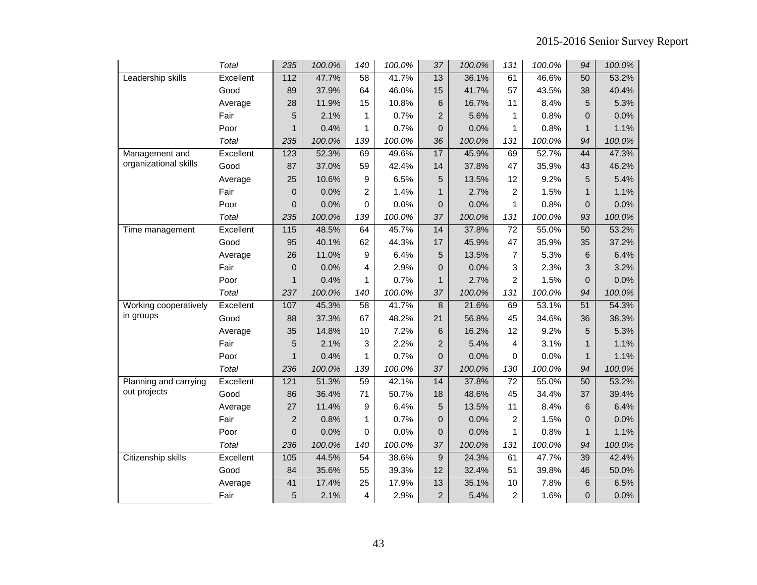| | | | | | | | | | | | |
|---|---|---|---|---|---|---|---|---|---|---|---|
| | *Total* | *235* | *100.0%* | *140* | *100.0%* | *37* | *100.0%* | *131* | *100.0%* | *94* | *100.0%* |
| Leadership skills | Excellent | 112 | 47.7% | 58 | 41.7% | 13 | 36.1% | 61 | 46.6% | 50 | 53.2% |
| | Good | 89 | 37.9% | 64 | 46.0% | 15 | 41.7% | 57 | 43.5% | 38 | 40.4% |
| | Average | 28 | 11.9% | 15 | 10.8% | 6 | 16.7% | 11 | 8.4% | 5 | 5.3% |
| | Fair | 5 | 2.1% | 1 | 0.7% | 2 | 5.6% | 1 | 0.8% | 0 | 0.0% |
| | Poor | 1 | 0.4% | 1 | 0.7% | 0 | 0.0% | 1 | 0.8% | 1 | 1.1% |
| | *Total* | *235* | *100.0%* | *139* | *100.0%* | *36* | *100.0%* | *131* | *100.0%* | *94* | *100.0%* |
| Management and organizational skills | Excellent | 123 | 52.3% | 69 | 49.6% | 17 | 45.9% | 69 | 52.7% | 44 | 47.3% |
| | Good | 87 | 37.0% | 59 | 42.4% | 14 | 37.8% | 47 | 35.9% | 43 | 46.2% |
| | Average | 25 | 10.6% | 9 | 6.5% | 5 | 13.5% | 12 | 9.2% | 5 | 5.4% |
| | Fair | 0 | 0.0% | 2 | 1.4% | 1 | 2.7% | 2 | 1.5% | 1 | 1.1% |
| | Poor | 0 | 0.0% | 0 | 0.0% | 0 | 0.0% | 1 | 0.8% | 0 | 0.0% |
| | *Total* | *235* | *100.0%* | *139* | *100.0%* | *37* | *100.0%* | *131* | *100.0%* | *93* | *100.0%* |
| Time management | Excellent | 115 | 48.5% | 64 | 45.7% | 14 | 37.8% | 72 | 55.0% | 50 | 53.2% |
| | Good | 95 | 40.1% | 62 | 44.3% | 17 | 45.9% | 47 | 35.9% | 35 | 37.2% |
| | Average | 26 | 11.0% | 9 | 6.4% | 5 | 13.5% | 7 | 5.3% | 6 | 6.4% |
| | Fair | 0 | 0.0% | 4 | 2.9% | 0 | 0.0% | 3 | 2.3% | 3 | 3.2% |
| | Poor | 1 | 0.4% | 1 | 0.7% | 1 | 2.7% | 2 | 1.5% | 0 | 0.0% |
| | *Total* | *237* | *100.0%* | *140* | *100.0%* | *37* | *100.0%* | *131* | *100.0%* | *94* | *100.0%* |
| Working cooperatively in groups | Excellent | 107 | 45.3% | 58 | 41.7% | 8 | 21.6% | 69 | 53.1% | 51 | 54.3% |
| | Good | 88 | 37.3% | 67 | 48.2% | 21 | 56.8% | 45 | 34.6% | 36 | 38.3% |
| | Average | 35 | 14.8% | 10 | 7.2% | 6 | 16.2% | 12 | 9.2% | 5 | 5.3% |
| | Fair | 5 | 2.1% | 3 | 2.2% | 2 | 5.4% | 4 | 3.1% | 1 | 1.1% |
| | Poor | 1 | 0.4% | 1 | 0.7% | 0 | 0.0% | 0 | 0.0% | 1 | 1.1% |
| | *Total* | *236* | *100.0%* | *139* | *100.0%* | *37* | *100.0%* | *130* | *100.0%* | *94* | *100.0%* |
| Planning and carrying out projects | Excellent | 121 | 51.3% | 59 | 42.1% | 14 | 37.8% | 72 | 55.0% | 50 | 53.2% |
| | Good | 86 | 36.4% | 71 | 50.7% | 18 | 48.6% | 45 | 34.4% | 37 | 39.4% |
| | Average | 27 | 11.4% | 9 | 6.4% | 5 | 13.5% | 11 | 8.4% | 6 | 6.4% |
| | Fair | 2 | 0.8% | 1 | 0.7% | 0 | 0.0% | 2 | 1.5% | 0 | 0.0% |
| | Poor | 0 | 0.0% | 0 | 0.0% | 0 | 0.0% | 1 | 0.8% | 1 | 1.1% |
| | *Total* | *236* | *100.0%* | *140* | *100.0%* | *37* | *100.0%* | *131* | *100.0%* | *94* | *100.0%* |
| Citizenship skills | Excellent | 105 | 44.5% | 54 | 38.6% | 9 | 24.3% | 61 | 47.7% | 39 | 42.4% |
| | Good | 84 | 35.6% | 55 | 39.3% | 12 | 32.4% | 51 | 39.8% | 46 | 50.0% |
| | Average | 41 | 17.4% | 25 | 17.9% | 13 | 35.1% | 10 | 7.8% | 6 | 6.5% |
| | Fair | 5 | 2.1% | 4 | 2.9% | 2 | 5.4% | 2 | 1.6% | 0 | 0.0% |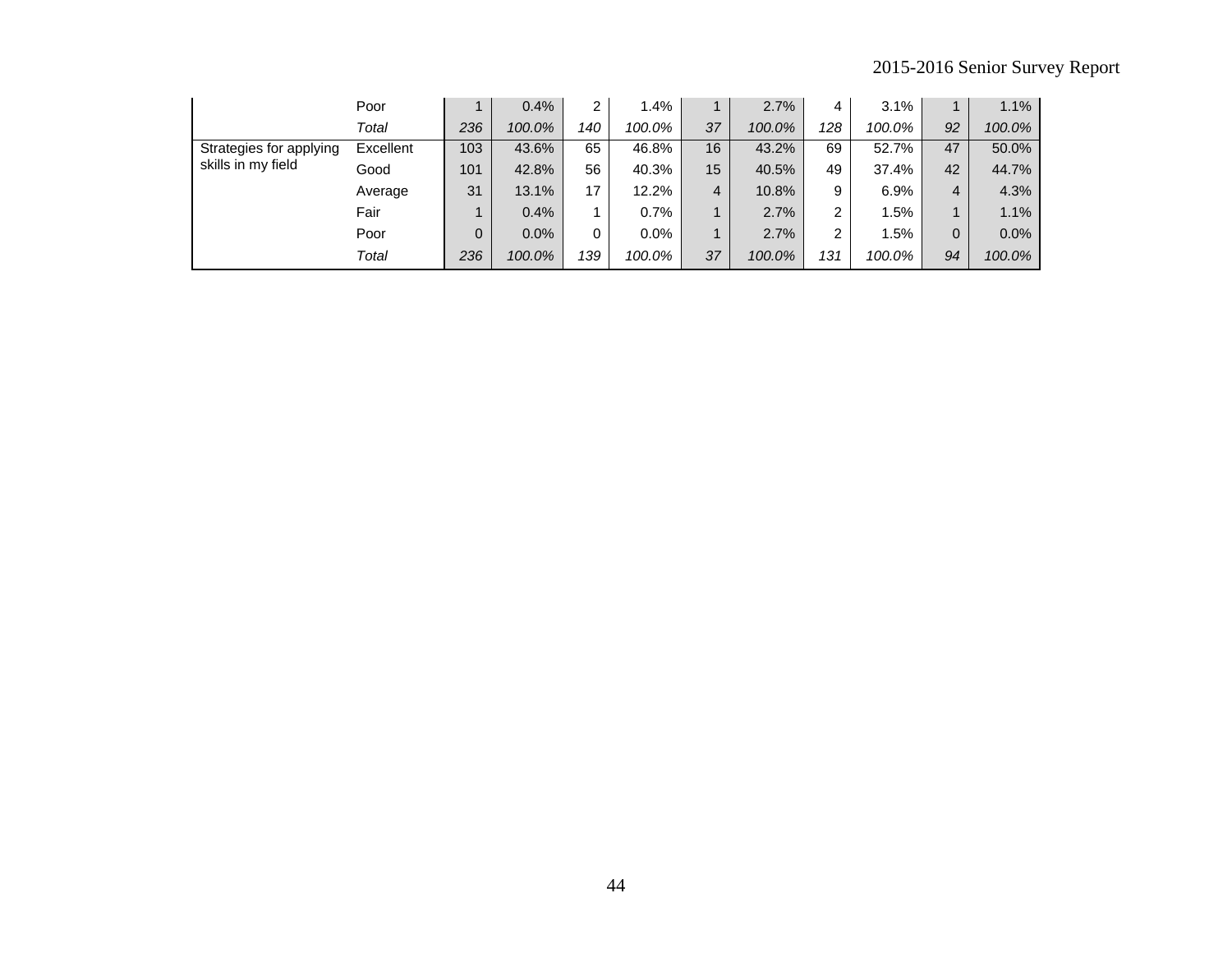| | | | | | | | | | | | |
|---|---|---|---|---|---|---|---|---|---|---|---|
| | Poor | 1 | 0.4% | 2 | 1.4% | 1 | 2.7% | 4 | 3.1% | 1 | 1.1% |
| | *Total* | *236* | *100.0%* | *140* | *100.0%* | *37* | *100.0%* | *128* | *100.0%* | *92* | *100.0%* |
| Strategies for applying skills in my field | Excellent | 103 | 43.6% | 65 | 46.8% | 16 | 43.2% | 69 | 52.7% | 47 | 50.0% |
| | Good | 101 | 42.8% | 56 | 40.3% | 15 | 40.5% | 49 | 37.4% | 42 | 44.7% |
| | Average | 31 | 13.1% | 17 | 12.2% | 4 | 10.8% | 9 | 6.9% | 4 | 4.3% |
| | Fair | 1 | 0.4% | 1 | 0.7% | 1 | 2.7% | 2 | 1.5% | 1 | 1.1% |
| | Poor | 0 | 0.0% | 0 | 0.0% | 1 | 2.7% | 2 | 1.5% | 0 | 0.0% |
| | *Total* | *236* | *100.0%* | *139* | *100.0%* | *37* | *100.0%* | *131* | *100.0%* | *94* | *100.0%* |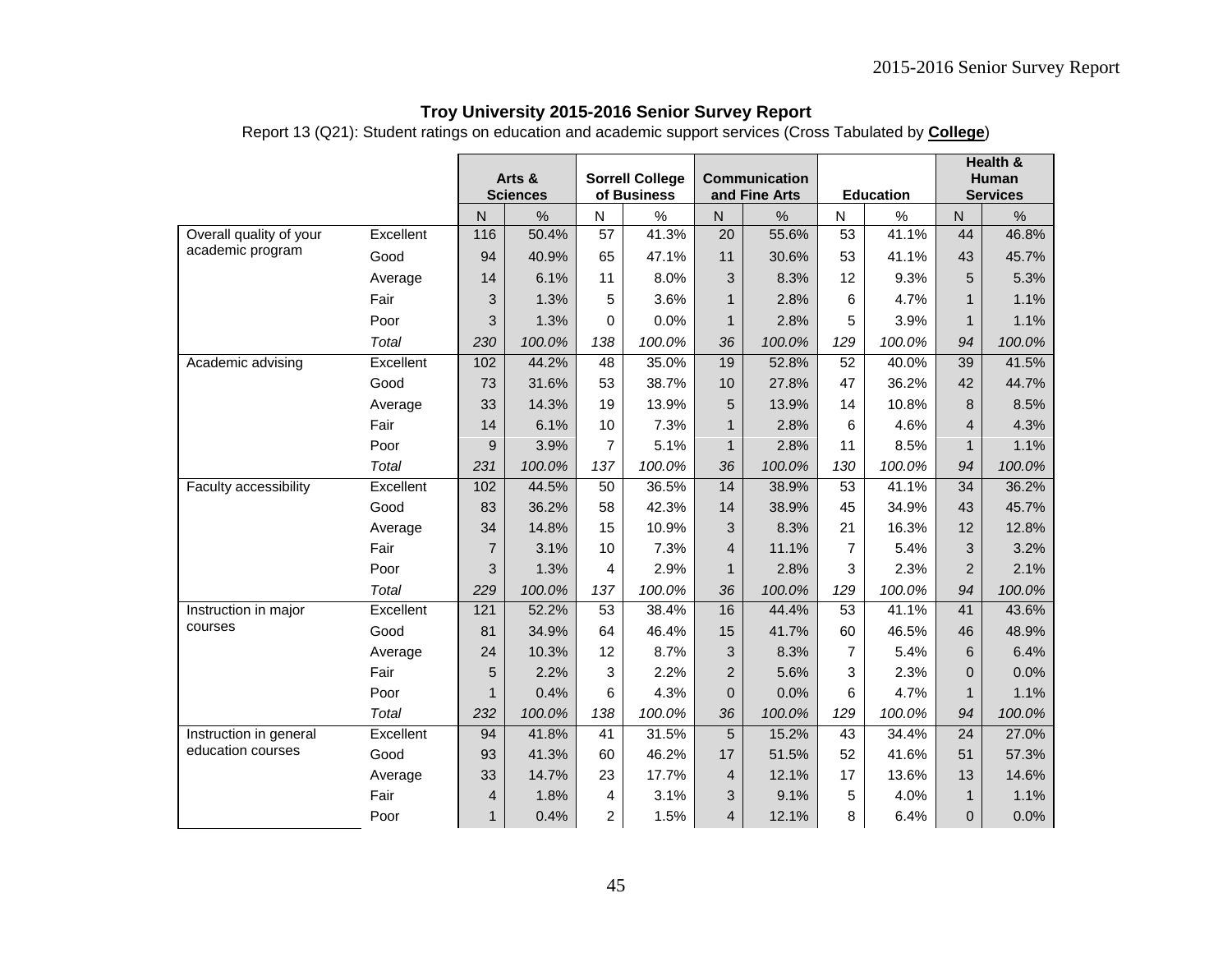**Troy University 2015-2016 Senior Survey Report**

Report 13 (Q21): Student ratings on education and academic support services (Cross Tabulated by **College**)

| | | Arts & Sciences | | Sorrell College of Business | | Communication and Fine Arts | | Education | | Health & Human Services | |
|---|---|---|---|---|---|---|---|---|---|---|---|
| | | N | % | N | % | N | % | N | % | N | % |
| Overall quality of your academic program | Excellent | 116 | 50.4% | 57 | 41.3% | 20 | 55.6% | 53 | 41.1% | 44 | 46.8% |
| | Good | 94 | 40.9% | 65 | 47.1% | 11 | 30.6% | 53 | 41.1% | 43 | 45.7% |
| | Average | 14 | 6.1% | 11 | 8.0% | 3 | 8.3% | 12 | 9.3% | 5 | 5.3% |
| | Fair | 3 | 1.3% | 5 | 3.6% | 1 | 2.8% | 6 | 4.7% | 1 | 1.1% |
| | Poor | 3 | 1.3% | 0 | 0.0% | 1 | 2.8% | 5 | 3.9% | 1 | 1.1% |
| | *Total* | *230* | *100.0%* | *138* | *100.0%* | *36* | *100.0%* | *129* | *100.0%* | *94* | *100.0%* |
| Academic advising | Excellent | 102 | 44.2% | 48 | 35.0% | 19 | 52.8% | 52 | 40.0% | 39 | 41.5% |
| | Good | 73 | 31.6% | 53 | 38.7% | 10 | 27.8% | 47 | 36.2% | 42 | 44.7% |
| | Average | 33 | 14.3% | 19 | 13.9% | 5 | 13.9% | 14 | 10.8% | 8 | 8.5% |
| | Fair | 14 | 6.1% | 10 | 7.3% | 1 | 2.8% | 6 | 4.6% | 4 | 4.3% |
| | Poor | 9 | 3.9% | 7 | 5.1% | 1 | 2.8% | 11 | 8.5% | 1 | 1.1% |
| | *Total* | *231* | *100.0%* | *137* | *100.0%* | *36* | *100.0%* | *130* | *100.0%* | *94* | *100.0%* |
| Faculty accessibility | Excellent | 102 | 44.5% | 50 | 36.5% | 14 | 38.9% | 53 | 41.1% | 34 | 36.2% |
| | Good | 83 | 36.2% | 58 | 42.3% | 14 | 38.9% | 45 | 34.9% | 43 | 45.7% |
| | Average | 34 | 14.8% | 15 | 10.9% | 3 | 8.3% | 21 | 16.3% | 12 | 12.8% |
| | Fair | 7 | 3.1% | 10 | 7.3% | 4 | 11.1% | 7 | 5.4% | 3 | 3.2% |
| | Poor | 3 | 1.3% | 4 | 2.9% | 1 | 2.8% | 3 | 2.3% | 2 | 2.1% |
| | *Total* | *229* | *100.0%* | *137* | *100.0%* | *36* | *100.0%* | *129* | *100.0%* | *94* | *100.0%* |
| Instruction in major courses | Excellent | 121 | 52.2% | 53 | 38.4% | 16 | 44.4% | 53 | 41.1% | 41 | 43.6% |
| | Good | 81 | 34.9% | 64 | 46.4% | 15 | 41.7% | 60 | 46.5% | 46 | 48.9% |
| | Average | 24 | 10.3% | 12 | 8.7% | 3 | 8.3% | 7 | 5.4% | 6 | 6.4% |
| | Fair | 5 | 2.2% | 3 | 2.2% | 2 | 5.6% | 3 | 2.3% | 0 | 0.0% |
| | Poor | 1 | 0.4% | 6 | 4.3% | 0 | 0.0% | 6 | 4.7% | 1 | 1.1% |
| | *Total* | *232* | *100.0%* | *138* | *100.0%* | *36* | *100.0%* | *129* | *100.0%* | *94* | *100.0%* |
| Instruction in general education courses | Excellent | 94 | 41.8% | 41 | 31.5% | 5 | 15.2% | 43 | 34.4% | 24 | 27.0% |
| | Good | 93 | 41.3% | 60 | 46.2% | 17 | 51.5% | 52 | 41.6% | 51 | 57.3% |
| | Average | 33 | 14.7% | 23 | 17.7% | 4 | 12.1% | 17 | 13.6% | 13 | 14.6% |
| | Fair | 4 | 1.8% | 4 | 3.1% | 3 | 9.1% | 5 | 4.0% | 1 | 1.1% |
| | Poor | 1 | 0.4% | 2 | 1.5% | 4 | 12.1% | 8 | 6.4% | 0 | 0.0% |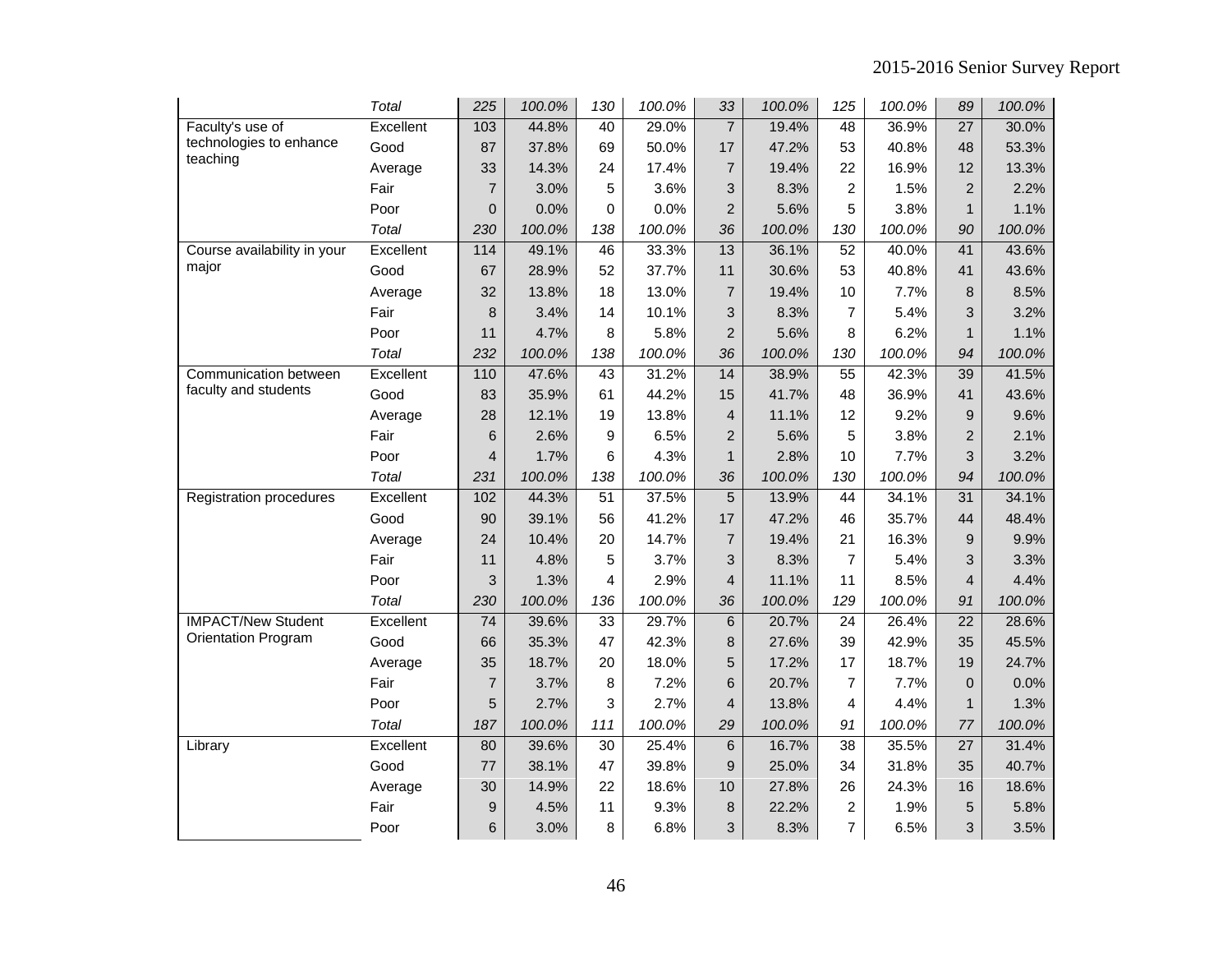| | | | | | | | | | | | |
|---|---|---|---|---|---|---|---|---|---|---|---|
| | *Total* | *225* | *100.0%* | *130* | *100.0%* | *33* | *100.0%* | *125* | *100.0%* | *89* | *100.0%* |
| Faculty's use of technologies to enhance teaching | Excellent | 103 | 44.8% | 40 | 29.0% | 7 | 19.4% | 48 | 36.9% | 27 | 30.0% |
| | Good | 87 | 37.8% | 69 | 50.0% | 17 | 47.2% | 53 | 40.8% | 48 | 53.3% |
| | Average | 33 | 14.3% | 24 | 17.4% | 7 | 19.4% | 22 | 16.9% | 12 | 13.3% |
| | Fair | 7 | 3.0% | 5 | 3.6% | 3 | 8.3% | 2 | 1.5% | 2 | 2.2% |
| | Poor | 0 | 0.0% | 0 | 0.0% | 2 | 5.6% | 5 | 3.8% | 1 | 1.1% |
| | *Total* | *230* | *100.0%* | *138* | *100.0%* | *36* | *100.0%* | *130* | *100.0%* | *90* | *100.0%* |
| Course availability in your major | Excellent | 114 | 49.1% | 46 | 33.3% | 13 | 36.1% | 52 | 40.0% | 41 | 43.6% |
| | Good | 67 | 28.9% | 52 | 37.7% | 11 | 30.6% | 53 | 40.8% | 41 | 43.6% |
| | Average | 32 | 13.8% | 18 | 13.0% | 7 | 19.4% | 10 | 7.7% | 8 | 8.5% |
| | Fair | 8 | 3.4% | 14 | 10.1% | 3 | 8.3% | 7 | 5.4% | 3 | 3.2% |
| | Poor | 11 | 4.7% | 8 | 5.8% | 2 | 5.6% | 8 | 6.2% | 1 | 1.1% |
| | *Total* | *232* | *100.0%* | *138* | *100.0%* | *36* | *100.0%* | *130* | *100.0%* | *94* | *100.0%* |
| Communication between faculty and students | Excellent | 110 | 47.6% | 43 | 31.2% | 14 | 38.9% | 55 | 42.3% | 39 | 41.5% |
| | Good | 83 | 35.9% | 61 | 44.2% | 15 | 41.7% | 48 | 36.9% | 41 | 43.6% |
| | Average | 28 | 12.1% | 19 | 13.8% | 4 | 11.1% | 12 | 9.2% | 9 | 9.6% |
| | Fair | 6 | 2.6% | 9 | 6.5% | 2 | 5.6% | 5 | 3.8% | 2 | 2.1% |
| | Poor | 4 | 1.7% | 6 | 4.3% | 1 | 2.8% | 10 | 7.7% | 3 | 3.2% |
| | *Total* | *231* | *100.0%* | *138* | *100.0%* | *36* | *100.0%* | *130* | *100.0%* | *94* | *100.0%* |
| Registration procedures | Excellent | 102 | 44.3% | 51 | 37.5% | 5 | 13.9% | 44 | 34.1% | 31 | 34.1% |
| | Good | 90 | 39.1% | 56 | 41.2% | 17 | 47.2% | 46 | 35.7% | 44 | 48.4% |
| | Average | 24 | 10.4% | 20 | 14.7% | 7 | 19.4% | 21 | 16.3% | 9 | 9.9% |
| | Fair | 11 | 4.8% | 5 | 3.7% | 3 | 8.3% | 7 | 5.4% | 3 | 3.3% |
| | Poor | 3 | 1.3% | 4 | 2.9% | 4 | 11.1% | 11 | 8.5% | 4 | 4.4% |
| | *Total* | *230* | *100.0%* | *136* | *100.0%* | *36* | *100.0%* | *129* | *100.0%* | *91* | *100.0%* |
| IMPACT/New Student Orientation Program | Excellent | 74 | 39.6% | 33 | 29.7% | 6 | 20.7% | 24 | 26.4% | 22 | 28.6% |
| | Good | 66 | 35.3% | 47 | 42.3% | 8 | 27.6% | 39 | 42.9% | 35 | 45.5% |
| | Average | 35 | 18.7% | 20 | 18.0% | 5 | 17.2% | 17 | 18.7% | 19 | 24.7% |
| | Fair | 7 | 3.7% | 8 | 7.2% | 6 | 20.7% | 7 | 7.7% | 0 | 0.0% |
| | Poor | 5 | 2.7% | 3 | 2.7% | 4 | 13.8% | 4 | 4.4% | 1 | 1.3% |
| | *Total* | *187* | *100.0%* | *111* | *100.0%* | *29* | *100.0%* | *91* | *100.0%* | *77* | *100.0%* |
| Library | Excellent | 80 | 39.6% | 30 | 25.4% | 6 | 16.7% | 38 | 35.5% | 27 | 31.4% |
| | Good | 77 | 38.1% | 47 | 39.8% | 9 | 25.0% | 34 | 31.8% | 35 | 40.7% |
| | Average | 30 | 14.9% | 22 | 18.6% | 10 | 27.8% | 26 | 24.3% | 16 | 18.6% |
| | Fair | 9 | 4.5% | 11 | 9.3% | 8 | 22.2% | 2 | 1.9% | 5 | 5.8% |
| | Poor | 6 | 3.0% | 8 | 6.8% | 3 | 8.3% | 7 | 6.5% | 3 | 3.5% |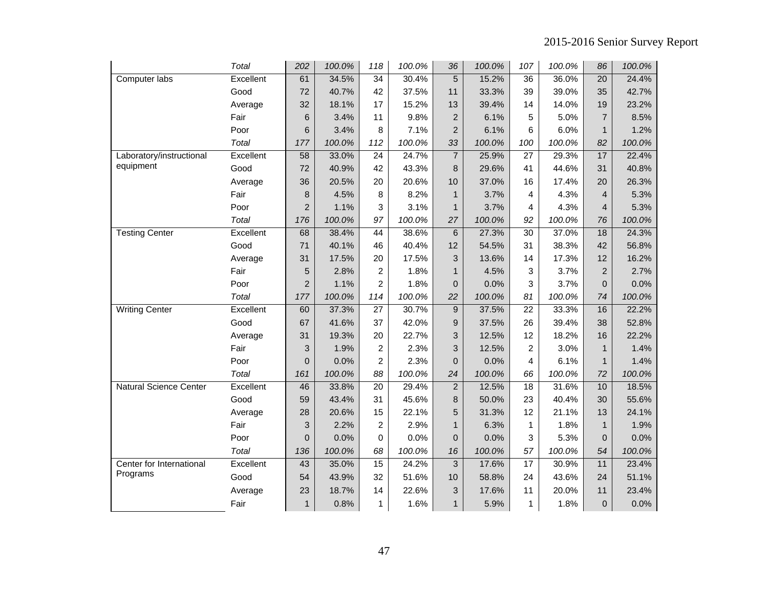| | | | | | | | | | | | |
|---|---|---|---|---|---|---|---|---|---|---|---|
| | *Total* | *202* | *100.0%* | *118* | *100.0%* | *36* | *100.0%* | *107* | *100.0%* | *86* | *100.0%* |
| Computer labs | Excellent | 61 | 34.5% | 34 | 30.4% | 5 | 15.2% | 36 | 36.0% | 20 | 24.4% |
| | Good | 72 | 40.7% | 42 | 37.5% | 11 | 33.3% | 39 | 39.0% | 35 | 42.7% |
| | Average | 32 | 18.1% | 17 | 15.2% | 13 | 39.4% | 14 | 14.0% | 19 | 23.2% |
| | Fair | 6 | 3.4% | 11 | 9.8% | 2 | 6.1% | 5 | 5.0% | 7 | 8.5% |
| | Poor | 6 | 3.4% | 8 | 7.1% | 2 | 6.1% | 6 | 6.0% | 1 | 1.2% |
| | *Total* | *177* | *100.0%* | *112* | *100.0%* | *33* | *100.0%* | *100* | *100.0%* | *82* | *100.0%* |
| Laboratory/instructional equipment | Excellent | 58 | 33.0% | 24 | 24.7% | 7 | 25.9% | 27 | 29.3% | 17 | 22.4% |
| | Good | 72 | 40.9% | 42 | 43.3% | 8 | 29.6% | 41 | 44.6% | 31 | 40.8% |
| | Average | 36 | 20.5% | 20 | 20.6% | 10 | 37.0% | 16 | 17.4% | 20 | 26.3% |
| | Fair | 8 | 4.5% | 8 | 8.2% | 1 | 3.7% | 4 | 4.3% | 4 | 5.3% |
| | Poor | 2 | 1.1% | 3 | 3.1% | 1 | 3.7% | 4 | 4.3% | 4 | 5.3% |
| | *Total* | *176* | *100.0%* | *97* | *100.0%* | *27* | *100.0%* | *92* | *100.0%* | *76* | *100.0%* |
| Testing Center | Excellent | 68 | 38.4% | 44 | 38.6% | 6 | 27.3% | 30 | 37.0% | 18 | 24.3% |
| | Good | 71 | 40.1% | 46 | 40.4% | 12 | 54.5% | 31 | 38.3% | 42 | 56.8% |
| | Average | 31 | 17.5% | 20 | 17.5% | 3 | 13.6% | 14 | 17.3% | 12 | 16.2% |
| | Fair | 5 | 2.8% | 2 | 1.8% | 1 | 4.5% | 3 | 3.7% | 2 | 2.7% |
| | Poor | 2 | 1.1% | 2 | 1.8% | 0 | 0.0% | 3 | 3.7% | 0 | 0.0% |
| | *Total* | *177* | *100.0%* | *114* | *100.0%* | *22* | *100.0%* | *81* | *100.0%* | *74* | *100.0%* |
| Writing Center | Excellent | 60 | 37.3% | 27 | 30.7% | 9 | 37.5% | 22 | 33.3% | 16 | 22.2% |
| | Good | 67 | 41.6% | 37 | 42.0% | 9 | 37.5% | 26 | 39.4% | 38 | 52.8% |
| | Average | 31 | 19.3% | 20 | 22.7% | 3 | 12.5% | 12 | 18.2% | 16 | 22.2% |
| | Fair | 3 | 1.9% | 2 | 2.3% | 3 | 12.5% | 2 | 3.0% | 1 | 1.4% |
| | Poor | 0 | 0.0% | 2 | 2.3% | 0 | 0.0% | 4 | 6.1% | 1 | 1.4% |
| | *Total* | *161* | *100.0%* | *88* | *100.0%* | *24* | *100.0%* | *66* | *100.0%* | *72* | *100.0%* |
| Natural Science Center | Excellent | 46 | 33.8% | 20 | 29.4% | 2 | 12.5% | 18 | 31.6% | 10 | 18.5% |
| | Good | 59 | 43.4% | 31 | 45.6% | 8 | 50.0% | 23 | 40.4% | 30 | 55.6% |
| | Average | 28 | 20.6% | 15 | 22.1% | 5 | 31.3% | 12 | 21.1% | 13 | 24.1% |
| | Fair | 3 | 2.2% | 2 | 2.9% | 1 | 6.3% | 1 | 1.8% | 1 | 1.9% |
| | Poor | 0 | 0.0% | 0 | 0.0% | 0 | 0.0% | 3 | 5.3% | 0 | 0.0% |
| | *Total* | *136* | *100.0%* | *68* | *100.0%* | *16* | *100.0%* | *57* | *100.0%* | *54* | *100.0%* |
| Center for International Programs | Excellent | 43 | 35.0% | 15 | 24.2% | 3 | 17.6% | 17 | 30.9% | 11 | 23.4% |
| | Good | 54 | 43.9% | 32 | 51.6% | 10 | 58.8% | 24 | 43.6% | 24 | 51.1% |
| | Average | 23 | 18.7% | 14 | 22.6% | 3 | 17.6% | 11 | 20.0% | 11 | 23.4% |
| | Fair | 1 | 0.8% | 1 | 1.6% | 1 | 5.9% | 1 | 1.8% | 0 | 0.0% |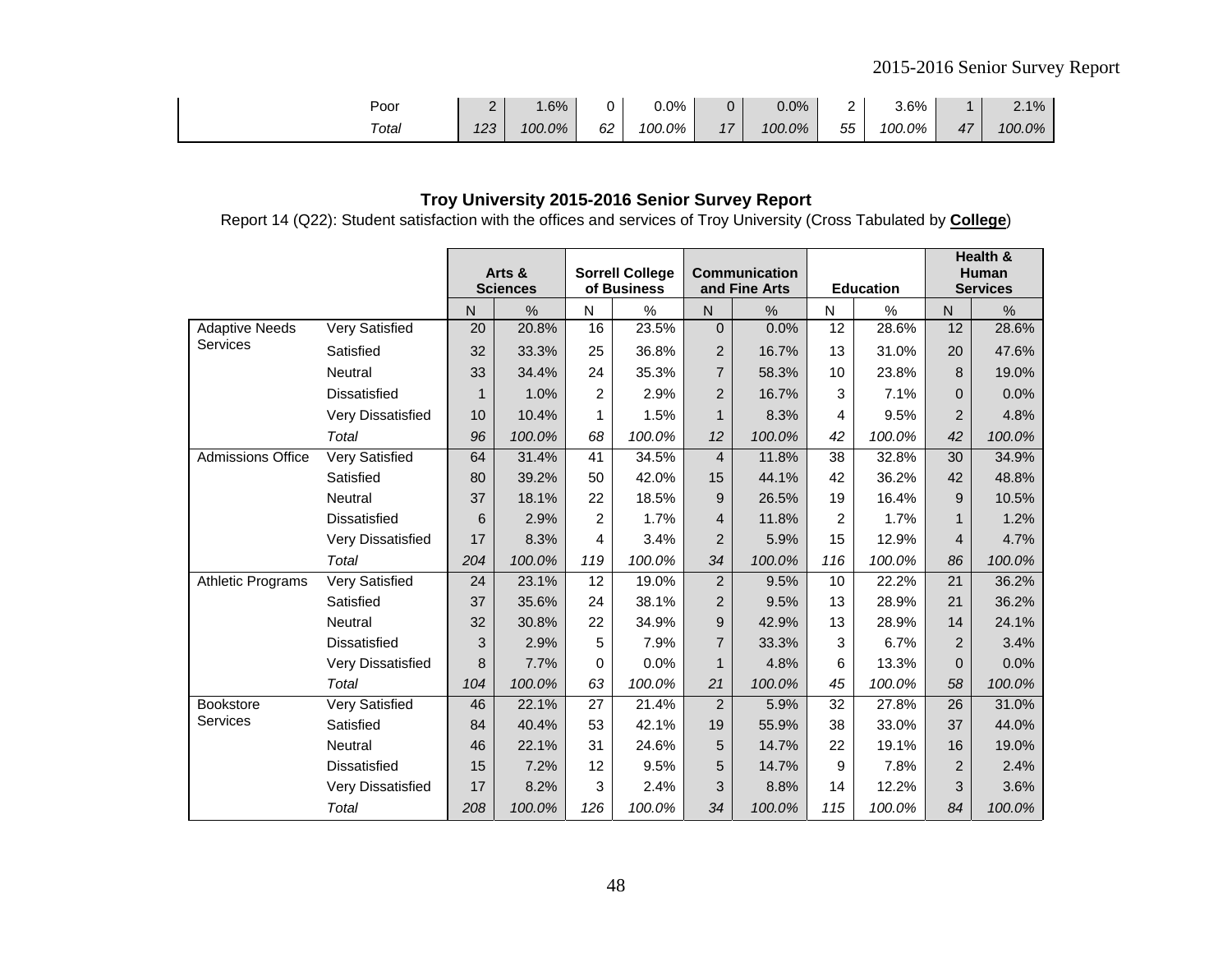| | | | | | | | | | | |
|---|---|---|---|---|---|---|---|---|---|---|
| Poor | 2 | 1.6% | 0 | 0.0% | 0 | 0.0% | 2 | 3.6% | 1 | 2.1% |
| *Total* | *123* | *100.0%* | *62* | *100.0%* | *17* | *100.0%* | *55* | *100.0%* | *47* | *100.0%* |

**Troy University 2015-2016 Senior Survey Report**

Report 14 (Q22): Student satisfaction with the offices and services of Troy University (Cross Tabulated by **College**)

| | | **Arts & Sciences** | | **Sorrell College of Business** | | **Communication and Fine Arts** | | **Education** | | **Health & Human Services** | |
|---|---|---|---|---|---|---|---|---|---|---|---|
| | | N | % | N | % | N | % | N | % | N | % |
| Adaptive Needs Services | Very Satisfied | 20 | 20.8% | 16 | 23.5% | 0 | 0.0% | 12 | 28.6% | 12 | 28.6% |
| | Satisfied | 32 | 33.3% | 25 | 36.8% | 2 | 16.7% | 13 | 31.0% | 20 | 47.6% |
| | Neutral | 33 | 34.4% | 24 | 35.3% | 7 | 58.3% | 10 | 23.8% | 8 | 19.0% |
| | Dissatisfied | 1 | 1.0% | 2 | 2.9% | 2 | 16.7% | 3 | 7.1% | 0 | 0.0% |
| | Very Dissatisfied | 10 | 10.4% | 1 | 1.5% | 1 | 8.3% | 4 | 9.5% | 2 | 4.8% |
| | *Total* | *96* | *100.0%* | *68* | *100.0%* | *12* | *100.0%* | *42* | *100.0%* | *42* | *100.0%* |
| Admissions Office | Very Satisfied | 64 | 31.4% | 41 | 34.5% | 4 | 11.8% | 38 | 32.8% | 30 | 34.9% |
| | Satisfied | 80 | 39.2% | 50 | 42.0% | 15 | 44.1% | 42 | 36.2% | 42 | 48.8% |
| | Neutral | 37 | 18.1% | 22 | 18.5% | 9 | 26.5% | 19 | 16.4% | 9 | 10.5% |
| | Dissatisfied | 6 | 2.9% | 2 | 1.7% | 4 | 11.8% | 2 | 1.7% | 1 | 1.2% |
| | Very Dissatisfied | 17 | 8.3% | 4 | 3.4% | 2 | 5.9% | 15 | 12.9% | 4 | 4.7% |
| | *Total* | *204* | *100.0%* | *119* | *100.0%* | *34* | *100.0%* | *116* | *100.0%* | *86* | *100.0%* |
| Athletic Programs | Very Satisfied | 24 | 23.1% | 12 | 19.0% | 2 | 9.5% | 10 | 22.2% | 21 | 36.2% |
| | Satisfied | 37 | 35.6% | 24 | 38.1% | 2 | 9.5% | 13 | 28.9% | 21 | 36.2% |
| | Neutral | 32 | 30.8% | 22 | 34.9% | 9 | 42.9% | 13 | 28.9% | 14 | 24.1% |
| | Dissatisfied | 3 | 2.9% | 5 | 7.9% | 7 | 33.3% | 3 | 6.7% | 2 | 3.4% |
| | Very Dissatisfied | 8 | 7.7% | 0 | 0.0% | 1 | 4.8% | 6 | 13.3% | 0 | 0.0% |
| | *Total* | *104* | *100.0%* | *63* | *100.0%* | *21* | *100.0%* | *45* | *100.0%* | *58* | *100.0%* |
| Bookstore Services | Very Satisfied | 46 | 22.1% | 27 | 21.4% | 2 | 5.9% | 32 | 27.8% | 26 | 31.0% |
| | Satisfied | 84 | 40.4% | 53 | 42.1% | 19 | 55.9% | 38 | 33.0% | 37 | 44.0% |
| | Neutral | 46 | 22.1% | 31 | 24.6% | 5 | 14.7% | 22 | 19.1% | 16 | 19.0% |
| | Dissatisfied | 15 | 7.2% | 12 | 9.5% | 5 | 14.7% | 9 | 7.8% | 2 | 2.4% |
| | Very Dissatisfied | 17 | 8.2% | 3 | 2.4% | 3 | 8.8% | 14 | 12.2% | 3 | 3.6% |
| | *Total* | *208* | *100.0%* | *126* | *100.0%* | *34* | *100.0%* | *115* | *100.0%* | *84* | *100.0%* |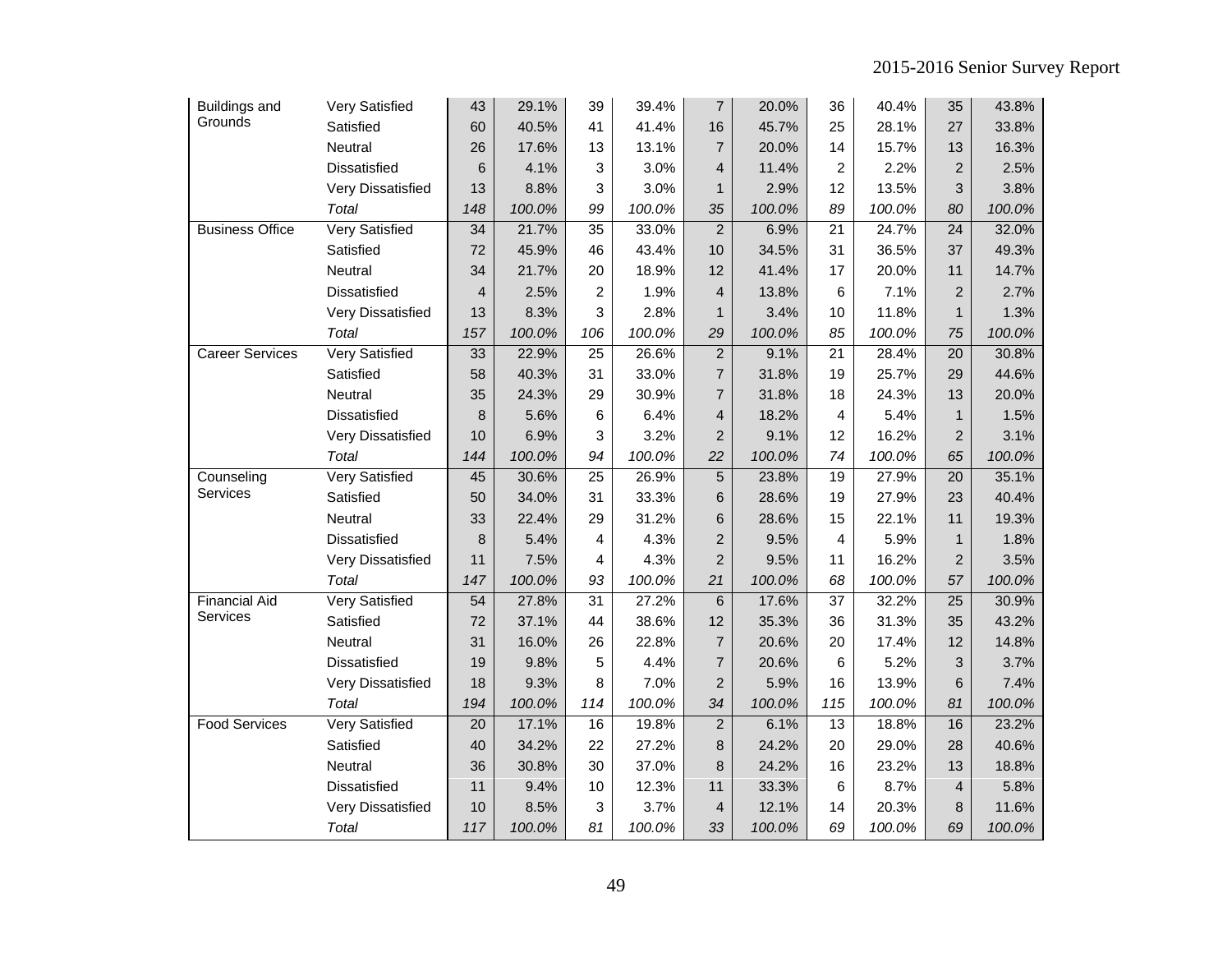| | | | | | | | | | | | |
|---|---|---|---|---|---|---|---|---|---|---|---|
| Buildings and Grounds | Very Satisfied | 43 | 29.1% | 39 | 39.4% | 7 | 20.0% | 36 | 40.4% | 35 | 43.8% |
| | Satisfied | 60 | 40.5% | 41 | 41.4% | 16 | 45.7% | 25 | 28.1% | 27 | 33.8% |
| | Neutral | 26 | 17.6% | 13 | 13.1% | 7 | 20.0% | 14 | 15.7% | 13 | 16.3% |
| | Dissatisfied | 6 | 4.1% | 3 | 3.0% | 4 | 11.4% | 2 | 2.2% | 2 | 2.5% |
| | Very Dissatisfied | 13 | 8.8% | 3 | 3.0% | 1 | 2.9% | 12 | 13.5% | 3 | 3.8% |
| | *Total* | *148* | *100.0%* | *99* | *100.0%* | *35* | *100.0%* | *89* | *100.0%* | *80* | *100.0%* |
| Business Office | Very Satisfied | 34 | 21.7% | 35 | 33.0% | 2 | 6.9% | 21 | 24.7% | 24 | 32.0% |
| | Satisfied | 72 | 45.9% | 46 | 43.4% | 10 | 34.5% | 31 | 36.5% | 37 | 49.3% |
| | Neutral | 34 | 21.7% | 20 | 18.9% | 12 | 41.4% | 17 | 20.0% | 11 | 14.7% |
| | Dissatisfied | 4 | 2.5% | 2 | 1.9% | 4 | 13.8% | 6 | 7.1% | 2 | 2.7% |
| | Very Dissatisfied | 13 | 8.3% | 3 | 2.8% | 1 | 3.4% | 10 | 11.8% | 1 | 1.3% |
| | *Total* | *157* | *100.0%* | *106* | *100.0%* | *29* | *100.0%* | *85* | *100.0%* | *75* | *100.0%* |
| Career Services | Very Satisfied | 33 | 22.9% | 25 | 26.6% | 2 | 9.1% | 21 | 28.4% | 20 | 30.8% |
| | Satisfied | 58 | 40.3% | 31 | 33.0% | 7 | 31.8% | 19 | 25.7% | 29 | 44.6% |
| | Neutral | 35 | 24.3% | 29 | 30.9% | 7 | 31.8% | 18 | 24.3% | 13 | 20.0% |
| | Dissatisfied | 8 | 5.6% | 6 | 6.4% | 4 | 18.2% | 4 | 5.4% | 1 | 1.5% |
| | Very Dissatisfied | 10 | 6.9% | 3 | 3.2% | 2 | 9.1% | 12 | 16.2% | 2 | 3.1% |
| | *Total* | *144* | *100.0%* | *94* | *100.0%* | *22* | *100.0%* | *74* | *100.0%* | *65* | *100.0%* |
| Counseling Services | Very Satisfied | 45 | 30.6% | 25 | 26.9% | 5 | 23.8% | 19 | 27.9% | 20 | 35.1% |
| | Satisfied | 50 | 34.0% | 31 | 33.3% | 6 | 28.6% | 19 | 27.9% | 23 | 40.4% |
| | Neutral | 33 | 22.4% | 29 | 31.2% | 6 | 28.6% | 15 | 22.1% | 11 | 19.3% |
| | Dissatisfied | 8 | 5.4% | 4 | 4.3% | 2 | 9.5% | 4 | 5.9% | 1 | 1.8% |
| | Very Dissatisfied | 11 | 7.5% | 4 | 4.3% | 2 | 9.5% | 11 | 16.2% | 2 | 3.5% |
| | *Total* | *147* | *100.0%* | *93* | *100.0%* | *21* | *100.0%* | *68* | *100.0%* | *57* | *100.0%* |
| Financial Aid Services | Very Satisfied | 54 | 27.8% | 31 | 27.2% | 6 | 17.6% | 37 | 32.2% | 25 | 30.9% |
| | Satisfied | 72 | 37.1% | 44 | 38.6% | 12 | 35.3% | 36 | 31.3% | 35 | 43.2% |
| | Neutral | 31 | 16.0% | 26 | 22.8% | 7 | 20.6% | 20 | 17.4% | 12 | 14.8% |
| | Dissatisfied | 19 | 9.8% | 5 | 4.4% | 7 | 20.6% | 6 | 5.2% | 3 | 3.7% |
| | Very Dissatisfied | 18 | 9.3% | 8 | 7.0% | 2 | 5.9% | 16 | 13.9% | 6 | 7.4% |
| | *Total* | *194* | *100.0%* | *114* | *100.0%* | *34* | *100.0%* | *115* | *100.0%* | *81* | *100.0%* |
| Food Services | Very Satisfied | 20 | 17.1% | 16 | 19.8% | 2 | 6.1% | 13 | 18.8% | 16 | 23.2% |
| | Satisfied | 40 | 34.2% | 22 | 27.2% | 8 | 24.2% | 20 | 29.0% | 28 | 40.6% |
| | Neutral | 36 | 30.8% | 30 | 37.0% | 8 | 24.2% | 16 | 23.2% | 13 | 18.8% |
| | Dissatisfied | 11 | 9.4% | 10 | 12.3% | 11 | 33.3% | 6 | 8.7% | 4 | 5.8% |
| | Very Dissatisfied | 10 | 8.5% | 3 | 3.7% | 4 | 12.1% | 14 | 20.3% | 8 | 11.6% |
| | *Total* | *117* | *100.0%* | *81* | *100.0%* | *33* | *100.0%* | *69* | *100.0%* | *69* | *100.0%* |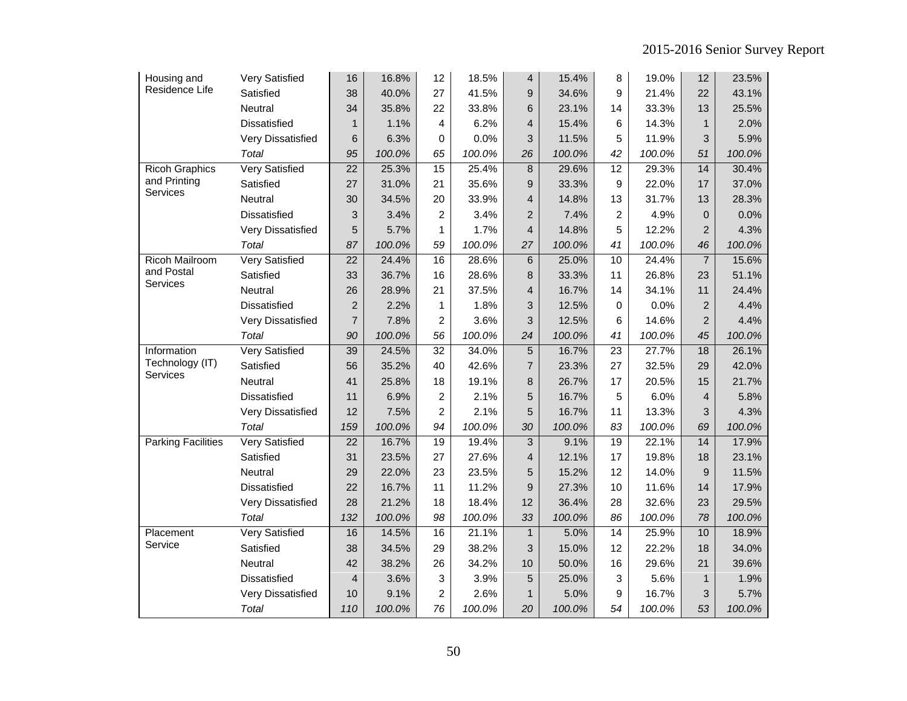| | | | | | | | | | | | |
|---|---|---|---|---|---|---|---|---|---|---|---|
| Housing and Residence Life | Very Satisfied | 16 | 16.8% | 12 | 18.5% | 4 | 15.4% | 8 | 19.0% | 12 | 23.5% |
| | Satisfied | 38 | 40.0% | 27 | 41.5% | 9 | 34.6% | 9 | 21.4% | 22 | 43.1% |
| | Neutral | 34 | 35.8% | 22 | 33.8% | 6 | 23.1% | 14 | 33.3% | 13 | 25.5% |
| | Dissatisfied | 1 | 1.1% | 4 | 6.2% | 4 | 15.4% | 6 | 14.3% | 1 | 2.0% |
| | Very Dissatisfied | 6 | 6.3% | 0 | 0.0% | 3 | 11.5% | 5 | 11.9% | 3 | 5.9% |
| | *Total* | *95* | *100.0%* | *65* | *100.0%* | *26* | *100.0%* | *42* | *100.0%* | *51* | *100.0%* |
| Ricoh Graphics and Printing Services | Very Satisfied | 22 | 25.3% | 15 | 25.4% | 8 | 29.6% | 12 | 29.3% | 14 | 30.4% |
| | Satisfied | 27 | 31.0% | 21 | 35.6% | 9 | 33.3% | 9 | 22.0% | 17 | 37.0% |
| | Neutral | 30 | 34.5% | 20 | 33.9% | 4 | 14.8% | 13 | 31.7% | 13 | 28.3% |
| | Dissatisfied | 3 | 3.4% | 2 | 3.4% | 2 | 7.4% | 2 | 4.9% | 0 | 0.0% |
| | Very Dissatisfied | 5 | 5.7% | 1 | 1.7% | 4 | 14.8% | 5 | 12.2% | 2 | 4.3% |
| | *Total* | *87* | *100.0%* | *59* | *100.0%* | *27* | *100.0%* | *41* | *100.0%* | *46* | *100.0%* |
| Ricoh Mailroom and Postal Services | Very Satisfied | 22 | 24.4% | 16 | 28.6% | 6 | 25.0% | 10 | 24.4% | 7 | 15.6% |
| | Satisfied | 33 | 36.7% | 16 | 28.6% | 8 | 33.3% | 11 | 26.8% | 23 | 51.1% |
| | Neutral | 26 | 28.9% | 21 | 37.5% | 4 | 16.7% | 14 | 34.1% | 11 | 24.4% |
| | Dissatisfied | 2 | 2.2% | 1 | 1.8% | 3 | 12.5% | 0 | 0.0% | 2 | 4.4% |
| | Very Dissatisfied | 7 | 7.8% | 2 | 3.6% | 3 | 12.5% | 6 | 14.6% | 2 | 4.4% |
| | *Total* | *90* | *100.0%* | *56* | *100.0%* | *24* | *100.0%* | *41* | *100.0%* | *45* | *100.0%* |
| Information Technology (IT) Services | Very Satisfied | 39 | 24.5% | 32 | 34.0% | 5 | 16.7% | 23 | 27.7% | 18 | 26.1% |
| | Satisfied | 56 | 35.2% | 40 | 42.6% | 7 | 23.3% | 27 | 32.5% | 29 | 42.0% |
| | Neutral | 41 | 25.8% | 18 | 19.1% | 8 | 26.7% | 17 | 20.5% | 15 | 21.7% |
| | Dissatisfied | 11 | 6.9% | 2 | 2.1% | 5 | 16.7% | 5 | 6.0% | 4 | 5.8% |
| | Very Dissatisfied | 12 | 7.5% | 2 | 2.1% | 5 | 16.7% | 11 | 13.3% | 3 | 4.3% |
| | *Total* | *159* | *100.0%* | *94* | *100.0%* | *30* | *100.0%* | *83* | *100.0%* | *69* | *100.0%* |
| Parking Facilities | Very Satisfied | 22 | 16.7% | 19 | 19.4% | 3 | 9.1% | 19 | 22.1% | 14 | 17.9% |
| | Satisfied | 31 | 23.5% | 27 | 27.6% | 4 | 12.1% | 17 | 19.8% | 18 | 23.1% |
| | Neutral | 29 | 22.0% | 23 | 23.5% | 5 | 15.2% | 12 | 14.0% | 9 | 11.5% |
| | Dissatisfied | 22 | 16.7% | 11 | 11.2% | 9 | 27.3% | 10 | 11.6% | 14 | 17.9% |
| | Very Dissatisfied | 28 | 21.2% | 18 | 18.4% | 12 | 36.4% | 28 | 32.6% | 23 | 29.5% |
| | *Total* | *132* | *100.0%* | *98* | *100.0%* | *33* | *100.0%* | *86* | *100.0%* | *78* | *100.0%* |
| Placement Service | Very Satisfied | 16 | 14.5% | 16 | 21.1% | 1 | 5.0% | 14 | 25.9% | 10 | 18.9% |
| | Satisfied | 38 | 34.5% | 29 | 38.2% | 3 | 15.0% | 12 | 22.2% | 18 | 34.0% |
| | Neutral | 42 | 38.2% | 26 | 34.2% | 10 | 50.0% | 16 | 29.6% | 21 | 39.6% |
| | Dissatisfied | 4 | 3.6% | 3 | 3.9% | 5 | 25.0% | 3 | 5.6% | 1 | 1.9% |
| | Very Dissatisfied | 10 | 9.1% | 2 | 2.6% | 1 | 5.0% | 9 | 16.7% | 3 | 5.7% |
| | *Total* | *110* | *100.0%* | *76* | *100.0%* | *20* | *100.0%* | *54* | *100.0%* | *53* | *100.0%* |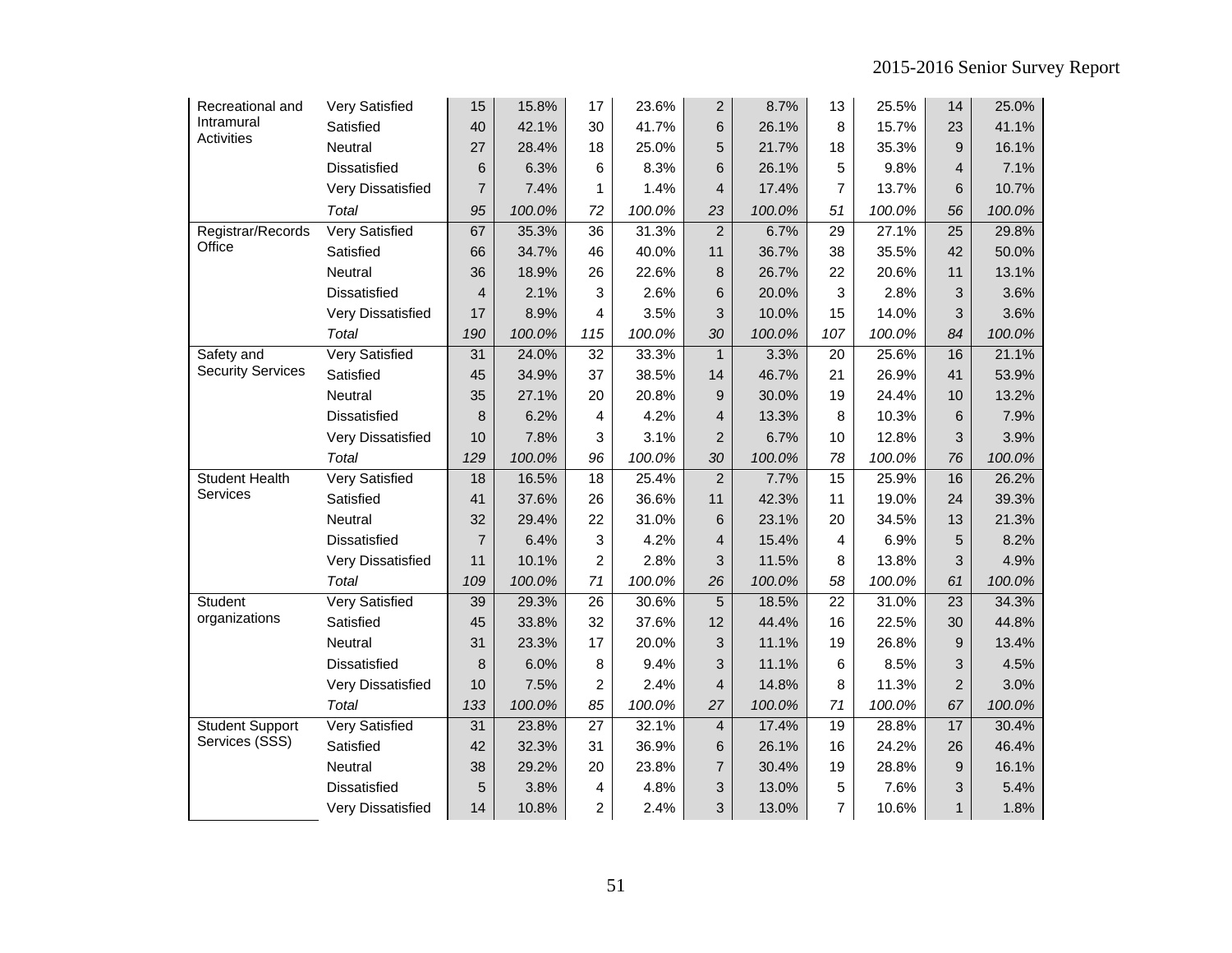| | | | | | | | | | | | |
|---|---|---|---|---|---|---|---|---|---|---|---|
| Recreational and Intramural Activities | Very Satisfied | 15 | 15.8% | 17 | 23.6% | 2 | 8.7% | 13 | 25.5% | 14 | 25.0% |
| | Satisfied | 40 | 42.1% | 30 | 41.7% | 6 | 26.1% | 8 | 15.7% | 23 | 41.1% |
| | Neutral | 27 | 28.4% | 18 | 25.0% | 5 | 21.7% | 18 | 35.3% | 9 | 16.1% |
| | Dissatisfied | 6 | 6.3% | 6 | 8.3% | 6 | 26.1% | 5 | 9.8% | 4 | 7.1% |
| | Very Dissatisfied | 7 | 7.4% | 1 | 1.4% | 4 | 17.4% | 7 | 13.7% | 6 | 10.7% |
| | *Total* | *95* | *100.0%* | *72* | *100.0%* | *23* | *100.0%* | *51* | *100.0%* | *56* | *100.0%* |
| Registrar/Records Office | Very Satisfied | 67 | 35.3% | 36 | 31.3% | 2 | 6.7% | 29 | 27.1% | 25 | 29.8% |
| | Satisfied | 66 | 34.7% | 46 | 40.0% | 11 | 36.7% | 38 | 35.5% | 42 | 50.0% |
| | Neutral | 36 | 18.9% | 26 | 22.6% | 8 | 26.7% | 22 | 20.6% | 11 | 13.1% |
| | Dissatisfied | 4 | 2.1% | 3 | 2.6% | 6 | 20.0% | 3 | 2.8% | 3 | 3.6% |
| | Very Dissatisfied | 17 | 8.9% | 4 | 3.5% | 3 | 10.0% | 15 | 14.0% | 3 | 3.6% |
| | *Total* | *190* | *100.0%* | *115* | *100.0%* | *30* | *100.0%* | *107* | *100.0%* | *84* | *100.0%* |
| Safety and Security Services | Very Satisfied | 31 | 24.0% | 32 | 33.3% | 1 | 3.3% | 20 | 25.6% | 16 | 21.1% |
| | Satisfied | 45 | 34.9% | 37 | 38.5% | 14 | 46.7% | 21 | 26.9% | 41 | 53.9% |
| | Neutral | 35 | 27.1% | 20 | 20.8% | 9 | 30.0% | 19 | 24.4% | 10 | 13.2% |
| | Dissatisfied | 8 | 6.2% | 4 | 4.2% | 4 | 13.3% | 8 | 10.3% | 6 | 7.9% |
| | Very Dissatisfied | 10 | 7.8% | 3 | 3.1% | 2 | 6.7% | 10 | 12.8% | 3 | 3.9% |
| | *Total* | *129* | *100.0%* | *96* | *100.0%* | *30* | *100.0%* | *78* | *100.0%* | *76* | *100.0%* |
| Student Health Services | Very Satisfied | 18 | 16.5% | 18 | 25.4% | 2 | 7.7% | 15 | 25.9% | 16 | 26.2% |
| | Satisfied | 41 | 37.6% | 26 | 36.6% | 11 | 42.3% | 11 | 19.0% | 24 | 39.3% |
| | Neutral | 32 | 29.4% | 22 | 31.0% | 6 | 23.1% | 20 | 34.5% | 13 | 21.3% |
| | Dissatisfied | 7 | 6.4% | 3 | 4.2% | 4 | 15.4% | 4 | 6.9% | 5 | 8.2% |
| | Very Dissatisfied | 11 | 10.1% | 2 | 2.8% | 3 | 11.5% | 8 | 13.8% | 3 | 4.9% |
| | *Total* | *109* | *100.0%* | *71* | *100.0%* | *26* | *100.0%* | *58* | *100.0%* | *61* | *100.0%* |
| Student organizations | Very Satisfied | 39 | 29.3% | 26 | 30.6% | 5 | 18.5% | 22 | 31.0% | 23 | 34.3% |
| | Satisfied | 45 | 33.8% | 32 | 37.6% | 12 | 44.4% | 16 | 22.5% | 30 | 44.8% |
| | Neutral | 31 | 23.3% | 17 | 20.0% | 3 | 11.1% | 19 | 26.8% | 9 | 13.4% |
| | Dissatisfied | 8 | 6.0% | 8 | 9.4% | 3 | 11.1% | 6 | 8.5% | 3 | 4.5% |
| | Very Dissatisfied | 10 | 7.5% | 2 | 2.4% | 4 | 14.8% | 8 | 11.3% | 2 | 3.0% |
| | *Total* | *133* | *100.0%* | *85* | *100.0%* | *27* | *100.0%* | *71* | *100.0%* | *67* | *100.0%* |
| Student Support Services (SSS) | Very Satisfied | 31 | 23.8% | 27 | 32.1% | 4 | 17.4% | 19 | 28.8% | 17 | 30.4% |
| | Satisfied | 42 | 32.3% | 31 | 36.9% | 6 | 26.1% | 16 | 24.2% | 26 | 46.4% |
| | Neutral | 38 | 29.2% | 20 | 23.8% | 7 | 30.4% | 19 | 28.8% | 9 | 16.1% |
| | Dissatisfied | 5 | 3.8% | 4 | 4.8% | 3 | 13.0% | 5 | 7.6% | 3 | 5.4% |
| | Very Dissatisfied | 14 | 10.8% | 2 | 2.4% | 3 | 13.0% | 7 | 10.6% | 1 | 1.8% |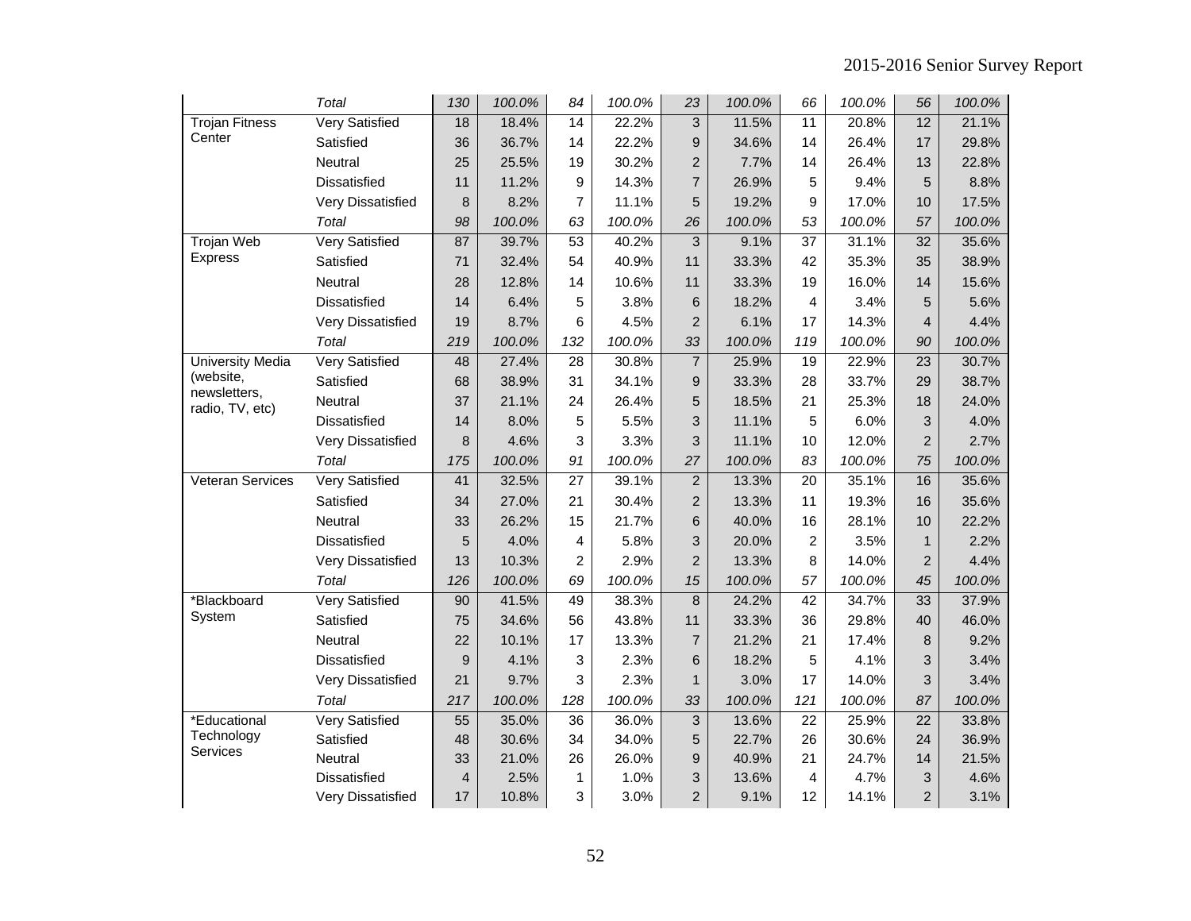| | | | | | | | | | | | |
|---|---|---|---|---|---|---|---|---|---|---|---|
| | *Total* | *130* | *100.0%* | *84* | *100.0%* | *23* | *100.0%* | *66* | *100.0%* | *56* | *100.0%* |
| Trojan Fitness Center | Very Satisfied | 18 | 18.4% | 14 | 22.2% | 3 | 11.5% | 11 | 20.8% | 12 | 21.1% |
| | Satisfied | 36 | 36.7% | 14 | 22.2% | 9 | 34.6% | 14 | 26.4% | 17 | 29.8% |
| | Neutral | 25 | 25.5% | 19 | 30.2% | 2 | 7.7% | 14 | 26.4% | 13 | 22.8% |
| | Dissatisfied | 11 | 11.2% | 9 | 14.3% | 7 | 26.9% | 5 | 9.4% | 5 | 8.8% |
| | Very Dissatisfied | 8 | 8.2% | 7 | 11.1% | 5 | 19.2% | 9 | 17.0% | 10 | 17.5% |
| | *Total* | *98* | *100.0%* | *63* | *100.0%* | *26* | *100.0%* | *53* | *100.0%* | *57* | *100.0%* |
| Trojan Web Express | Very Satisfied | 87 | 39.7% | 53 | 40.2% | 3 | 9.1% | 37 | 31.1% | 32 | 35.6% |
| | Satisfied | 71 | 32.4% | 54 | 40.9% | 11 | 33.3% | 42 | 35.3% | 35 | 38.9% |
| | Neutral | 28 | 12.8% | 14 | 10.6% | 11 | 33.3% | 19 | 16.0% | 14 | 15.6% |
| | Dissatisfied | 14 | 6.4% | 5 | 3.8% | 6 | 18.2% | 4 | 3.4% | 5 | 5.6% |
| | Very Dissatisfied | 19 | 8.7% | 6 | 4.5% | 2 | 6.1% | 17 | 14.3% | 4 | 4.4% |
| | *Total* | *219* | *100.0%* | *132* | *100.0%* | *33* | *100.0%* | *119* | *100.0%* | *90* | *100.0%* |
| University Media (website, newsletters, radio, TV, etc) | Very Satisfied | 48 | 27.4% | 28 | 30.8% | 7 | 25.9% | 19 | 22.9% | 23 | 30.7% |
| | Satisfied | 68 | 38.9% | 31 | 34.1% | 9 | 33.3% | 28 | 33.7% | 29 | 38.7% |
| | Neutral | 37 | 21.1% | 24 | 26.4% | 5 | 18.5% | 21 | 25.3% | 18 | 24.0% |
| | Dissatisfied | 14 | 8.0% | 5 | 5.5% | 3 | 11.1% | 5 | 6.0% | 3 | 4.0% |
| | Very Dissatisfied | 8 | 4.6% | 3 | 3.3% | 3 | 11.1% | 10 | 12.0% | 2 | 2.7% |
| | *Total* | *175* | *100.0%* | *91* | *100.0%* | *27* | *100.0%* | *83* | *100.0%* | *75* | *100.0%* |
| Veteran Services | Very Satisfied | 41 | 32.5% | 27 | 39.1% | 2 | 13.3% | 20 | 35.1% | 16 | 35.6% |
| | Satisfied | 34 | 27.0% | 21 | 30.4% | 2 | 13.3% | 11 | 19.3% | 16 | 35.6% |
| | Neutral | 33 | 26.2% | 15 | 21.7% | 6 | 40.0% | 16 | 28.1% | 10 | 22.2% |
| | Dissatisfied | 5 | 4.0% | 4 | 5.8% | 3 | 20.0% | 2 | 3.5% | 1 | 2.2% |
| | Very Dissatisfied | 13 | 10.3% | 2 | 2.9% | 2 | 13.3% | 8 | 14.0% | 2 | 4.4% |
| | *Total* | *126* | *100.0%* | *69* | *100.0%* | *15* | *100.0%* | *57* | *100.0%* | *45* | *100.0%* |
| *Blackboard System | Very Satisfied | 90 | 41.5% | 49 | 38.3% | 8 | 24.2% | 42 | 34.7% | 33 | 37.9% |
| | Satisfied | 75 | 34.6% | 56 | 43.8% | 11 | 33.3% | 36 | 29.8% | 40 | 46.0% |
| | Neutral | 22 | 10.1% | 17 | 13.3% | 7 | 21.2% | 21 | 17.4% | 8 | 9.2% |
| | Dissatisfied | 9 | 4.1% | 3 | 2.3% | 6 | 18.2% | 5 | 4.1% | 3 | 3.4% |
| | Very Dissatisfied | 21 | 9.7% | 3 | 2.3% | 1 | 3.0% | 17 | 14.0% | 3 | 3.4% |
| | *Total* | *217* | *100.0%* | *128* | *100.0%* | *33* | *100.0%* | *121* | *100.0%* | *87* | *100.0%* |
| *Educational Technology Services | Very Satisfied | 55 | 35.0% | 36 | 36.0% | 3 | 13.6% | 22 | 25.9% | 22 | 33.8% |
| | Satisfied | 48 | 30.6% | 34 | 34.0% | 5 | 22.7% | 26 | 30.6% | 24 | 36.9% |
| | Neutral | 33 | 21.0% | 26 | 26.0% | 9 | 40.9% | 21 | 24.7% | 14 | 21.5% |
| | Dissatisfied | 4 | 2.5% | 1 | 1.0% | 3 | 13.6% | 4 | 4.7% | 3 | 4.6% |
| | Very Dissatisfied | 17 | 10.8% | 3 | 3.0% | 2 | 9.1% | 12 | 14.1% | 2 | 3.1% |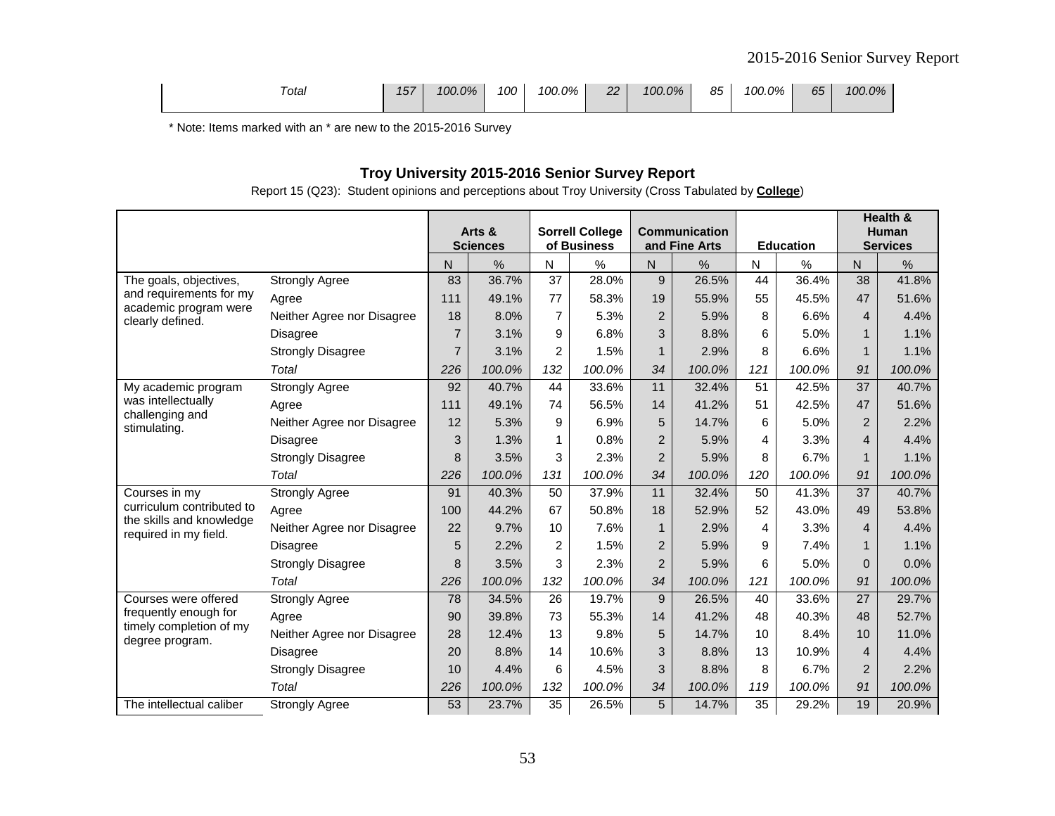| | Total | 157 | 100.0% | 100 | 100.0% | 22 | 100.0% | 85 | 100.0% | 65 | 100.0% |
|---|---|---|---|---|---|---|---|---|---|---|---|

* Note: Items marked with an * are new to the 2015-2016 Survey

## Troy University 2015-2016 Senior Survey Report

Report 15 (Q23): Student opinions and perceptions about Troy University (Cross Tabulated by **College**)

| | | Arts & Sciences | | Sorrell College of Business | | Communication and Fine Arts | | Education | | Health & Human Services | |
|---|---|---|---|---|---|---|---|---|---|---|---|
| | | N | % | N | % | N | % | N | % | N | % |
| The goals, objectives, and requirements for my academic program were clearly defined. | Strongly Agree | 83 | 36.7% | 37 | 28.0% | 9 | 26.5% | 44 | 36.4% | 38 | 41.8% |
| | Agree | 111 | 49.1% | 77 | 58.3% | 19 | 55.9% | 55 | 45.5% | 47 | 51.6% |
| | Neither Agree nor Disagree | 18 | 8.0% | 7 | 5.3% | 2 | 5.9% | 8 | 6.6% | 4 | 4.4% |
| | Disagree | 7 | 3.1% | 9 | 6.8% | 3 | 8.8% | 6 | 5.0% | 1 | 1.1% |
| | Strongly Disagree | 7 | 3.1% | 2 | 1.5% | 1 | 2.9% | 8 | 6.6% | 1 | 1.1% |
| | *Total* | *226* | *100.0%* | *132* | *100.0%* | *34* | *100.0%* | *121* | *100.0%* | *91* | *100.0%* |
| My academic program was intellectually challenging and stimulating. | Strongly Agree | 92 | 40.7% | 44 | 33.6% | 11 | 32.4% | 51 | 42.5% | 37 | 40.7% |
| | Agree | 111 | 49.1% | 74 | 56.5% | 14 | 41.2% | 51 | 42.5% | 47 | 51.6% |
| | Neither Agree nor Disagree | 12 | 5.3% | 9 | 6.9% | 5 | 14.7% | 6 | 5.0% | 2 | 2.2% |
| | Disagree | 3 | 1.3% | 1 | 0.8% | 2 | 5.9% | 4 | 3.3% | 4 | 4.4% |
| | Strongly Disagree | 8 | 3.5% | 3 | 2.3% | 2 | 5.9% | 8 | 6.7% | 1 | 1.1% |
| | *Total* | *226* | *100.0%* | *131* | *100.0%* | *34* | *100.0%* | *120* | *100.0%* | *91* | *100.0%* |
| Courses in my curriculum contributed to the skills and knowledge required in my field. | Strongly Agree | 91 | 40.3% | 50 | 37.9% | 11 | 32.4% | 50 | 41.3% | 37 | 40.7% |
| | Agree | 100 | 44.2% | 67 | 50.8% | 18 | 52.9% | 52 | 43.0% | 49 | 53.8% |
| | Neither Agree nor Disagree | 22 | 9.7% | 10 | 7.6% | 1 | 2.9% | 4 | 3.3% | 4 | 4.4% |
| | Disagree | 5 | 2.2% | 2 | 1.5% | 2 | 5.9% | 9 | 7.4% | 1 | 1.1% |
| | Strongly Disagree | 8 | 3.5% | 3 | 2.3% | 2 | 5.9% | 6 | 5.0% | 0 | 0.0% |
| | *Total* | *226* | *100.0%* | *132* | *100.0%* | *34* | *100.0%* | *121* | *100.0%* | *91* | *100.0%* |
| Courses were offered frequently enough for timely completion of my degree program. | Strongly Agree | 78 | 34.5% | 26 | 19.7% | 9 | 26.5% | 40 | 33.6% | 27 | 29.7% |
| | Agree | 90 | 39.8% | 73 | 55.3% | 14 | 41.2% | 48 | 40.3% | 48 | 52.7% |
| | Neither Agree nor Disagree | 28 | 12.4% | 13 | 9.8% | 5 | 14.7% | 10 | 8.4% | 10 | 11.0% |
| | Disagree | 20 | 8.8% | 14 | 10.6% | 3 | 8.8% | 13 | 10.9% | 4 | 4.4% |
| | Strongly Disagree | 10 | 4.4% | 6 | 4.5% | 3 | 8.8% | 8 | 6.7% | 2 | 2.2% |
| | *Total* | *226* | *100.0%* | *132* | *100.0%* | *34* | *100.0%* | *119* | *100.0%* | *91* | *100.0%* |
| The intellectual caliber | Strongly Agree | 53 | 23.7% | 35 | 26.5% | 5 | 14.7% | 35 | 29.2% | 19 | 20.9% |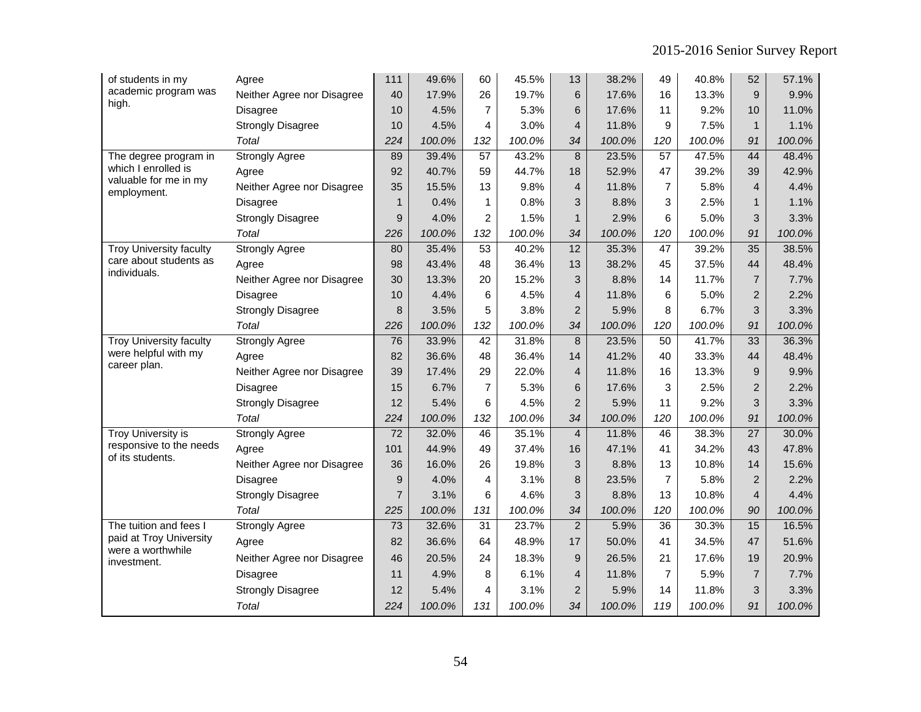| | | | | | | | | | | | |
|---|---|---|---|---|---|---|---|---|---|---|---|
| of students in my academic program was high. | Agree | 111 | 49.6% | 60 | 45.5% | 13 | 38.2% | 49 | 40.8% | 52 | 57.1% |
| | Neither Agree nor Disagree | 40 | 17.9% | 26 | 19.7% | 6 | 17.6% | 16 | 13.3% | 9 | 9.9% |
| | Disagree | 10 | 4.5% | 7 | 5.3% | 6 | 17.6% | 11 | 9.2% | 10 | 11.0% |
| | Strongly Disagree | 10 | 4.5% | 4 | 3.0% | 4 | 11.8% | 9 | 7.5% | 1 | 1.1% |
| | *Total* | *224* | *100.0%* | *132* | *100.0%* | *34* | *100.0%* | *120* | *100.0%* | *91* | *100.0%* |
| The degree program in which I enrolled is valuable for me in my employment. | Strongly Agree | 89 | 39.4% | 57 | 43.2% | 8 | 23.5% | 57 | 47.5% | 44 | 48.4% |
| | Agree | 92 | 40.7% | 59 | 44.7% | 18 | 52.9% | 47 | 39.2% | 39 | 42.9% |
| | Neither Agree nor Disagree | 35 | 15.5% | 13 | 9.8% | 4 | 11.8% | 7 | 5.8% | 4 | 4.4% |
| | Disagree | 1 | 0.4% | 1 | 0.8% | 3 | 8.8% | 3 | 2.5% | 1 | 1.1% |
| | Strongly Disagree | 9 | 4.0% | 2 | 1.5% | 1 | 2.9% | 6 | 5.0% | 3 | 3.3% |
| | *Total* | *226* | *100.0%* | *132* | *100.0%* | *34* | *100.0%* | *120* | *100.0%* | *91* | *100.0%* |
| Troy University faculty care about students as individuals. | Strongly Agree | 80 | 35.4% | 53 | 40.2% | 12 | 35.3% | 47 | 39.2% | 35 | 38.5% |
| | Agree | 98 | 43.4% | 48 | 36.4% | 13 | 38.2% | 45 | 37.5% | 44 | 48.4% |
| | Neither Agree nor Disagree | 30 | 13.3% | 20 | 15.2% | 3 | 8.8% | 14 | 11.7% | 7 | 7.7% |
| | Disagree | 10 | 4.4% | 6 | 4.5% | 4 | 11.8% | 6 | 5.0% | 2 | 2.2% |
| | Strongly Disagree | 8 | 3.5% | 5 | 3.8% | 2 | 5.9% | 8 | 6.7% | 3 | 3.3% |
| | *Total* | *226* | *100.0%* | *132* | *100.0%* | *34* | *100.0%* | *120* | *100.0%* | *91* | *100.0%* |
| Troy University faculty were helpful with my career plan. | Strongly Agree | 76 | 33.9% | 42 | 31.8% | 8 | 23.5% | 50 | 41.7% | 33 | 36.3% |
| | Agree | 82 | 36.6% | 48 | 36.4% | 14 | 41.2% | 40 | 33.3% | 44 | 48.4% |
| | Neither Agree nor Disagree | 39 | 17.4% | 29 | 22.0% | 4 | 11.8% | 16 | 13.3% | 9 | 9.9% |
| | Disagree | 15 | 6.7% | 7 | 5.3% | 6 | 17.6% | 3 | 2.5% | 2 | 2.2% |
| | Strongly Disagree | 12 | 5.4% | 6 | 4.5% | 2 | 5.9% | 11 | 9.2% | 3 | 3.3% |
| | *Total* | *224* | *100.0%* | *132* | *100.0%* | *34* | *100.0%* | *120* | *100.0%* | *91* | *100.0%* |
| Troy University is responsive to the needs of its students. | Strongly Agree | 72 | 32.0% | 46 | 35.1% | 4 | 11.8% | 46 | 38.3% | 27 | 30.0% |
| | Agree | 101 | 44.9% | 49 | 37.4% | 16 | 47.1% | 41 | 34.2% | 43 | 47.8% |
| | Neither Agree nor Disagree | 36 | 16.0% | 26 | 19.8% | 3 | 8.8% | 13 | 10.8% | 14 | 15.6% |
| | Disagree | 9 | 4.0% | 4 | 3.1% | 8 | 23.5% | 7 | 5.8% | 2 | 2.2% |
| | Strongly Disagree | 7 | 3.1% | 6 | 4.6% | 3 | 8.8% | 13 | 10.8% | 4 | 4.4% |
| | *Total* | *225* | *100.0%* | *131* | *100.0%* | *34* | *100.0%* | *120* | *100.0%* | *90* | *100.0%* |
| The tuition and fees I paid at Troy University were a worthwhile investment. | Strongly Agree | 73 | 32.6% | 31 | 23.7% | 2 | 5.9% | 36 | 30.3% | 15 | 16.5% |
| | Agree | 82 | 36.6% | 64 | 48.9% | 17 | 50.0% | 41 | 34.5% | 47 | 51.6% |
| | Neither Agree nor Disagree | 46 | 20.5% | 24 | 18.3% | 9 | 26.5% | 21 | 17.6% | 19 | 20.9% |
| | Disagree | 11 | 4.9% | 8 | 6.1% | 4 | 11.8% | 7 | 5.9% | 7 | 7.7% |
| | Strongly Disagree | 12 | 5.4% | 4 | 3.1% | 2 | 5.9% | 14 | 11.8% | 3 | 3.3% |
| | *Total* | *224* | *100.0%* | *131* | *100.0%* | *34* | *100.0%* | *119* | *100.0%* | *91* | *100.0%* |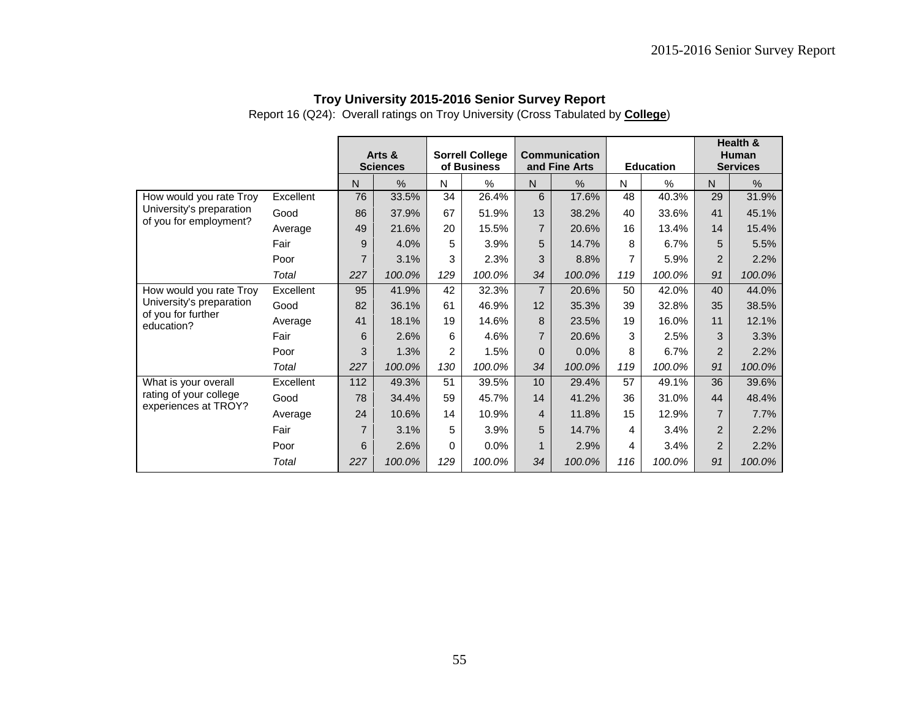**Troy University 2015-2016 Senior Survey Report**

Report 16 (Q24): Overall ratings on Troy University (Cross Tabulated by **College**)

| | | Arts & Sciences | | Sorrell College of Business | | Communication and Fine Arts | | Education | | Health & Human Services | |
|---|---|---|---|---|---|---|---|---|---|---|---|
| | | N | % | N | % | N | % | N | % | N | % |
| How would you rate Troy University's preparation of you for employment? | Excellent | 76 | 33.5% | 34 | 26.4% | 6 | 17.6% | 48 | 40.3% | 29 | 31.9% |
| | Good | 86 | 37.9% | 67 | 51.9% | 13 | 38.2% | 40 | 33.6% | 41 | 45.1% |
| | Average | 49 | 21.6% | 20 | 15.5% | 7 | 20.6% | 16 | 13.4% | 14 | 15.4% |
| | Fair | 9 | 4.0% | 5 | 3.9% | 5 | 14.7% | 8 | 6.7% | 5 | 5.5% |
| | Poor | 7 | 3.1% | 3 | 2.3% | 3 | 8.8% | 7 | 5.9% | 2 | 2.2% |
| | *Total* | *227* | *100.0%* | *129* | *100.0%* | *34* | *100.0%* | *119* | *100.0%* | *91* | *100.0%* |
| How would you rate Troy University's preparation of you for further education? | Excellent | 95 | 41.9% | 42 | 32.3% | 7 | 20.6% | 50 | 42.0% | 40 | 44.0% |
| | Good | 82 | 36.1% | 61 | 46.9% | 12 | 35.3% | 39 | 32.8% | 35 | 38.5% |
| | Average | 41 | 18.1% | 19 | 14.6% | 8 | 23.5% | 19 | 16.0% | 11 | 12.1% |
| | Fair | 6 | 2.6% | 6 | 4.6% | 7 | 20.6% | 3 | 2.5% | 3 | 3.3% |
| | Poor | 3 | 1.3% | 2 | 1.5% | 0 | 0.0% | 8 | 6.7% | 2 | 2.2% |
| | *Total* | *227* | *100.0%* | *130* | *100.0%* | *34* | *100.0%* | *119* | *100.0%* | *91* | *100.0%* |
| What is your overall rating of your college experiences at TROY? | Excellent | 112 | 49.3% | 51 | 39.5% | 10 | 29.4% | 57 | 49.1% | 36 | 39.6% |
| | Good | 78 | 34.4% | 59 | 45.7% | 14 | 41.2% | 36 | 31.0% | 44 | 48.4% |
| | Average | 24 | 10.6% | 14 | 10.9% | 4 | 11.8% | 15 | 12.9% | 7 | 7.7% |
| | Fair | 7 | 3.1% | 5 | 3.9% | 5 | 14.7% | 4 | 3.4% | 2 | 2.2% |
| | Poor | 6 | 2.6% | 0 | 0.0% | 1 | 2.9% | 4 | 3.4% | 2 | 2.2% |
| | *Total* | *227* | *100.0%* | *129* | *100.0%* | *34* | *100.0%* | *116* | *100.0%* | *91* | *100.0%* |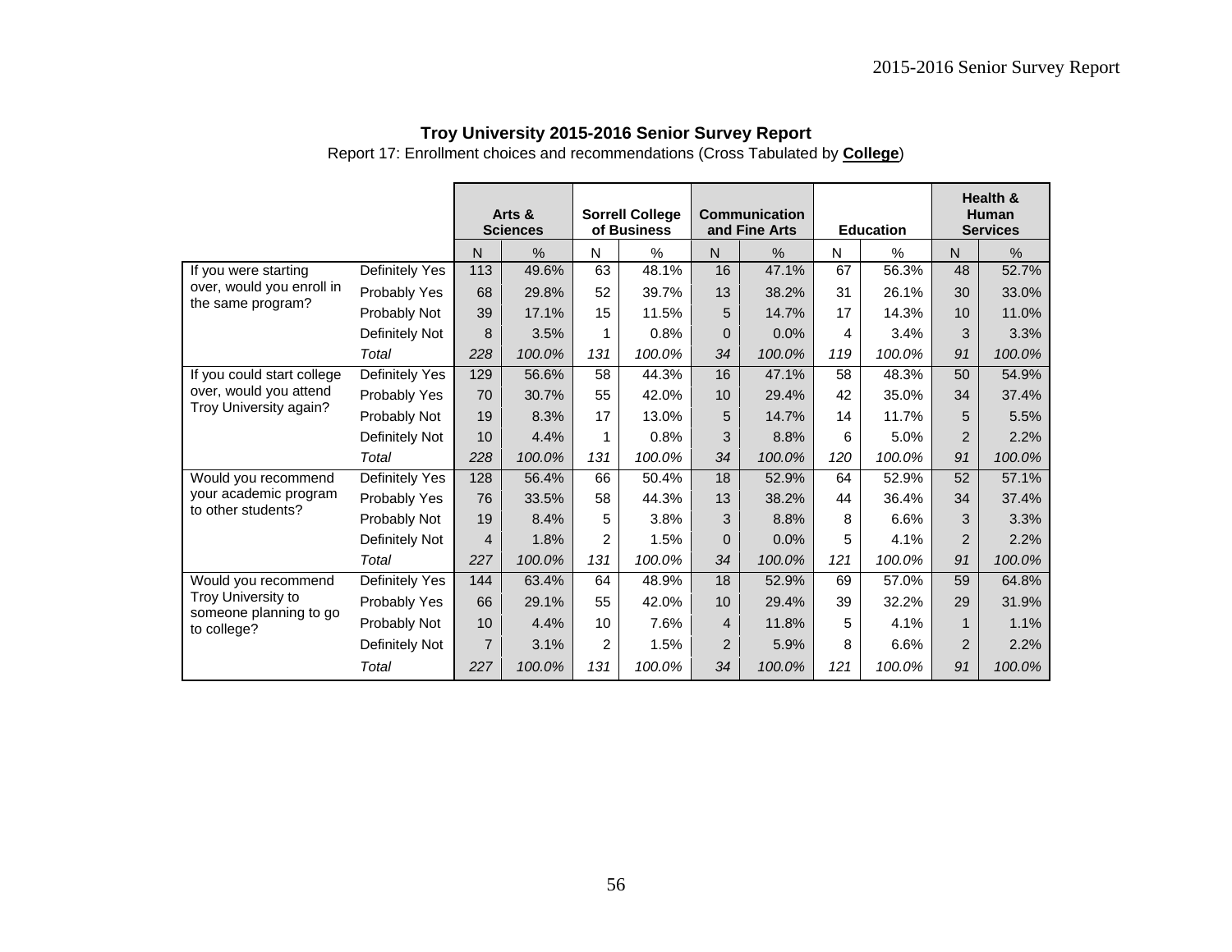**Troy University 2015-2016 Senior Survey Report**

Report 17: Enrollment choices and recommendations (Cross Tabulated by **College**)

| | | Arts & Sciences | | Sorrell College of Business | | Communication and Fine Arts | | Education | | Health & Human Services | |
|---|---|---|---|---|---|---|---|---|---|---|---|
| | | N | % | N | % | N | % | N | % | N | % |
| If you were starting over, would you enroll in the same program? | Definitely Yes | 113 | 49.6% | 63 | 48.1% | 16 | 47.1% | 67 | 56.3% | 48 | 52.7% |
| | Probably Yes | 68 | 29.8% | 52 | 39.7% | 13 | 38.2% | 31 | 26.1% | 30 | 33.0% |
| | Probably Not | 39 | 17.1% | 15 | 11.5% | 5 | 14.7% | 17 | 14.3% | 10 | 11.0% |
| | Definitely Not | 8 | 3.5% | 1 | 0.8% | 0 | 0.0% | 4 | 3.4% | 3 | 3.3% |
| | *Total* | *228* | *100.0%* | *131* | *100.0%* | *34* | *100.0%* | *119* | *100.0%* | *91* | *100.0%* |
| If you could start college over, would you attend Troy University again? | Definitely Yes | 129 | 56.6% | 58 | 44.3% | 16 | 47.1% | 58 | 48.3% | 50 | 54.9% |
| | Probably Yes | 70 | 30.7% | 55 | 42.0% | 10 | 29.4% | 42 | 35.0% | 34 | 37.4% |
| | Probably Not | 19 | 8.3% | 17 | 13.0% | 5 | 14.7% | 14 | 11.7% | 5 | 5.5% |
| | Definitely Not | 10 | 4.4% | 1 | 0.8% | 3 | 8.8% | 6 | 5.0% | 2 | 2.2% |
| | *Total* | *228* | *100.0%* | *131* | *100.0%* | *34* | *100.0%* | *120* | *100.0%* | *91* | *100.0%* |
| Would you recommend your academic program to other students? | Definitely Yes | 128 | 56.4% | 66 | 50.4% | 18 | 52.9% | 64 | 52.9% | 52 | 57.1% |
| | Probably Yes | 76 | 33.5% | 58 | 44.3% | 13 | 38.2% | 44 | 36.4% | 34 | 37.4% |
| | Probably Not | 19 | 8.4% | 5 | 3.8% | 3 | 8.8% | 8 | 6.6% | 3 | 3.3% |
| | Definitely Not | 4 | 1.8% | 2 | 1.5% | 0 | 0.0% | 5 | 4.1% | 2 | 2.2% |
| | *Total* | *227* | *100.0%* | *131* | *100.0%* | *34* | *100.0%* | *121* | *100.0%* | *91* | *100.0%* |
| Would you recommend Troy University to someone planning to go to college? | Definitely Yes | 144 | 63.4% | 64 | 48.9% | 18 | 52.9% | 69 | 57.0% | 59 | 64.8% |
| | Probably Yes | 66 | 29.1% | 55 | 42.0% | 10 | 29.4% | 39 | 32.2% | 29 | 31.9% |
| | Probably Not | 10 | 4.4% | 10 | 7.6% | 4 | 11.8% | 5 | 4.1% | 1 | 1.1% |
| | Definitely Not | 7 | 3.1% | 2 | 1.5% | 2 | 5.9% | 8 | 6.6% | 2 | 2.2% |
| | *Total* | *227* | *100.0%* | *131* | *100.0%* | *34* | *100.0%* | *121* | *100.0%* | *91* | *100.0%* |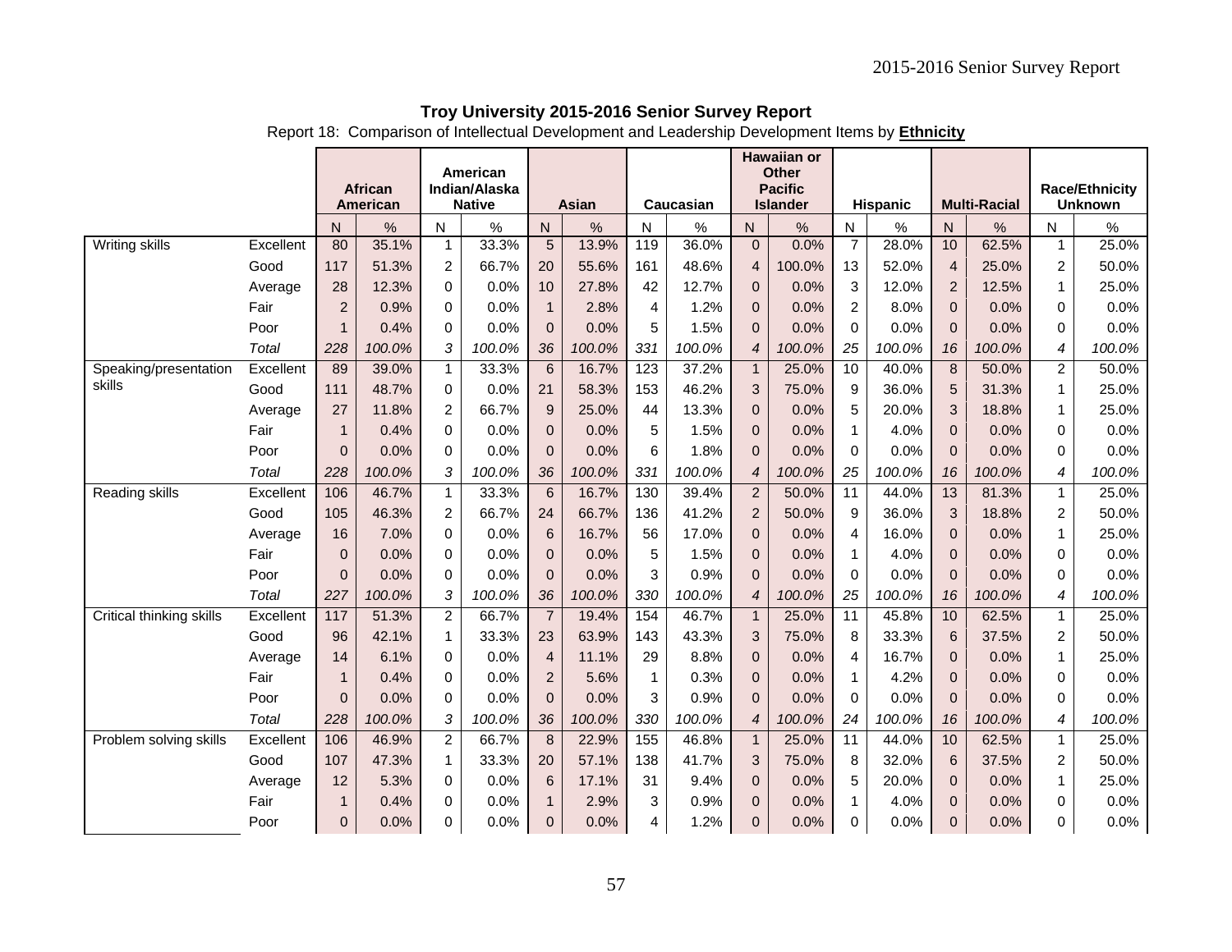## Troy University 2015-2016 Senior Survey Report

Report 18: Comparison of Intellectual Development and Leadership Development Items by **Ethnicity**

| | | African American | | American Indian/Alaska Native | | Asian | | Caucasian | | Hawaiian or Other Pacific Islander | | Hispanic | | Multi-Racial | | Race/Ethnicity Unknown | |
|---|---|---|---|---|---|---|---|---|---|---|---|---|---|---|---|---|---|
| | | N | % | N | % | N | % | N | % | N | % | N | % | N | % | N | % |
| Writing skills | Excellent | 80 | 35.1% | 1 | 33.3% | 5 | 13.9% | 119 | 36.0% | 0 | 0.0% | 7 | 28.0% | 10 | 62.5% | 1 | 25.0% |
| | Good | 117 | 51.3% | 2 | 66.7% | 20 | 55.6% | 161 | 48.6% | 4 | 100.0% | 13 | 52.0% | 4 | 25.0% | 2 | 50.0% |
| | Average | 28 | 12.3% | 0 | 0.0% | 10 | 27.8% | 42 | 12.7% | 0 | 0.0% | 3 | 12.0% | 2 | 12.5% | 1 | 25.0% |
| | Fair | 2 | 0.9% | 0 | 0.0% | 1 | 2.8% | 4 | 1.2% | 0 | 0.0% | 2 | 8.0% | 0 | 0.0% | 0 | 0.0% |
| | Poor | 1 | 0.4% | 0 | 0.0% | 0 | 0.0% | 5 | 1.5% | 0 | 0.0% | 0 | 0.0% | 0 | 0.0% | 0 | 0.0% |
| | *Total* | *228* | *100.0%* | *3* | *100.0%* | *36* | *100.0%* | *331* | *100.0%* | *4* | *100.0%* | *25* | *100.0%* | *16* | *100.0%* | *4* | *100.0%* |
| Speaking/presentation skills | Excellent | 89 | 39.0% | 1 | 33.3% | 6 | 16.7% | 123 | 37.2% | 1 | 25.0% | 10 | 40.0% | 8 | 50.0% | 2 | 50.0% |
| | Good | 111 | 48.7% | 0 | 0.0% | 21 | 58.3% | 153 | 46.2% | 3 | 75.0% | 9 | 36.0% | 5 | 31.3% | 1 | 25.0% |
| | Average | 27 | 11.8% | 2 | 66.7% | 9 | 25.0% | 44 | 13.3% | 0 | 0.0% | 5 | 20.0% | 3 | 18.8% | 1 | 25.0% |
| | Fair | 1 | 0.4% | 0 | 0.0% | 0 | 0.0% | 5 | 1.5% | 0 | 0.0% | 1 | 4.0% | 0 | 0.0% | 0 | 0.0% |
| | Poor | 0 | 0.0% | 0 | 0.0% | 0 | 0.0% | 6 | 1.8% | 0 | 0.0% | 0 | 0.0% | 0 | 0.0% | 0 | 0.0% |
| | *Total* | *228* | *100.0%* | *3* | *100.0%* | *36* | *100.0%* | *331* | *100.0%* | *4* | *100.0%* | *25* | *100.0%* | *16* | *100.0%* | *4* | *100.0%* |
| Reading skills | Excellent | 106 | 46.7% | 1 | 33.3% | 6 | 16.7% | 130 | 39.4% | 2 | 50.0% | 11 | 44.0% | 13 | 81.3% | 1 | 25.0% |
| | Good | 105 | 46.3% | 2 | 66.7% | 24 | 66.7% | 136 | 41.2% | 2 | 50.0% | 9 | 36.0% | 3 | 18.8% | 2 | 50.0% |
| | Average | 16 | 7.0% | 0 | 0.0% | 6 | 16.7% | 56 | 17.0% | 0 | 0.0% | 4 | 16.0% | 0 | 0.0% | 1 | 25.0% |
| | Fair | 0 | 0.0% | 0 | 0.0% | 0 | 0.0% | 5 | 1.5% | 0 | 0.0% | 1 | 4.0% | 0 | 0.0% | 0 | 0.0% |
| | Poor | 0 | 0.0% | 0 | 0.0% | 0 | 0.0% | 3 | 0.9% | 0 | 0.0% | 0 | 0.0% | 0 | 0.0% | 0 | 0.0% |
| | *Total* | *227* | *100.0%* | *3* | *100.0%* | *36* | *100.0%* | *330* | *100.0%* | *4* | *100.0%* | *25* | *100.0%* | *16* | *100.0%* | *4* | *100.0%* |
| Critical thinking skills | Excellent | 117 | 51.3% | 2 | 66.7% | 7 | 19.4% | 154 | 46.7% | 1 | 25.0% | 11 | 45.8% | 10 | 62.5% | 1 | 25.0% |
| | Good | 96 | 42.1% | 1 | 33.3% | 23 | 63.9% | 143 | 43.3% | 3 | 75.0% | 8 | 33.3% | 6 | 37.5% | 2 | 50.0% |
| | Average | 14 | 6.1% | 0 | 0.0% | 4 | 11.1% | 29 | 8.8% | 0 | 0.0% | 4 | 16.7% | 0 | 0.0% | 1 | 25.0% |
| | Fair | 1 | 0.4% | 0 | 0.0% | 2 | 5.6% | 1 | 0.3% | 0 | 0.0% | 1 | 4.2% | 0 | 0.0% | 0 | 0.0% |
| | Poor | 0 | 0.0% | 0 | 0.0% | 0 | 0.0% | 3 | 0.9% | 0 | 0.0% | 0 | 0.0% | 0 | 0.0% | 0 | 0.0% |
| | *Total* | *228* | *100.0%* | *3* | *100.0%* | *36* | *100.0%* | *330* | *100.0%* | *4* | *100.0%* | *24* | *100.0%* | *16* | *100.0%* | *4* | *100.0%* |
| Problem solving skills | Excellent | 106 | 46.9% | 2 | 66.7% | 8 | 22.9% | 155 | 46.8% | 1 | 25.0% | 11 | 44.0% | 10 | 62.5% | 1 | 25.0% |
| | Good | 107 | 47.3% | 1 | 33.3% | 20 | 57.1% | 138 | 41.7% | 3 | 75.0% | 8 | 32.0% | 6 | 37.5% | 2 | 50.0% |
| | Average | 12 | 5.3% | 0 | 0.0% | 6 | 17.1% | 31 | 9.4% | 0 | 0.0% | 5 | 20.0% | 0 | 0.0% | 1 | 25.0% |
| | Fair | 1 | 0.4% | 0 | 0.0% | 1 | 2.9% | 3 | 0.9% | 0 | 0.0% | 1 | 4.0% | 0 | 0.0% | 0 | 0.0% |
| | Poor | 0 | 0.0% | 0 | 0.0% | 0 | 0.0% | 4 | 1.2% | 0 | 0.0% | 0 | 0.0% | 0 | 0.0% | 0 | 0.0% |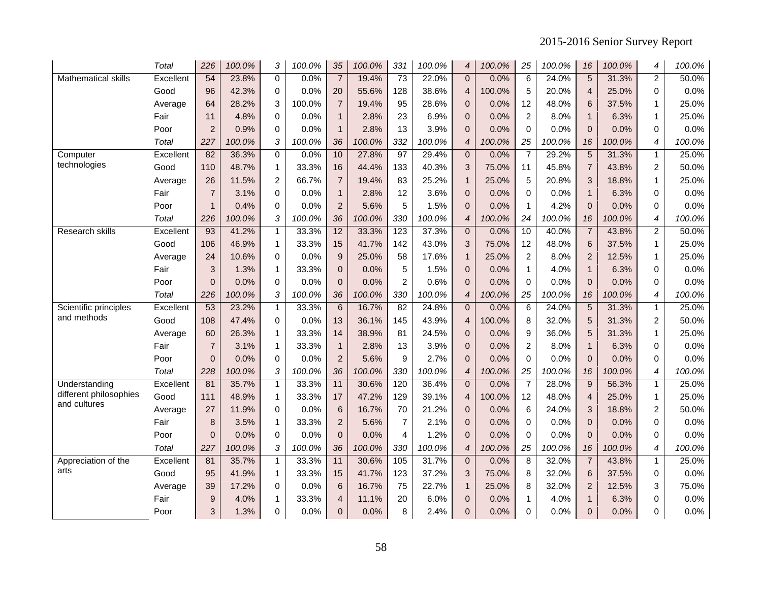| | | | | | | | | | | | | | | | | | |
|---|---|---|---|---|---|---|---|---|---|---|---|---|---|---|---|---|---|
| | *Total* | *226* | *100.0%* | *3* | *100.0%* | *35* | *100.0%* | *331* | *100.0%* | *4* | *100.0%* | *25* | *100.0%* | *16* | *100.0%* | *4* | *100.0%* |
| Mathematical skills | Excellent | 54 | 23.8% | 0 | 0.0% | 7 | 19.4% | 73 | 22.0% | 0 | 0.0% | 6 | 24.0% | 5 | 31.3% | 2 | 50.0% |
| | Good | 96 | 42.3% | 0 | 0.0% | 20 | 55.6% | 128 | 38.6% | 4 | 100.0% | 5 | 20.0% | 4 | 25.0% | 0 | 0.0% |
| | Average | 64 | 28.2% | 3 | 100.0% | 7 | 19.4% | 95 | 28.6% | 0 | 0.0% | 12 | 48.0% | 6 | 37.5% | 1 | 25.0% |
| | Fair | 11 | 4.8% | 0 | 0.0% | 1 | 2.8% | 23 | 6.9% | 0 | 0.0% | 2 | 8.0% | 1 | 6.3% | 1 | 25.0% |
| | Poor | 2 | 0.9% | 0 | 0.0% | 1 | 2.8% | 13 | 3.9% | 0 | 0.0% | 0 | 0.0% | 0 | 0.0% | 0 | 0.0% |
| | *Total* | *227* | *100.0%* | *3* | *100.0%* | *36* | *100.0%* | *332* | *100.0%* | *4* | *100.0%* | *25* | *100.0%* | *16* | *100.0%* | *4* | *100.0%* |
| Computer technologies | Excellent | 82 | 36.3% | 0 | 0.0% | 10 | 27.8% | 97 | 29.4% | 0 | 0.0% | 7 | 29.2% | 5 | 31.3% | 1 | 25.0% |
| | Good | 110 | 48.7% | 1 | 33.3% | 16 | 44.4% | 133 | 40.3% | 3 | 75.0% | 11 | 45.8% | 7 | 43.8% | 2 | 50.0% |
| | Average | 26 | 11.5% | 2 | 66.7% | 7 | 19.4% | 83 | 25.2% | 1 | 25.0% | 5 | 20.8% | 3 | 18.8% | 1 | 25.0% |
| | Fair | 7 | 3.1% | 0 | 0.0% | 1 | 2.8% | 12 | 3.6% | 0 | 0.0% | 0 | 0.0% | 1 | 6.3% | 0 | 0.0% |
| | Poor | 1 | 0.4% | 0 | 0.0% | 2 | 5.6% | 5 | 1.5% | 0 | 0.0% | 1 | 4.2% | 0 | 0.0% | 0 | 0.0% |
| | *Total* | *226* | *100.0%* | *3* | *100.0%* | *36* | *100.0%* | *330* | *100.0%* | *4* | *100.0%* | *24* | *100.0%* | *16* | *100.0%* | *4* | *100.0%* |
| Research skills | Excellent | 93 | 41.2% | 1 | 33.3% | 12 | 33.3% | 123 | 37.3% | 0 | 0.0% | 10 | 40.0% | 7 | 43.8% | 2 | 50.0% |
| | Good | 106 | 46.9% | 1 | 33.3% | 15 | 41.7% | 142 | 43.0% | 3 | 75.0% | 12 | 48.0% | 6 | 37.5% | 1 | 25.0% |
| | Average | 24 | 10.6% | 0 | 0.0% | 9 | 25.0% | 58 | 17.6% | 1 | 25.0% | 2 | 8.0% | 2 | 12.5% | 1 | 25.0% |
| | Fair | 3 | 1.3% | 1 | 33.3% | 0 | 0.0% | 5 | 1.5% | 0 | 0.0% | 1 | 4.0% | 1 | 6.3% | 0 | 0.0% |
| | Poor | 0 | 0.0% | 0 | 0.0% | 0 | 0.0% | 2 | 0.6% | 0 | 0.0% | 0 | 0.0% | 0 | 0.0% | 0 | 0.0% |
| | *Total* | *226* | *100.0%* | *3* | *100.0%* | *36* | *100.0%* | *330* | *100.0%* | *4* | *100.0%* | *25* | *100.0%* | *16* | *100.0%* | *4* | *100.0%* |
| Scientific principles and methods | Excellent | 53 | 23.2% | 1 | 33.3% | 6 | 16.7% | 82 | 24.8% | 0 | 0.0% | 6 | 24.0% | 5 | 31.3% | 1 | 25.0% |
| | Good | 108 | 47.4% | 0 | 0.0% | 13 | 36.1% | 145 | 43.9% | 4 | 100.0% | 8 | 32.0% | 5 | 31.3% | 2 | 50.0% |
| | Average | 60 | 26.3% | 1 | 33.3% | 14 | 38.9% | 81 | 24.5% | 0 | 0.0% | 9 | 36.0% | 5 | 31.3% | 1 | 25.0% |
| | Fair | 7 | 3.1% | 1 | 33.3% | 1 | 2.8% | 13 | 3.9% | 0 | 0.0% | 2 | 8.0% | 1 | 6.3% | 0 | 0.0% |
| | Poor | 0 | 0.0% | 0 | 0.0% | 2 | 5.6% | 9 | 2.7% | 0 | 0.0% | 0 | 0.0% | 0 | 0.0% | 0 | 0.0% |
| | *Total* | *228* | *100.0%* | *3* | *100.0%* | *36* | *100.0%* | *330* | *100.0%* | *4* | *100.0%* | *25* | *100.0%* | *16* | *100.0%* | *4* | *100.0%* |
| Understanding different philosophies and cultures | Excellent | 81 | 35.7% | 1 | 33.3% | 11 | 30.6% | 120 | 36.4% | 0 | 0.0% | 7 | 28.0% | 9 | 56.3% | 1 | 25.0% |
| | Good | 111 | 48.9% | 1 | 33.3% | 17 | 47.2% | 129 | 39.1% | 4 | 100.0% | 12 | 48.0% | 4 | 25.0% | 1 | 25.0% |
| | Average | 27 | 11.9% | 0 | 0.0% | 6 | 16.7% | 70 | 21.2% | 0 | 0.0% | 6 | 24.0% | 3 | 18.8% | 2 | 50.0% |
| | Fair | 8 | 3.5% | 1 | 33.3% | 2 | 5.6% | 7 | 2.1% | 0 | 0.0% | 0 | 0.0% | 0 | 0.0% | 0 | 0.0% |
| | Poor | 0 | 0.0% | 0 | 0.0% | 0 | 0.0% | 4 | 1.2% | 0 | 0.0% | 0 | 0.0% | 0 | 0.0% | 0 | 0.0% |
| | *Total* | *227* | *100.0%* | *3* | *100.0%* | *36* | *100.0%* | *330* | *100.0%* | *4* | *100.0%* | *25* | *100.0%* | *16* | *100.0%* | *4* | *100.0%* |
| Appreciation of the arts | Excellent | 81 | 35.7% | 1 | 33.3% | 11 | 30.6% | 105 | 31.7% | 0 | 0.0% | 8 | 32.0% | 7 | 43.8% | 1 | 25.0% |
| | Good | 95 | 41.9% | 1 | 33.3% | 15 | 41.7% | 123 | 37.2% | 3 | 75.0% | 8 | 32.0% | 6 | 37.5% | 0 | 0.0% |
| | Average | 39 | 17.2% | 0 | 0.0% | 6 | 16.7% | 75 | 22.7% | 1 | 25.0% | 8 | 32.0% | 2 | 12.5% | 3 | 75.0% |
| | Fair | 9 | 4.0% | 1 | 33.3% | 4 | 11.1% | 20 | 6.0% | 0 | 0.0% | 1 | 4.0% | 1 | 6.3% | 0 | 0.0% |
| | Poor | 3 | 1.3% | 0 | 0.0% | 0 | 0.0% | 8 | 2.4% | 0 | 0.0% | 0 | 0.0% | 0 | 0.0% | 0 | 0.0% |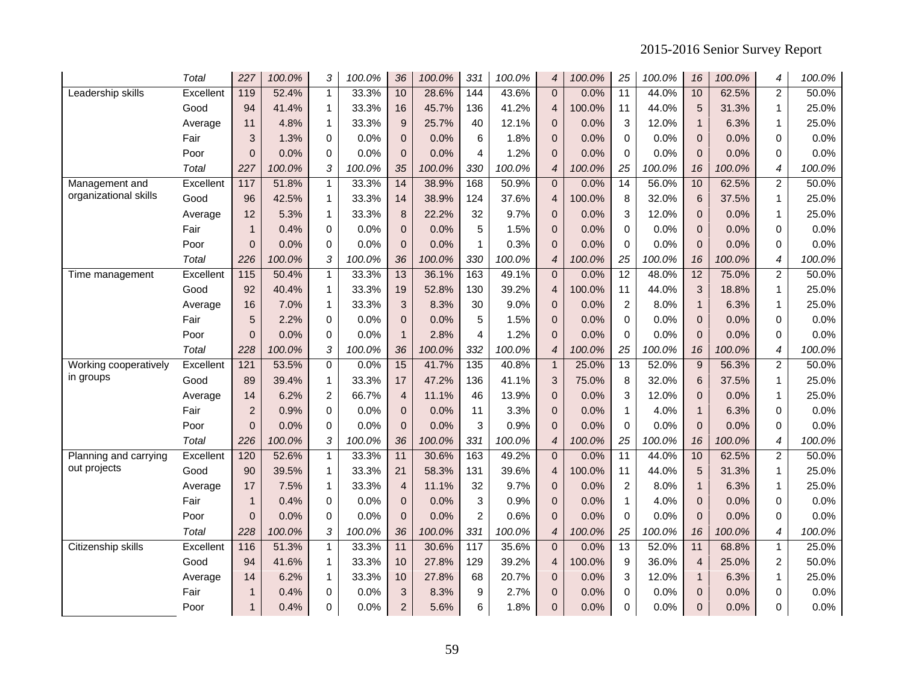| | | | | | | | | | | | | | | | | | |
|---|---|---|---|---|---|---|---|---|---|---|---|---|---|---|---|---|---|
| | *Total* | *227* | *100.0%* | *3* | *100.0%* | *36* | *100.0%* | *331* | *100.0%* | *4* | *100.0%* | *25* | *100.0%* | *16* | *100.0%* | *4* | *100.0%* |
| Leadership skills | Excellent | 119 | 52.4% | 1 | 33.3% | 10 | 28.6% | 144 | 43.6% | 0 | 0.0% | 11 | 44.0% | 10 | 62.5% | 2 | 50.0% |
| | Good | 94 | 41.4% | 1 | 33.3% | 16 | 45.7% | 136 | 41.2% | 4 | 100.0% | 11 | 44.0% | 5 | 31.3% | 1 | 25.0% |
| | Average | 11 | 4.8% | 1 | 33.3% | 9 | 25.7% | 40 | 12.1% | 0 | 0.0% | 3 | 12.0% | 1 | 6.3% | 1 | 25.0% |
| | Fair | 3 | 1.3% | 0 | 0.0% | 0 | 0.0% | 6 | 1.8% | 0 | 0.0% | 0 | 0.0% | 0 | 0.0% | 0 | 0.0% |
| | Poor | 0 | 0.0% | 0 | 0.0% | 0 | 0.0% | 4 | 1.2% | 0 | 0.0% | 0 | 0.0% | 0 | 0.0% | 0 | 0.0% |
| | *Total* | *227* | *100.0%* | *3* | *100.0%* | *35* | *100.0%* | *330* | *100.0%* | *4* | *100.0%* | *25* | *100.0%* | *16* | *100.0%* | *4* | *100.0%* |
| Management and organizational skills | Excellent | 117 | 51.8% | 1 | 33.3% | 14 | 38.9% | 168 | 50.9% | 0 | 0.0% | 14 | 56.0% | 10 | 62.5% | 2 | 50.0% |
| | Good | 96 | 42.5% | 1 | 33.3% | 14 | 38.9% | 124 | 37.6% | 4 | 100.0% | 8 | 32.0% | 6 | 37.5% | 1 | 25.0% |
| | Average | 12 | 5.3% | 1 | 33.3% | 8 | 22.2% | 32 | 9.7% | 0 | 0.0% | 3 | 12.0% | 0 | 0.0% | 1 | 25.0% |
| | Fair | 1 | 0.4% | 0 | 0.0% | 0 | 0.0% | 5 | 1.5% | 0 | 0.0% | 0 | 0.0% | 0 | 0.0% | 0 | 0.0% |
| | Poor | 0 | 0.0% | 0 | 0.0% | 0 | 0.0% | 1 | 0.3% | 0 | 0.0% | 0 | 0.0% | 0 | 0.0% | 0 | 0.0% |
| | *Total* | *226* | *100.0%* | *3* | *100.0%* | *36* | *100.0%* | *330* | *100.0%* | *4* | *100.0%* | *25* | *100.0%* | *16* | *100.0%* | *4* | *100.0%* |
| Time management | Excellent | 115 | 50.4% | 1 | 33.3% | 13 | 36.1% | 163 | 49.1% | 0 | 0.0% | 12 | 48.0% | 12 | 75.0% | 2 | 50.0% |
| | Good | 92 | 40.4% | 1 | 33.3% | 19 | 52.8% | 130 | 39.2% | 4 | 100.0% | 11 | 44.0% | 3 | 18.8% | 1 | 25.0% |
| | Average | 16 | 7.0% | 1 | 33.3% | 3 | 8.3% | 30 | 9.0% | 0 | 0.0% | 2 | 8.0% | 1 | 6.3% | 1 | 25.0% |
| | Fair | 5 | 2.2% | 0 | 0.0% | 0 | 0.0% | 5 | 1.5% | 0 | 0.0% | 0 | 0.0% | 0 | 0.0% | 0 | 0.0% |
| | Poor | 0 | 0.0% | 0 | 0.0% | 1 | 2.8% | 4 | 1.2% | 0 | 0.0% | 0 | 0.0% | 0 | 0.0% | 0 | 0.0% |
| | *Total* | *228* | *100.0%* | *3* | *100.0%* | *36* | *100.0%* | *332* | *100.0%* | *4* | *100.0%* | *25* | *100.0%* | *16* | *100.0%* | *4* | *100.0%* |
| Working cooperatively in groups | Excellent | 121 | 53.5% | 0 | 0.0% | 15 | 41.7% | 135 | 40.8% | 1 | 25.0% | 13 | 52.0% | 9 | 56.3% | 2 | 50.0% |
| | Good | 89 | 39.4% | 1 | 33.3% | 17 | 47.2% | 136 | 41.1% | 3 | 75.0% | 8 | 32.0% | 6 | 37.5% | 1 | 25.0% |
| | Average | 14 | 6.2% | 2 | 66.7% | 4 | 11.1% | 46 | 13.9% | 0 | 0.0% | 3 | 12.0% | 0 | 0.0% | 1 | 25.0% |
| | Fair | 2 | 0.9% | 0 | 0.0% | 0 | 0.0% | 11 | 3.3% | 0 | 0.0% | 1 | 4.0% | 1 | 6.3% | 0 | 0.0% |
| | Poor | 0 | 0.0% | 0 | 0.0% | 0 | 0.0% | 3 | 0.9% | 0 | 0.0% | 0 | 0.0% | 0 | 0.0% | 0 | 0.0% |
| | *Total* | *226* | *100.0%* | *3* | *100.0%* | *36* | *100.0%* | *331* | *100.0%* | *4* | *100.0%* | *25* | *100.0%* | *16* | *100.0%* | *4* | *100.0%* |
| Planning and carrying out projects | Excellent | 120 | 52.6% | 1 | 33.3% | 11 | 30.6% | 163 | 49.2% | 0 | 0.0% | 11 | 44.0% | 10 | 62.5% | 2 | 50.0% |
| | Good | 90 | 39.5% | 1 | 33.3% | 21 | 58.3% | 131 | 39.6% | 4 | 100.0% | 11 | 44.0% | 5 | 31.3% | 1 | 25.0% |
| | Average | 17 | 7.5% | 1 | 33.3% | 4 | 11.1% | 32 | 9.7% | 0 | 0.0% | 2 | 8.0% | 1 | 6.3% | 1 | 25.0% |
| | Fair | 1 | 0.4% | 0 | 0.0% | 0 | 0.0% | 3 | 0.9% | 0 | 0.0% | 1 | 4.0% | 0 | 0.0% | 0 | 0.0% |
| | Poor | 0 | 0.0% | 0 | 0.0% | 0 | 0.0% | 2 | 0.6% | 0 | 0.0% | 0 | 0.0% | 0 | 0.0% | 0 | 0.0% |
| | *Total* | *228* | *100.0%* | *3* | *100.0%* | *36* | *100.0%* | *331* | *100.0%* | *4* | *100.0%* | *25* | *100.0%* | *16* | *100.0%* | *4* | *100.0%* |
| Citizenship skills | Excellent | 116 | 51.3% | 1 | 33.3% | 11 | 30.6% | 117 | 35.6% | 0 | 0.0% | 13 | 52.0% | 11 | 68.8% | 1 | 25.0% |
| | Good | 94 | 41.6% | 1 | 33.3% | 10 | 27.8% | 129 | 39.2% | 4 | 100.0% | 9 | 36.0% | 4 | 25.0% | 2 | 50.0% |
| | Average | 14 | 6.2% | 1 | 33.3% | 10 | 27.8% | 68 | 20.7% | 0 | 0.0% | 3 | 12.0% | 1 | 6.3% | 1 | 25.0% |
| | Fair | 1 | 0.4% | 0 | 0.0% | 3 | 8.3% | 9 | 2.7% | 0 | 0.0% | 0 | 0.0% | 0 | 0.0% | 0 | 0.0% |
| | Poor | 1 | 0.4% | 0 | 0.0% | 2 | 5.6% | 6 | 1.8% | 0 | 0.0% | 0 | 0.0% | 0 | 0.0% | 0 | 0.0% |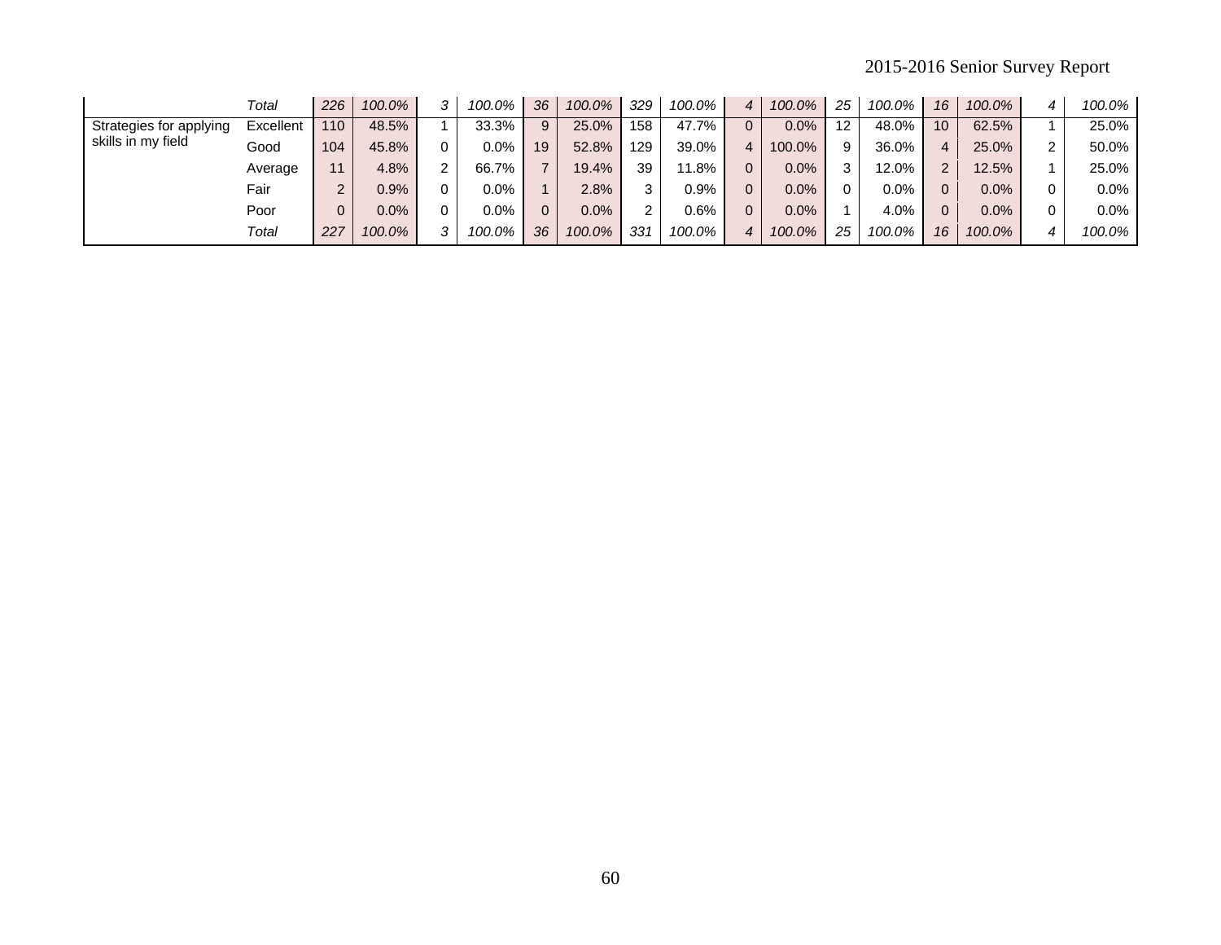| | | | | | | | | | | | | | | | | | |
|---|---|---|---|---|---|---|---|---|---|---|---|---|---|---|---|---|---|
| | *Total* | *226* | *100.0%* | *3* | *100.0%* | *36* | *100.0%* | *329* | *100.0%* | *4* | *100.0%* | *25* | *100.0%* | *16* | *100.0%* | *4* | *100.0%* |
| Strategies for applying skills in my field | Excellent | 110 | 48.5% | 1 | 33.3% | 9 | 25.0% | 158 | 47.7% | 0 | 0.0% | 12 | 48.0% | 10 | 62.5% | 1 | 25.0% |
| | Good | 104 | 45.8% | 0 | 0.0% | 19 | 52.8% | 129 | 39.0% | 4 | 100.0% | 9 | 36.0% | 4 | 25.0% | 2 | 50.0% |
| | Average | 11 | 4.8% | 2 | 66.7% | 7 | 19.4% | 39 | 11.8% | 0 | 0.0% | 3 | 12.0% | 2 | 12.5% | 1 | 25.0% |
| | Fair | 2 | 0.9% | 0 | 0.0% | 1 | 2.8% | 3 | 0.9% | 0 | 0.0% | 0 | 0.0% | 0 | 0.0% | 0 | 0.0% |
| | Poor | 0 | 0.0% | 0 | 0.0% | 0 | 0.0% | 2 | 0.6% | 0 | 0.0% | 1 | 4.0% | 0 | 0.0% | 0 | 0.0% |
| | *Total* | *227* | *100.0%* | *3* | *100.0%* | *36* | *100.0%* | *331* | *100.0%* | *4* | *100.0%* | *25* | *100.0%* | *16* | *100.0%* | *4* | *100.0%* |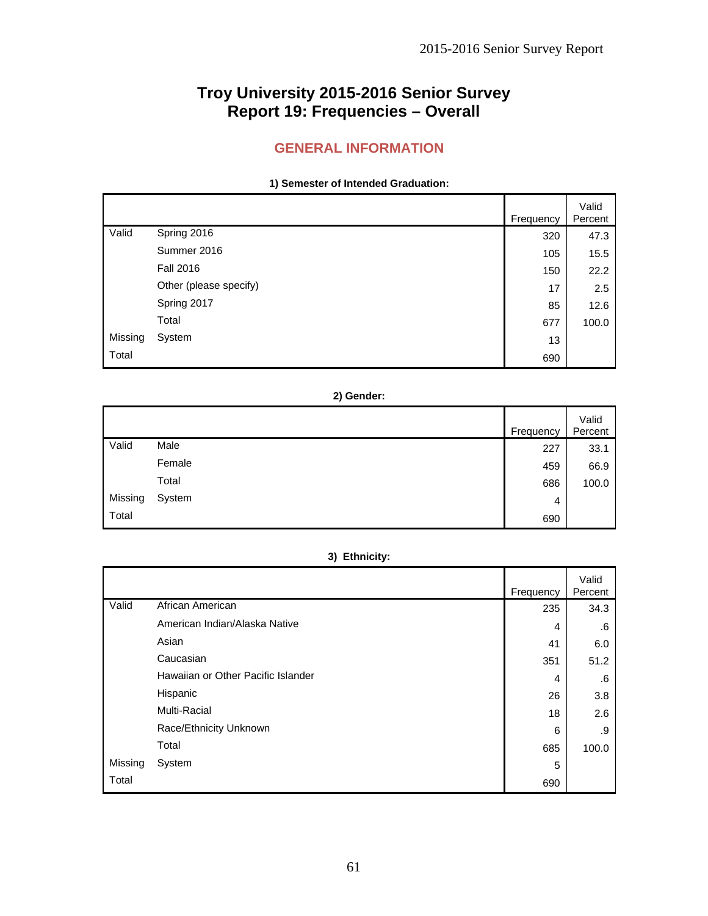# Troy University 2015-2016 Senior Survey
# Report 19: Frequencies – Overall

## GENERAL INFORMATION

**1) Semester of Intended Graduation:**

| | | Frequency | Valid Percent |
|---|---|---|---|
| Valid | Spring 2016 | 320 | 47.3 |
| | Summer 2016 | 105 | 15.5 |
| | Fall 2016 | 150 | 22.2 |
| | Other (please specify) | 17 | 2.5 |
| | Spring 2017 | 85 | 12.6 |
| | Total | 677 | 100.0 |
| Missing | System | 13 | |
| Total | | 690 | |

**2) Gender:**

| | | Frequency | Valid Percent |
|---|---|---|---|
| Valid | Male | 227 | 33.1 |
| | Female | 459 | 66.9 |
| | Total | 686 | 100.0 |
| Missing | System | 4 | |
| Total | | 690 | |

**3) Ethnicity:**

| | | Frequency | Valid Percent |
|---|---|---|---|
| Valid | African American | 235 | 34.3 |
| | American Indian/Alaska Native | 4 | .6 |
| | Asian | 41 | 6.0 |
| | Caucasian | 351 | 51.2 |
| | Hawaiian or Other Pacific Islander | 4 | .6 |
| | Hispanic | 26 | 3.8 |
| | Multi-Racial | 18 | 2.6 |
| | Race/Ethnicity Unknown | 6 | .9 |
| | Total | 685 | 100.0 |
| Missing | System | 5 | |
| Total | | 690 | |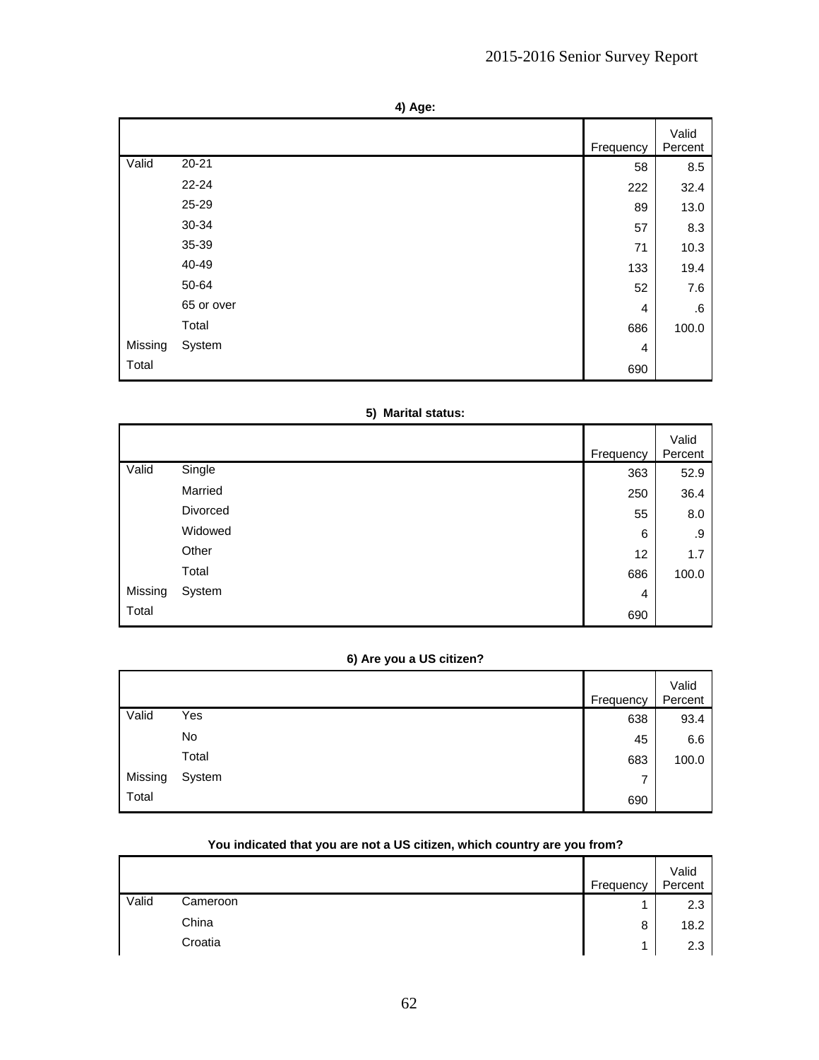**4) Age:**

| | | Frequency | Valid Percent |
|---|---|---|---|
| Valid | 20-21 | 58 | 8.5 |
| | 22-24 | 222 | 32.4 |
| | 25-29 | 89 | 13.0 |
| | 30-34 | 57 | 8.3 |
| | 35-39 | 71 | 10.3 |
| | 40-49 | 133 | 19.4 |
| | 50-64 | 52 | 7.6 |
| | 65 or over | 4 | .6 |
| | Total | 686 | 100.0 |
| Missing | System | 4 | |
| Total | | 690 | |

**5) Marital status:**

| | | Frequency | Valid Percent |
|---|---|---|---|
| Valid | Single | 363 | 52.9 |
| | Married | 250 | 36.4 |
| | Divorced | 55 | 8.0 |
| | Widowed | 6 | .9 |
| | Other | 12 | 1.7 |
| | Total | 686 | 100.0 |
| Missing | System | 4 | |
| Total | | 690 | |

**6) Are you a US citizen?**

| | | Frequency | Valid Percent |
|---|---|---|---|
| Valid | Yes | 638 | 93.4 |
| | No | 45 | 6.6 |
| | Total | 683 | 100.0 |
| Missing | System | 7 | |
| Total | | 690 | |

**You indicated that you are not a US citizen, which country are you from?**

| | | Frequency | Valid Percent |
|---|---|---|---|
| Valid | Cameroon | 1 | 2.3 |
| | China | 8 | 18.2 |
| | Croatia | 1 | 2.3 |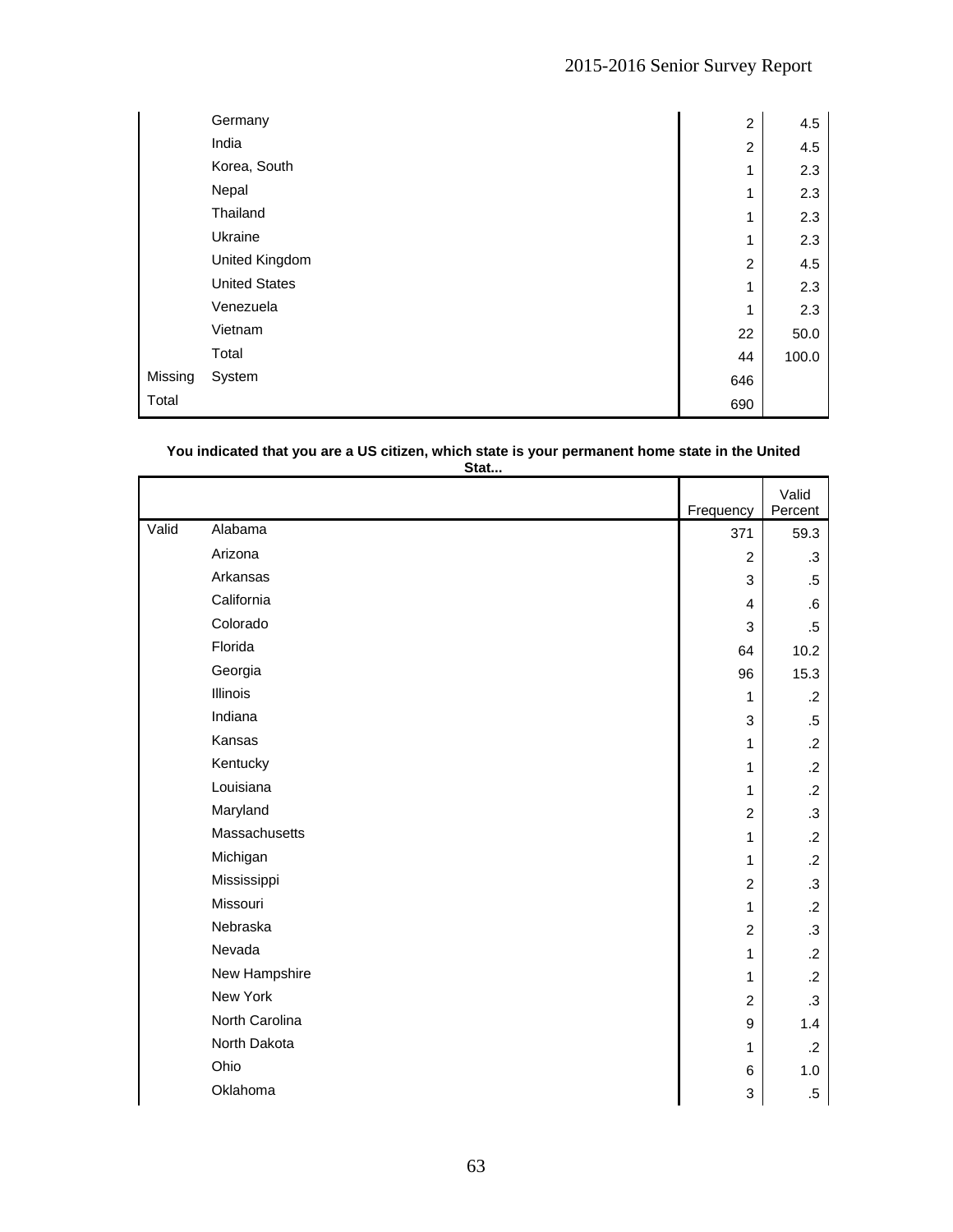| | | Frequency | Valid Percent |
|---|---|---|---|
| | Germany | 2 | 4.5 |
| | India | 2 | 4.5 |
| | Korea, South | 1 | 2.3 |
| | Nepal | 1 | 2.3 |
| | Thailand | 1 | 2.3 |
| | Ukraine | 1 | 2.3 |
| | United Kingdom | 2 | 4.5 |
| | United States | 1 | 2.3 |
| | Venezuela | 1 | 2.3 |
| | Vietnam | 22 | 50.0 |
| | Total | 44 | 100.0 |
| Missing | System | 646 | |
| Total | | 690 | |

**You indicated that you are a US citizen, which state is your permanent home state in the United Stat...**

| | | Frequency | Valid Percent |
|---|---|---|---|
| Valid | Alabama | 371 | 59.3 |
| | Arizona | 2 | .3 |
| | Arkansas | 3 | .5 |
| | California | 4 | .6 |
| | Colorado | 3 | .5 |
| | Florida | 64 | 10.2 |
| | Georgia | 96 | 15.3 |
| | Illinois | 1 | .2 |
| | Indiana | 3 | .5 |
| | Kansas | 1 | .2 |
| | Kentucky | 1 | .2 |
| | Louisiana | 1 | .2 |
| | Maryland | 2 | .3 |
| | Massachusetts | 1 | .2 |
| | Michigan | 1 | .2 |
| | Mississippi | 2 | .3 |
| | Missouri | 1 | .2 |
| | Nebraska | 2 | .3 |
| | Nevada | 1 | .2 |
| | New Hampshire | 1 | .2 |
| | New York | 2 | .3 |
| | North Carolina | 9 | 1.4 |
| | North Dakota | 1 | .2 |
| | Ohio | 6 | 1.0 |
| | Oklahoma | 3 | .5 |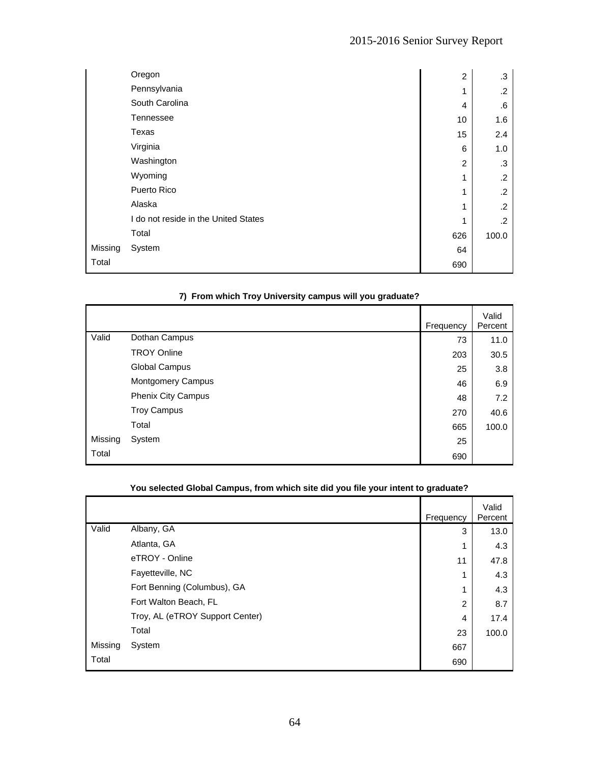|  |  | Frequency | Valid Percent |
|---|---|---|---|
|  | Oregon | 2 | .3 |
|  | Pennsylvania | 1 | .2 |
|  | South Carolina | 4 | .6 |
|  | Tennessee | 10 | 1.6 |
|  | Texas | 15 | 2.4 |
|  | Virginia | 6 | 1.0 |
|  | Washington | 2 | .3 |
|  | Wyoming | 1 | .2 |
|  | Puerto Rico | 1 | .2 |
|  | Alaska | 1 | .2 |
|  | I do not reside in the United States | 1 | .2 |
|  | Total | 626 | 100.0 |
| Missing | System | 64 |  |
| Total |  | 690 |  |

**7) From which Troy University campus will you graduate?**

|  |  | Frequency | Valid Percent |
|---|---|---|---|
| Valid | Dothan Campus | 73 | 11.0 |
|  | TROY Online | 203 | 30.5 |
|  | Global Campus | 25 | 3.8 |
|  | Montgomery Campus | 46 | 6.9 |
|  | Phenix City Campus | 48 | 7.2 |
|  | Troy Campus | 270 | 40.6 |
|  | Total | 665 | 100.0 |
| Missing | System | 25 |  |
| Total |  | 690 |  |

**You selected Global Campus, from which site did you file your intent to graduate?**

|  |  | Frequency | Valid Percent |
|---|---|---|---|
| Valid | Albany, GA | 3 | 13.0 |
|  | Atlanta, GA | 1 | 4.3 |
|  | eTROY - Online | 11 | 47.8 |
|  | Fayetteville, NC | 1 | 4.3 |
|  | Fort Benning (Columbus), GA | 1 | 4.3 |
|  | Fort Walton Beach, FL | 2 | 8.7 |
|  | Troy, AL (eTROY Support Center) | 4 | 17.4 |
|  | Total | 23 | 100.0 |
| Missing | System | 667 |  |
| Total |  | 690 |  |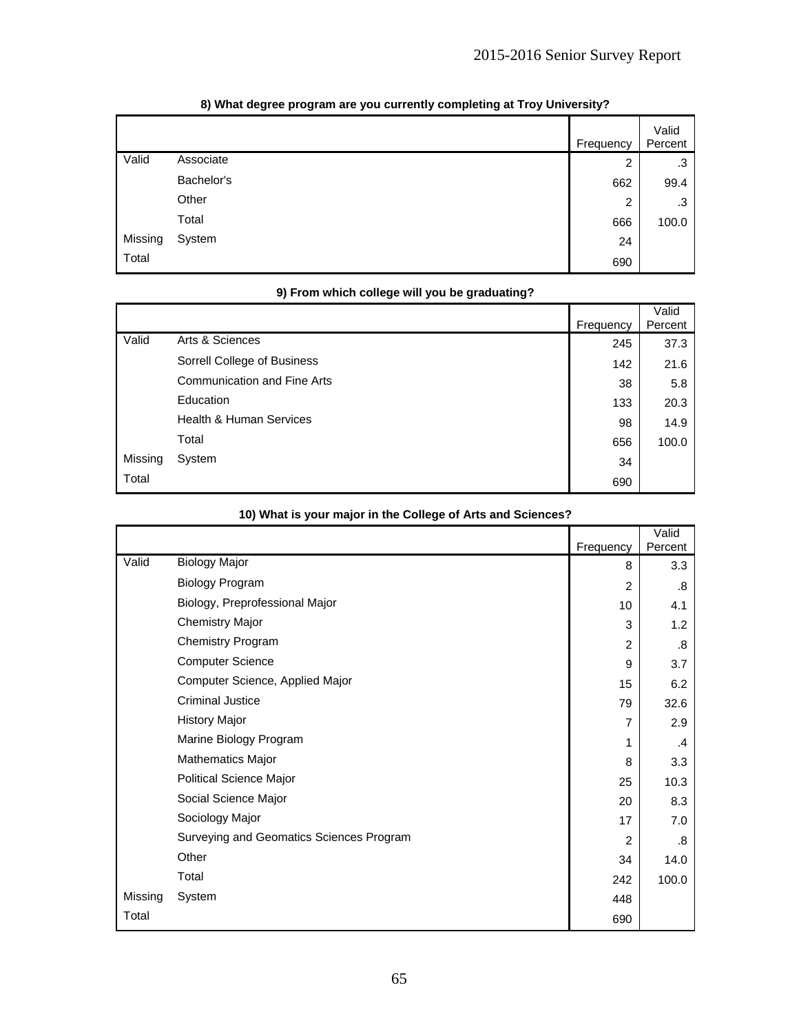**8) What degree program are you currently completing at Troy University?**

| | | Frequency | Valid Percent |
|---|---|---|---|
| Valid | Associate | 2 | .3 |
| | Bachelor's | 662 | 99.4 |
| | Other | 2 | .3 |
| | Total | 666 | 100.0 |
| Missing | System | 24 | |
| Total | | 690 | |

**9) From which college will you be graduating?**

| | | Frequency | Valid Percent |
|---|---|---|---|
| Valid | Arts & Sciences | 245 | 37.3 |
| | Sorrell College of Business | 142 | 21.6 |
| | Communication and Fine Arts | 38 | 5.8 |
| | Education | 133 | 20.3 |
| | Health & Human Services | 98 | 14.9 |
| | Total | 656 | 100.0 |
| Missing | System | 34 | |
| Total | | 690 | |

**10) What is your major in the College of Arts and Sciences?**

| | | Frequency | Valid Percent |
|---|---|---|---|
| Valid | Biology Major | 8 | 3.3 |
| | Biology Program | 2 | .8 |
| | Biology, Preprofessional Major | 10 | 4.1 |
| | Chemistry Major | 3 | 1.2 |
| | Chemistry Program | 2 | .8 |
| | Computer Science | 9 | 3.7 |
| | Computer Science, Applied Major | 15 | 6.2 |
| | Criminal Justice | 79 | 32.6 |
| | History Major | 7 | 2.9 |
| | Marine Biology Program | 1 | .4 |
| | Mathematics Major | 8 | 3.3 |
| | Political Science Major | 25 | 10.3 |
| | Social Science Major | 20 | 8.3 |
| | Sociology Major | 17 | 7.0 |
| | Surveying and Geomatics Sciences Program | 2 | .8 |
| | Other | 34 | 14.0 |
| | Total | 242 | 100.0 |
| Missing | System | 448 | |
| Total | | 690 | |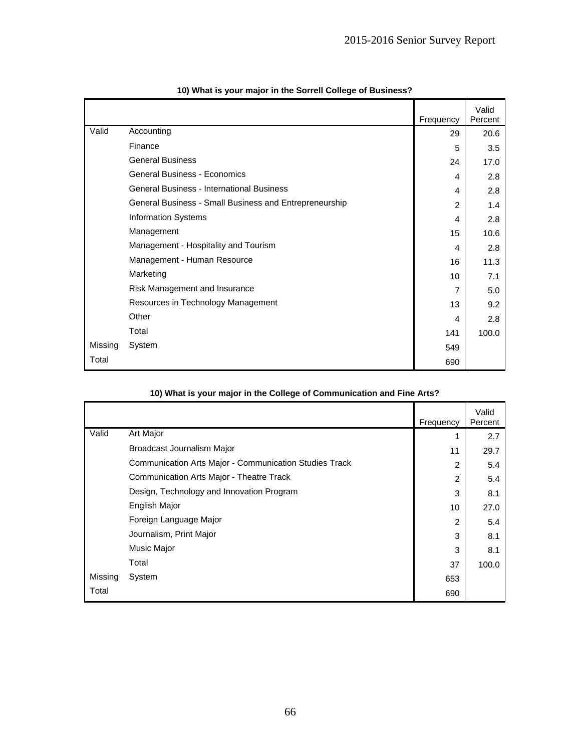**10) What is your major in the Sorrell College of Business?**

| | | Frequency | Valid Percent |
|---|---|---|---|
| Valid | Accounting | 29 | 20.6 |
| | Finance | 5 | 3.5 |
| | General Business | 24 | 17.0 |
| | General Business - Economics | 4 | 2.8 |
| | General Business - International Business | 4 | 2.8 |
| | General Business - Small Business and Entrepreneurship | 2 | 1.4 |
| | Information Systems | 4 | 2.8 |
| | Management | 15 | 10.6 |
| | Management - Hospitality and Tourism | 4 | 2.8 |
| | Management - Human Resource | 16 | 11.3 |
| | Marketing | 10 | 7.1 |
| | Risk Management and Insurance | 7 | 5.0 |
| | Resources in Technology Management | 13 | 9.2 |
| | Other | 4 | 2.8 |
| | Total | 141 | 100.0 |
| Missing | System | 549 | |
| Total | | 690 | |

**10) What is your major in the College of Communication and Fine Arts?**

| | | Frequency | Valid Percent |
|---|---|---|---|
| Valid | Art Major | 1 | 2.7 |
| | Broadcast Journalism Major | 11 | 29.7 |
| | Communication Arts Major - Communication Studies Track | 2 | 5.4 |
| | Communication Arts Major - Theatre Track | 2 | 5.4 |
| | Design, Technology and Innovation Program | 3 | 8.1 |
| | English Major | 10 | 27.0 |
| | Foreign Language Major | 2 | 5.4 |
| | Journalism, Print Major | 3 | 8.1 |
| | Music Major | 3 | 8.1 |
| | Total | 37 | 100.0 |
| Missing | System | 653 | |
| Total | | 690 | |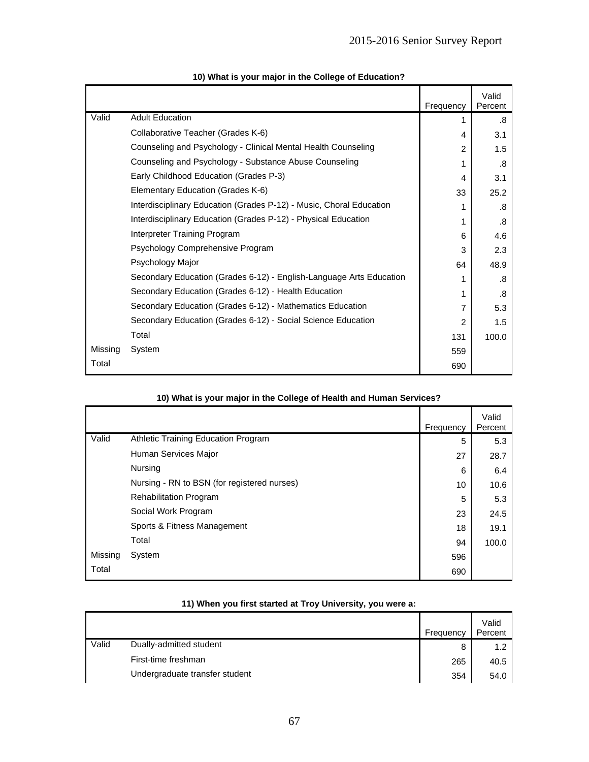**10) What is your major in the College of Education?**

| | | Frequency | Valid Percent |
|---|---|---|---|
| Valid | Adult Education | 1 | .8 |
| | Collaborative Teacher (Grades K-6) | 4 | 3.1 |
| | Counseling and Psychology - Clinical Mental Health Counseling | 2 | 1.5 |
| | Counseling and Psychology - Substance Abuse Counseling | 1 | .8 |
| | Early Childhood Education (Grades P-3) | 4 | 3.1 |
| | Elementary Education (Grades K-6) | 33 | 25.2 |
| | Interdisciplinary Education (Grades P-12) - Music, Choral Education | 1 | .8 |
| | Interdisciplinary Education (Grades P-12) - Physical Education | 1 | .8 |
| | Interpreter Training Program | 6 | 4.6 |
| | Psychology Comprehensive Program | 3 | 2.3 |
| | Psychology Major | 64 | 48.9 |
| | Secondary Education (Grades 6-12) - English-Language Arts Education | 1 | .8 |
| | Secondary Education (Grades 6-12) - Health Education | 1 | .8 |
| | Secondary Education (Grades 6-12) - Mathematics Education | 7 | 5.3 |
| | Secondary Education (Grades 6-12) - Social Science Education | 2 | 1.5 |
| | Total | 131 | 100.0 |
| Missing | System | 559 | |
| Total | | 690 | |

**10) What is your major in the College of Health and Human Services?**

| | | Frequency | Valid Percent |
|---|---|---|---|
| Valid | Athletic Training Education Program | 5 | 5.3 |
| | Human Services Major | 27 | 28.7 |
| | Nursing | 6 | 6.4 |
| | Nursing - RN to BSN (for registered nurses) | 10 | 10.6 |
| | Rehabilitation Program | 5 | 5.3 |
| | Social Work Program | 23 | 24.5 |
| | Sports & Fitness Management | 18 | 19.1 |
| | Total | 94 | 100.0 |
| Missing | System | 596 | |
| Total | | 690 | |

**11) When you first started at Troy University, you were a:**

| | | Frequency | Valid Percent |
|---|---|---|---|
| Valid | Dually-admitted student | 8 | 1.2 |
| | First-time freshman | 265 | 40.5 |
| | Undergraduate transfer student | 354 | 54.0 |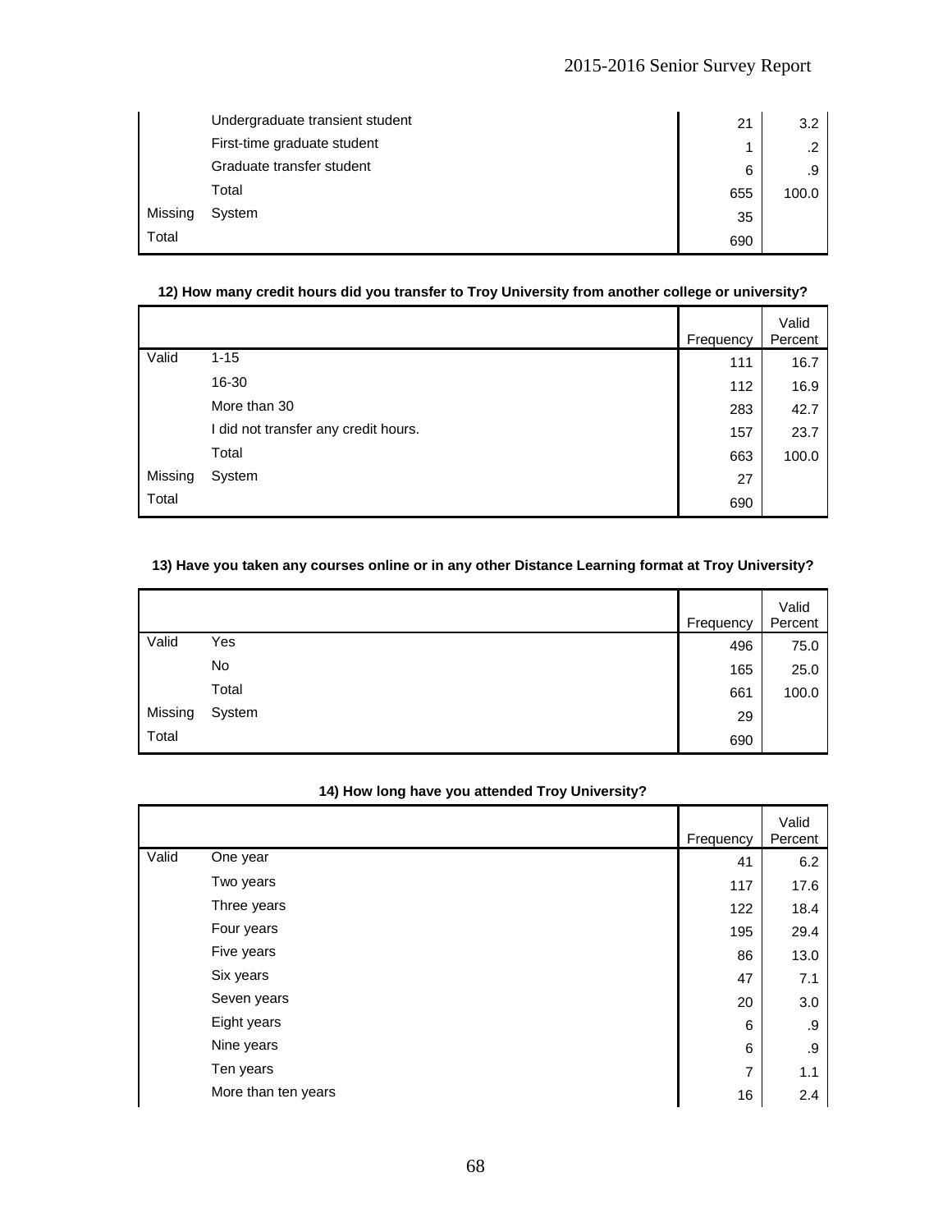| | | Frequency | Valid Percent |
|---|---|---|---|
| | Undergraduate transient student | 21 | 3.2 |
| | First-time graduate student | 1 | .2 |
| | Graduate transfer student | 6 | .9 |
| | Total | 655 | 100.0 |
| Missing | System | 35 | |
| Total | | 690 | |

**12) How many credit hours did you transfer to Troy University from another college or university?**

| | | Frequency | Valid Percent |
|---|---|---|---|
| Valid | 1-15 | 111 | 16.7 |
| | 16-30 | 112 | 16.9 |
| | More than 30 | 283 | 42.7 |
| | I did not transfer any credit hours. | 157 | 23.7 |
| | Total | 663 | 100.0 |
| Missing | System | 27 | |
| Total | | 690 | |

**13) Have you taken any courses online or in any other Distance Learning format at Troy University?**

| | | Frequency | Valid Percent |
|---|---|---|---|
| Valid | Yes | 496 | 75.0 |
| | No | 165 | 25.0 |
| | Total | 661 | 100.0 |
| Missing | System | 29 | |
| Total | | 690 | |

**14) How long have you attended Troy University?**

| | | Frequency | Valid Percent |
|---|---|---|---|
| Valid | One year | 41 | 6.2 |
| | Two years | 117 | 17.6 |
| | Three years | 122 | 18.4 |
| | Four years | 195 | 29.4 |
| | Five years | 86 | 13.0 |
| | Six years | 47 | 7.1 |
| | Seven years | 20 | 3.0 |
| | Eight years | 6 | .9 |
| | Nine years | 6 | .9 |
| | Ten years | 7 | 1.1 |
| | More than ten years | 16 | 2.4 |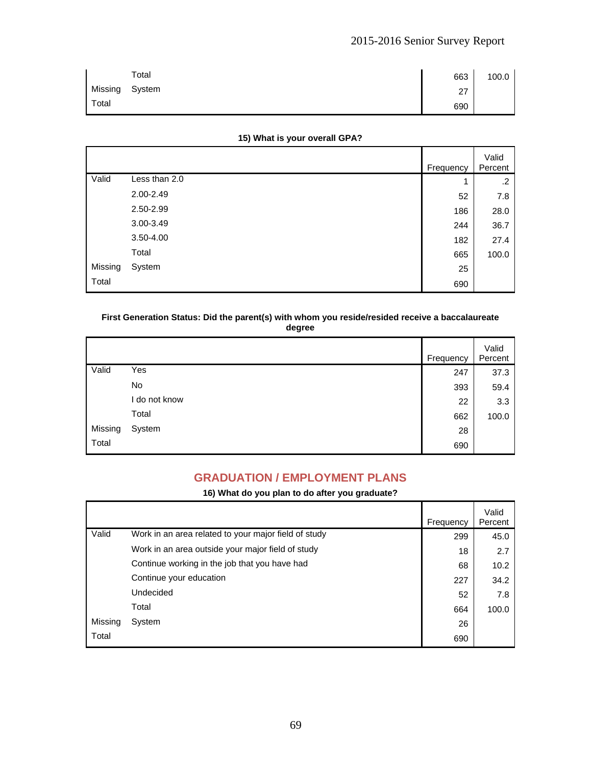| | | Frequency | Valid Percent |
|---|---|---|---|
| | Total | 663 | 100.0 |
| Missing | System | 27 | |
| Total | | 690 | |

**15) What is your overall GPA?**

| | | Frequency | Valid Percent |
|---|---|---|---|
| Valid | Less than 2.0 | 1 | .2 |
| | 2.00-2.49 | 52 | 7.8 |
| | 2.50-2.99 | 186 | 28.0 |
| | 3.00-3.49 | 244 | 36.7 |
| | 3.50-4.00 | 182 | 27.4 |
| | Total | 665 | 100.0 |
| Missing | System | 25 | |
| Total | | 690 | |

**First Generation Status: Did the parent(s) with whom you reside/resided receive a baccalaureate degree**

| | | Frequency | Valid Percent |
|---|---|---|---|
| Valid | Yes | 247 | 37.3 |
| | No | 393 | 59.4 |
| | I do not know | 22 | 3.3 |
| | Total | 662 | 100.0 |
| Missing | System | 28 | |
| Total | | 690 | |

## GRADUATION / EMPLOYMENT PLANS

**16) What do you plan to do after you graduate?**

| | | Frequency | Valid Percent |
|---|---|---|---|
| Valid | Work in an area related to your major field of study | 299 | 45.0 |
| | Work in an area outside your major field of study | 18 | 2.7 |
| | Continue working in the job that you have had | 68 | 10.2 |
| | Continue your education | 227 | 34.2 |
| | Undecided | 52 | 7.8 |
| | Total | 664 | 100.0 |
| Missing | System | 26 | |
| Total | | 690 | |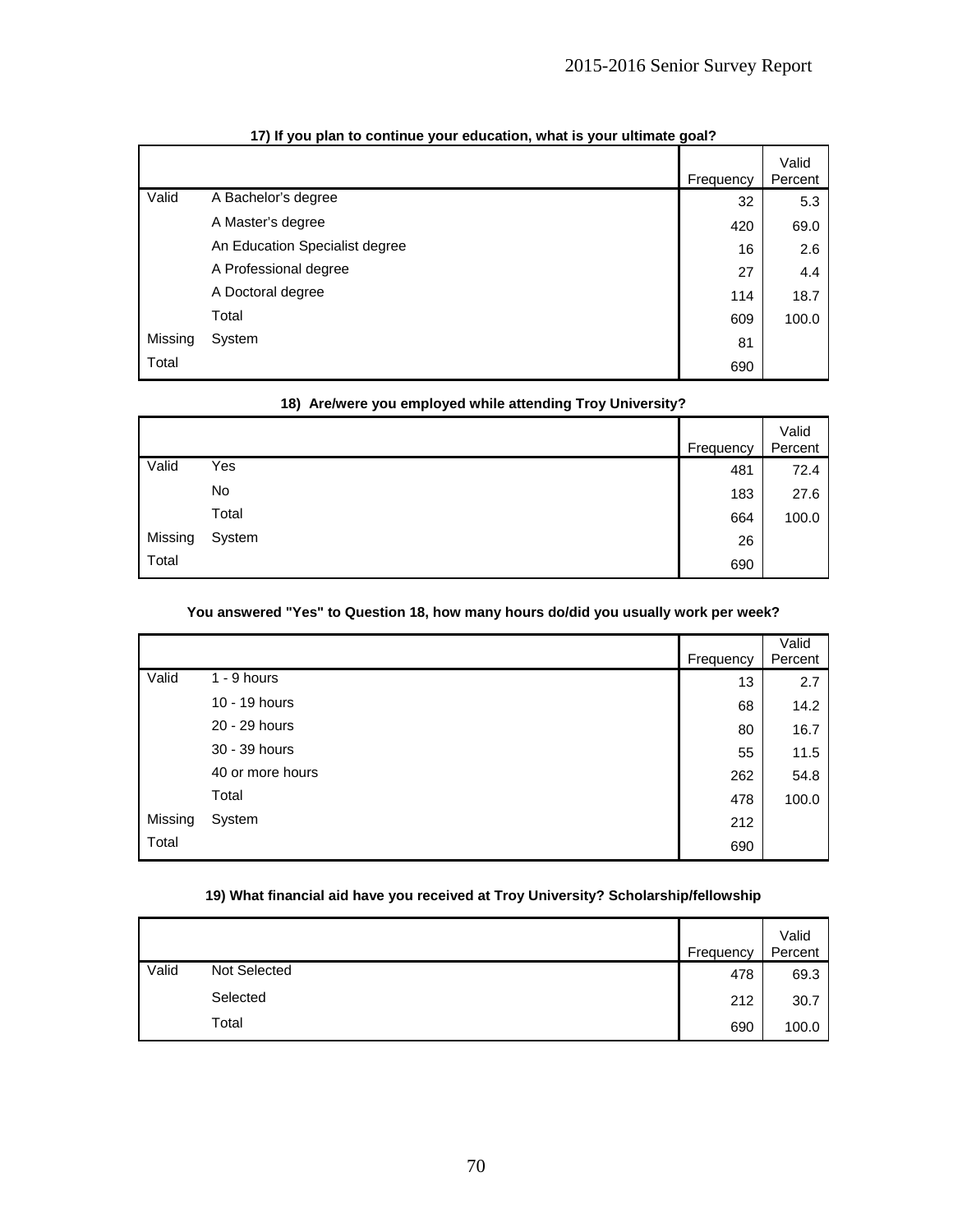**17) If you plan to continue your education, what is your ultimate goal?**

| | | Frequency | Valid Percent |
|---|---|---|---|
| Valid | A Bachelor's degree | 32 | 5.3 |
| | A Master's degree | 420 | 69.0 |
| | An Education Specialist degree | 16 | 2.6 |
| | A Professional degree | 27 | 4.4 |
| | A Doctoral degree | 114 | 18.7 |
| | Total | 609 | 100.0 |
| Missing | System | 81 | |
| Total | | 690 | |

**18) Are/were you employed while attending Troy University?**

| | | Frequency | Valid Percent |
|---|---|---|---|
| Valid | Yes | 481 | 72.4 |
| | No | 183 | 27.6 |
| | Total | 664 | 100.0 |
| Missing | System | 26 | |
| Total | | 690 | |

**You answered "Yes" to Question 18, how many hours do/did you usually work per week?**

| | | Frequency | Valid Percent |
|---|---|---|---|
| Valid | 1 - 9 hours | 13 | 2.7 |
| | 10 - 19 hours | 68 | 14.2 |
| | 20 - 29 hours | 80 | 16.7 |
| | 30 - 39 hours | 55 | 11.5 |
| | 40 or more hours | 262 | 54.8 |
| | Total | 478 | 100.0 |
| Missing | System | 212 | |
| Total | | 690 | |

**19) What financial aid have you received at Troy University? Scholarship/fellowship**

| | | Frequency | Valid Percent |
|---|---|---|---|
| Valid | Not Selected | 478 | 69.3 |
| | Selected | 212 | 30.7 |
| | Total | 690 | 100.0 |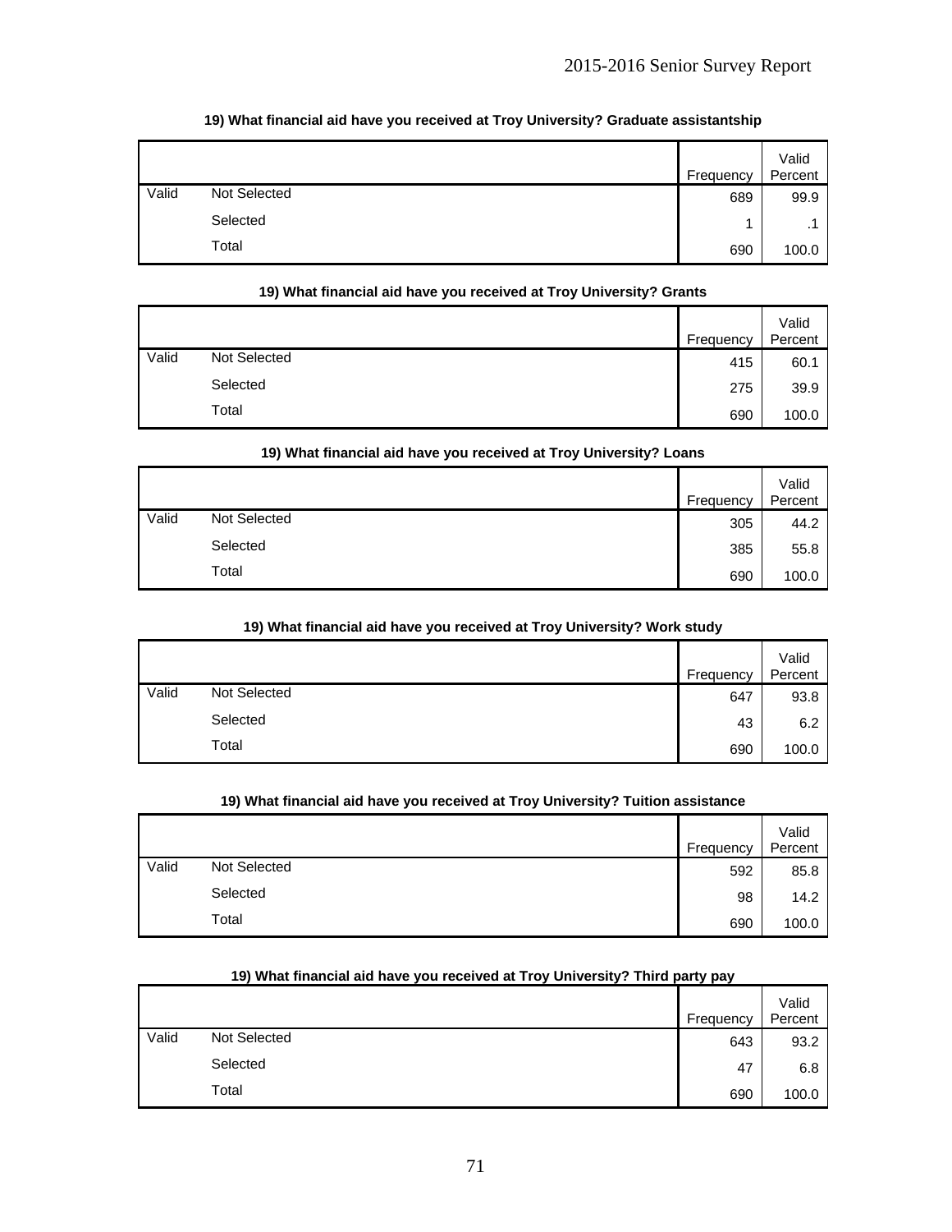**19) What financial aid have you received at Troy University? Graduate assistantship**

| | | Frequency | Valid Percent |
|---|---|---|---|
| Valid | Not Selected | 689 | 99.9 |
| | Selected | 1 | .1 |
| | Total | 690 | 100.0 |

**19) What financial aid have you received at Troy University? Grants**

| | | Frequency | Valid Percent |
|---|---|---|---|
| Valid | Not Selected | 415 | 60.1 |
| | Selected | 275 | 39.9 |
| | Total | 690 | 100.0 |

**19) What financial aid have you received at Troy University? Loans**

| | | Frequency | Valid Percent |
|---|---|---|---|
| Valid | Not Selected | 305 | 44.2 |
| | Selected | 385 | 55.8 |
| | Total | 690 | 100.0 |

**19) What financial aid have you received at Troy University? Work study**

| | | Frequency | Valid Percent |
|---|---|---|---|
| Valid | Not Selected | 647 | 93.8 |
| | Selected | 43 | 6.2 |
| | Total | 690 | 100.0 |

**19) What financial aid have you received at Troy University? Tuition assistance**

| | | Frequency | Valid Percent |
|---|---|---|---|
| Valid | Not Selected | 592 | 85.8 |
| | Selected | 98 | 14.2 |
| | Total | 690 | 100.0 |

**19) What financial aid have you received at Troy University? Third party pay**

| | | Frequency | Valid Percent |
|---|---|---|---|
| Valid | Not Selected | 643 | 93.2 |
| | Selected | 47 | 6.8 |
| | Total | 690 | 100.0 |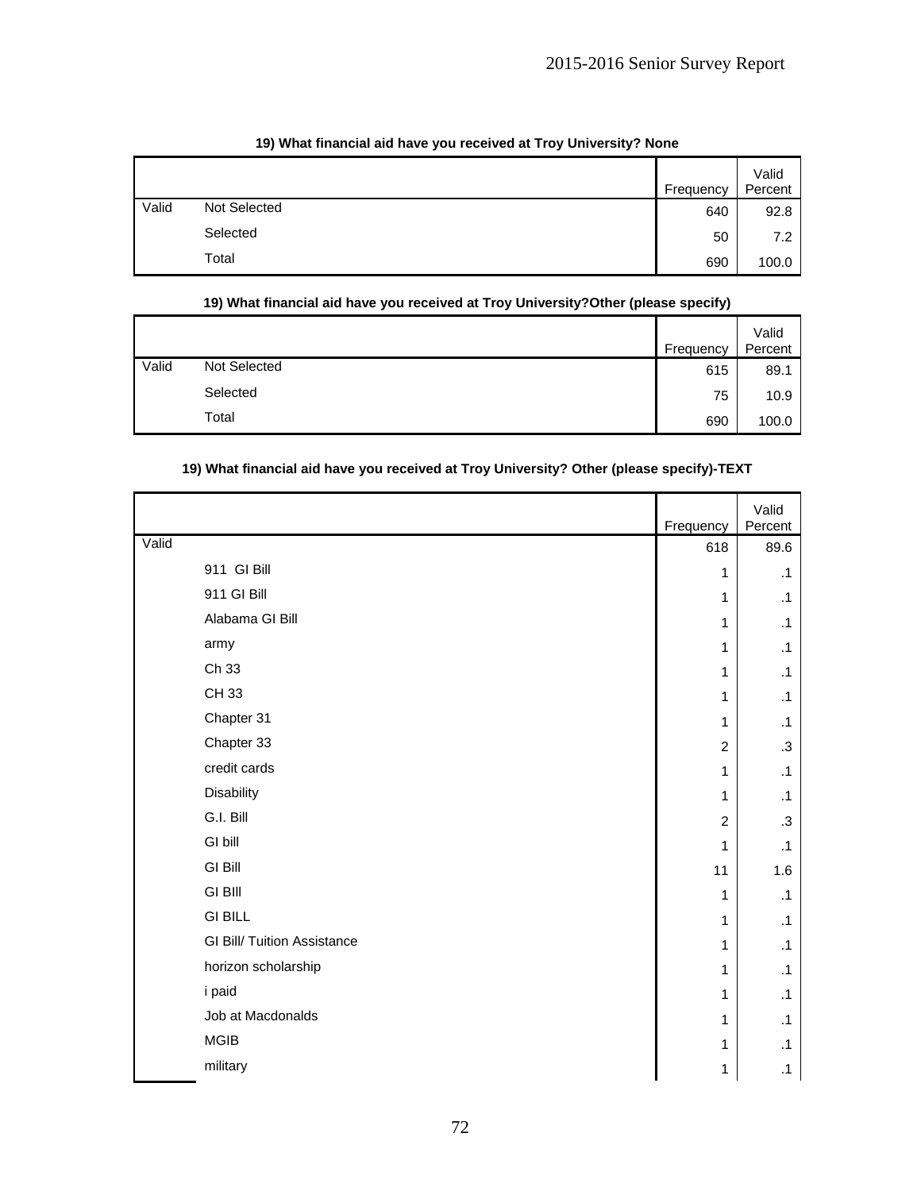**19) What financial aid have you received at Troy University? None**

| | | Frequency | Valid Percent |
|---|---|---|---|
| Valid | Not Selected | 640 | 92.8 |
| | Selected | 50 | 7.2 |
| | Total | 690 | 100.0 |

**19) What financial aid have you received at Troy University?Other (please specify)**

| | | Frequency | Valid Percent |
|---|---|---|---|
| Valid | Not Selected | 615 | 89.1 |
| | Selected | 75 | 10.9 |
| | Total | 690 | 100.0 |

**19) What financial aid have you received at Troy University? Other (please specify)-TEXT**

| | | Frequency | Valid Percent |
|---|---|---|---|
| Valid | | 618 | 89.6 |
| | 911 GI Bill | 1 | .1 |
| | 911 GI Bill | 1 | .1 |
| | Alabama GI Bill | 1 | .1 |
| | army | 1 | .1 |
| | Ch 33 | 1 | .1 |
| | CH 33 | 1 | .1 |
| | Chapter 31 | 1 | .1 |
| | Chapter 33 | 2 | .3 |
| | credit cards | 1 | .1 |
| | Disability | 1 | .1 |
| | G.I. Bill | 2 | .3 |
| | GI bill | 1 | .1 |
| | GI Bill | 11 | 1.6 |
| | GI BIll | 1 | .1 |
| | GI BILL | 1 | .1 |
| | GI Bill/ Tuition Assistance | 1 | .1 |
| | horizon scholarship | 1 | .1 |
| | i paid | 1 | .1 |
| | Job at Macdonalds | 1 | .1 |
| | MGIB | 1 | .1 |
| | military | 1 | .1 |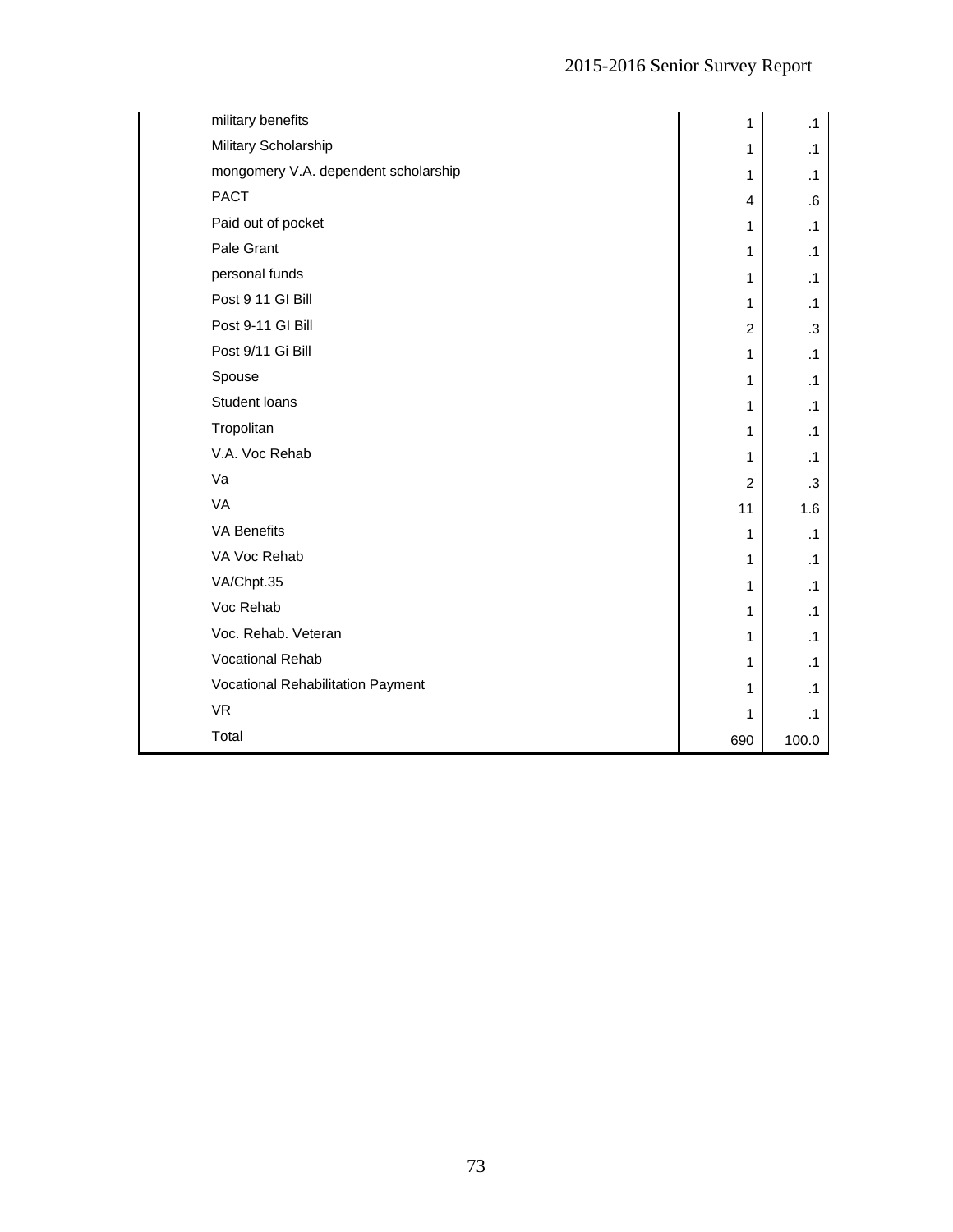| | | |
|---|---|---|
| military benefits | 1 | .1 |
| Military Scholarship | 1 | .1 |
| mongomery V.A. dependent scholarship | 1 | .1 |
| PACT | 4 | .6 |
| Paid out of pocket | 1 | .1 |
| Pale Grant | 1 | .1 |
| personal funds | 1 | .1 |
| Post 9 11 GI Bill | 1 | .1 |
| Post 9-11 GI Bill | 2 | .3 |
| Post 9/11 Gi Bill | 1 | .1 |
| Spouse | 1 | .1 |
| Student loans | 1 | .1 |
| Tropolitan | 1 | .1 |
| V.A. Voc Rehab | 1 | .1 |
| Va | 2 | .3 |
| VA | 11 | 1.6 |
| VA Benefits | 1 | .1 |
| VA Voc Rehab | 1 | .1 |
| VA/Chpt.35 | 1 | .1 |
| Voc Rehab | 1 | .1 |
| Voc. Rehab. Veteran | 1 | .1 |
| Vocational Rehab | 1 | .1 |
| Vocational Rehabilitation Payment | 1 | .1 |
| VR | 1 | .1 |
| Total | 690 | 100.0 |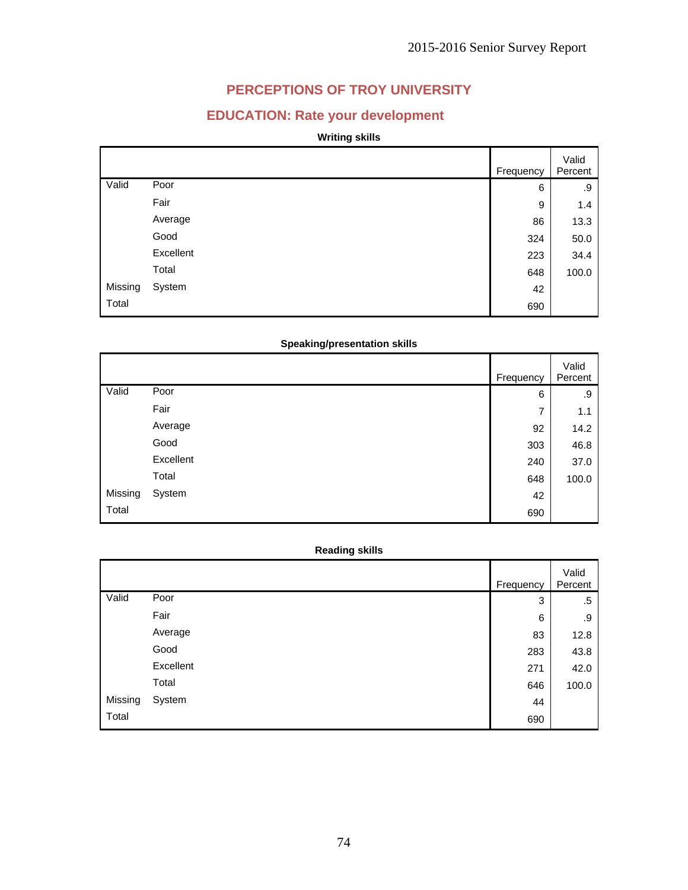## PERCEPTIONS OF TROY UNIVERSITY

### EDUCATION: Rate your development

**Writing skills**

| | | Frequency | Valid Percent |
|---|---|---|---|
| Valid | Poor | 6 | .9 |
| | Fair | 9 | 1.4 |
| | Average | 86 | 13.3 |
| | Good | 324 | 50.0 |
| | Excellent | 223 | 34.4 |
| | Total | 648 | 100.0 |
| Missing | System | 42 | |
| Total | | 690 | |

**Speaking/presentation skills**

| | | Frequency | Valid Percent |
|---|---|---|---|
| Valid | Poor | 6 | .9 |
| | Fair | 7 | 1.1 |
| | Average | 92 | 14.2 |
| | Good | 303 | 46.8 |
| | Excellent | 240 | 37.0 |
| | Total | 648 | 100.0 |
| Missing | System | 42 | |
| Total | | 690 | |

**Reading skills**

| | | Frequency | Valid Percent |
|---|---|---|---|
| Valid | Poor | 3 | .5 |
| | Fair | 6 | .9 |
| | Average | 83 | 12.8 |
| | Good | 283 | 43.8 |
| | Excellent | 271 | 42.0 |
| | Total | 646 | 100.0 |
| Missing | System | 44 | |
| Total | | 690 | |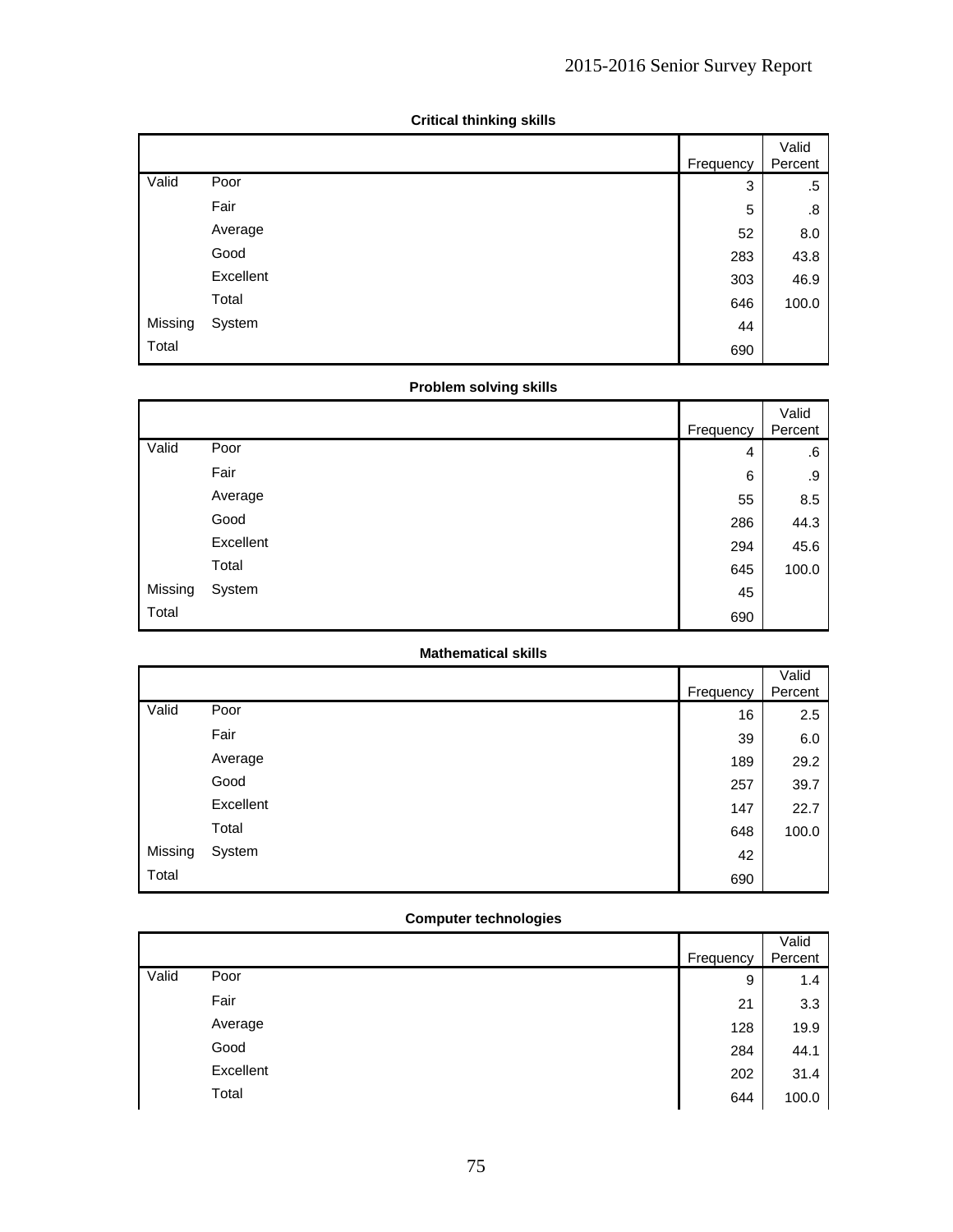**Critical thinking skills**

| | | Frequency | Valid Percent |
|---|---|---|---|
| Valid | Poor | 3 | .5 |
| | Fair | 5 | .8 |
| | Average | 52 | 8.0 |
| | Good | 283 | 43.8 |
| | Excellent | 303 | 46.9 |
| | Total | 646 | 100.0 |
| Missing | System | 44 | |
| Total | | 690 | |

**Problem solving skills**

| | | Frequency | Valid Percent |
|---|---|---|---|
| Valid | Poor | 4 | .6 |
| | Fair | 6 | .9 |
| | Average | 55 | 8.5 |
| | Good | 286 | 44.3 |
| | Excellent | 294 | 45.6 |
| | Total | 645 | 100.0 |
| Missing | System | 45 | |
| Total | | 690 | |

**Mathematical skills**

| | | Frequency | Valid Percent |
|---|---|---|---|
| Valid | Poor | 16 | 2.5 |
| | Fair | 39 | 6.0 |
| | Average | 189 | 29.2 |
| | Good | 257 | 39.7 |
| | Excellent | 147 | 22.7 |
| | Total | 648 | 100.0 |
| Missing | System | 42 | |
| Total | | 690 | |

**Computer technologies**

| | | Frequency | Valid Percent |
|---|---|---|---|
| Valid | Poor | 9 | 1.4 |
| | Fair | 21 | 3.3 |
| | Average | 128 | 19.9 |
| | Good | 284 | 44.1 |
| | Excellent | 202 | 31.4 |
| | Total | 644 | 100.0 |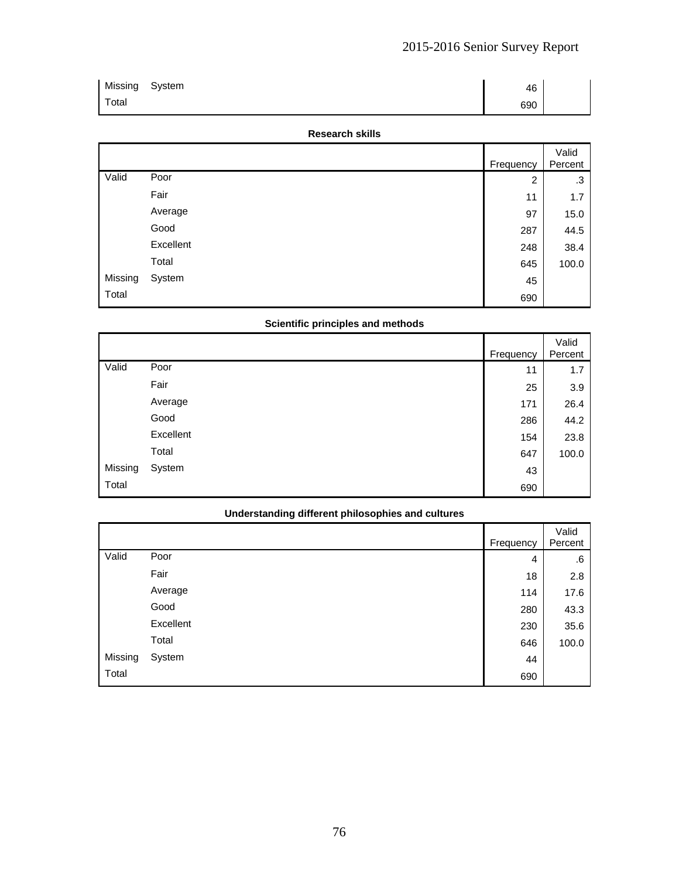| | | Frequency | Valid Percent |
|---|---|---|---|
| Missing | System | 46 | |
| Total | | 690 | |

**Research skills**

| | | Frequency | Valid Percent |
|---|---|---|---|
| Valid | Poor | 2 | .3 |
| | Fair | 11 | 1.7 |
| | Average | 97 | 15.0 |
| | Good | 287 | 44.5 |
| | Excellent | 248 | 38.4 |
| | Total | 645 | 100.0 |
| Missing | System | 45 | |
| Total | | 690 | |

**Scientific principles and methods**

| | | Frequency | Valid Percent |
|---|---|---|---|
| Valid | Poor | 11 | 1.7 |
| | Fair | 25 | 3.9 |
| | Average | 171 | 26.4 |
| | Good | 286 | 44.2 |
| | Excellent | 154 | 23.8 |
| | Total | 647 | 100.0 |
| Missing | System | 43 | |
| Total | | 690 | |

**Understanding different philosophies and cultures**

| | | Frequency | Valid Percent |
|---|---|---|---|
| Valid | Poor | 4 | .6 |
| | Fair | 18 | 2.8 |
| | Average | 114 | 17.6 |
| | Good | 280 | 43.3 |
| | Excellent | 230 | 35.6 |
| | Total | 646 | 100.0 |
| Missing | System | 44 | |
| Total | | 690 | |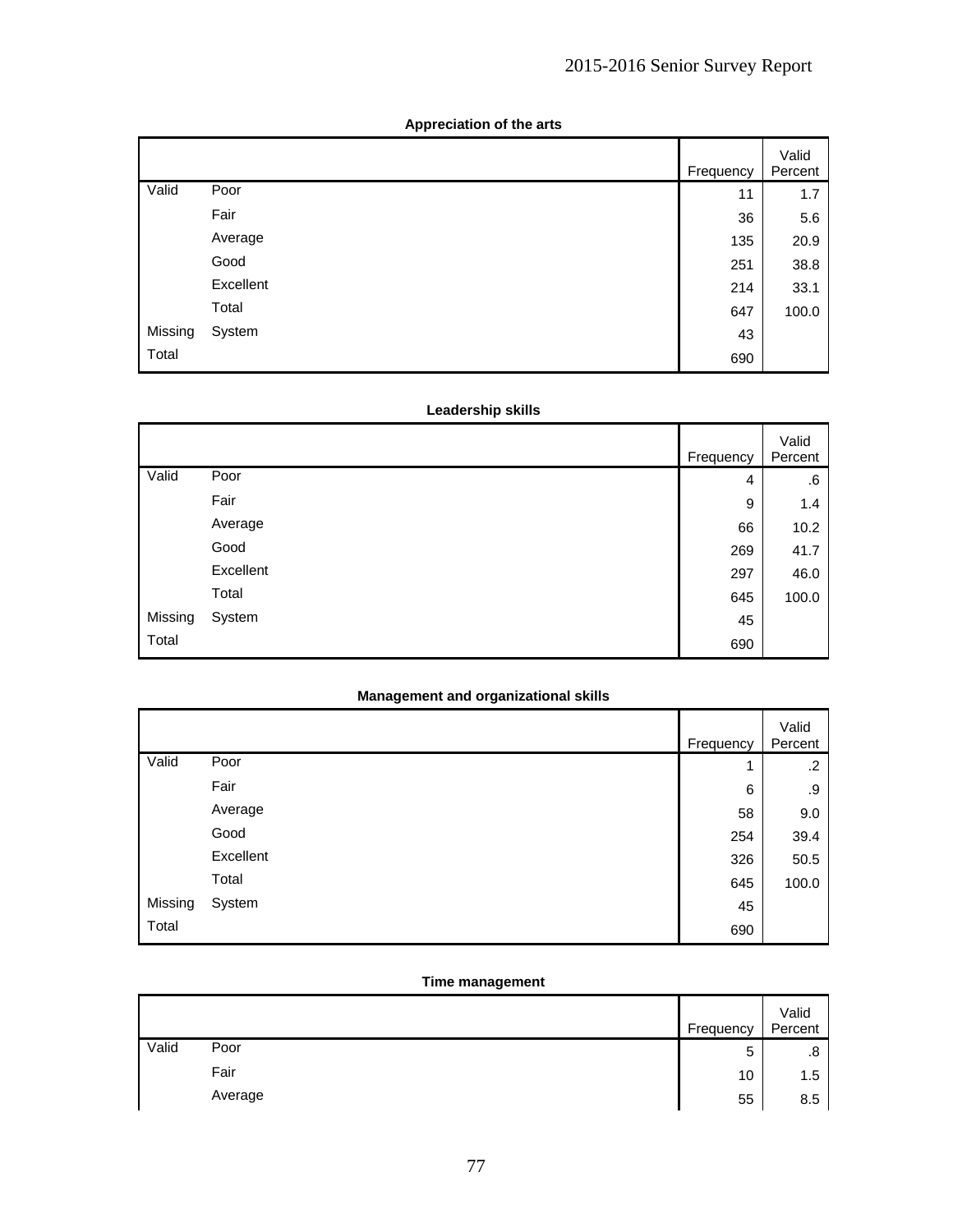**Appreciation of the arts**

| | | Frequency | Valid Percent |
|---|---|---|---|
| Valid | Poor | 11 | 1.7 |
| | Fair | 36 | 5.6 |
| | Average | 135 | 20.9 |
| | Good | 251 | 38.8 |
| | Excellent | 214 | 33.1 |
| | Total | 647 | 100.0 |
| Missing | System | 43 | |
| Total | | 690 | |

**Leadership skills**

| | | Frequency | Valid Percent |
|---|---|---|---|
| Valid | Poor | 4 | .6 |
| | Fair | 9 | 1.4 |
| | Average | 66 | 10.2 |
| | Good | 269 | 41.7 |
| | Excellent | 297 | 46.0 |
| | Total | 645 | 100.0 |
| Missing | System | 45 | |
| Total | | 690 | |

**Management and organizational skills**

| | | Frequency | Valid Percent |
|---|---|---|---|
| Valid | Poor | 1 | .2 |
| | Fair | 6 | .9 |
| | Average | 58 | 9.0 |
| | Good | 254 | 39.4 |
| | Excellent | 326 | 50.5 |
| | Total | 645 | 100.0 |
| Missing | System | 45 | |
| Total | | 690 | |

**Time management**

| | | Frequency | Valid Percent |
|---|---|---|---|
| Valid | Poor | 5 | .8 |
| | Fair | 10 | 1.5 |
| | Average | 55 | 8.5 |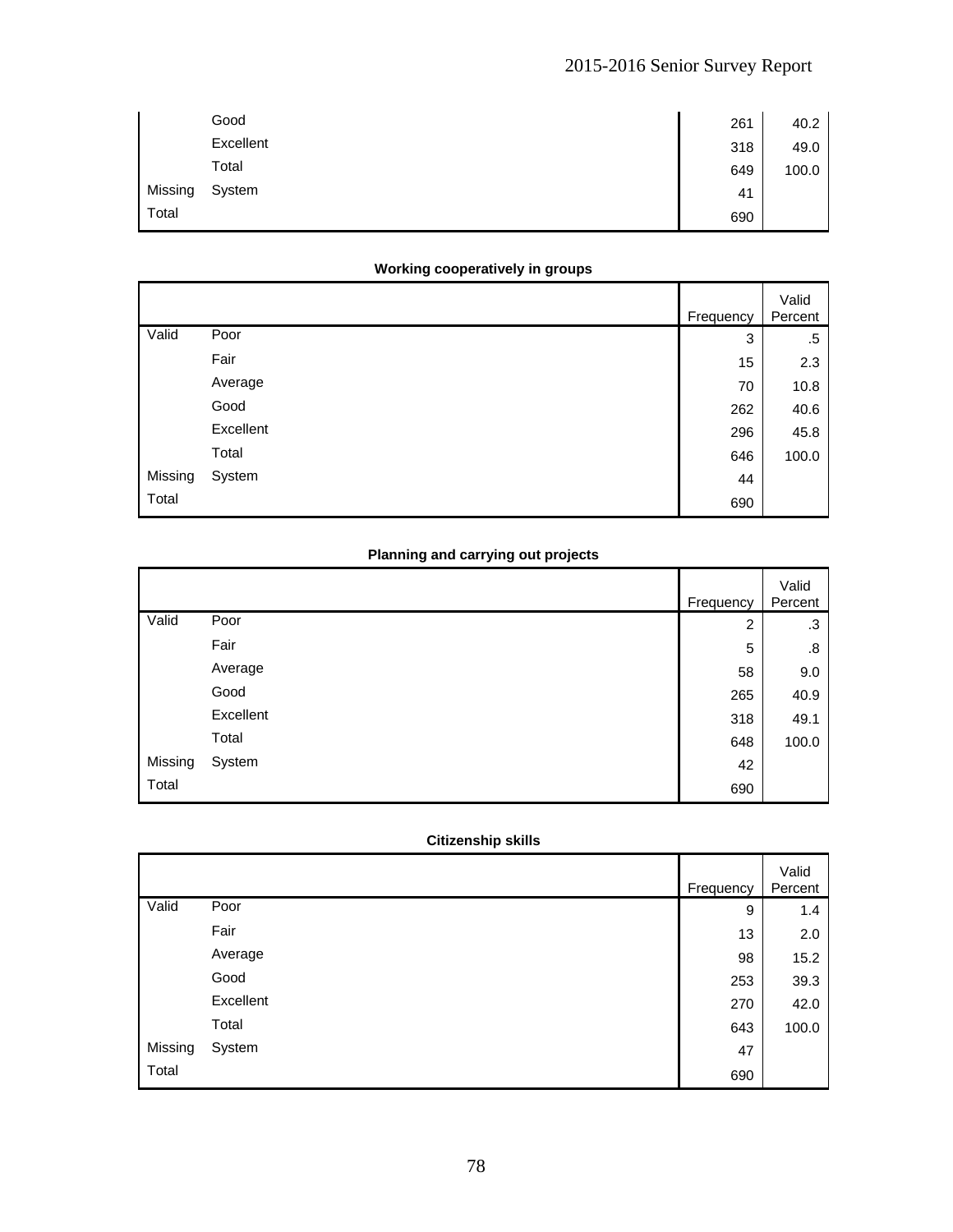| | | Frequency | Valid Percent |
|---|---|---|---|
| | Good | 261 | 40.2 |
| | Excellent | 318 | 49.0 |
| | Total | 649 | 100.0 |
| Missing | System | 41 | |
| Total | | 690 | |

**Working cooperatively in groups**

| | | Frequency | Valid Percent |
|---|---|---|---|
| Valid | Poor | 3 | .5 |
| | Fair | 15 | 2.3 |
| | Average | 70 | 10.8 |
| | Good | 262 | 40.6 |
| | Excellent | 296 | 45.8 |
| | Total | 646 | 100.0 |
| Missing | System | 44 | |
| Total | | 690 | |

**Planning and carrying out projects**

| | | Frequency | Valid Percent |
|---|---|---|---|
| Valid | Poor | 2 | .3 |
| | Fair | 5 | .8 |
| | Average | 58 | 9.0 |
| | Good | 265 | 40.9 |
| | Excellent | 318 | 49.1 |
| | Total | 648 | 100.0 |
| Missing | System | 42 | |
| Total | | 690 | |

**Citizenship skills**

| | | Frequency | Valid Percent |
|---|---|---|---|
| Valid | Poor | 9 | 1.4 |
| | Fair | 13 | 2.0 |
| | Average | 98 | 15.2 |
| | Good | 253 | 39.3 |
| | Excellent | 270 | 42.0 |
| | Total | 643 | 100.0 |
| Missing | System | 47 | |
| Total | | 690 | |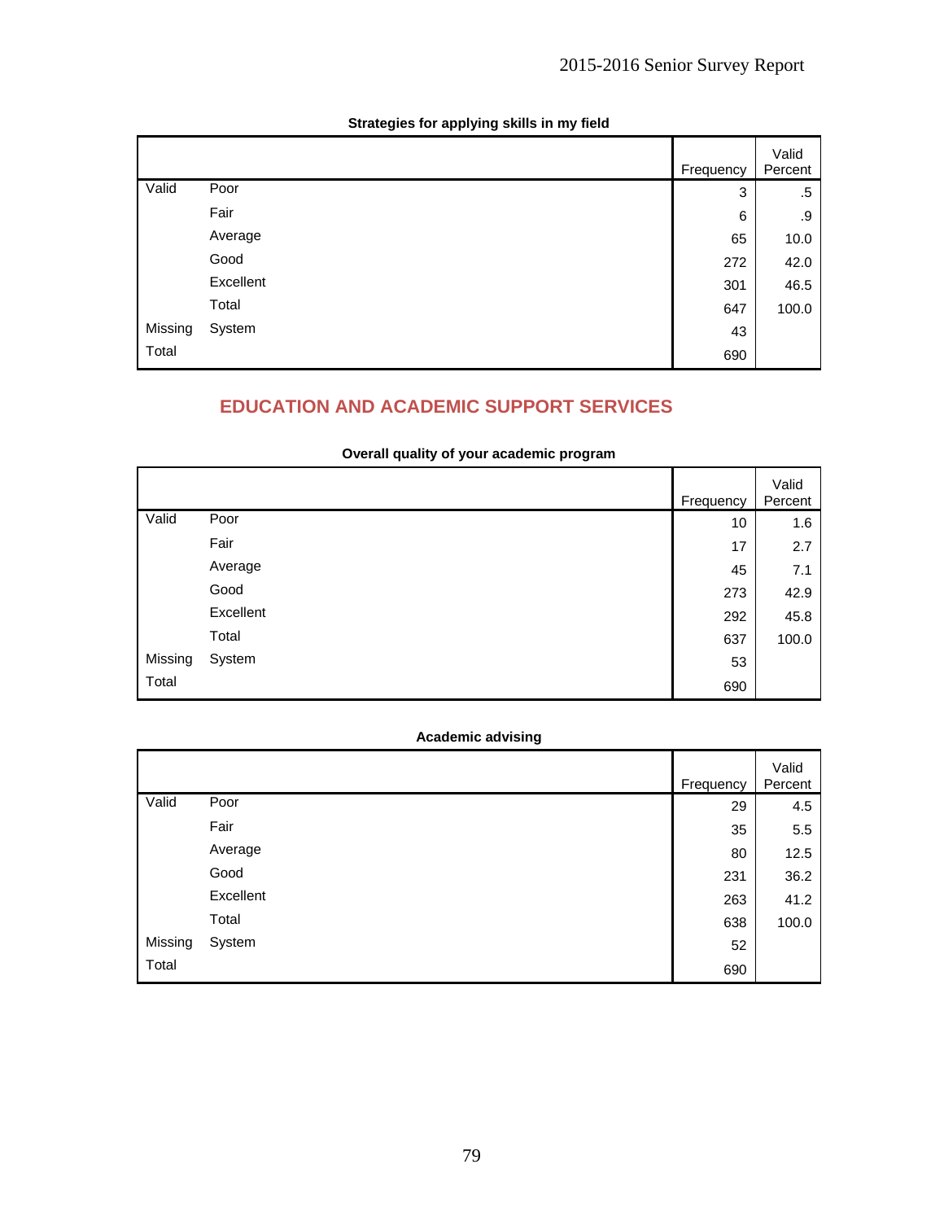**Strategies for applying skills in my field**

| | | Frequency | Valid Percent |
|---|---|---|---|
| Valid | Poor | 3 | .5 |
| | Fair | 6 | .9 |
| | Average | 65 | 10.0 |
| | Good | 272 | 42.0 |
| | Excellent | 301 | 46.5 |
| | Total | 647 | 100.0 |
| Missing | System | 43 | |
| Total | | 690 | |

## EDUCATION AND ACADEMIC SUPPORT SERVICES

**Overall quality of your academic program**

| | | Frequency | Valid Percent |
|---|---|---|---|
| Valid | Poor | 10 | 1.6 |
| | Fair | 17 | 2.7 |
| | Average | 45 | 7.1 |
| | Good | 273 | 42.9 |
| | Excellent | 292 | 45.8 |
| | Total | 637 | 100.0 |
| Missing | System | 53 | |
| Total | | 690 | |

**Academic advising**

| | | Frequency | Valid Percent |
|---|---|---|---|
| Valid | Poor | 29 | 4.5 |
| | Fair | 35 | 5.5 |
| | Average | 80 | 12.5 |
| | Good | 231 | 36.2 |
| | Excellent | 263 | 41.2 |
| | Total | 638 | 100.0 |
| Missing | System | 52 | |
| Total | | 690 | |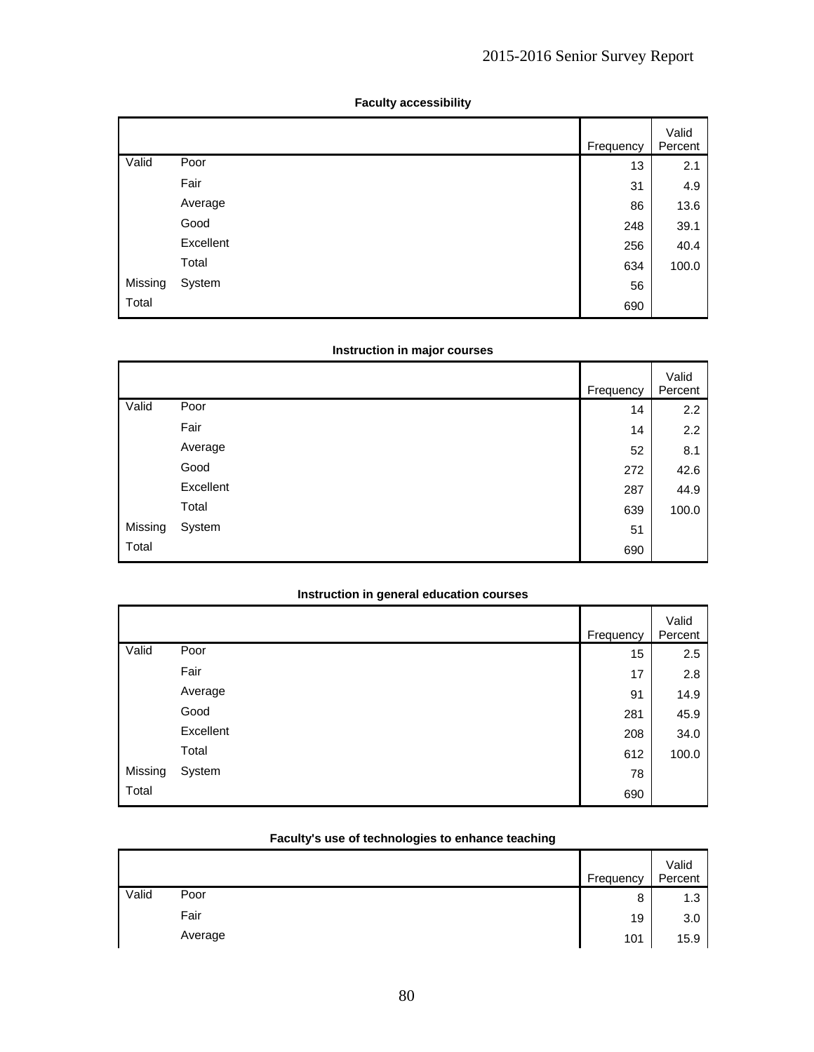**Faculty accessibility**

| | | Frequency | Valid Percent |
|---|---|---|---|
| Valid | Poor | 13 | 2.1 |
| | Fair | 31 | 4.9 |
| | Average | 86 | 13.6 |
| | Good | 248 | 39.1 |
| | Excellent | 256 | 40.4 |
| | Total | 634 | 100.0 |
| Missing | System | 56 | |
| Total | | 690 | |

**Instruction in major courses**

| | | Frequency | Valid Percent |
|---|---|---|---|
| Valid | Poor | 14 | 2.2 |
| | Fair | 14 | 2.2 |
| | Average | 52 | 8.1 |
| | Good | 272 | 42.6 |
| | Excellent | 287 | 44.9 |
| | Total | 639 | 100.0 |
| Missing | System | 51 | |
| Total | | 690 | |

**Instruction in general education courses**

| | | Frequency | Valid Percent |
|---|---|---|---|
| Valid | Poor | 15 | 2.5 |
| | Fair | 17 | 2.8 |
| | Average | 91 | 14.9 |
| | Good | 281 | 45.9 |
| | Excellent | 208 | 34.0 |
| | Total | 612 | 100.0 |
| Missing | System | 78 | |
| Total | | 690 | |

**Faculty's use of technologies to enhance teaching**

| | | Frequency | Valid Percent |
|---|---|---|---|
| Valid | Poor | 8 | 1.3 |
| | Fair | 19 | 3.0 |
| | Average | 101 | 15.9 |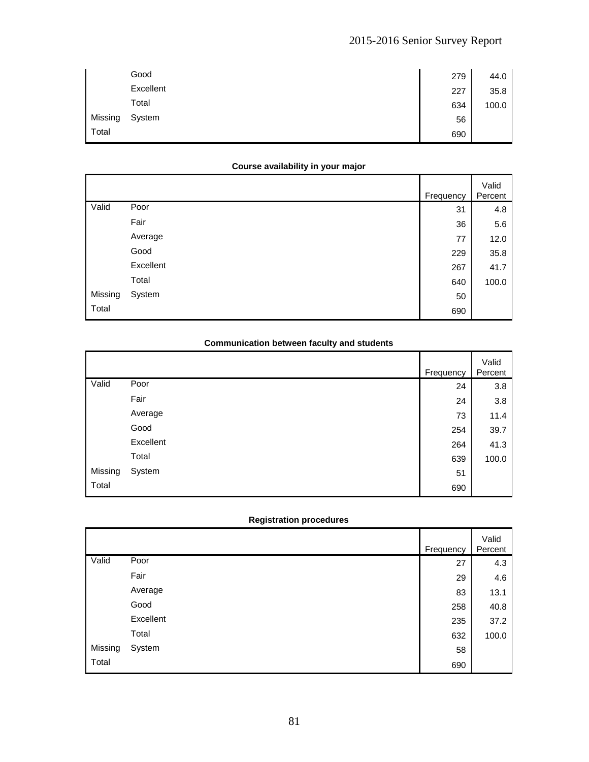| | | Frequency | Valid Percent |
|---|---|---|---|
| | Good | 279 | 44.0 |
| | Excellent | 227 | 35.8 |
| | Total | 634 | 100.0 |
| Missing | System | 56 | |
| Total | | 690 | |

**Course availability in your major**

| | | Frequency | Valid Percent |
|---|---|---|---|
| Valid | Poor | 31 | 4.8 |
| | Fair | 36 | 5.6 |
| | Average | 77 | 12.0 |
| | Good | 229 | 35.8 |
| | Excellent | 267 | 41.7 |
| | Total | 640 | 100.0 |
| Missing | System | 50 | |
| Total | | 690 | |

**Communication between faculty and students**

| | | Frequency | Valid Percent |
|---|---|---|---|
| Valid | Poor | 24 | 3.8 |
| | Fair | 24 | 3.8 |
| | Average | 73 | 11.4 |
| | Good | 254 | 39.7 |
| | Excellent | 264 | 41.3 |
| | Total | 639 | 100.0 |
| Missing | System | 51 | |
| Total | | 690 | |

**Registration procedures**

| | | Frequency | Valid Percent |
|---|---|---|---|
| Valid | Poor | 27 | 4.3 |
| | Fair | 29 | 4.6 |
| | Average | 83 | 13.1 |
| | Good | 258 | 40.8 |
| | Excellent | 235 | 37.2 |
| | Total | 632 | 100.0 |
| Missing | System | 58 | |
| Total | | 690 | |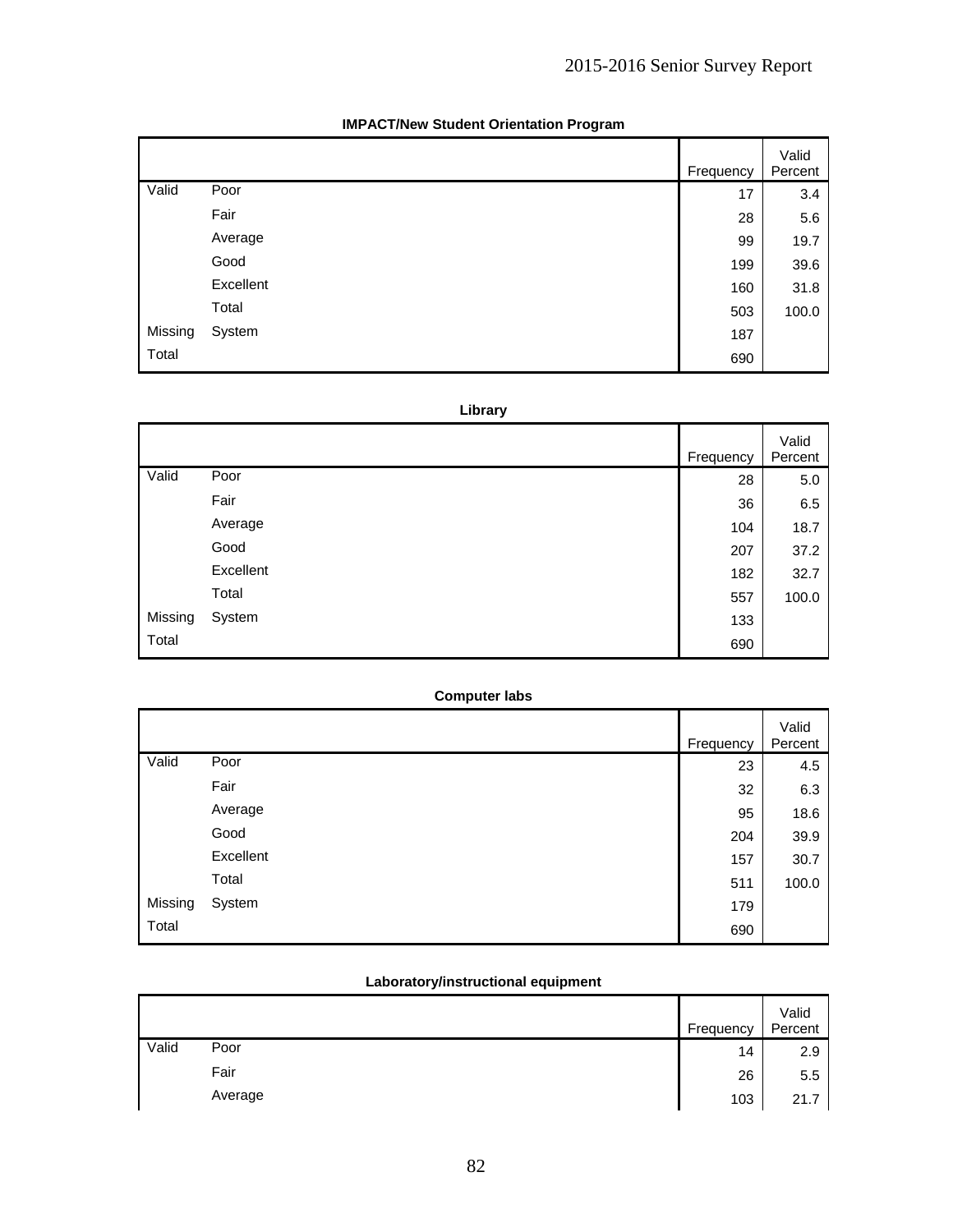**IMPACT/New Student Orientation Program**

| | | Frequency | Valid Percent |
|---|---|---|---|
| Valid | Poor | 17 | 3.4 |
| | Fair | 28 | 5.6 |
| | Average | 99 | 19.7 |
| | Good | 199 | 39.6 |
| | Excellent | 160 | 31.8 |
| | Total | 503 | 100.0 |
| Missing | System | 187 | |
| Total | | 690 | |

**Library**

| | | Frequency | Valid Percent |
|---|---|---|---|
| Valid | Poor | 28 | 5.0 |
| | Fair | 36 | 6.5 |
| | Average | 104 | 18.7 |
| | Good | 207 | 37.2 |
| | Excellent | 182 | 32.7 |
| | Total | 557 | 100.0 |
| Missing | System | 133 | |
| Total | | 690 | |

**Computer labs**

| | | Frequency | Valid Percent |
|---|---|---|---|
| Valid | Poor | 23 | 4.5 |
| | Fair | 32 | 6.3 |
| | Average | 95 | 18.6 |
| | Good | 204 | 39.9 |
| | Excellent | 157 | 30.7 |
| | Total | 511 | 100.0 |
| Missing | System | 179 | |
| Total | | 690 | |

**Laboratory/instructional equipment**

| | | Frequency | Valid Percent |
|---|---|---|---|
| Valid | Poor | 14 | 2.9 |
| | Fair | 26 | 5.5 |
| | Average | 103 | 21.7 |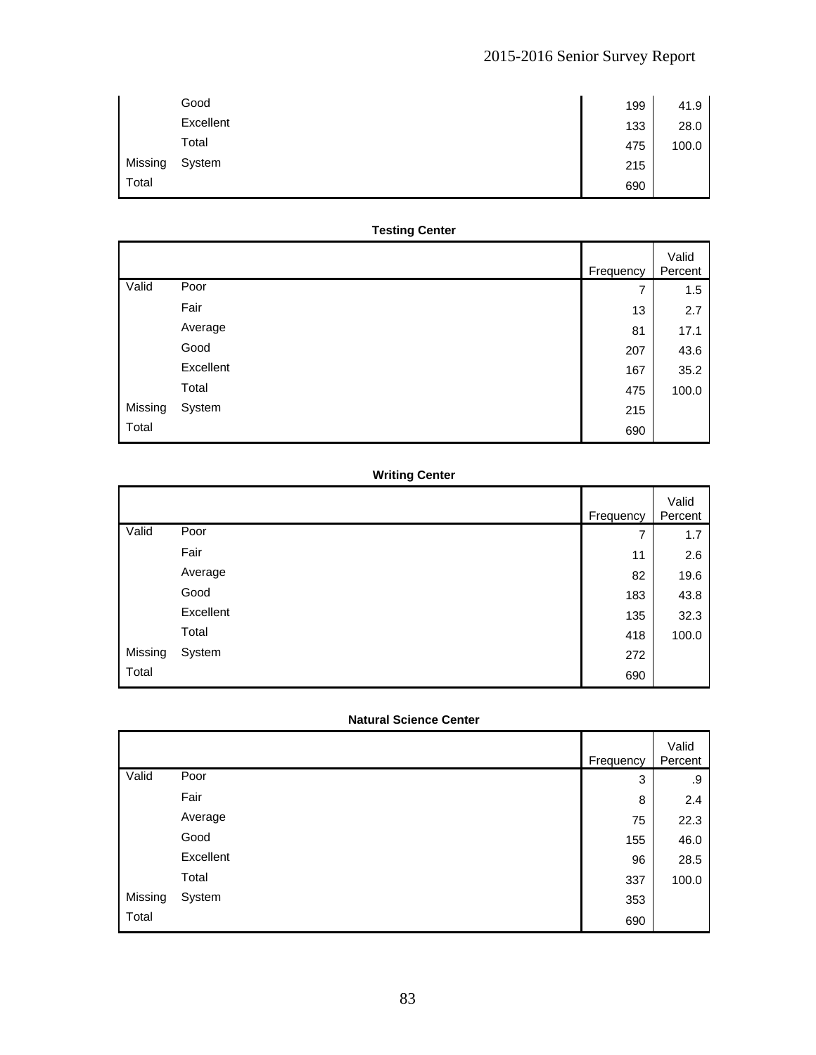| | | Frequency | Valid Percent |
|---|---|---|---|
| | Good | 199 | 41.9 |
| | Excellent | 133 | 28.0 |
| | Total | 475 | 100.0 |
| Missing | System | 215 | |
| Total | | 690 | |

**Testing Center**

| | | Frequency | Valid Percent |
|---|---|---|---|
| Valid | Poor | 7 | 1.5 |
| | Fair | 13 | 2.7 |
| | Average | 81 | 17.1 |
| | Good | 207 | 43.6 |
| | Excellent | 167 | 35.2 |
| | Total | 475 | 100.0 |
| Missing | System | 215 | |
| Total | | 690 | |

**Writing Center**

| | | Frequency | Valid Percent |
|---|---|---|---|
| Valid | Poor | 7 | 1.7 |
| | Fair | 11 | 2.6 |
| | Average | 82 | 19.6 |
| | Good | 183 | 43.8 |
| | Excellent | 135 | 32.3 |
| | Total | 418 | 100.0 |
| Missing | System | 272 | |
| Total | | 690 | |

**Natural Science Center**

| | | Frequency | Valid Percent |
|---|---|---|---|
| Valid | Poor | 3 | .9 |
| | Fair | 8 | 2.4 |
| | Average | 75 | 22.3 |
| | Good | 155 | 46.0 |
| | Excellent | 96 | 28.5 |
| | Total | 337 | 100.0 |
| Missing | System | 353 | |
| Total | | 690 | |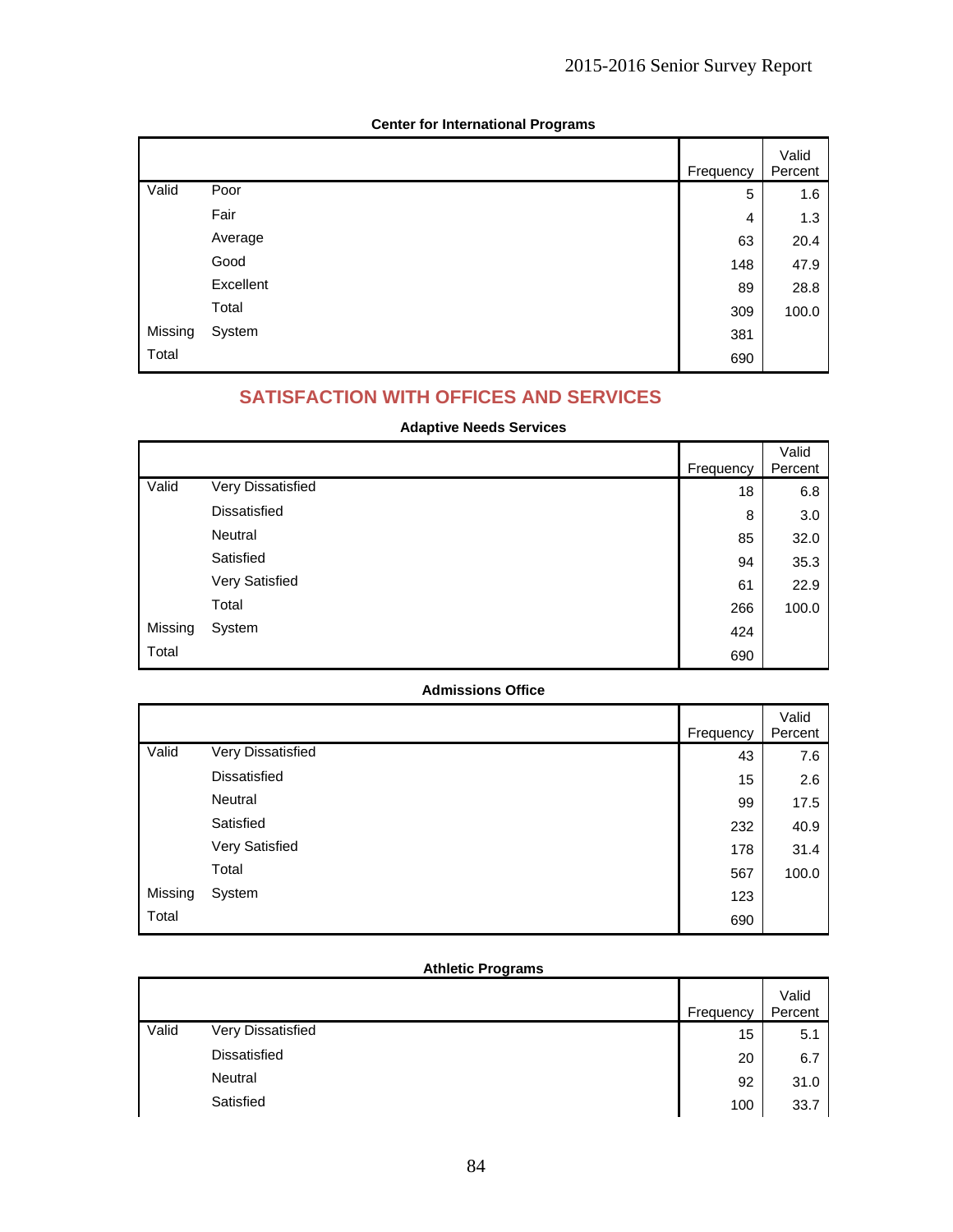**Center for International Programs**

| | | Frequency | Valid Percent |
|---|---|---|---|
| Valid | Poor | 5 | 1.6 |
| | Fair | 4 | 1.3 |
| | Average | 63 | 20.4 |
| | Good | 148 | 47.9 |
| | Excellent | 89 | 28.8 |
| | Total | 309 | 100.0 |
| Missing | System | 381 | |
| Total | | 690 | |

## SATISFACTION WITH OFFICES AND SERVICES

**Adaptive Needs Services**

| | | Frequency | Valid Percent |
|---|---|---|---|
| Valid | Very Dissatisfied | 18 | 6.8 |
| | Dissatisfied | 8 | 3.0 |
| | Neutral | 85 | 32.0 |
| | Satisfied | 94 | 35.3 |
| | Very Satisfied | 61 | 22.9 |
| | Total | 266 | 100.0 |
| Missing | System | 424 | |
| Total | | 690 | |

**Admissions Office**

| | | Frequency | Valid Percent |
|---|---|---|---|
| Valid | Very Dissatisfied | 43 | 7.6 |
| | Dissatisfied | 15 | 2.6 |
| | Neutral | 99 | 17.5 |
| | Satisfied | 232 | 40.9 |
| | Very Satisfied | 178 | 31.4 |
| | Total | 567 | 100.0 |
| Missing | System | 123 | |
| Total | | 690 | |

**Athletic Programs**

| | | Frequency | Valid Percent |
|---|---|---|---|
| Valid | Very Dissatisfied | 15 | 5.1 |
| | Dissatisfied | 20 | 6.7 |
| | Neutral | 92 | 31.0 |
| | Satisfied | 100 | 33.7 |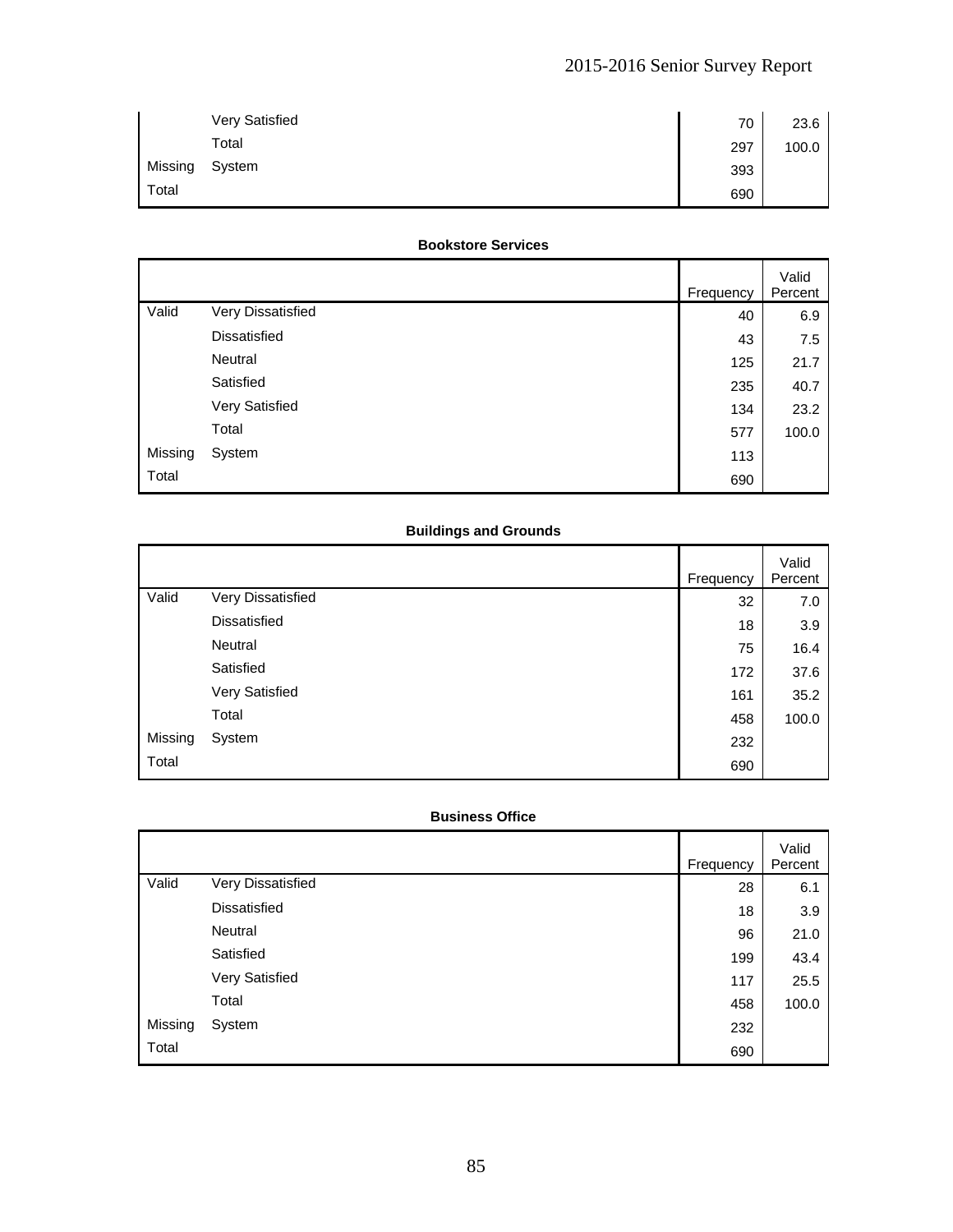| | | Frequency | Valid Percent |
|---|---|---|---|
| | Very Satisfied | 70 | 23.6 |
| | Total | 297 | 100.0 |
| Missing | System | 393 | |
| Total | | 690 | |

**Bookstore Services**

| | | Frequency | Valid Percent |
|---|---|---|---|
| Valid | Very Dissatisfied | 40 | 6.9 |
| | Dissatisfied | 43 | 7.5 |
| | Neutral | 125 | 21.7 |
| | Satisfied | 235 | 40.7 |
| | Very Satisfied | 134 | 23.2 |
| | Total | 577 | 100.0 |
| Missing | System | 113 | |
| Total | | 690 | |

**Buildings and Grounds**

| | | Frequency | Valid Percent |
|---|---|---|---|
| Valid | Very Dissatisfied | 32 | 7.0 |
| | Dissatisfied | 18 | 3.9 |
| | Neutral | 75 | 16.4 |
| | Satisfied | 172 | 37.6 |
| | Very Satisfied | 161 | 35.2 |
| | Total | 458 | 100.0 |
| Missing | System | 232 | |
| Total | | 690 | |

**Business Office**

| | | Frequency | Valid Percent |
|---|---|---|---|
| Valid | Very Dissatisfied | 28 | 6.1 |
| | Dissatisfied | 18 | 3.9 |
| | Neutral | 96 | 21.0 |
| | Satisfied | 199 | 43.4 |
| | Very Satisfied | 117 | 25.5 |
| | Total | 458 | 100.0 |
| Missing | System | 232 | |
| Total | | 690 | |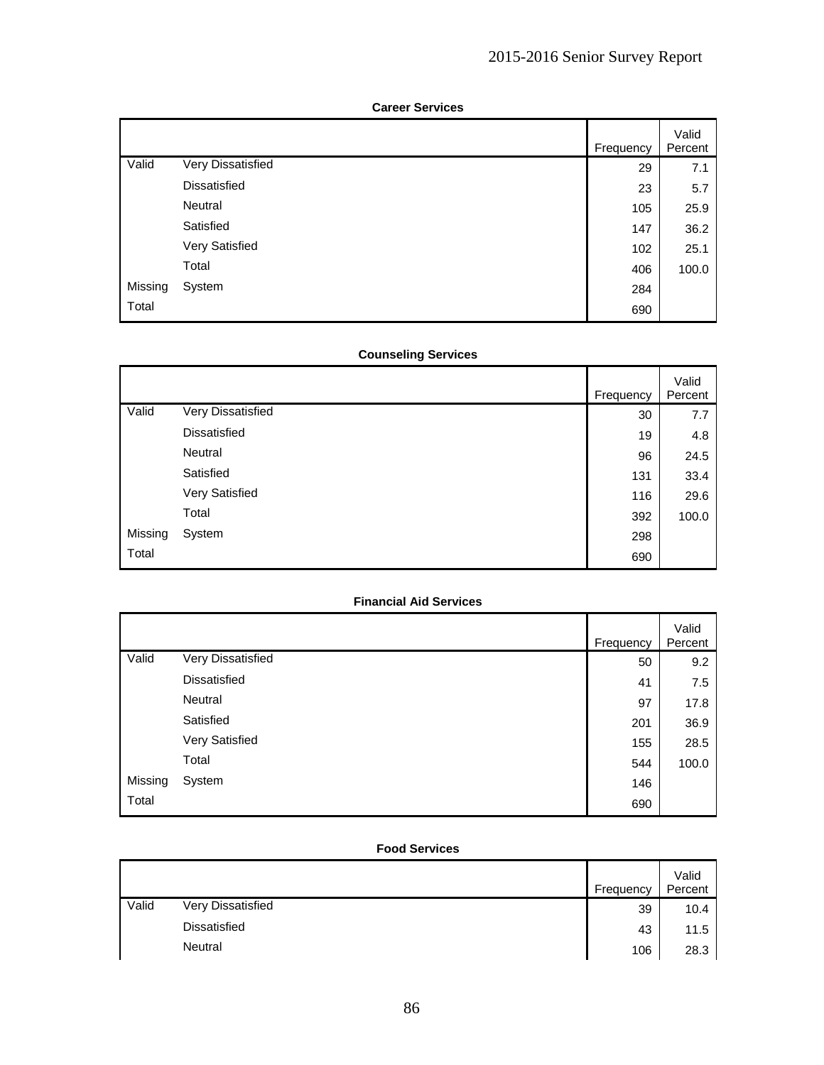**Career Services**

| | | Frequency | Valid Percent |
|---|---|---|---|
| Valid | Very Dissatisfied | 29 | 7.1 |
| | Dissatisfied | 23 | 5.7 |
| | Neutral | 105 | 25.9 |
| | Satisfied | 147 | 36.2 |
| | Very Satisfied | 102 | 25.1 |
| | Total | 406 | 100.0 |
| Missing | System | 284 | |
| Total | | 690 | |

**Counseling Services**

| | | Frequency | Valid Percent |
|---|---|---|---|
| Valid | Very Dissatisfied | 30 | 7.7 |
| | Dissatisfied | 19 | 4.8 |
| | Neutral | 96 | 24.5 |
| | Satisfied | 131 | 33.4 |
| | Very Satisfied | 116 | 29.6 |
| | Total | 392 | 100.0 |
| Missing | System | 298 | |
| Total | | 690 | |

**Financial Aid Services**

| | | Frequency | Valid Percent |
|---|---|---|---|
| Valid | Very Dissatisfied | 50 | 9.2 |
| | Dissatisfied | 41 | 7.5 |
| | Neutral | 97 | 17.8 |
| | Satisfied | 201 | 36.9 |
| | Very Satisfied | 155 | 28.5 |
| | Total | 544 | 100.0 |
| Missing | System | 146 | |
| Total | | 690 | |

**Food Services**

| | | Frequency | Valid Percent |
|---|---|---|---|
| Valid | Very Dissatisfied | 39 | 10.4 |
| | Dissatisfied | 43 | 11.5 |
| | Neutral | 106 | 28.3 |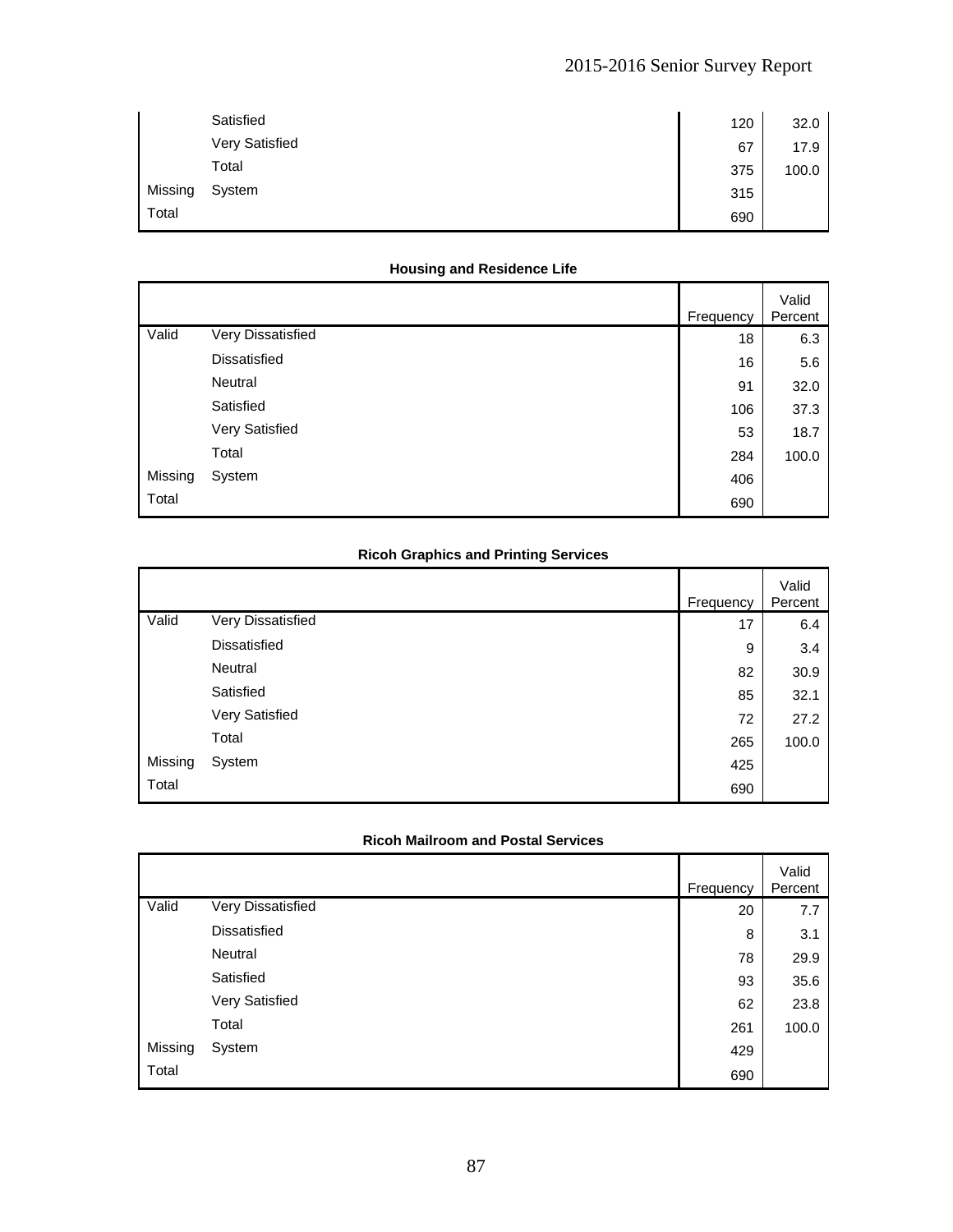| | | Frequency | Valid Percent |
|---|---|---|---|
| | Satisfied | 120 | 32.0 |
| | Very Satisfied | 67 | 17.9 |
| | Total | 375 | 100.0 |
| Missing | System | 315 | |
| Total | | 690 | |

**Housing and Residence Life**

| | | Frequency | Valid Percent |
|---|---|---|---|
| Valid | Very Dissatisfied | 18 | 6.3 |
| | Dissatisfied | 16 | 5.6 |
| | Neutral | 91 | 32.0 |
| | Satisfied | 106 | 37.3 |
| | Very Satisfied | 53 | 18.7 |
| | Total | 284 | 100.0 |
| Missing | System | 406 | |
| Total | | 690 | |

**Ricoh Graphics and Printing Services**

| | | Frequency | Valid Percent |
|---|---|---|---|
| Valid | Very Dissatisfied | 17 | 6.4 |
| | Dissatisfied | 9 | 3.4 |
| | Neutral | 82 | 30.9 |
| | Satisfied | 85 | 32.1 |
| | Very Satisfied | 72 | 27.2 |
| | Total | 265 | 100.0 |
| Missing | System | 425 | |
| Total | | 690 | |

**Ricoh Mailroom and Postal Services**

| | | Frequency | Valid Percent |
|---|---|---|---|
| Valid | Very Dissatisfied | 20 | 7.7 |
| | Dissatisfied | 8 | 3.1 |
| | Neutral | 78 | 29.9 |
| | Satisfied | 93 | 35.6 |
| | Very Satisfied | 62 | 23.8 |
| | Total | 261 | 100.0 |
| Missing | System | 429 | |
| Total | | 690 | |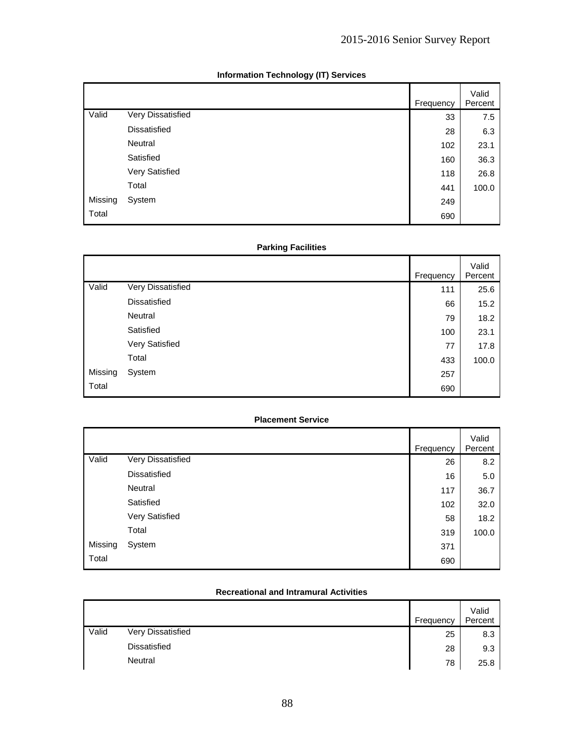**Information Technology (IT) Services**

| | | Frequency | Valid Percent |
|---|---|---|---|
| Valid | Very Dissatisfied | 33 | 7.5 |
| | Dissatisfied | 28 | 6.3 |
| | Neutral | 102 | 23.1 |
| | Satisfied | 160 | 36.3 |
| | Very Satisfied | 118 | 26.8 |
| | Total | 441 | 100.0 |
| Missing | System | 249 | |
| Total | | 690 | |

**Parking Facilities**

| | | Frequency | Valid Percent |
|---|---|---|---|
| Valid | Very Dissatisfied | 111 | 25.6 |
| | Dissatisfied | 66 | 15.2 |
| | Neutral | 79 | 18.2 |
| | Satisfied | 100 | 23.1 |
| | Very Satisfied | 77 | 17.8 |
| | Total | 433 | 100.0 |
| Missing | System | 257 | |
| Total | | 690 | |

**Placement Service**

| | | Frequency | Valid Percent |
|---|---|---|---|
| Valid | Very Dissatisfied | 26 | 8.2 |
| | Dissatisfied | 16 | 5.0 |
| | Neutral | 117 | 36.7 |
| | Satisfied | 102 | 32.0 |
| | Very Satisfied | 58 | 18.2 |
| | Total | 319 | 100.0 |
| Missing | System | 371 | |
| Total | | 690 | |

**Recreational and Intramural Activities**

| | | Frequency | Valid Percent |
|---|---|---|---|
| Valid | Very Dissatisfied | 25 | 8.3 |
| | Dissatisfied | 28 | 9.3 |
| | Neutral | 78 | 25.8 |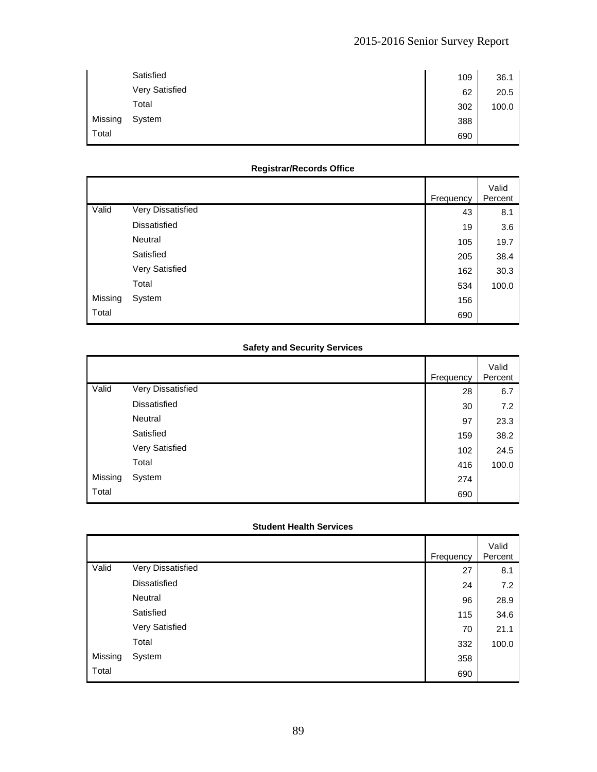| | | Frequency | Valid Percent |
|---|---|---|---|
| | Satisfied | 109 | 36.1 |
| | Very Satisfied | 62 | 20.5 |
| | Total | 302 | 100.0 |
| Missing | System | 388 | |
| Total | | 690 | |

**Registrar/Records Office**

| | | Frequency | Valid Percent |
|---|---|---|---|
| Valid | Very Dissatisfied | 43 | 8.1 |
| | Dissatisfied | 19 | 3.6 |
| | Neutral | 105 | 19.7 |
| | Satisfied | 205 | 38.4 |
| | Very Satisfied | 162 | 30.3 |
| | Total | 534 | 100.0 |
| Missing | System | 156 | |
| Total | | 690 | |

**Safety and Security Services**

| | | Frequency | Valid Percent |
|---|---|---|---|
| Valid | Very Dissatisfied | 28 | 6.7 |
| | Dissatisfied | 30 | 7.2 |
| | Neutral | 97 | 23.3 |
| | Satisfied | 159 | 38.2 |
| | Very Satisfied | 102 | 24.5 |
| | Total | 416 | 100.0 |
| Missing | System | 274 | |
| Total | | 690 | |

**Student Health Services**

| | | Frequency | Valid Percent |
|---|---|---|---|
| Valid | Very Dissatisfied | 27 | 8.1 |
| | Dissatisfied | 24 | 7.2 |
| | Neutral | 96 | 28.9 |
| | Satisfied | 115 | 34.6 |
| | Very Satisfied | 70 | 21.1 |
| | Total | 332 | 100.0 |
| Missing | System | 358 | |
| Total | | 690 | |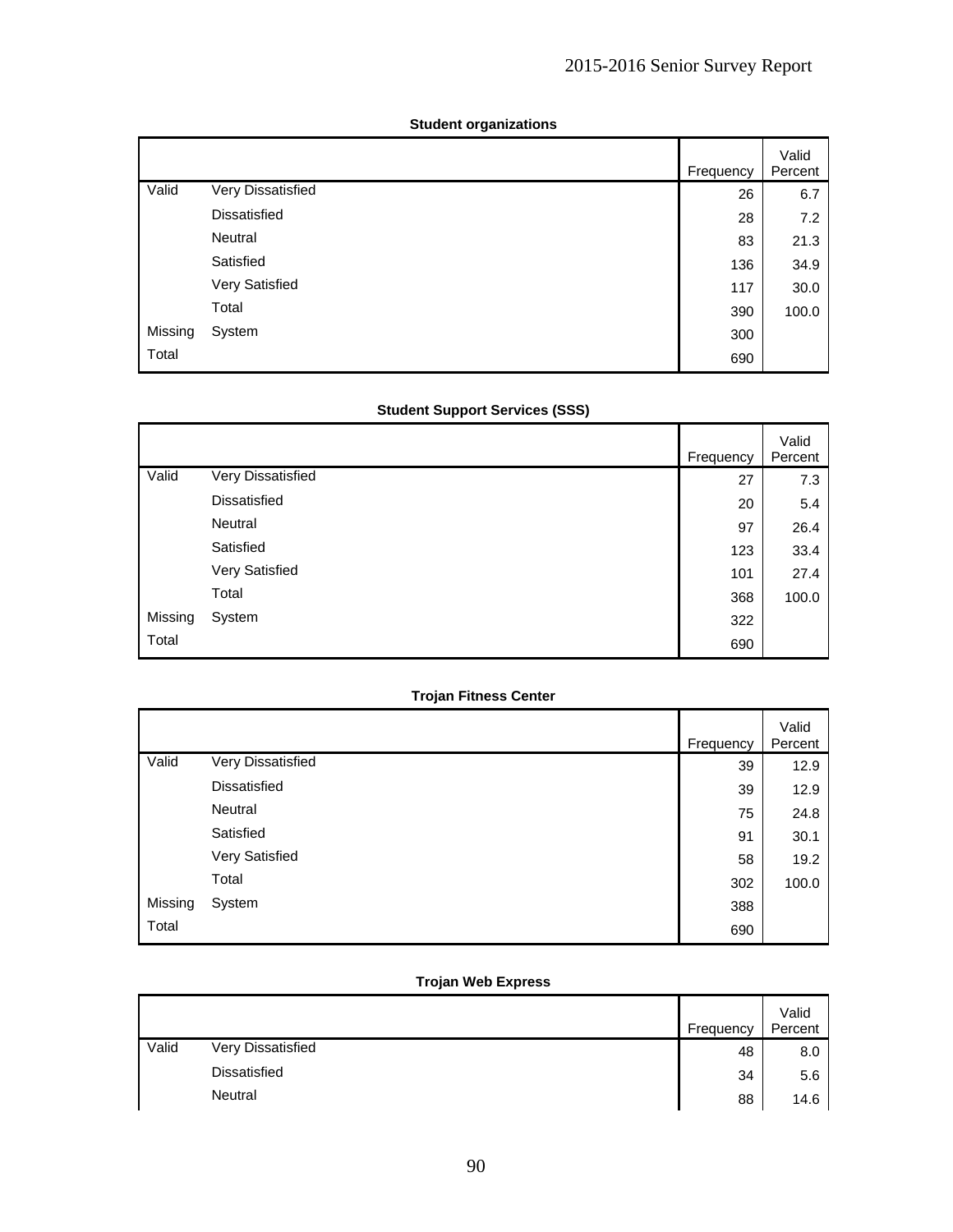**Student organizations**

| | | Frequency | Valid Percent |
|---|---|---|---|
| Valid | Very Dissatisfied | 26 | 6.7 |
| | Dissatisfied | 28 | 7.2 |
| | Neutral | 83 | 21.3 |
| | Satisfied | 136 | 34.9 |
| | Very Satisfied | 117 | 30.0 |
| | Total | 390 | 100.0 |
| Missing | System | 300 | |
| Total | | 690 | |

**Student Support Services (SSS)**

| | | Frequency | Valid Percent |
|---|---|---|---|
| Valid | Very Dissatisfied | 27 | 7.3 |
| | Dissatisfied | 20 | 5.4 |
| | Neutral | 97 | 26.4 |
| | Satisfied | 123 | 33.4 |
| | Very Satisfied | 101 | 27.4 |
| | Total | 368 | 100.0 |
| Missing | System | 322 | |
| Total | | 690 | |

**Trojan Fitness Center**

| | | Frequency | Valid Percent |
|---|---|---|---|
| Valid | Very Dissatisfied | 39 | 12.9 |
| | Dissatisfied | 39 | 12.9 |
| | Neutral | 75 | 24.8 |
| | Satisfied | 91 | 30.1 |
| | Very Satisfied | 58 | 19.2 |
| | Total | 302 | 100.0 |
| Missing | System | 388 | |
| Total | | 690 | |

**Trojan Web Express**

| | | Frequency | Valid Percent |
|---|---|---|---|
| Valid | Very Dissatisfied | 48 | 8.0 |
| | Dissatisfied | 34 | 5.6 |
| | Neutral | 88 | 14.6 |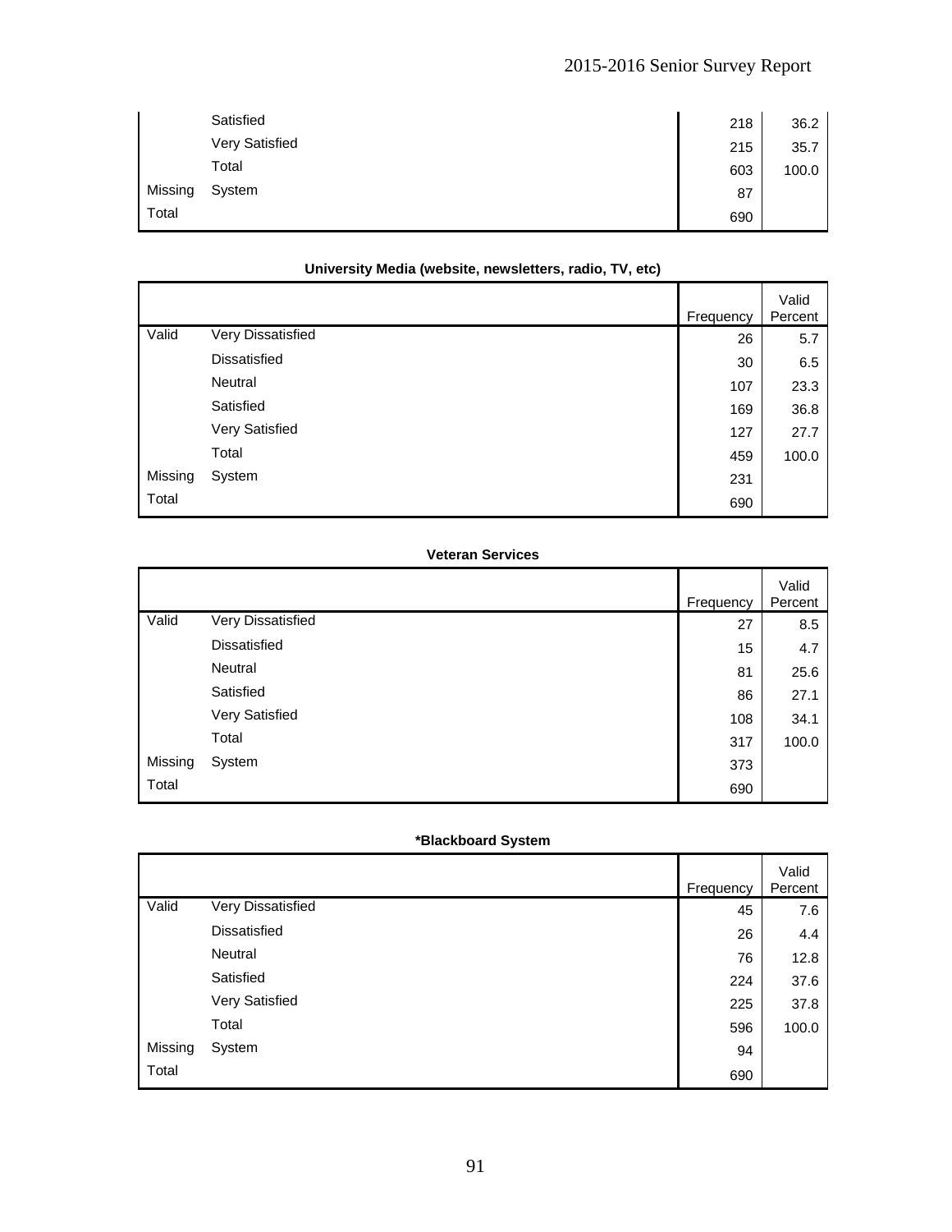| | | Frequency | Valid Percent |
|---|---|---|---|
| | Satisfied | 218 | 36.2 |
| | Very Satisfied | 215 | 35.7 |
| | Total | 603 | 100.0 |
| Missing | System | 87 | |
| Total | | 690 | |

**University Media (website, newsletters, radio, TV, etc)**

| | | Frequency | Valid Percent |
|---|---|---|---|
| Valid | Very Dissatisfied | 26 | 5.7 |
| | Dissatisfied | 30 | 6.5 |
| | Neutral | 107 | 23.3 |
| | Satisfied | 169 | 36.8 |
| | Very Satisfied | 127 | 27.7 |
| | Total | 459 | 100.0 |
| Missing | System | 231 | |
| Total | | 690 | |

**Veteran Services**

| | | Frequency | Valid Percent |
|---|---|---|---|
| Valid | Very Dissatisfied | 27 | 8.5 |
| | Dissatisfied | 15 | 4.7 |
| | Neutral | 81 | 25.6 |
| | Satisfied | 86 | 27.1 |
| | Very Satisfied | 108 | 34.1 |
| | Total | 317 | 100.0 |
| Missing | System | 373 | |
| Total | | 690 | |

**\*Blackboard System**

| | | Frequency | Valid Percent |
|---|---|---|---|
| Valid | Very Dissatisfied | 45 | 7.6 |
| | Dissatisfied | 26 | 4.4 |
| | Neutral | 76 | 12.8 |
| | Satisfied | 224 | 37.6 |
| | Very Satisfied | 225 | 37.8 |
| | Total | 596 | 100.0 |
| Missing | System | 94 | |
| Total | | 690 | |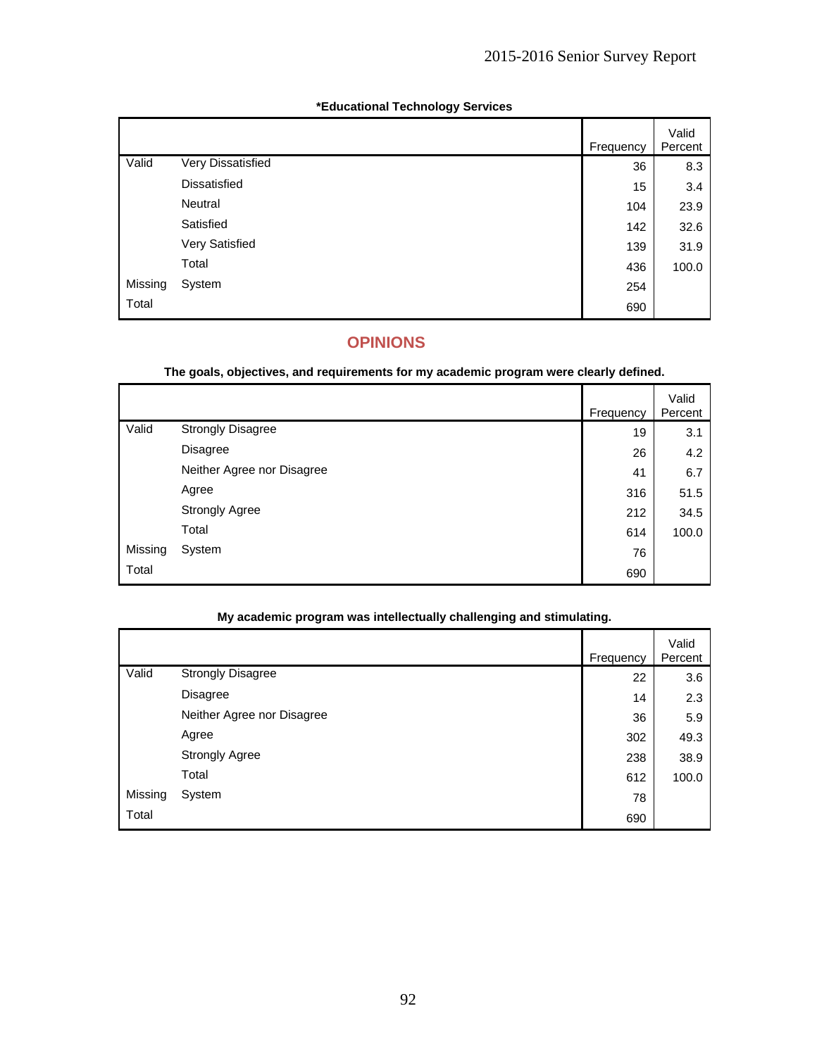**\*Educational Technology Services**

| | | Frequency | Valid Percent |
|---|---|---|---|
| Valid | Very Dissatisfied | 36 | 8.3 |
| | Dissatisfied | 15 | 3.4 |
| | Neutral | 104 | 23.9 |
| | Satisfied | 142 | 32.6 |
| | Very Satisfied | 139 | 31.9 |
| | Total | 436 | 100.0 |
| Missing | System | 254 | |
| Total | | 690 | |

## OPINIONS

**The goals, objectives, and requirements for my academic program were clearly defined.**

| | | Frequency | Valid Percent |
|---|---|---|---|
| Valid | Strongly Disagree | 19 | 3.1 |
| | Disagree | 26 | 4.2 |
| | Neither Agree nor Disagree | 41 | 6.7 |
| | Agree | 316 | 51.5 |
| | Strongly Agree | 212 | 34.5 |
| | Total | 614 | 100.0 |
| Missing | System | 76 | |
| Total | | 690 | |

**My academic program was intellectually challenging and stimulating.**

| | | Frequency | Valid Percent |
|---|---|---|---|
| Valid | Strongly Disagree | 22 | 3.6 |
| | Disagree | 14 | 2.3 |
| | Neither Agree nor Disagree | 36 | 5.9 |
| | Agree | 302 | 49.3 |
| | Strongly Agree | 238 | 38.9 |
| | Total | 612 | 100.0 |
| Missing | System | 78 | |
| Total | | 690 | |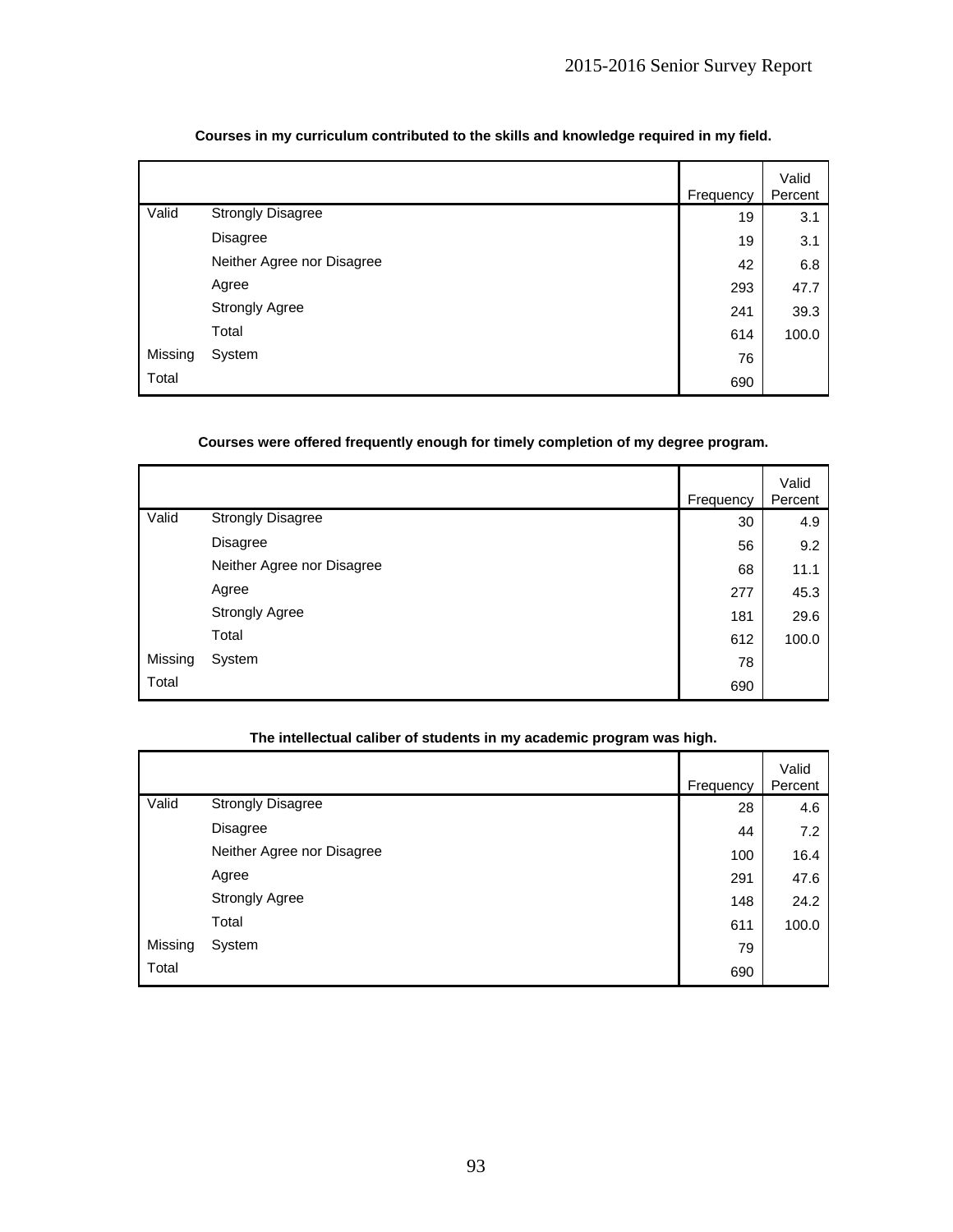**Courses in my curriculum contributed to the skills and knowledge required in my field.**

| | | Frequency | Valid Percent |
|---|---|---|---|
| Valid | Strongly Disagree | 19 | 3.1 |
| | Disagree | 19 | 3.1 |
| | Neither Agree nor Disagree | 42 | 6.8 |
| | Agree | 293 | 47.7 |
| | Strongly Agree | 241 | 39.3 |
| | Total | 614 | 100.0 |
| Missing | System | 76 | |
| Total | | 690 | |

**Courses were offered frequently enough for timely completion of my degree program.**

| | | Frequency | Valid Percent |
|---|---|---|---|
| Valid | Strongly Disagree | 30 | 4.9 |
| | Disagree | 56 | 9.2 |
| | Neither Agree nor Disagree | 68 | 11.1 |
| | Agree | 277 | 45.3 |
| | Strongly Agree | 181 | 29.6 |
| | Total | 612 | 100.0 |
| Missing | System | 78 | |
| Total | | 690 | |

**The intellectual caliber of students in my academic program was high.**

| | | Frequency | Valid Percent |
|---|---|---|---|
| Valid | Strongly Disagree | 28 | 4.6 |
| | Disagree | 44 | 7.2 |
| | Neither Agree nor Disagree | 100 | 16.4 |
| | Agree | 291 | 47.6 |
| | Strongly Agree | 148 | 24.2 |
| | Total | 611 | 100.0 |
| Missing | System | 79 | |
| Total | | 690 | |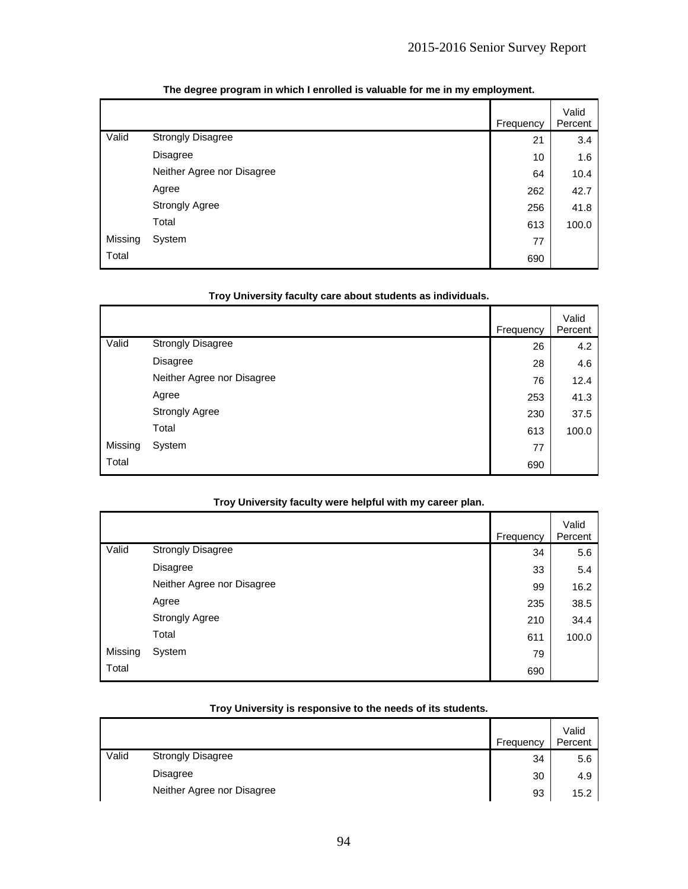**The degree program in which I enrolled is valuable for me in my employment.**

| | | Frequency | Valid Percent |
|---|---|---|---|
| Valid | Strongly Disagree | 21 | 3.4 |
| | Disagree | 10 | 1.6 |
| | Neither Agree nor Disagree | 64 | 10.4 |
| | Agree | 262 | 42.7 |
| | Strongly Agree | 256 | 41.8 |
| | Total | 613 | 100.0 |
| Missing | System | 77 | |
| Total | | 690 | |

**Troy University faculty care about students as individuals.**

| | | Frequency | Valid Percent |
|---|---|---|---|
| Valid | Strongly Disagree | 26 | 4.2 |
| | Disagree | 28 | 4.6 |
| | Neither Agree nor Disagree | 76 | 12.4 |
| | Agree | 253 | 41.3 |
| | Strongly Agree | 230 | 37.5 |
| | Total | 613 | 100.0 |
| Missing | System | 77 | |
| Total | | 690 | |

**Troy University faculty were helpful with my career plan.**

| | | Frequency | Valid Percent |
|---|---|---|---|
| Valid | Strongly Disagree | 34 | 5.6 |
| | Disagree | 33 | 5.4 |
| | Neither Agree nor Disagree | 99 | 16.2 |
| | Agree | 235 | 38.5 |
| | Strongly Agree | 210 | 34.4 |
| | Total | 611 | 100.0 |
| Missing | System | 79 | |
| Total | | 690 | |

**Troy University is responsive to the needs of its students.**

| | | Frequency | Valid Percent |
|---|---|---|---|
| Valid | Strongly Disagree | 34 | 5.6 |
| | Disagree | 30 | 4.9 |
| | Neither Agree nor Disagree | 93 | 15.2 |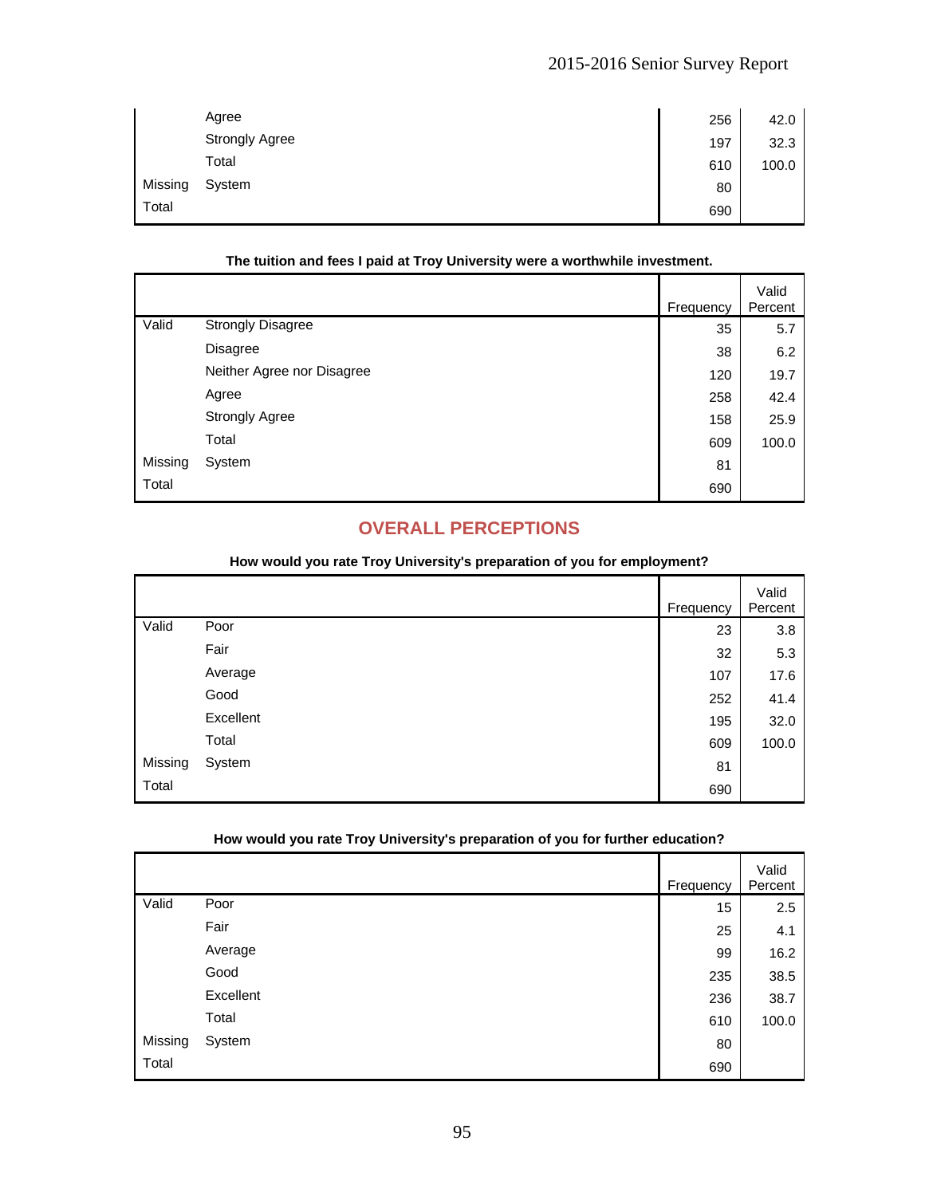| | | Frequency | Valid Percent |
|---|---|---|---|
| | Agree | 256 | 42.0 |
| | Strongly Agree | 197 | 32.3 |
| | Total | 610 | 100.0 |
| Missing | System | 80 | |
| Total | | 690 | |

**The tuition and fees I paid at Troy University were a worthwhile investment.**

| | | Frequency | Valid Percent |
|---|---|---|---|
| Valid | Strongly Disagree | 35 | 5.7 |
| | Disagree | 38 | 6.2 |
| | Neither Agree nor Disagree | 120 | 19.7 |
| | Agree | 258 | 42.4 |
| | Strongly Agree | 158 | 25.9 |
| | Total | 609 | 100.0 |
| Missing | System | 81 | |
| Total | | 690 | |

## OVERALL PERCEPTIONS

**How would you rate Troy University's preparation of you for employment?**

| | | Frequency | Valid Percent |
|---|---|---|---|
| Valid | Poor | 23 | 3.8 |
| | Fair | 32 | 5.3 |
| | Average | 107 | 17.6 |
| | Good | 252 | 41.4 |
| | Excellent | 195 | 32.0 |
| | Total | 609 | 100.0 |
| Missing | System | 81 | |
| Total | | 690 | |

**How would you rate Troy University's preparation of you for further education?**

| | | Frequency | Valid Percent |
|---|---|---|---|
| Valid | Poor | 15 | 2.5 |
| | Fair | 25 | 4.1 |
| | Average | 99 | 16.2 |
| | Good | 235 | 38.5 |
| | Excellent | 236 | 38.7 |
| | Total | 610 | 100.0 |
| Missing | System | 80 | |
| Total | | 690 | |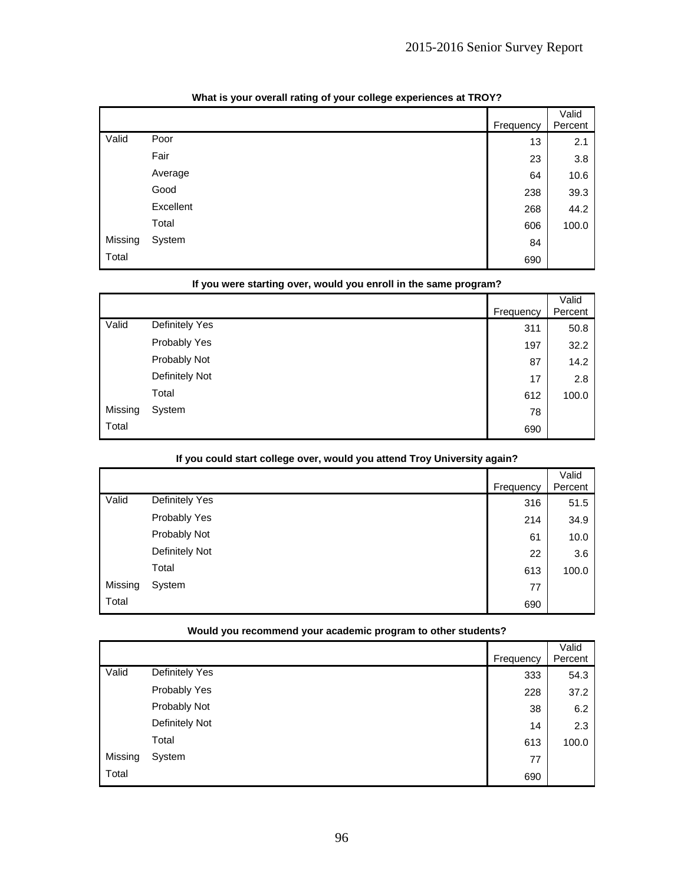**What is your overall rating of your college experiences at TROY?**

| | | Frequency | Valid Percent |
|---|---|---|---|
| Valid | Poor | 13 | 2.1 |
| | Fair | 23 | 3.8 |
| | Average | 64 | 10.6 |
| | Good | 238 | 39.3 |
| | Excellent | 268 | 44.2 |
| | Total | 606 | 100.0 |
| Missing | System | 84 | |
| Total | | 690 | |

**If you were starting over, would you enroll in the same program?**

| | | Frequency | Valid Percent |
|---|---|---|---|
| Valid | Definitely Yes | 311 | 50.8 |
| | Probably Yes | 197 | 32.2 |
| | Probably Not | 87 | 14.2 |
| | Definitely Not | 17 | 2.8 |
| | Total | 612 | 100.0 |
| Missing | System | 78 | |
| Total | | 690 | |

**If you could start college over, would you attend Troy University again?**

| | | Frequency | Valid Percent |
|---|---|---|---|
| Valid | Definitely Yes | 316 | 51.5 |
| | Probably Yes | 214 | 34.9 |
| | Probably Not | 61 | 10.0 |
| | Definitely Not | 22 | 3.6 |
| | Total | 613 | 100.0 |
| Missing | System | 77 | |
| Total | | 690 | |

**Would you recommend your academic program to other students?**

| | | Frequency | Valid Percent |
|---|---|---|---|
| Valid | Definitely Yes | 333 | 54.3 |
| | Probably Yes | 228 | 37.2 |
| | Probably Not | 38 | 6.2 |
| | Definitely Not | 14 | 2.3 |
| | Total | 613 | 100.0 |
| Missing | System | 77 | |
| Total | | 690 | |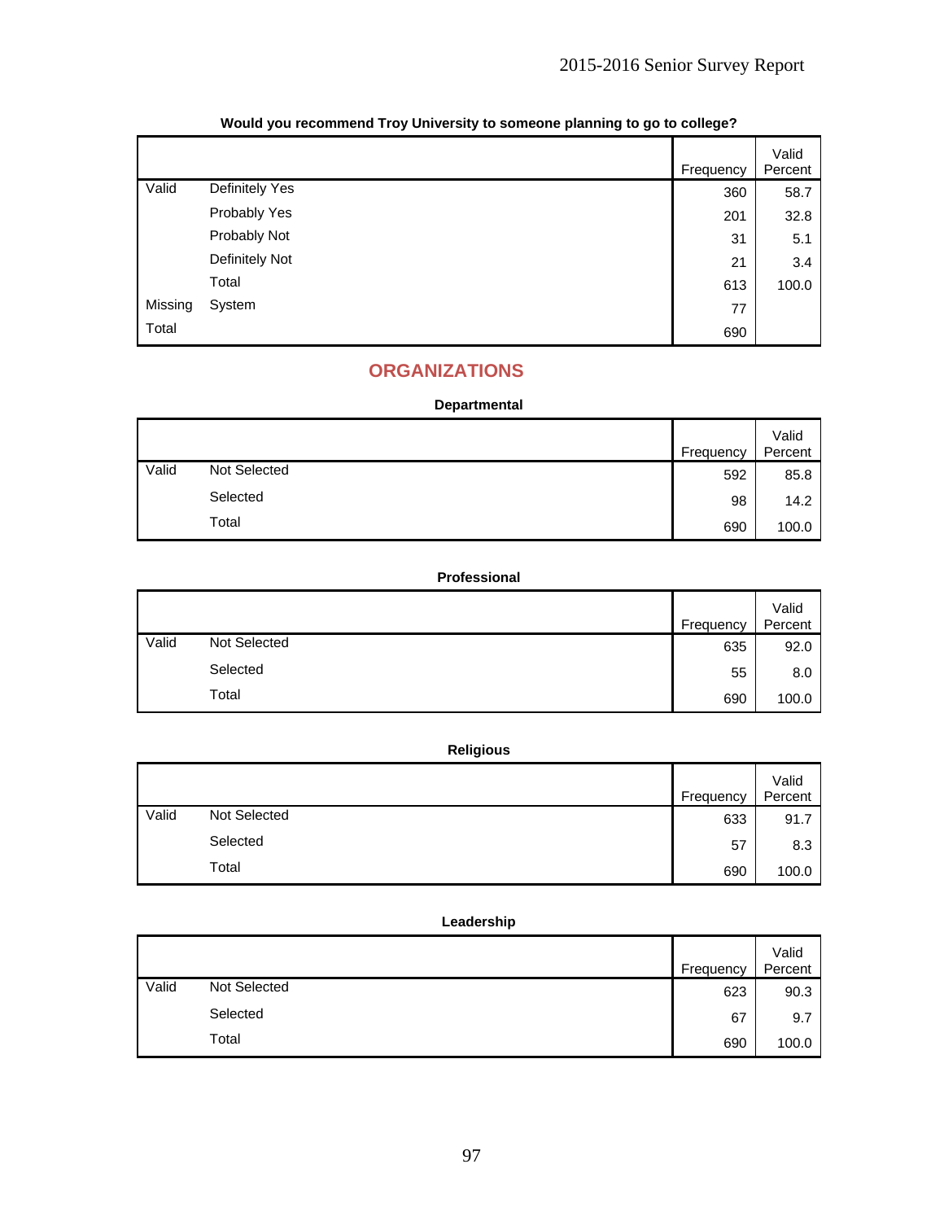**Would you recommend Troy University to someone planning to go to college?**

| | | Frequency | Valid Percent |
|---|---|---|---|
| Valid | Definitely Yes | 360 | 58.7 |
| | Probably Yes | 201 | 32.8 |
| | Probably Not | 31 | 5.1 |
| | Definitely Not | 21 | 3.4 |
| | Total | 613 | 100.0 |
| Missing | System | 77 | |
| Total | | 690 | |

## ORGANIZATIONS

**Departmental**

| | | Frequency | Valid Percent |
|---|---|---|---|
| Valid | Not Selected | 592 | 85.8 |
| | Selected | 98 | 14.2 |
| | Total | 690 | 100.0 |

**Professional**

| | | Frequency | Valid Percent |
|---|---|---|---|
| Valid | Not Selected | 635 | 92.0 |
| | Selected | 55 | 8.0 |
| | Total | 690 | 100.0 |

**Religious**

| | | Frequency | Valid Percent |
|---|---|---|---|
| Valid | Not Selected | 633 | 91.7 |
| | Selected | 57 | 8.3 |
| | Total | 690 | 100.0 |

**Leadership**

| | | Frequency | Valid Percent |
|---|---|---|---|
| Valid | Not Selected | 623 | 90.3 |
| | Selected | 67 | 9.7 |
| | Total | 690 | 100.0 |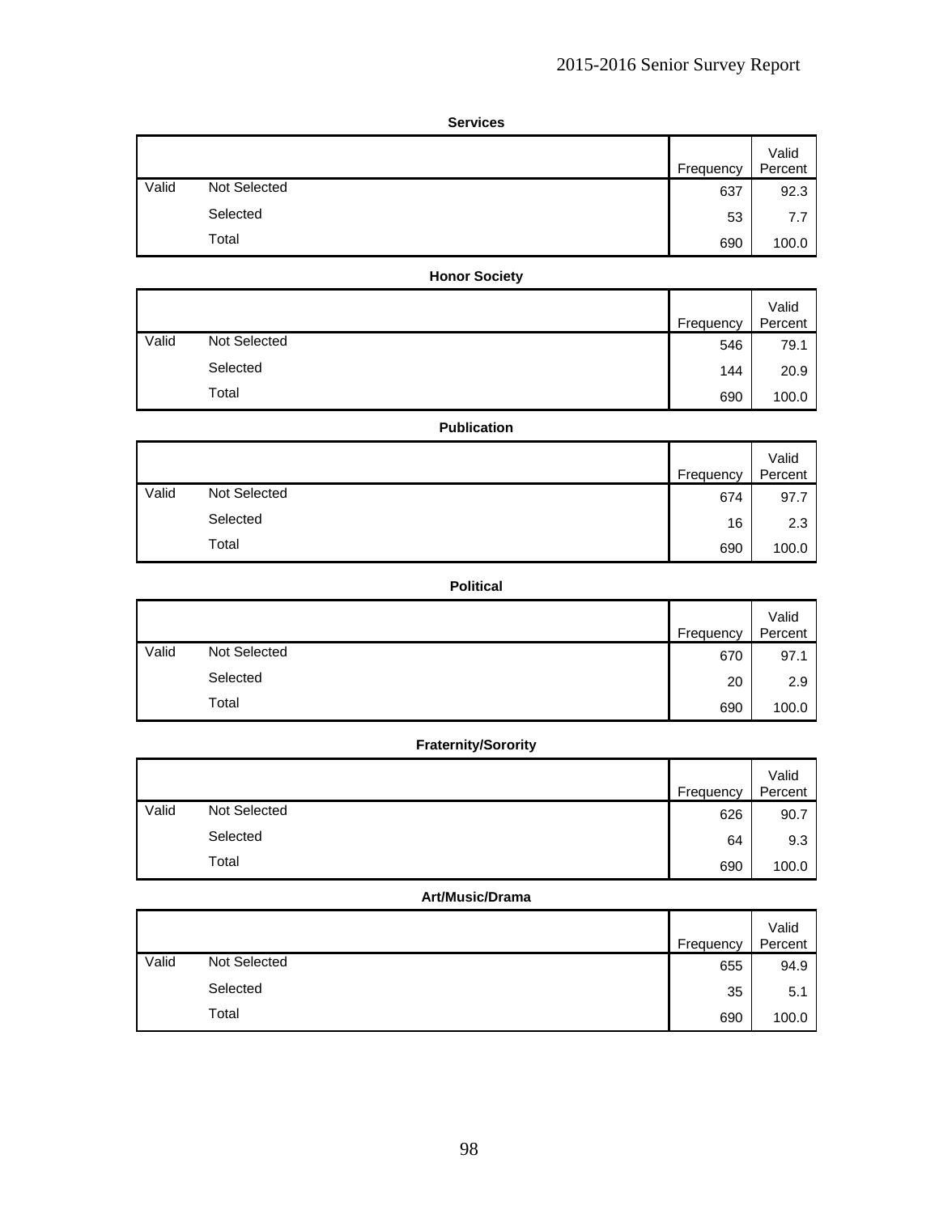**Services**

| | | Frequency | Valid Percent |
|---|---|---|---|
| Valid | Not Selected | 637 | 92.3 |
| | Selected | 53 | 7.7 |
| | Total | 690 | 100.0 |

**Honor Society**

| | | Frequency | Valid Percent |
|---|---|---|---|
| Valid | Not Selected | 546 | 79.1 |
| | Selected | 144 | 20.9 |
| | Total | 690 | 100.0 |

**Publication**

| | | Frequency | Valid Percent |
|---|---|---|---|
| Valid | Not Selected | 674 | 97.7 |
| | Selected | 16 | 2.3 |
| | Total | 690 | 100.0 |

**Political**

| | | Frequency | Valid Percent |
|---|---|---|---|
| Valid | Not Selected | 670 | 97.1 |
| | Selected | 20 | 2.9 |
| | Total | 690 | 100.0 |

**Fraternity/Sorority**

| | | Frequency | Valid Percent |
|---|---|---|---|
| Valid | Not Selected | 626 | 90.7 |
| | Selected | 64 | 9.3 |
| | Total | 690 | 100.0 |

**Art/Music/Drama**

| | | Frequency | Valid Percent |
|---|---|---|---|
| Valid | Not Selected | 655 | 94.9 |
| | Selected | 35 | 5.1 |
| | Total | 690 | 100.0 |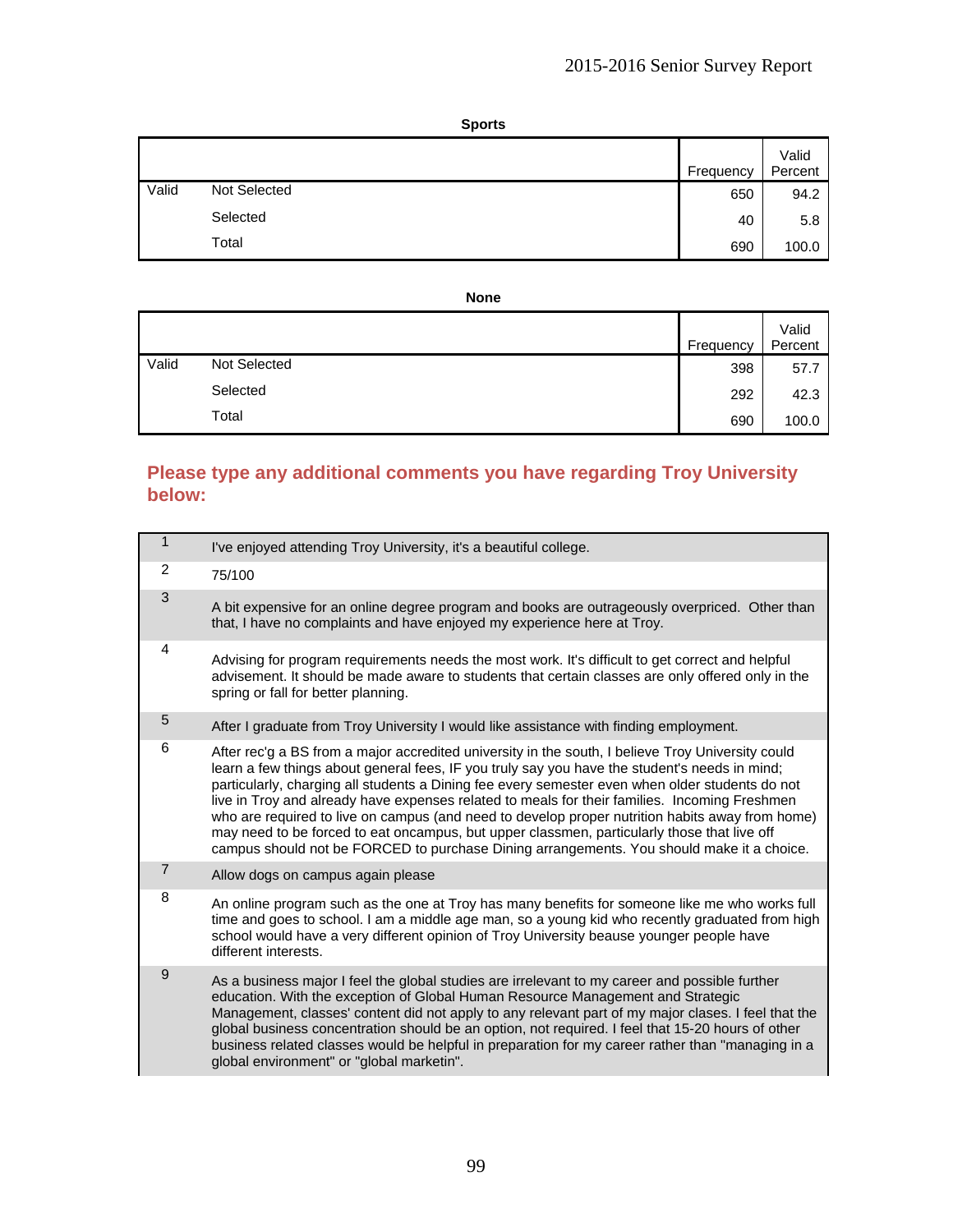**Sports**

| | | Frequency | Valid Percent |
|---|---|---|---|
| Valid | Not Selected | 650 | 94.2 |
| | Selected | 40 | 5.8 |
| | Total | 690 | 100.0 |

**None**

| | | Frequency | Valid Percent |
|---|---|---|---|
| Valid | Not Selected | 398 | 57.7 |
| | Selected | 292 | 42.3 |
| | Total | 690 | 100.0 |

## Please type any additional comments you have regarding Troy University below:

| | |
|---|---|
| 1 | I've enjoyed attending Troy University, it's a beautiful college. |
| 2 | 75/100 |
| 3 | A bit expensive for an online degree program and books are outrageously overpriced.  Other than that, I have no complaints and have enjoyed my experience here at Troy. |
| 4 | Advising for program requirements needs the most work. It's difficult to get correct and helpful advisement. It should be made aware to students that certain classes are only offered only in the spring or fall for better planning. |
| 5 | After I graduate from Troy University I would like assistance with finding employment. |
| 6 | After rec'g a BS from a major accredited university in the south, I believe Troy University could learn a few things about general fees, IF you truly say you have the student's needs in mind; particularly, charging all students a Dining fee every semester even when older students do not live in Troy and already have expenses related to meals for their families.  Incoming Freshmen who are required to live on campus (and need to develop proper nutrition habits away from home) may need to be forced to eat oncampus, but upper classmen, particularly those that live off campus should not be FORCED to purchase Dining arrangements. You should make it a choice. |
| 7 | Allow dogs on campus again please |
| 8 | An online program such as the one at Troy has many benefits for someone like me who works full time and goes to school. I am a middle age man, so a young kid who recently graduated from high school would have a very different opinion of Troy University beause younger people have different interests. |
| 9 | As a business major I feel the global studies are irrelevant to my career and possible further education. With the exception of Global Human Resource Management and Strategic Management, classes' content did not apply to any relevant part of my major clases. I feel that the global business concentration should be an option, not required. I feel that 15-20 hours of other business related classes would be helpful in preparation for my career rather than "managing in a global environment" or "global marketin". |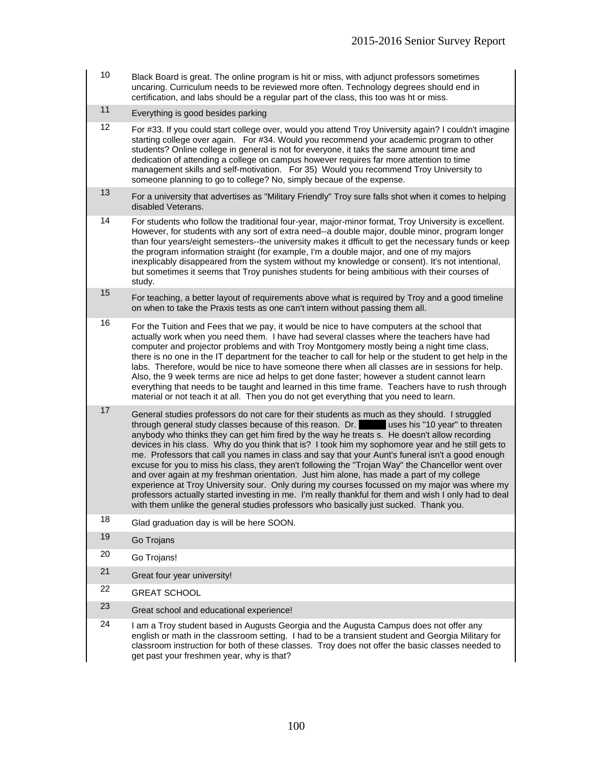| | |
|---|---|
| 10 | Black Board is great. The online program is hit or miss, with adjunct professors sometimes uncaring. Curriculum needs to be reviewed more often. Technology degrees should end in certification, and labs should be a regular part of the class, this too was ht or miss. |
| 11 | Everything is good besides parking |
| 12 | For #33. If you could start college over, would you attend Troy University again? I couldn't imagine starting college over again. For #34. Would you recommend your academic program to other students? Online college in general is not for everyone, it taks the same amount time and dedication of attending a college on campus however requires far more attention to time management skills and self-motivation. For 35) Would you recommend Troy University to someone planning to go to college? No, simply becaue of the expense. |
| 13 | For a university that advertises as "Military Friendly" Troy sure falls shot when it comes to helping disabled Veterans. |
| 14 | For students who follow the traditional four-year, major-minor format, Troy University is excellent. However, for students with any sort of extra need--a double major, double minor, program longer than four years/eight semesters--the university makes it dfficult to get the necessary funds or keep the program information straight (for example, I'm a double major, and one of my majors inexplicably disappeared from the system without my knowledge or consent). It's not intentional, but sometimes it seems that Troy punishes students for being ambitious with their courses of study. |
| 15 | For teaching, a better layout of requirements above what is required by Troy and a good timeline on when to take the Praxis tests as one can't intern without passing them all. |
| 16 | For the Tuition and Fees that we pay, it would be nice to have computers at the school that actually work when you need them. I have had several classes where the teachers have had computer and projector problems and with Troy Montgomery mostly being a night time class, there is no one in the IT department for the teacher to call for help or the student to get help in the labs. Therefore, would be nice to have someone there when all classes are in sessions for help. Also, the 9 week terms are nice ad helps to get done faster; however a student cannot learn everything that needs to be taught and learned in this time frame. Teachers have to rush through material or not teach it at all. Then you do not get everything that you need to learn. |
| 17 | General studies professors do not care for their students as much as they should. I struggled through general study classes because of this reason. Dr. ████ uses his "10 year" to threaten anybody who thinks they can get him fired by the way he treats s. He doesn't allow recording devices in his class. Why do you think that is? I took him my sophomore year and he still gets to me. Professors that call you names in class and say that your Aunt's funeral isn't a good enough excuse for you to miss his class, they aren't following the "Trojan Way" the Chancellor went over and over again at my freshman orientation. Just him alone, has made a part of my college experience at Troy University sour. Only during my courses focussed on my major was where my professors actually started investing in me. I'm really thankful for them and wish I only had to deal with them unlike the general studies professors who basically just sucked. Thank you. |
| 18 | Glad graduation day is will be here SOON. |
| 19 | Go Trojans |
| 20 | Go Trojans! |
| 21 | Great four year university! |
| 22 | GREAT SCHOOL |
| 23 | Great school and educational experience! |
| 24 | I am a Troy student based in Augusts Georgia and the Augusta Campus does not offer any english or math in the classroom setting. I had to be a transient student and Georgia Military for classroom instruction for both of these classes. Troy does not offer the basic classes needed to get past your freshmen year, why is that? |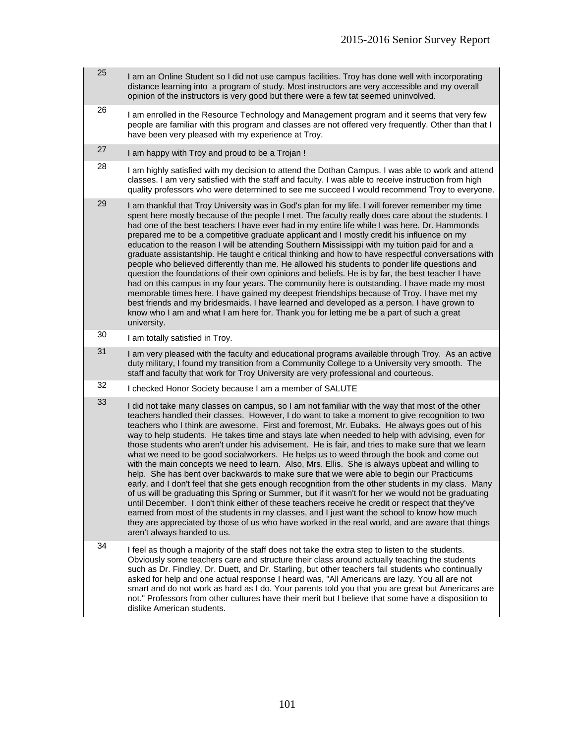| | |
|---|---|
| 25 | I am an Online Student so I did not use campus facilities. Troy has done well with incorporating distance learning into a program of study. Most instructors are very accessible and my overall opinion of the instructors is very good but there were a few tat seemed uninvolved. |
| 26 | I am enrolled in the Resource Technology and Management program and it seems that very few people are familiar with this program and classes are not offered very frequently. Other than that I have been very pleased with my experience at Troy. |
| 27 | I am happy with Troy and proud to be a Trojan ! |
| 28 | I am highly satisfied with my decision to attend the Dothan Campus. I was able to work and attend classes. I am very satisfied with the staff and faculty. I was able to receive instruction from high quality professors who were determined to see me succeed I would recommend Troy to everyone. |
| 29 | I am thankful that Troy University was in God's plan for my life. I will forever remember my time spent here mostly because of the people I met. The faculty really does care about the students. I had one of the best teachers I have ever had in my entire life while I was here. Dr. Hammonds prepared me to be a competitive graduate applicant and I mostly credit his influence on my education to the reason I will be attending Southern Mississippi with my tuition paid for and a graduate assistantship. He taught e critical thinking and how to have respectful conversations with people who believed differently than me. He allowed his students to ponder life questions and question the foundations of their own opinions and beliefs. He is by far, the best teacher I have had on this campus in my four years. The community here is outstanding. I have made my most memorable times here. I have gained my deepest friendships because of Troy. I have met my best friends and my bridesmaids. I have learned and developed as a person. I have grown to know who I am and what I am here for. Thank you for letting me be a part of such a great university. |
| 30 | I am totally satisfied in Troy. |
| 31 | I am very pleased with the faculty and educational programs available through Troy. As an active duty military, I found my transition from a Community College to a University very smooth. The staff and faculty that work for Troy University are very professional and courteous. |
| 32 | I checked Honor Society because I am a member of SALUTE |
| 33 | I did not take many classes on campus, so I am not familiar with the way that most of the other teachers handled their classes. However, I do want to take a moment to give recognition to two teachers who I think are awesome. First and foremost, Mr. Eubaks. He always goes out of his way to help students. He takes time and stays late when needed to help with advising, even for those students who aren't under his advisement. He is fair, and tries to make sure that we learn what we need to be good socialworkers. He helps us to weed through the book and come out with the main concepts we need to learn. Also, Mrs. Ellis. She is always upbeat and willing to help. She has bent over backwards to make sure that we were able to begin our Practicums early, and I don't feel that she gets enough recognition from the other students in my class. Many of us will be graduating this Spring or Summer, but if it wasn't for her we would not be graduating until December. I don't think either of these teachers receive he credit or respect that they've earned from most of the students in my classes, and I just want the school to know how much they are appreciated by those of us who have worked in the real world, and are aware that things aren't always handed to us. |
| 34 | I feel as though a majority of the staff does not take the extra step to listen to the students. Obviously some teachers care and structure their class around actually teaching the students such as Dr. Findley, Dr. Duett, and Dr. Starling, but other teachers fail students who continually asked for help and one actual response I heard was, "All Americans are lazy. You all are not smart and do not work as hard as I do. Your parents told you that you are great but Americans are not." Professors from other cultures have their merit but I believe that some have a disposition to dislike American students. |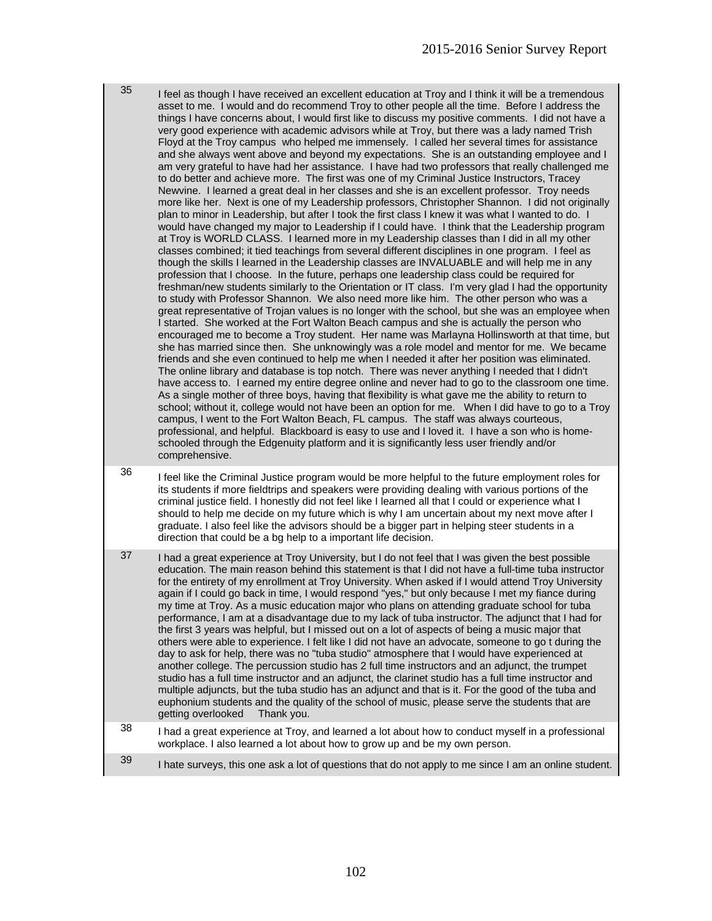| | |
|---|---|
| 35 | I feel as though I have received an excellent education at Troy and I think it will be a tremendous asset to me. I would and do recommend Troy to other people all the time. Before I address the things I have concerns about, I would first like to discuss my positive comments. I did not have a very good experience with academic advisors while at Troy, but there was a lady named Trish Floyd at the Troy campus who helped me immensely. I called her several times for assistance and she always went above and beyond my expectations. She is an outstanding employee and I am very grateful to have had her assistance. I have had two professors that really challenged me to do better and achieve more. The first was one of my Criminal Justice Instructors, Tracey Newvine. I learned a great deal in her classes and she is an excellent professor. Troy needs more like her. Next is one of my Leadership professors, Christopher Shannon. I did not originally plan to minor in Leadership, but after I took the first class I knew it was what I wanted to do. I would have changed my major to Leadership if I could have. I think that the Leadership program at Troy is WORLD CLASS. I learned more in my Leadership classes than I did in all my other classes combined; it tied teachings from several different disciplines in one program. I feel as though the skills I learned in the Leadership classes are INVALUABLE and will help me in any profession that I choose. In the future, perhaps one leadership class could be required for freshman/new students similarly to the Orientation or IT class. I'm very glad I had the opportunity to study with Professor Shannon. We also need more like him. The other person who was a great representative of Trojan values is no longer with the school, but she was an employee when I started. She worked at the Fort Walton Beach campus and she is actually the person who encouraged me to become a Troy student. Her name was Marlayna Hollinsworth at that time, but she has married since then. She unknowingly was a role model and mentor for me. We became friends and she even continued to help me when I needed it after her position was eliminated. The online library and database is top notch. There was never anything I needed that I didn't have access to. I earned my entire degree online and never had to go to the classroom one time. As a single mother of three boys, having that flexibility is what gave me the ability to return to school; without it, college would not have been an option for me. When I did have to go to a Troy campus, I went to the Fort Walton Beach, FL campus. The staff was always courteous, professional, and helpful. Blackboard is easy to use and I loved it. I have a son who is home-schooled through the Edgenuity platform and it is significantly less user friendly and/or comprehensive. |
| 36 | I feel like the Criminal Justice program would be more helpful to the future employment roles for its students if more fieldtrips and speakers were providing dealing with various portions of the criminal justice field. I honestly did not feel like I learned all that I could or experience what I should to help me decide on my future which is why I am uncertain about my next move after I graduate. I also feel like the advisors should be a bigger part in helping steer students in a direction that could be a bg help to a important life decision. |
| 37 | I had a great experience at Troy University, but I do not feel that I was given the best possible education. The main reason behind this statement is that I did not have a full-time tuba instructor for the entirety of my enrollment at Troy University. When asked if I would attend Troy University again if I could go back in time, I would respond "yes," but only because I met my fiance during my time at Troy. As a music education major who plans on attending graduate school for tuba performance, I am at a disadvantage due to my lack of tuba instructor. The adjunct that I had for the first 3 years was helpful, but I missed out on a lot of aspects of being a music major that others were able to experience. I felt like I did not have an advocate, someone to go t during the day to ask for help, there was no "tuba studio" atmosphere that I would have experienced at another college. The percussion studio has 2 full time instructors and an adjunct, the trumpet studio has a full time instructor and an adjunct, the clarinet studio has a full time instructor and multiple adjuncts, but the tuba studio has an adjunct and that is it. For the good of the tuba and euphonium students and the quality of the school of music, please serve the students that are getting overlooked Thank you. |
| 38 | I had a great experience at Troy, and learned a lot about how to conduct myself in a professional workplace. I also learned a lot about how to grow up and be my own person. |
| 39 | I hate surveys, this one ask a lot of questions that do not apply to me since I am an online student. |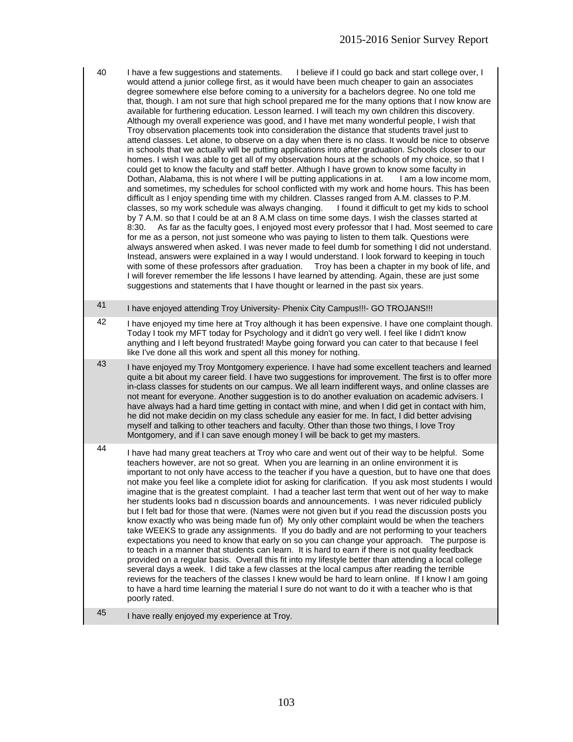| | |
|---|---|
| 40 | I have a few suggestions and statements. I believe if I could go back and start college over, I would attend a junior college first, as it would have been much cheaper to gain an associates degree somewhere else before coming to a university for a bachelors degree. No one told me that, though. I am not sure that high school prepared me for the many options that I now know are available for furthering education. Lesson learned. I will teach my own children this discovery. Although my overall experience was good, and I have met many wonderful people, I wish that Troy observation placements took into consideration the distance that students travel just to attend classes. Let alone, to observe on a day when there is no class. It would be nice to observe in schools that we actually will be putting applications into after graduation. Schools closer to our homes. I wish I was able to get all of my observation hours at the schools of my choice, so that I could get to know the faculty and staff better. Althugh I have grown to know some faculty in Dothan, Alabama, this is not where I will be putting applications in at. I am a low income mom, and sometimes, my schedules for school conflicted with my work and home hours. This has been difficult as I enjoy spending time with my children. Classes ranged from A.M. classes to P.M. classes, so my work schedule was always changing. I found it difficult to get my kids to school by 7 A.M. so that I could be at an 8 A.M class on time some days. I wish the classes started at 8:30. As far as the faculty goes, I enjoyed most every professor that I had. Most seemed to care for me as a person, not just someone who was paying to listen to them talk. Questions were always answered when asked. I was never made to feel dumb for something I did not understand. Instead, answers were explained in a way I would understand. I look forward to keeping in touch with some of these professors after graduation. Troy has been a chapter in my book of life, and I will forever remember the life lessons I have learned by attending. Again, these are just some suggestions and statements that I have thought or learned in the past six years. |
| 41 | I have enjoyed attending Troy University- Phenix City Campus!!!- GO TROJANS!!! |
| 42 | I have enjoyed my time here at Troy although it has been expensive. I have one complaint though. Today I took my MFT today for Psychology and it didn't go very well. I feel like I didn't know anything and I left beyond frustrated! Maybe going forward you can cater to that because I feel like I've done all this work and spent all this money for nothing. |
| 43 | I have enjoyed my Troy Montgomery experience. I have had some excellent teachers and learned quite a bit about my career field. I have two suggestions for improvement. The first is to offer more in-class classes for students on our campus. We all learn indifferent ways, and online classes are not meant for everyone. Another suggestion is to do another evaluation on academic advisers. I have always had a hard time getting in contact with mine, and when I did get in contact with him, he did not make decidin on my class schedule any easier for me. In fact, I did better advising myself and talking to other teachers and faculty. Other than those two things, I love Troy Montgomery, and if I can save enough money I will be back to get my masters. |
| 44 | I have had many great teachers at Troy who care and went out of their way to be helpful. Some teachers however, are not so great. When you are learning in an online environment it is important to not only have access to the teacher if you have a question, but to have one that does not make you feel like a complete idiot for asking for clarification. If you ask most students I would imagine that is the greatest complaint. I had a teacher last term that went out of her way to make her students looks bad n discussion boards and announcements. I was never ridiculed publicly but I felt bad for those that were. (Names were not given but if you read the discussion posts you know exactly who was being made fun of) My only other complaint would be when the teachers take WEEKS to grade any assignments. If you do badly and are not performing to your teachers expectations you need to know that early on so you can change your approach. The purpose is to teach in a manner that students can learn. It is hard to earn if there is not quality feedback provided on a regular basis. Overall this fit into my lifestyle better than attending a local college several days a week. I did take a few classes at the local campus after reading the terrible reviews for the teachers of the classes I knew would be hard to learn online. If I know I am going to have a hard time learning the material I sure do not want to do it with a teacher who is that poorly rated. |
| 45 | I have really enjoyed my experience at Troy. |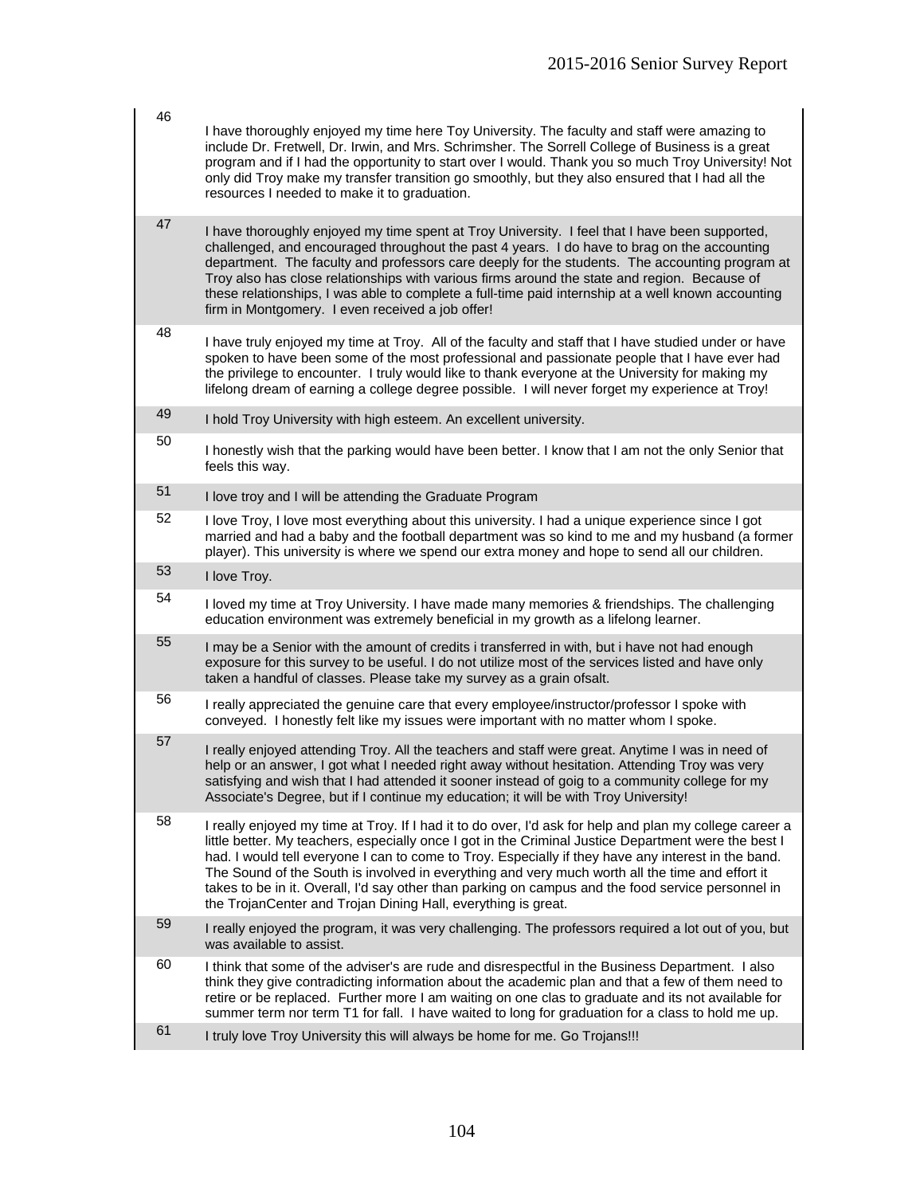| | |
|---|---|
| 46 | I have thoroughly enjoyed my time here Toy University. The faculty and staff were amazing to include Dr. Fretwell, Dr. Irwin, and Mrs. Schrimsher. The Sorrell College of Business is a great program and if I had the opportunity to start over I would. Thank you so much Troy University! Not only did Troy make my transfer transition go smoothly, but they also ensured that I had all the resources I needed to make it to graduation. |
| 47 | I have thoroughly enjoyed my time spent at Troy University. I feel that I have been supported, challenged, and encouraged throughout the past 4 years. I do have to brag on the accounting department. The faculty and professors care deeply for the students. The accounting program at Troy also has close relationships with various firms around the state and region. Because of these relationships, I was able to complete a full-time paid internship at a well known accounting firm in Montgomery. I even received a job offer! |
| 48 | I have truly enjoyed my time at Troy. All of the faculty and staff that I have studied under or have spoken to have been some of the most professional and passionate people that I have ever had the privilege to encounter. I truly would like to thank everyone at the University for making my lifelong dream of earning a college degree possible. I will never forget my experience at Troy! |
| 49 | I hold Troy University with high esteem. An excellent university. |
| 50 | I honestly wish that the parking would have been better. I know that I am not the only Senior that feels this way. |
| 51 | I love troy and I will be attending the Graduate Program |
| 52 | I love Troy, I love most everything about this university. I had a unique experience since I got married and had a baby and the football department was so kind to me and my husband (a former player). This university is where we spend our extra money and hope to send all our children. |
| 53 | I love Troy. |
| 54 | I loved my time at Troy University. I have made many memories & friendships. The challenging education environment was extremely beneficial in my growth as a lifelong learner. |
| 55 | I may be a Senior with the amount of credits i transferred in with, but i have not had enough exposure for this survey to be useful. I do not utilize most of the services listed and have only taken a handful of classes. Please take my survey as a grain ofsalt. |
| 56 | I really appreciated the genuine care that every employee/instructor/professor I spoke with conveyed. I honestly felt like my issues were important with no matter whom I spoke. |
| 57 | I really enjoyed attending Troy. All the teachers and staff were great. Anytime I was in need of help or an answer, I got what I needed right away without hesitation. Attending Troy was very satisfying and wish that I had attended it sooner instead of goig to a community college for my Associate's Degree, but if I continue my education; it will be with Troy University! |
| 58 | I really enjoyed my time at Troy. If I had it to do over, I'd ask for help and plan my college career a little better. My teachers, especially once I got in the Criminal Justice Department were the best I had. I would tell everyone I can to come to Troy. Especially if they have any interest in the band. The Sound of the South is involved in everything and very much worth all the time and effort it takes to be in it. Overall, I'd say other than parking on campus and the food service personnel in the TrojanCenter and Trojan Dining Hall, everything is great. |
| 59 | I really enjoyed the program, it was very challenging. The professors required a lot out of you, but was available to assist. |
| 60 | I think that some of the adviser's are rude and disrespectful in the Business Department. I also think they give contradicting information about the academic plan and that a few of them need to retire or be replaced. Further more I am waiting on one clas to graduate and its not available for summer term nor term T1 for fall. I have waited to long for graduation for a class to hold me up. |
| 61 | I truly love Troy University this will always be home for me. Go Trojans!!! |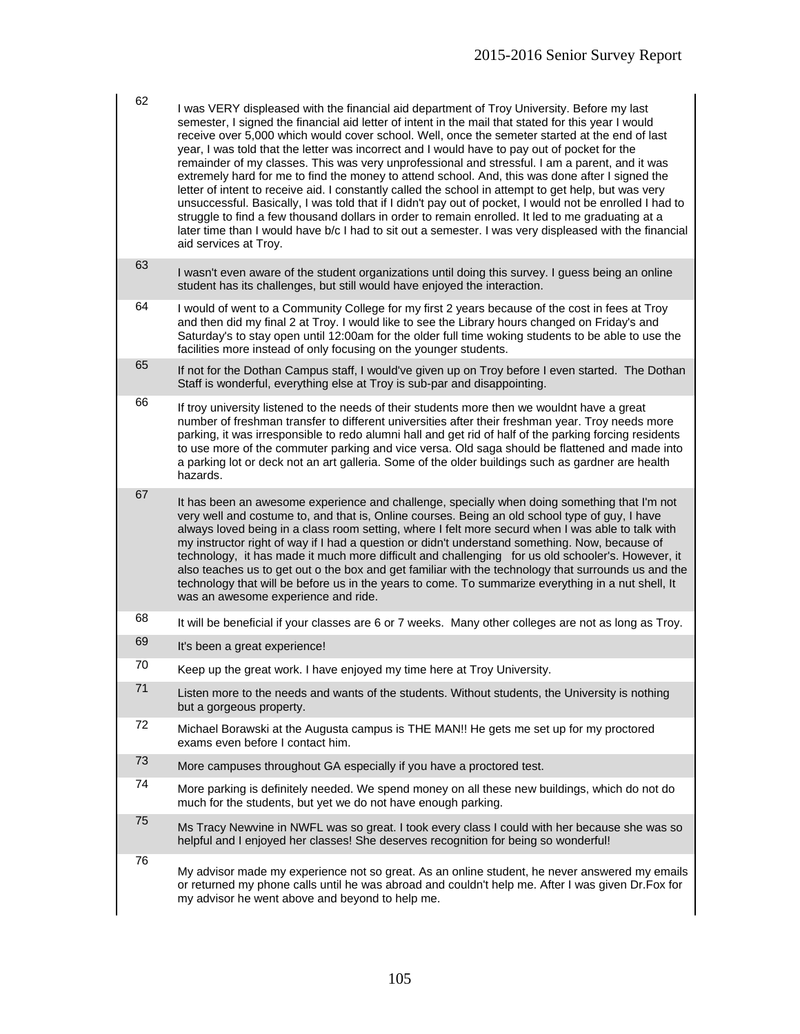| | |
|---|---|
| 62 | I was VERY displeased with the financial aid department of Troy University. Before my last semester, I signed the financial aid letter of intent in the mail that stated for this year I would receive over 5,000 which would cover school. Well, once the semeter started at the end of last year, I was told that the letter was incorrect and I would have to pay out of pocket for the remainder of my classes. This was very unprofessional and stressful. I am a parent, and it was extremely hard for me to find the money to attend school. And, this was done after I signed the letter of intent to receive aid. I constantly called the school in attempt to get help, but was very unsuccessful. Basically, I was told that if I didn't pay out of pocket, I would not be enrolled I had to struggle to find a few thousand dollars in order to remain enrolled. It led to me graduating at a later time than I would have b/c I had to sit out a semester. I was very displeased with the financial aid services at Troy. |
| 63 | I wasn't even aware of the student organizations until doing this survey. I guess being an online student has its challenges, but still would have enjoyed the interaction. |
| 64 | I would of went to a Community College for my first 2 years because of the cost in fees at Troy and then did my final 2 at Troy. I would like to see the Library hours changed on Friday's and Saturday's to stay open until 12:00am for the older full time woking students to be able to use the facilities more instead of only focusing on the younger students. |
| 65 | If not for the Dothan Campus staff, I would've given up on Troy before I even started. The Dothan Staff is wonderful, everything else at Troy is sub-par and disappointing. |
| 66 | If troy university listened to the needs of their students more then we wouldnt have a great number of freshman transfer to different universities after their freshman year. Troy needs more parking, it was irresponsible to redo alumni hall and get rid of half of the parking forcing residents to use more of the commuter parking and vice versa. Old saga should be flattened and made into a parking lot or deck not an art galleria. Some of the older buildings such as gardner are health hazards. |
| 67 | It has been an awesome experience and challenge, specially when doing something that I'm not very well and costume to, and that is, Online courses. Being an old school type of guy, I have always loved being in a class room setting, where I felt more securd when I was able to talk with my instructor right of way if I had a question or didn't understand something. Now, because of technology, it has made it much more difficult and challenging for us old schooler's. However, it also teaches us to get out o the box and get familiar with the technology that surrounds us and the technology that will be before us in the years to come. To summarize everything in a nut shell, It was an awesome experience and ride. |
| 68 | It will be beneficial if your classes are 6 or 7 weeks. Many other colleges are not as long as Troy. |
| 69 | It's been a great experience! |
| 70 | Keep up the great work. I have enjoyed my time here at Troy University. |
| 71 | Listen more to the needs and wants of the students. Without students, the University is nothing but a gorgeous property. |
| 72 | Michael Borawski at the Augusta campus is THE MAN!! He gets me set up for my proctored exams even before I contact him. |
| 73 | More campuses throughout GA especially if you have a proctored test. |
| 74 | More parking is definitely needed. We spend money on all these new buildings, which do not do much for the students, but yet we do not have enough parking. |
| 75 | Ms Tracy Newvine in NWFL was so great. I took every class I could with her because she was so helpful and I enjoyed her classes! She deserves recognition for being so wonderful! |
| 76 | My advisor made my experience not so great. As an online student, he never answered my emails or returned my phone calls until he was abroad and couldn't help me. After I was given Dr.Fox for my advisor he went above and beyond to help me. |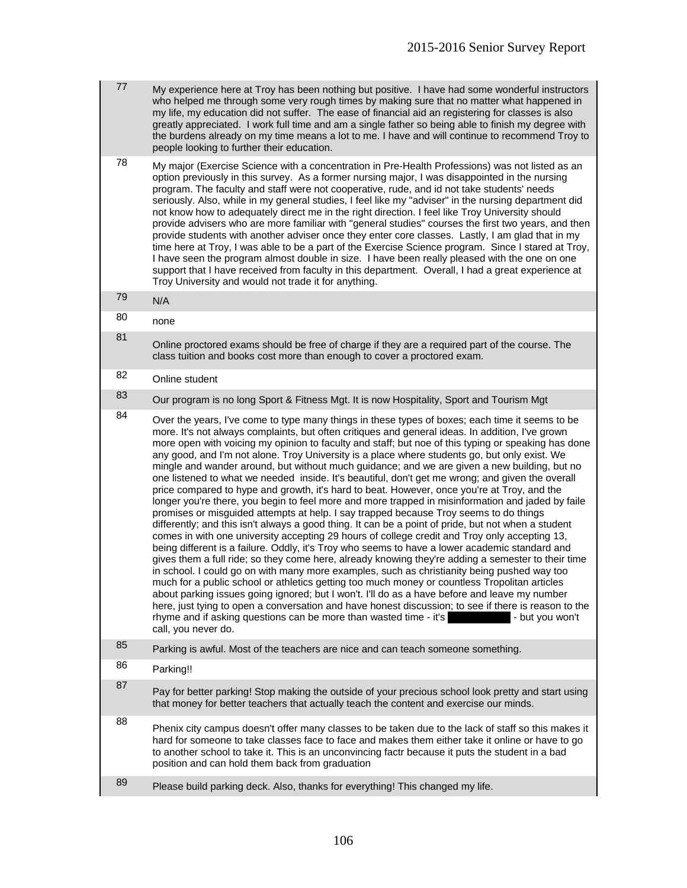| | |
|---|---|
| 77 | My experience here at Troy has been nothing but positive. I have had some wonderful instructors who helped me through some very rough times by making sure that no matter what happened in my life, my education did not suffer. The ease of financial aid an registering for classes is also greatly appreciated. I work full time and am a single father so being able to finish my degree with the burdens already on my time means a lot to me. I have and will continue to recommend Troy to people looking to further their education. |
| 78 | My major (Exercise Science with a concentration in Pre-Health Professions) was not listed as an option previously in this survey. As a former nursing major, I was disappointed in the nursing program. The faculty and staff were not cooperative, rude, and id not take students' needs seriously. Also, while in my general studies, I feel like my "adviser" in the nursing department did not know how to adequately direct me in the right direction. I feel like Troy University should provide advisers who are more familiar with "general studies" courses the first two years, and then provide students with another adviser once they enter core classes. Lastly, I am glad that in my time here at Troy, I was able to be a part of the Exercise Science program. Since I stared at Troy, I have seen the program almost double in size. I have been really pleased with the one on one support that I have received from faculty in this department. Overall, I had a great experience at Troy University and would not trade it for anything. |
| 79 | N/A |
| 80 | none |
| 81 | Online proctored exams should be free of charge if they are a required part of the course. The class tuition and books cost more than enough to cover a proctored exam. |
| 82 | Online student |
| 83 | Our program is no long Sport & Fitness Mgt. It is now Hospitality, Sport and Tourism Mgt |
| 84 | Over the years, I've come to type many things in these types of boxes; each time it seems to be more. It's not always complaints, but often critiques and general ideas. In addition, I've grown more open with voicing my opinion to faculty and staff; but noe of this typing or speaking has done any good, and I'm not alone. Troy University is a place where students go, but only exist. We mingle and wander around, but without much guidance; and we are given a new building, but no one listened to what we needed inside. It's beautiful, don't get me wrong; and given the overall price compared to hype and growth, it's hard to beat. However, once you're at Troy, and the longer you're there, you begin to feel more and more trapped in misinformation and jaded by faile promises or misguided attempts at help. I say trapped because Troy seems to do things differently; and this isn't always a good thing. It can be a point of pride, but not when a student comes in with one university accepting 29 hours of college credit and Troy only accepting 13, being different is a failure. Oddly, it's Troy who seems to have a lower academic standard and gives them a full ride; so they come here, already knowing they're adding a semester to their time in school. I could go on with many more examples, such as christianity being pushed way too much for a public school or athletics getting too much money or countless Tropolitan articles about parking issues going ignored; but I won't. I'll do as a have before and leave my number here, just tying to open a conversation and have honest discussion; to see if there is reason to the rhyme and if asking questions can be more than wasted time - it's [redacted] - but you won't call, you never do. |
| 85 | Parking is awful. Most of the teachers are nice and can teach someone something. |
| 86 | Parking!! |
| 87 | Pay for better parking! Stop making the outside of your precious school look pretty and start using that money for better teachers that actually teach the content and exercise our minds. |
| 88 | Phenix city campus doesn't offer many classes to be taken due to the lack of staff so this makes it hard for someone to take classes face to face and makes them either take it online or have to go to another school to take it. This is an unconvincing factr because it puts the student in a bad position and can hold them back from graduation |
| 89 | Please build parking deck. Also, thanks for everything! This changed my life. |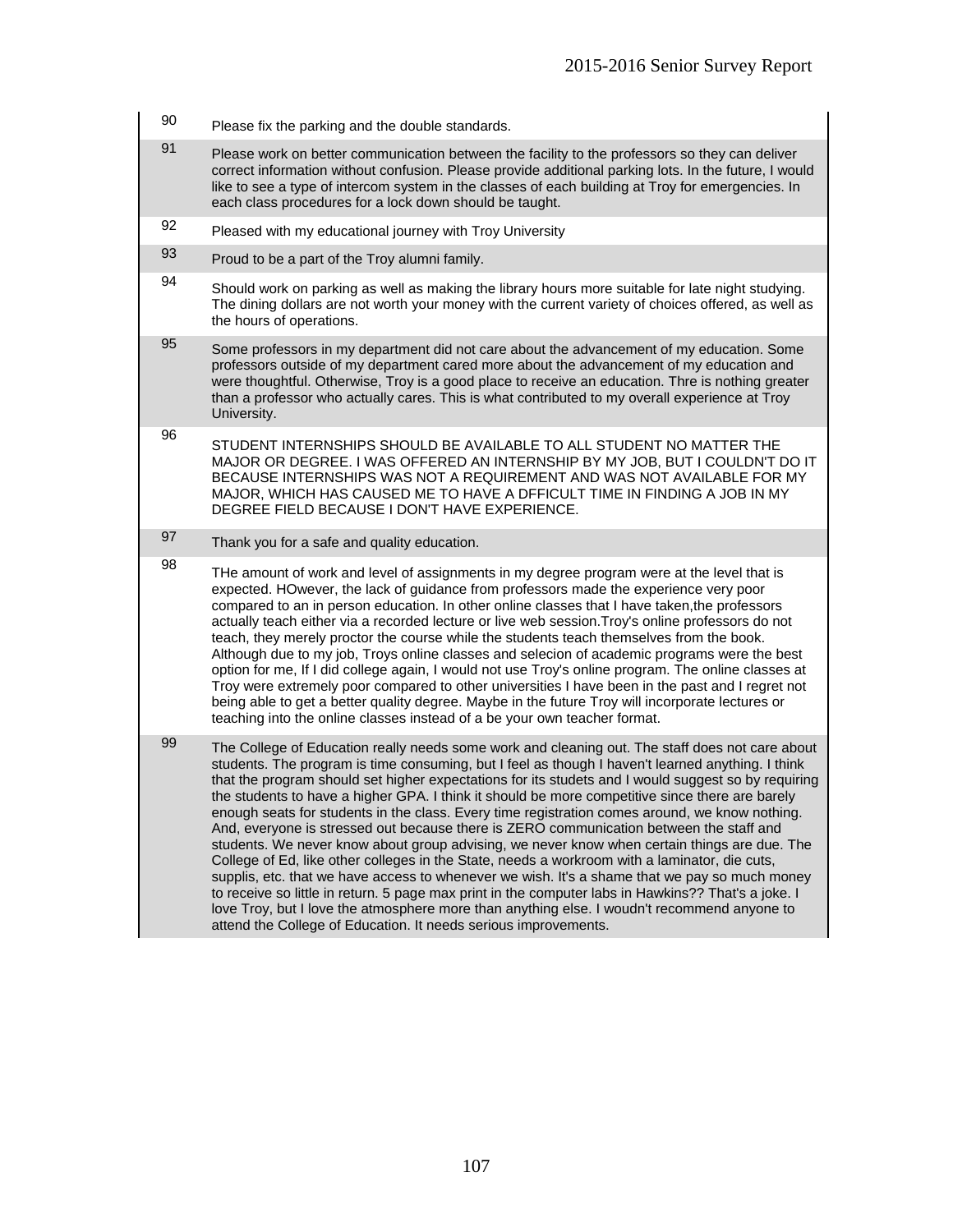| | |
|---|---|
| 90 | Please fix the parking and the double standards. |
| 91 | Please work on better communication between the facility to the professors so they can deliver correct information without confusion. Please provide additional parking lots. In the future, I would like to see a type of intercom system in the classes of each building at Troy for emergencies. In each class procedures for a lock down should be taught. |
| 92 | Pleased with my educational journey with Troy University |
| 93 | Proud to be a part of the Troy alumni family. |
| 94 | Should work on parking as well as making the library hours more suitable for late night studying. The dining dollars are not worth your money with the current variety of choices offered, as well as the hours of operations. |
| 95 | Some professors in my department did not care about the advancement of my education. Some professors outside of my department cared more about the advancement of my education and were thoughtful. Otherwise, Troy is a good place to receive an education. Thre is nothing greater than a professor who actually cares. This is what contributed to my overall experience at Troy University. |
| 96 | STUDENT INTERNSHIPS SHOULD BE AVAILABLE TO ALL STUDENT NO MATTER THE MAJOR OR DEGREE. I WAS OFFERED AN INTERNSHIP BY MY JOB, BUT I COULDN'T DO IT BECAUSE INTERNSHIPS WAS NOT A REQUIREMENT AND WAS NOT AVAILABLE FOR MY MAJOR, WHICH HAS CAUSED ME TO HAVE A DFFICULT TIME IN FINDING A JOB IN MY DEGREE FIELD BECAUSE I DON'T HAVE EXPERIENCE. |
| 97 | Thank you for a safe and quality education. |
| 98 | THe amount of work and level of assignments in my degree program were at the level that is expected. HOwever, the lack of guidance from professors made the experience very poor compared to an in person education. In other online classes that I have taken,the professors actually teach either via a recorded lecture or live web session.Troy's online professors do not teach, they merely proctor the course while the students teach themselves from the book. Although due to my job, Troys online classes and selecion of academic programs were the best option for me, If I did college again, I would not use Troy's online program. The online classes at Troy were extremely poor compared to other universities I have been in the past and I regret not being able to get a better quality degree. Maybe in the future Troy will incorporate lectures or teaching into the online classes instead of a be your own teacher format. |
| 99 | The College of Education really needs some work and cleaning out. The staff does not care about students. The program is time consuming, but I feel as though I haven't learned anything. I think that the program should set higher expectations for its studets and I would suggest so by requiring the students to have a higher GPA. I think it should be more competitive since there are barely enough seats for students in the class. Every time registration comes around, we know nothing. And, everyone is stressed out because there is ZERO communication between the staff and students. We never know about group advising, we never know when certain things are due. The College of Ed, like other colleges in the State, needs a workroom with a laminator, die cuts, supplis, etc. that we have access to whenever we wish. It's a shame that we pay so much money to receive so little in return. 5 page max print in the computer labs in Hawkins?? That's a joke. I love Troy, but I love the atmosphere more than anything else. I woudn't recommend anyone to attend the College of Education. It needs serious improvements. |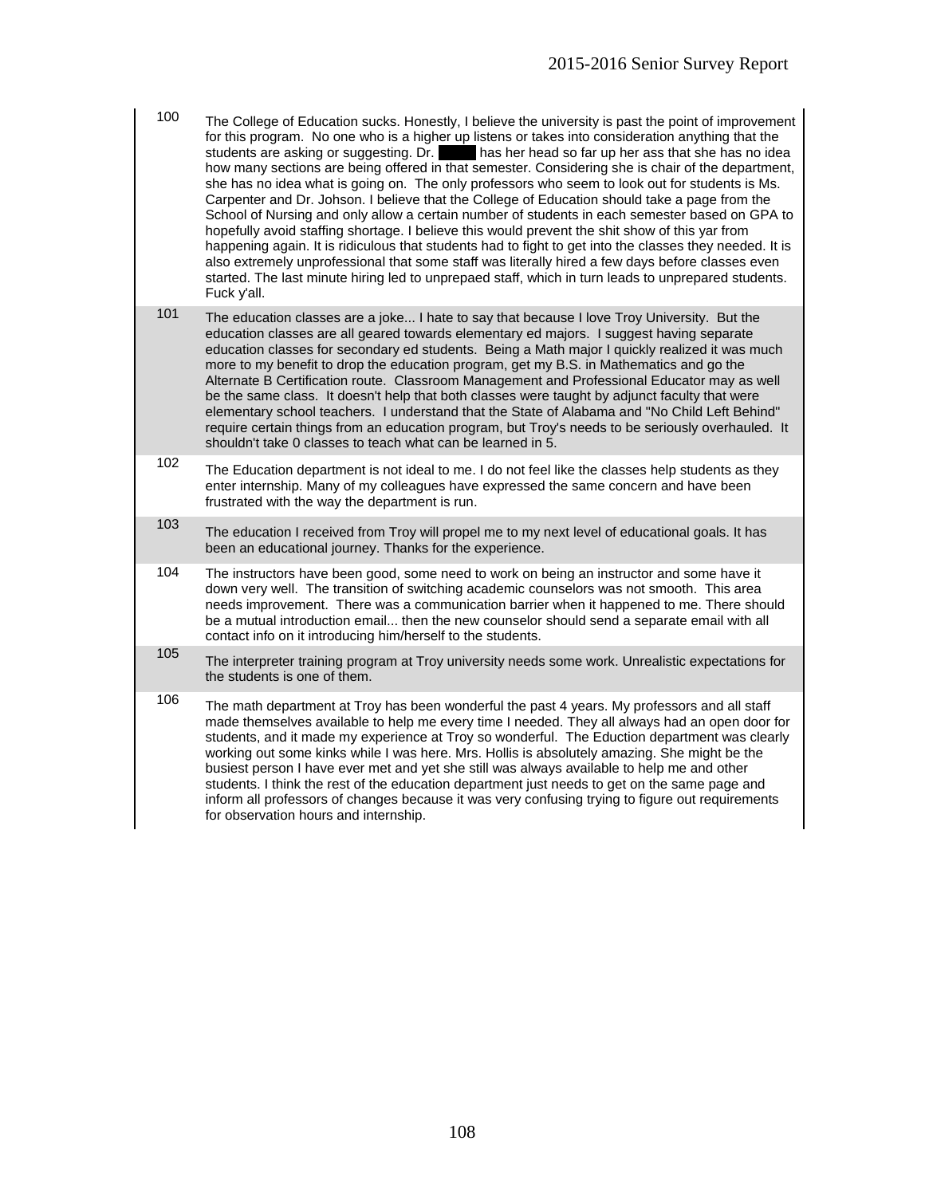| | |
|---|---|
| 100 | The College of Education sucks. Honestly, I believe the university is past the point of improvement for this program. No one who is a higher up listens or takes into consideration anything that the students are asking or suggesting. Dr. ████ has her head so far up her ass that she has no idea how many sections are being offered in that semester. Considering she is chair of the department, she has no idea what is going on. The only professors who seem to look out for students is Ms. Carpenter and Dr. Johson. I believe that the College of Education should take a page from the School of Nursing and only allow a certain number of students in each semester based on GPA to hopefully avoid staffing shortage. I believe this would prevent the shit show of this yar from happening again. It is ridiculous that students had to fight to get into the classes they needed. It is also extremely unprofessional that some staff was literally hired a few days before classes even started. The last minute hiring led to unprepaed staff, which in turn leads to unprepared students. Fuck y'all. |
| 101 | The education classes are a joke... I hate to say that because I love Troy University. But the education classes are all geared towards elementary ed majors. I suggest having separate education classes for secondary ed students. Being a Math major I quickly realized it was much more to my benefit to drop the education program, get my B.S. in Mathematics and go the Alternate B Certification route. Classroom Management and Professional Educator may as well be the same class. It doesn't help that both classes were taught by adjunct faculty that were elementary school teachers. I understand that the State of Alabama and "No Child Left Behind" require certain things from an education program, but Troy's needs to be seriously overhauled. It shouldn't take 0 classes to teach what can be learned in 5. |
| 102 | The Education department is not ideal to me. I do not feel like the classes help students as they enter internship. Many of my colleagues have expressed the same concern and have been frustrated with the way the department is run. |
| 103 | The education I received from Troy will propel me to my next level of educational goals. It has been an educational journey. Thanks for the experience. |
| 104 | The instructors have been good, some need to work on being an instructor and some have it down very well. The transition of switching academic counselors was not smooth. This area needs improvement. There was a communication barrier when it happened to me. There should be a mutual introduction email... then the new counselor should send a separate email with all contact info on it introducing him/herself to the students. |
| 105 | The interpreter training program at Troy university needs some work. Unrealistic expectations for the students is one of them. |
| 106 | The math department at Troy has been wonderful the past 4 years. My professors and all staff made themselves available to help me every time I needed. They all always had an open door for students, and it made my experience at Troy so wonderful. The Eduction department was clearly working out some kinks while I was here. Mrs. Hollis is absolutely amazing. She might be the busiest person I have ever met and yet she still was always available to help me and other students. I think the rest of the education department just needs to get on the same page and inform all professors of changes because it was very confusing trying to figure out requirements for observation hours and internship. |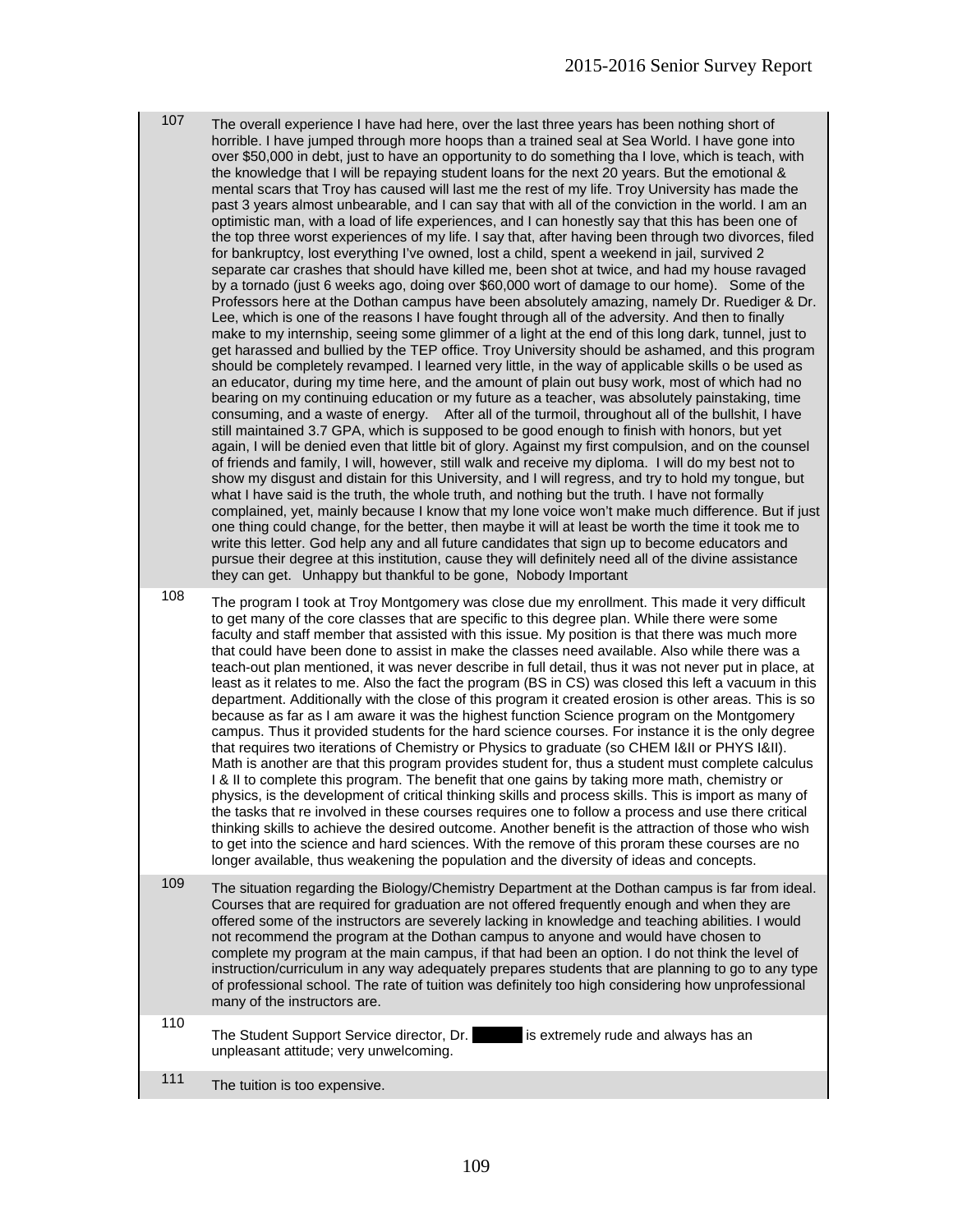| | |
|---|---|
| 107 | The overall experience I have had here, over the last three years has been nothing short of horrible. I have jumped through more hoops than a trained seal at Sea World. I have gone into over $50,000 in debt, just to have an opportunity to do something tha I love, which is teach, with the knowledge that I will be repaying student loans for the next 20 years. But the emotional & mental scars that Troy has caused will last me the rest of my life. Troy University has made the past 3 years almost unbearable, and I can say that with all of the conviction in the world. I am an optimistic man, with a load of life experiences, and I can honestly say that this has been one of the top three worst experiences of my life. I say that, after having been through two divorces, filed for bankruptcy, lost everything I've owned, lost a child, spent a weekend in jail, survived 2 separate car crashes that should have killed me, been shot at twice, and had my house ravaged by a tornado (just 6 weeks ago, doing over $60,000 wort of damage to our home). Some of the Professors here at the Dothan campus have been absolutely amazing, namely Dr. Ruediger & Dr. Lee, which is one of the reasons I have fought through all of the adversity. And then to finally make to my internship, seeing some glimmer of a light at the end of this long dark, tunnel, just to get harassed and bullied by the TEP office. Troy University should be ashamed, and this program should be completely revamped. I learned very little, in the way of applicable skills o be used as an educator, during my time here, and the amount of plain out busy work, most of which had no bearing on my continuing education or my future as a teacher, was absolutely painstaking, time consuming, and a waste of energy. After all of the turmoil, throughout all of the bullshit, I have still maintained 3.7 GPA, which is supposed to be good enough to finish with honors, but yet again, I will be denied even that little bit of glory. Against my first compulsion, and on the counsel of friends and family, I will, however, still walk and receive my diploma. I will do my best not to show my disgust and distain for this University, and I will regress, and try to hold my tongue, but what I have said is the truth, the whole truth, and nothing but the truth. I have not formally complained, yet, mainly because I know that my lone voice won't make much difference. But if just one thing could change, for the better, then maybe it will at least be worth the time it took me to write this letter. God help any and all future candidates that sign up to become educators and pursue their degree at this institution, cause they will definitely need all of the divine assistance they can get. Unhappy but thankful to be gone, Nobody Important |
| 108 | The program I took at Troy Montgomery was close due my enrollment. This made it very difficult to get many of the core classes that are specific to this degree plan. While there were some faculty and staff member that assisted with this issue. My position is that there was much more that could have been done to assist in make the classes need available. Also while there was a teach-out plan mentioned, it was never describe in full detail, thus it was not never put in place, at least as it relates to me. Also the fact the program (BS in CS) was closed this left a vacuum in this department. Additionally with the close of this program it created erosion is other areas. This is so because as far as I am aware it was the highest function Science program on the Montgomery campus. Thus it provided students for the hard science courses. For instance it is the only degree that requires two iterations of Chemistry or Physics to graduate (so CHEM I&II or PHYS I&II). Math is another are that this program provides student for, thus a student must complete calculus I & II to complete this program. The benefit that one gains by taking more math, chemistry or physics, is the development of critical thinking skills and process skills. This is import as many of the tasks that re involved in these courses requires one to follow a process and use there critical thinking skills to achieve the desired outcome. Another benefit is the attraction of those who wish to get into the science and hard sciences. With the remove of this proram these courses are no longer available, thus weakening the population and the diversity of ideas and concepts. |
| 109 | The situation regarding the Biology/Chemistry Department at the Dothan campus is far from ideal. Courses that are required for graduation are not offered frequently enough and when they are offered some of the instructors are severely lacking in knowledge and teaching abilities. I would not recommend the program at the Dothan campus to anyone and would have chosen to complete my program at the main campus, if that had been an option. I do not think the level of instruction/curriculum in any way adequately prepares students that are planning to go to any type of professional school. The rate of tuition was definitely too high considering how unprofessional many of the instructors are. |
| 110 | The Student Support Service director, Dr. ██████ is extremely rude and always has an unpleasant attitude; very unwelcoming. |
| 111 | The tuition is too expensive. |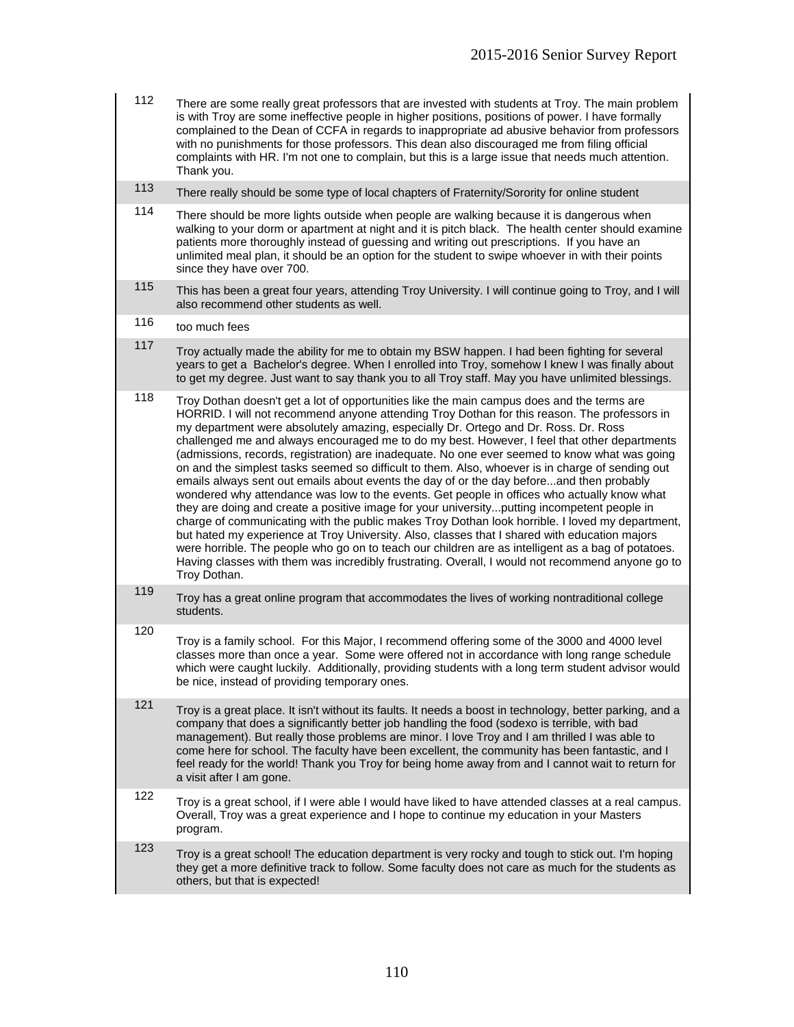| | |
|---|---|
| 112 | There are some really great professors that are invested with students at Troy. The main problem is with Troy are some ineffective people in higher positions, positions of power. I have formally complained to the Dean of CCFA in regards to inappropriate ad abusive behavior from professors with no punishments for those professors. This dean also discouraged me from filing official complaints with HR. I'm not one to complain, but this is a large issue that needs much attention. Thank you. |
| 113 | There really should be some type of local chapters of Fraternity/Sorority for online student |
| 114 | There should be more lights outside when people are walking because it is dangerous when walking to your dorm or apartment at night and it is pitch black. The health center should examine patients more thoroughly instead of guessing and writing out prescriptions. If you have an unlimited meal plan, it should be an option for the student to swipe whoever in with their points since they have over 700. |
| 115 | This has been a great four years, attending Troy University. I will continue going to Troy, and I will also recommend other students as well. |
| 116 | too much fees |
| 117 | Troy actually made the ability for me to obtain my BSW happen. I had been fighting for several years to get a Bachelor's degree. When I enrolled into Troy, somehow I knew I was finally about to get my degree. Just want to say thank you to all Troy staff. May you have unlimited blessings. |
| 118 | Troy Dothan doesn't get a lot of opportunities like the main campus does and the terms are HORRID. I will not recommend anyone attending Troy Dothan for this reason. The professors in my department were absolutely amazing, especially Dr. Ortego and Dr. Ross. Dr. Ross challenged me and always encouraged me to do my best. However, I feel that other departments (admissions, records, registration) are inadequate. No one ever seemed to know what was going on and the simplest tasks seemed so difficult to them. Also, whoever is in charge of sending out emails always sent out emails about events the day of or the day before...and then probably wondered why attendance was low to the events. Get people in offices who actually know what they are doing and create a positive image for your university...putting incompetent people in charge of communicating with the public makes Troy Dothan look horrible. I loved my department, but hated my experience at Troy University. Also, classes that I shared with education majors were horrible. The people who go on to teach our children are as intelligent as a bag of potatoes. Having classes with them was incredibly frustrating. Overall, I would not recommend anyone go to Troy Dothan. |
| 119 | Troy has a great online program that accommodates the lives of working nontraditional college students. |
| 120 | Troy is a family school. For this Major, I recommend offering some of the 3000 and 4000 level classes more than once a year. Some were offered not in accordance with long range schedule which were caught luckily. Additionally, providing students with a long term student advisor would be nice, instead of providing temporary ones. |
| 121 | Troy is a great place. It isn't without its faults. It needs a boost in technology, better parking, and a company that does a significantly better job handling the food (sodexo is terrible, with bad management). But really those problems are minor. I love Troy and I am thrilled I was able to come here for school. The faculty have been excellent, the community has been fantastic, and I feel ready for the world! Thank you Troy for being home away from and I cannot wait to return for a visit after I am gone. |
| 122 | Troy is a great school, if I were able I would have liked to have attended classes at a real campus. Overall, Troy was a great experience and I hope to continue my education in your Masters program. |
| 123 | Troy is a great school! The education department is very rocky and tough to stick out. I'm hoping they get a more definitive track to follow. Some faculty does not care as much for the students as others, but that is expected! |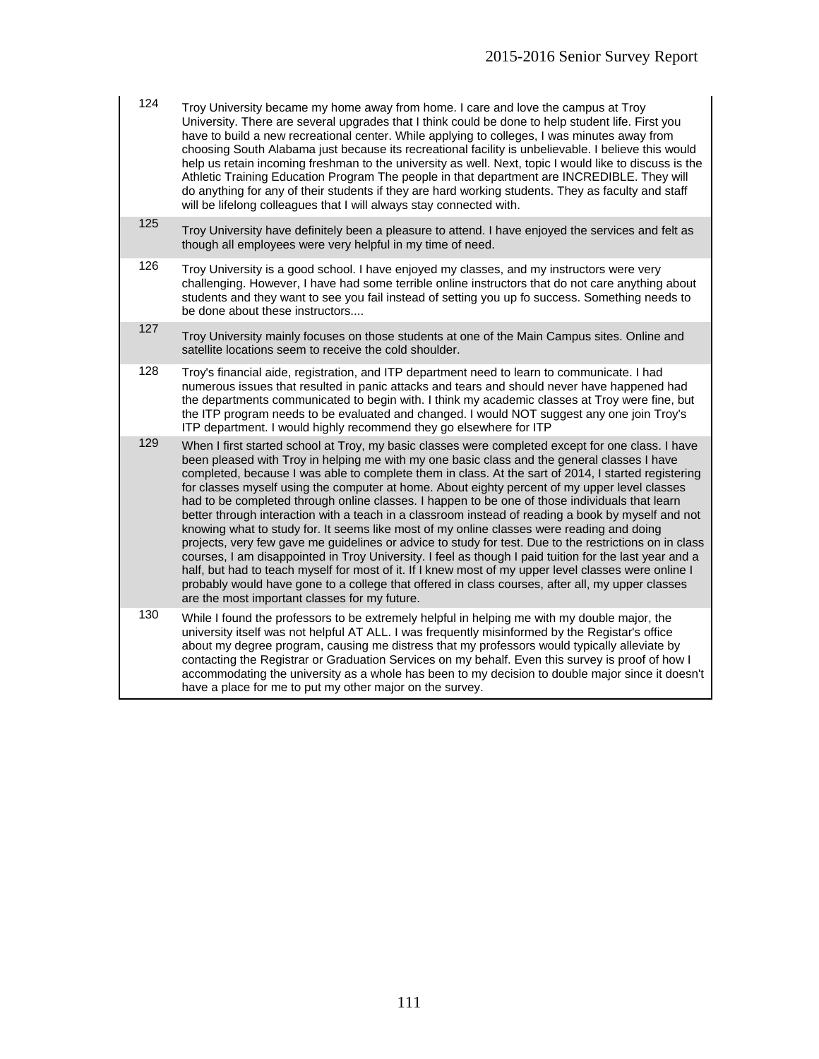| | |
|---|---|
| 124 | Troy University became my home away from home. I care and love the campus at Troy University. There are several upgrades that I think could be done to help student life. First you have to build a new recreational center. While applying to colleges, I was minutes away from choosing South Alabama just because its recreational facility is unbelievable. I believe this would help us retain incoming freshman to the university as well. Next, topic I would like to discuss is the Athletic Training Education Program The people in that department are INCREDIBLE. They will do anything for any of their students if they are hard working students. They as faculty and staff will be lifelong colleagues that I will always stay connected with. |
| 125 | Troy University have definitely been a pleasure to attend. I have enjoyed the services and felt as though all employees were very helpful in my time of need. |
| 126 | Troy University is a good school. I have enjoyed my classes, and my instructors were very challenging. However, I have had some terrible online instructors that do not care anything about students and they want to see you fail instead of setting you up fo success. Something needs to be done about these instructors.... |
| 127 | Troy University mainly focuses on those students at one of the Main Campus sites. Online and satellite locations seem to receive the cold shoulder. |
| 128 | Troy's financial aide, registration, and ITP department need to learn to communicate. I had numerous issues that resulted in panic attacks and tears and should never have happened had the departments communicated to begin with. I think my academic classes at Troy were fine, but the ITP program needs to be evaluated and changed. I would NOT suggest any one join Troy's ITP department. I would highly recommend they go elsewhere for ITP |
| 129 | When I first started school at Troy, my basic classes were completed except for one class. I have been pleased with Troy in helping me with my one basic class and the general classes I have completed, because I was able to complete them in class. At the sart of 2014, I started registering for classes myself using the computer at home. About eighty percent of my upper level classes had to be completed through online classes. I happen to be one of those individuals that learn better through interaction with a teach in a classroom instead of reading a book by myself and not knowing what to study for. It seems like most of my online classes were reading and doing projects, very few gave me guidelines or advice to study for test. Due to the restrictions on in class courses, I am disappointed in Troy University. I feel as though I paid tuition for the last year and a half, but had to teach myself for most of it. If I knew most of my upper level classes were online I probably would have gone to a college that offered in class courses, after all, my upper classes are the most important classes for my future. |
| 130 | While I found the professors to be extremely helpful in helping me with my double major, the university itself was not helpful AT ALL. I was frequently misinformed by the Registar's office about my degree program, causing me distress that my professors would typically alleviate by contacting the Registrar or Graduation Services on my behalf. Even this survey is proof of how I accommodating the university as a whole has been to my decision to double major since it doesn't have a place for me to put my other major on the survey. |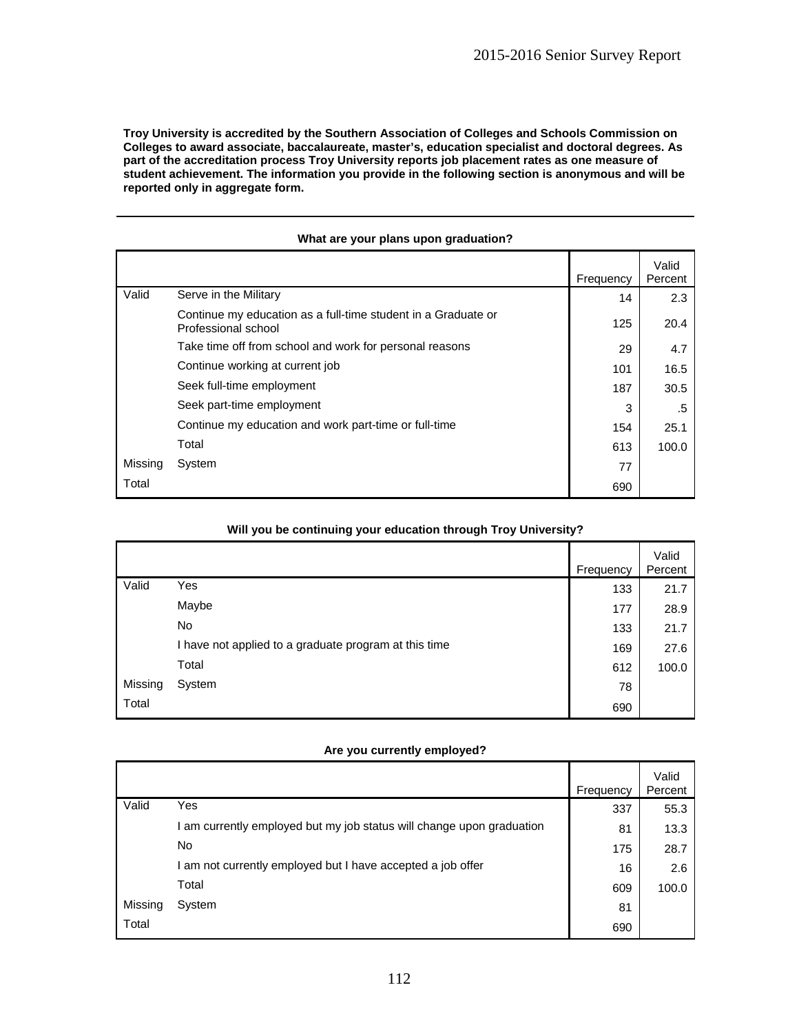**Troy University is accredited by the Southern Association of Colleges and Schools Commission on Colleges to award associate, baccalaureate, master's, education specialist and doctoral degrees. As part of the accreditation process Troy University reports job placement rates as one measure of student achievement. The information you provide in the following section is anonymous and will be reported only in aggregate form.**

**What are your plans upon graduation?**

| | | Frequency | Valid Percent |
|---|---|---|---|
| Valid | Serve in the Military | 14 | 2.3 |
| | Continue my education as a full-time student in a Graduate or Professional school | 125 | 20.4 |
| | Take time off from school and work for personal reasons | 29 | 4.7 |
| | Continue working at current job | 101 | 16.5 |
| | Seek full-time employment | 187 | 30.5 |
| | Seek part-time employment | 3 | .5 |
| | Continue my education and work part-time or full-time | 154 | 25.1 |
| | Total | 613 | 100.0 |
| Missing | System | 77 | |
| Total | | 690 | |

**Will you be continuing your education through Troy University?**

| | | Frequency | Valid Percent |
|---|---|---|---|
| Valid | Yes | 133 | 21.7 |
| | Maybe | 177 | 28.9 |
| | No | 133 | 21.7 |
| | I have not applied to a graduate program at this time | 169 | 27.6 |
| | Total | 612 | 100.0 |
| Missing | System | 78 | |
| Total | | 690 | |

**Are you currently employed?**

| | | Frequency | Valid Percent |
|---|---|---|---|
| Valid | Yes | 337 | 55.3 |
| | I am currently employed but my job status will change upon graduation | 81 | 13.3 |
| | No | 175 | 28.7 |
| | I am not currently employed but I have accepted a job offer | 16 | 2.6 |
| | Total | 609 | 100.0 |
| Missing | System | 81 | |
| Total | | 690 | |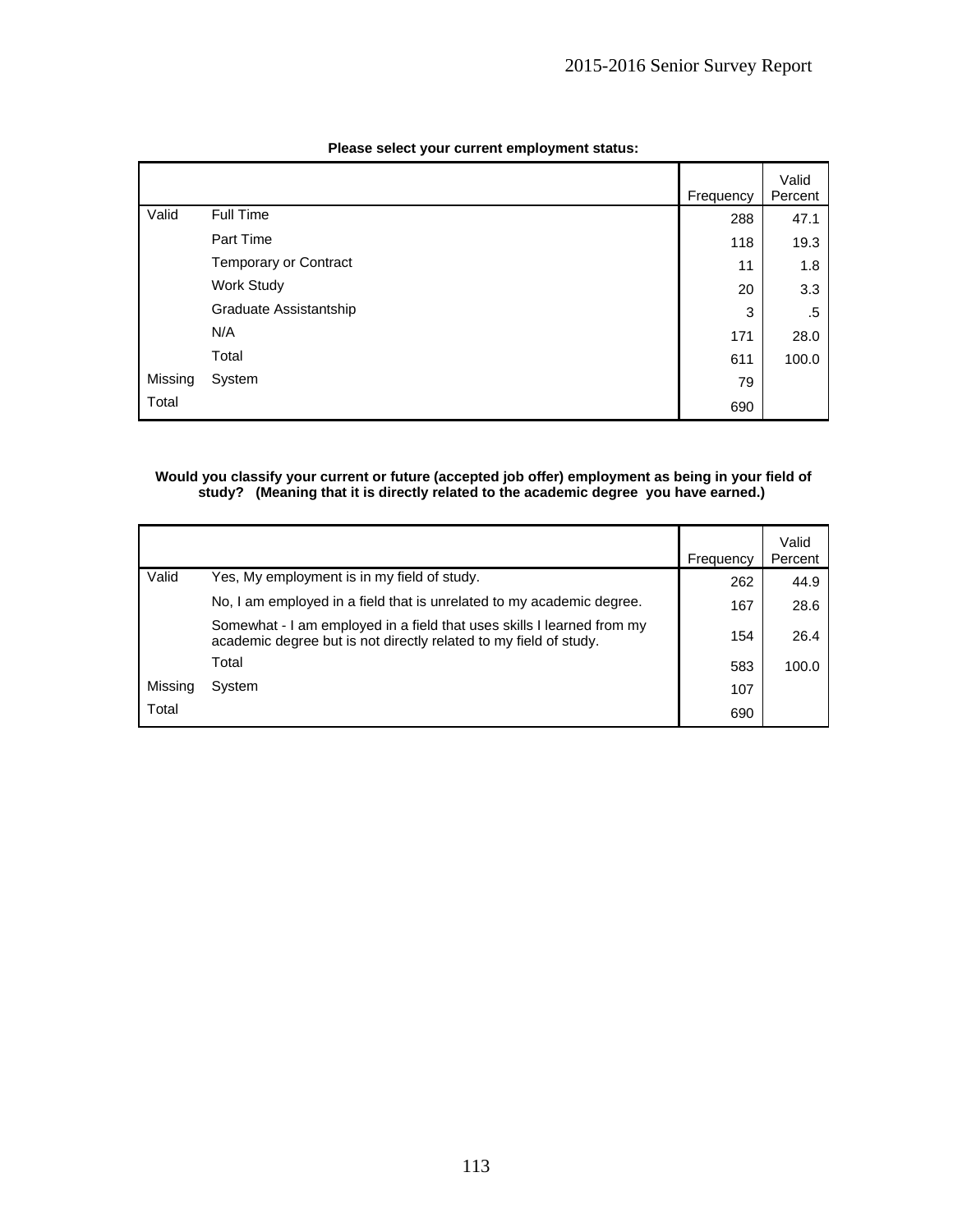**Please select your current employment status:**

| | | Frequency | Valid Percent |
|---|---|---|---|
| Valid | Full Time | 288 | 47.1 |
| | Part Time | 118 | 19.3 |
| | Temporary or Contract | 11 | 1.8 |
| | Work Study | 20 | 3.3 |
| | Graduate Assistantship | 3 | .5 |
| | N/A | 171 | 28.0 |
| | Total | 611 | 100.0 |
| Missing | System | 79 | |
| Total | | 690 | |

**Would you classify your current or future (accepted job offer) employment as being in your field of study? (Meaning that it is directly related to the academic degree you have earned.)**

| | | Frequency | Valid Percent |
|---|---|---|---|
| Valid | Yes, My employment is in my field of study. | 262 | 44.9 |
| | No, I am employed in a field that is unrelated to my academic degree. | 167 | 28.6 |
| | Somewhat - I am employed in a field that uses skills I learned from my academic degree but is not directly related to my field of study. | 154 | 26.4 |
| | Total | 583 | 100.0 |
| Missing | System | 107 | |
| Total | | 690 | |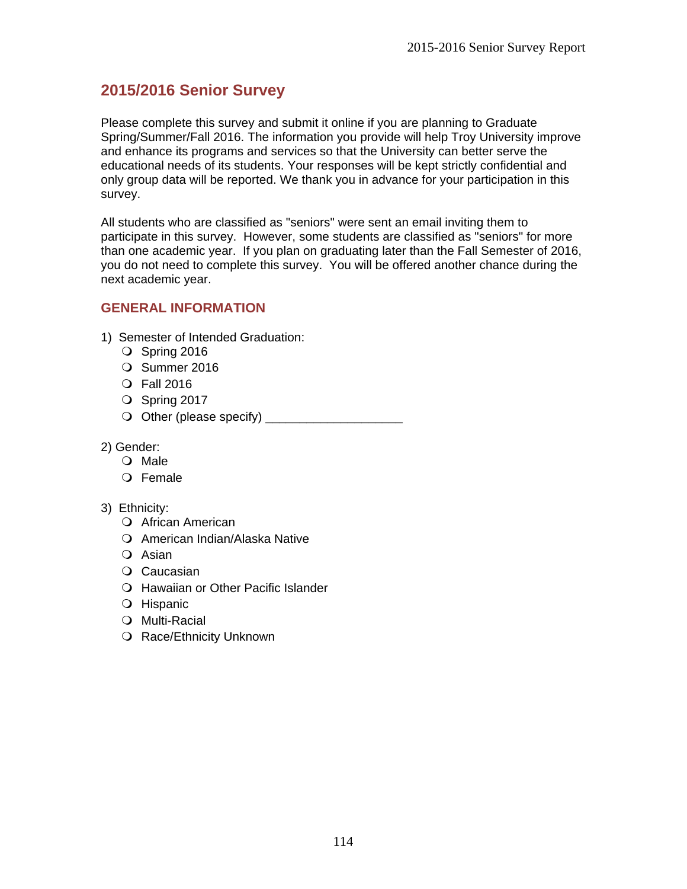## 2015/2016 Senior Survey

Please complete this survey and submit it online if you are planning to Graduate Spring/Summer/Fall 2016. The information you provide will help Troy University improve and enhance its programs and services so that the University can better serve the educational needs of its students. Your responses will be kept strictly confidential and only group data will be reported. We thank you in advance for your participation in this survey.

All students who are classified as "seniors" were sent an email inviting them to participate in this survey. However, some students are classified as "seniors" for more than one academic year. If you plan on graduating later than the Fall Semester of 2016, you do not need to complete this survey. You will be offered another chance during the next academic year.

### GENERAL INFORMATION

1) Semester of Intended Graduation:
   - ❍ Spring 2016
   - ❍ Summer 2016
   - ❍ Fall 2016
   - ❍ Spring 2017
   - ❍ Other (please specify) ____________________

2) Gender:
   - ❍ Male
   - ❍ Female

3) Ethnicity:
   - ❍ African American
   - ❍ American Indian/Alaska Native
   - ❍ Asian
   - ❍ Caucasian
   - ❍ Hawaiian or Other Pacific Islander
   - ❍ Hispanic
   - ❍ Multi-Racial
   - ❍ Race/Ethnicity Unknown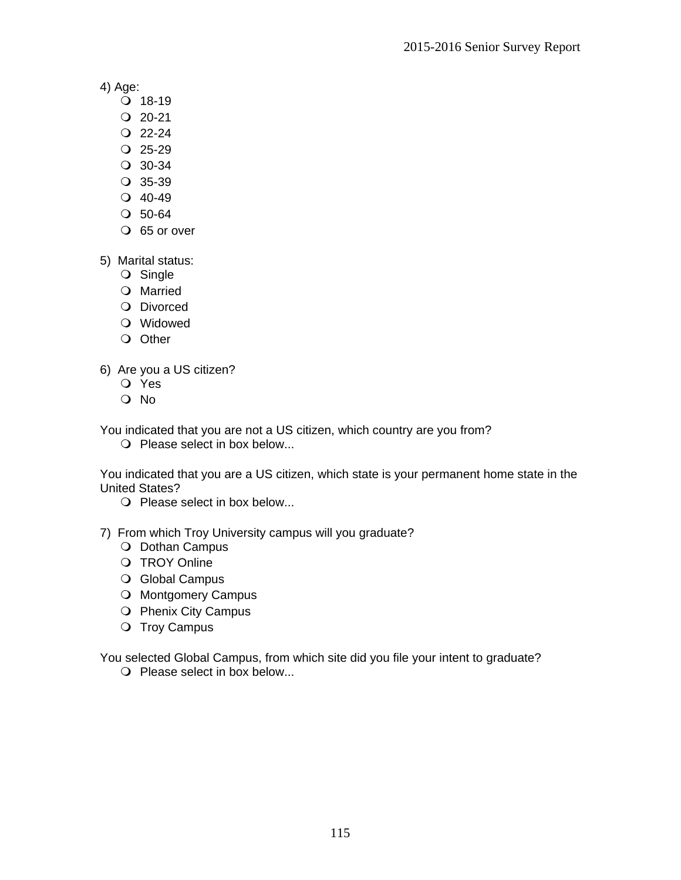4) Age:

- 18-19
- 20-21
- 22-24
- 25-29
- 30-34
- 35-39
- 40-49
- 50-64
- 65 or over

5) Marital status:

- Single
- Married
- Divorced
- Widowed
- Other

6) Are you a US citizen?

- Yes
- No

You indicated that you are not a US citizen, which country are you from?

- Please select in box below...

You indicated that you are a US citizen, which state is your permanent home state in the United States?

- Please select in box below...

7) From which Troy University campus will you graduate?

- Dothan Campus
- TROY Online
- Global Campus
- Montgomery Campus
- Phenix City Campus
- Troy Campus

You selected Global Campus, from which site did you file your intent to graduate?

- Please select in box below...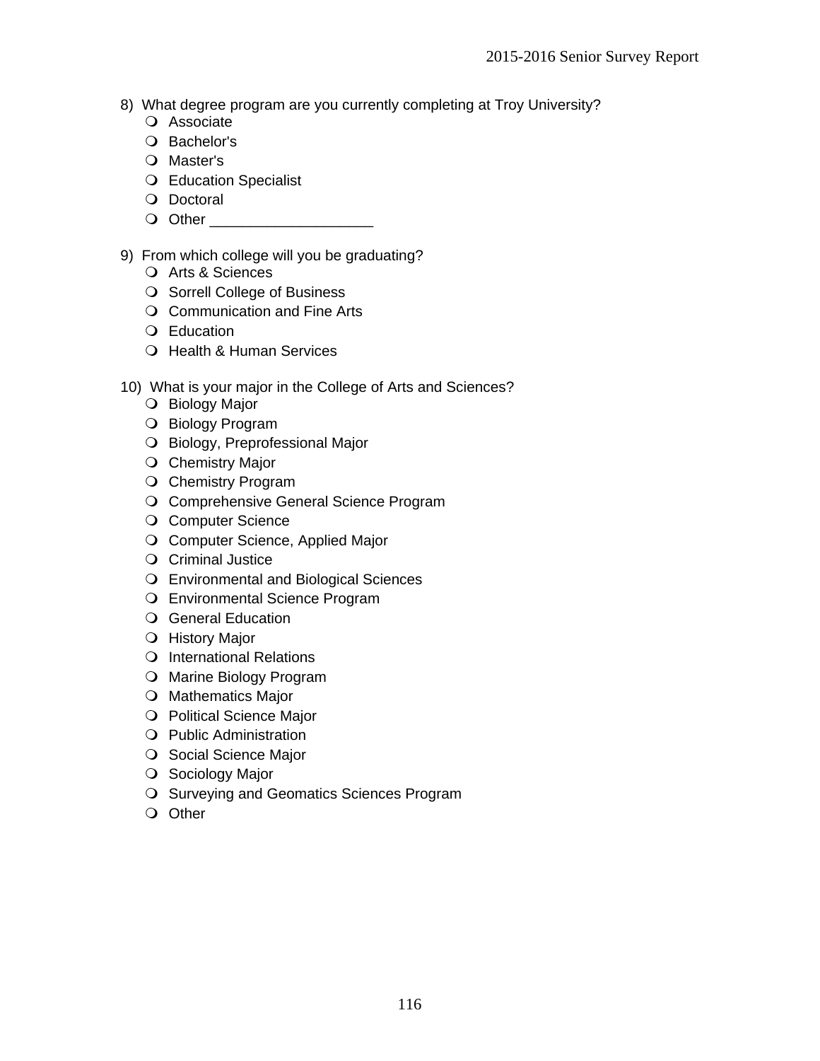8) What degree program are you currently completing at Troy University?

- Associate
- Bachelor's
- Master's
- Education Specialist
- Doctoral
- Other ____________________

9) From which college will you be graduating?

- Arts & Sciences
- Sorrell College of Business
- Communication and Fine Arts
- Education
- Health & Human Services

10) What is your major in the College of Arts and Sciences?

- Biology Major
- Biology Program
- Biology, Preprofessional Major
- Chemistry Major
- Chemistry Program
- Comprehensive General Science Program
- Computer Science
- Computer Science, Applied Major
- Criminal Justice
- Environmental and Biological Sciences
- Environmental Science Program
- General Education
- History Major
- International Relations
- Marine Biology Program
- Mathematics Major
- Political Science Major
- Public Administration
- Social Science Major
- Sociology Major
- Surveying and Geomatics Sciences Program
- Other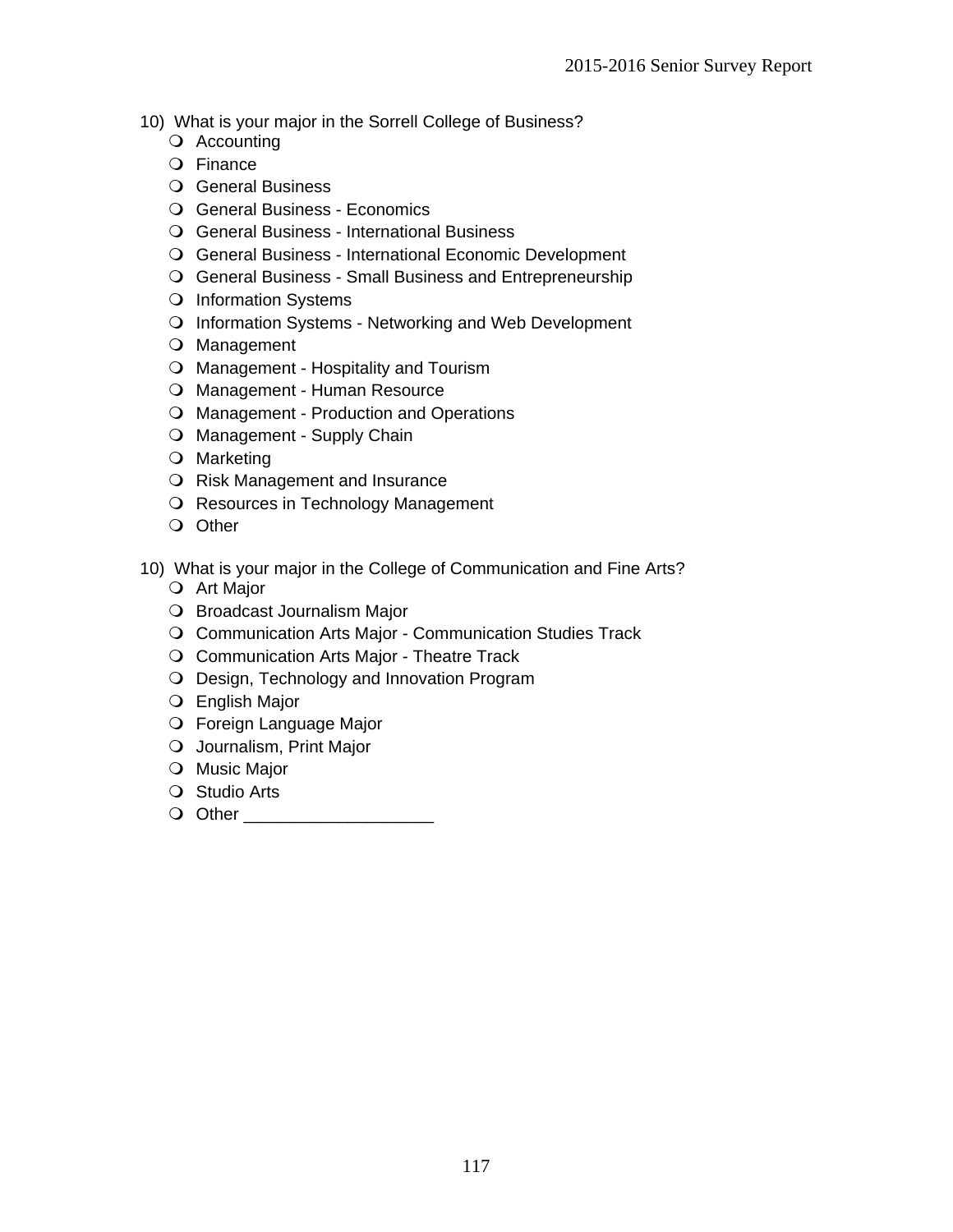10) What is your major in the Sorrell College of Business?

- Accounting
- Finance
- General Business
- General Business - Economics
- General Business - International Business
- General Business - International Economic Development
- General Business - Small Business and Entrepreneurship
- Information Systems
- Information Systems - Networking and Web Development
- Management
- Management - Hospitality and Tourism
- Management - Human Resource
- Management - Production and Operations
- Management - Supply Chain
- Marketing
- Risk Management and Insurance
- Resources in Technology Management
- Other

10) What is your major in the College of Communication and Fine Arts?

- Art Major
- Broadcast Journalism Major
- Communication Arts Major - Communication Studies Track
- Communication Arts Major - Theatre Track
- Design, Technology and Innovation Program
- English Major
- Foreign Language Major
- Journalism, Print Major
- Music Major
- Studio Arts
- Other ____________________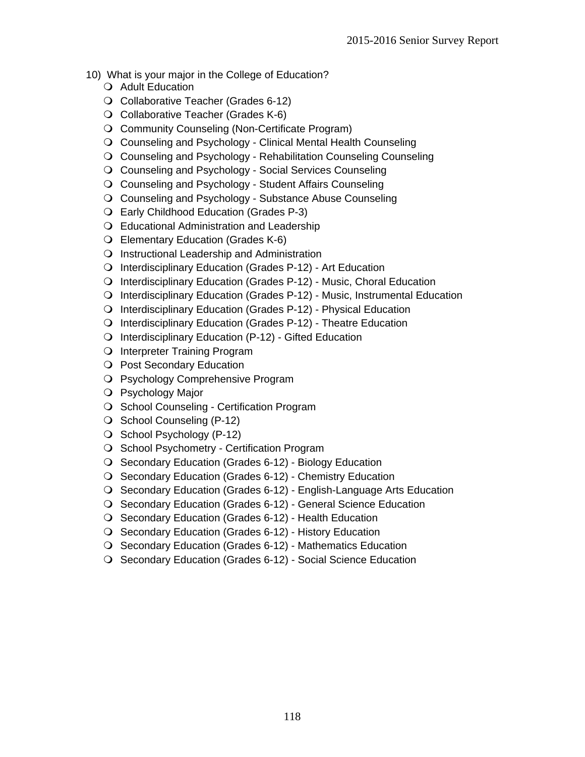10) What is your major in the College of Education?

- Adult Education
- Collaborative Teacher (Grades 6-12)
- Collaborative Teacher (Grades K-6)
- Community Counseling (Non-Certificate Program)
- Counseling and Psychology - Clinical Mental Health Counseling
- Counseling and Psychology - Rehabilitation Counseling Counseling
- Counseling and Psychology - Social Services Counseling
- Counseling and Psychology - Student Affairs Counseling
- Counseling and Psychology - Substance Abuse Counseling
- Early Childhood Education (Grades P-3)
- Educational Administration and Leadership
- Elementary Education (Grades K-6)
- Instructional Leadership and Administration
- Interdisciplinary Education (Grades P-12) - Art Education
- Interdisciplinary Education (Grades P-12) - Music, Choral Education
- Interdisciplinary Education (Grades P-12) - Music, Instrumental Education
- Interdisciplinary Education (Grades P-12) - Physical Education
- Interdisciplinary Education (Grades P-12) - Theatre Education
- Interdisciplinary Education (P-12) - Gifted Education
- Interpreter Training Program
- Post Secondary Education
- Psychology Comprehensive Program
- Psychology Major
- School Counseling - Certification Program
- School Counseling (P-12)
- School Psychology (P-12)
- School Psychometry - Certification Program
- Secondary Education (Grades 6-12) - Biology Education
- Secondary Education (Grades 6-12) - Chemistry Education
- Secondary Education (Grades 6-12) - English-Language Arts Education
- Secondary Education (Grades 6-12) - General Science Education
- Secondary Education (Grades 6-12) - Health Education
- Secondary Education (Grades 6-12) - History Education
- Secondary Education (Grades 6-12) - Mathematics Education
- Secondary Education (Grades 6-12) - Social Science Education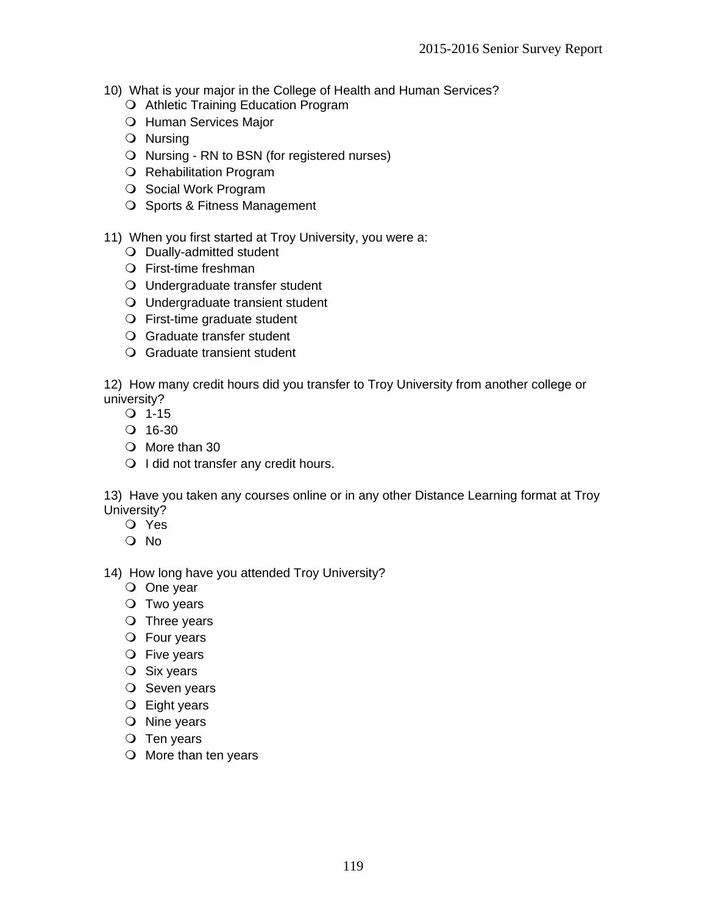10) What is your major in the College of Health and Human Services?

- Athletic Training Education Program
- Human Services Major
- Nursing
- Nursing - RN to BSN (for registered nurses)
- Rehabilitation Program
- Social Work Program
- Sports & Fitness Management

11) When you first started at Troy University, you were a:

- Dually-admitted student
- First-time freshman
- Undergraduate transfer student
- Undergraduate transient student
- First-time graduate student
- Graduate transfer student
- Graduate transient student

12) How many credit hours did you transfer to Troy University from another college or university?

- 1-15
- 16-30
- More than 30
- I did not transfer any credit hours.

13) Have you taken any courses online or in any other Distance Learning format at Troy University?

- Yes
- No

14) How long have you attended Troy University?

- One year
- Two years
- Three years
- Four years
- Five years
- Six years
- Seven years
- Eight years
- Nine years
- Ten years
- More than ten years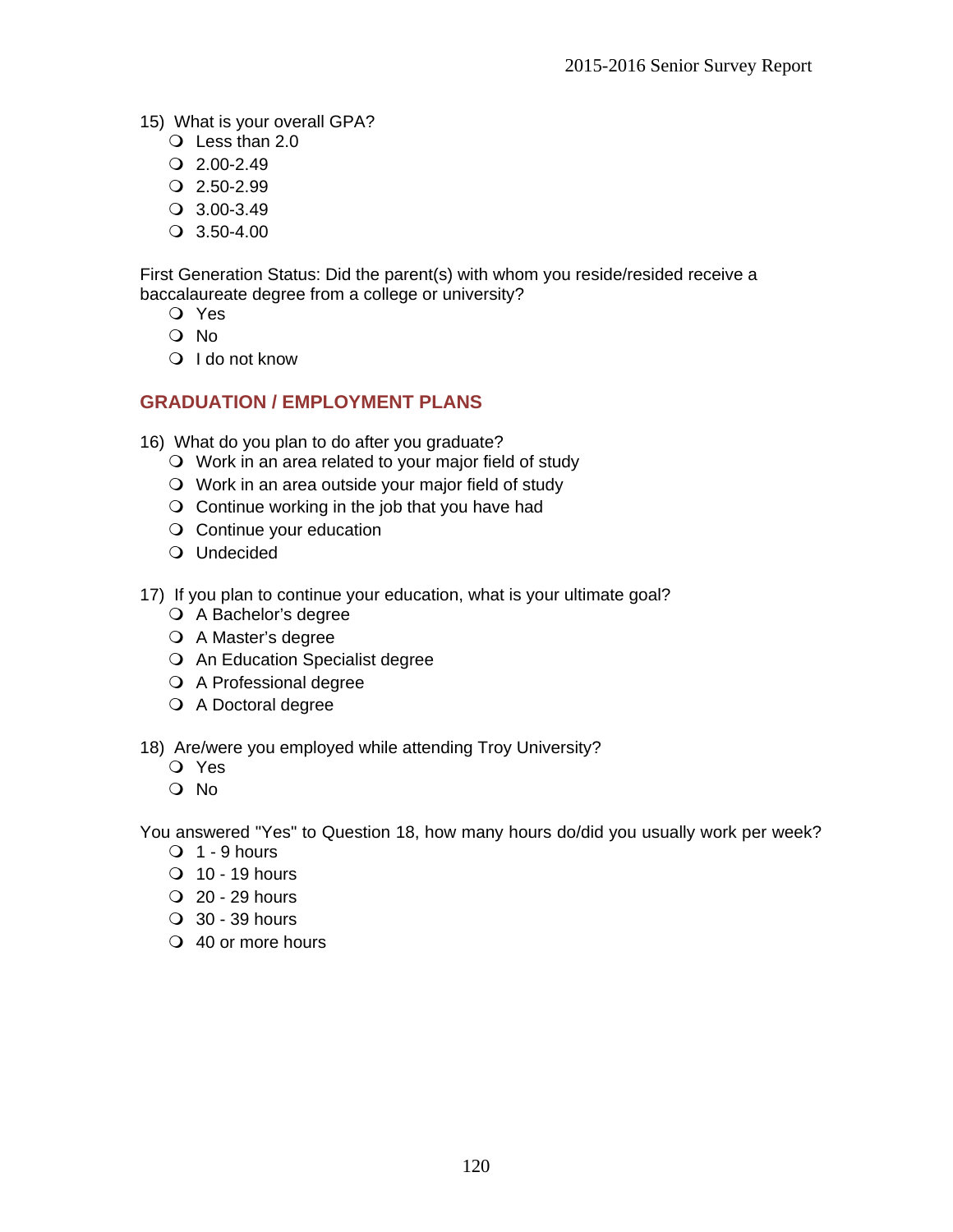15) What is your overall GPA?
- Less than 2.0
- 2.00-2.49
- 2.50-2.99
- 3.00-3.49
- 3.50-4.00

First Generation Status: Did the parent(s) with whom you reside/resided receive a baccalaureate degree from a college or university?
- Yes
- No
- I do not know

## GRADUATION / EMPLOYMENT PLANS

16) What do you plan to do after you graduate?
- Work in an area related to your major field of study
- Work in an area outside your major field of study
- Continue working in the job that you have had
- Continue your education
- Undecided

17) If you plan to continue your education, what is your ultimate goal?
- A Bachelor's degree
- A Master's degree
- An Education Specialist degree
- A Professional degree
- A Doctoral degree

18) Are/were you employed while attending Troy University?
- Yes
- No

You answered "Yes" to Question 18, how many hours do/did you usually work per week?
- 1 - 9 hours
- 10 - 19 hours
- 20 - 29 hours
- 30 - 39 hours
- 40 or more hours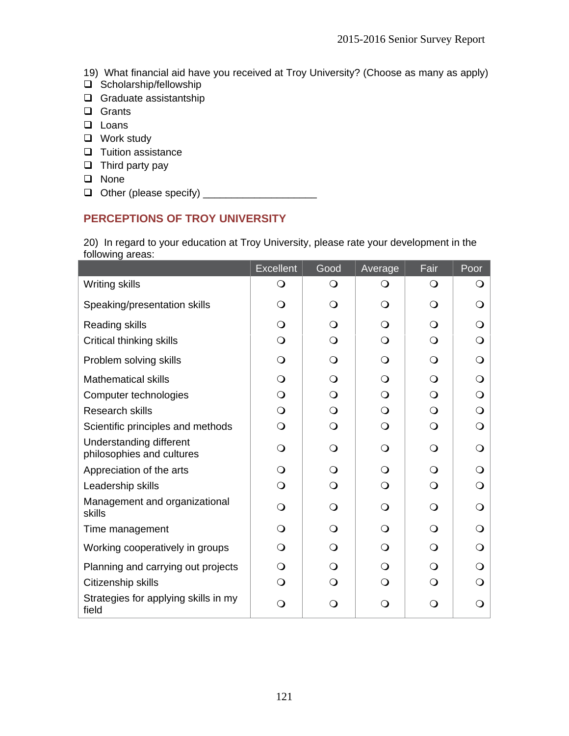19) What financial aid have you received at Troy University? (Choose as many as apply)

- ❑ Scholarship/fellowship
- ❑ Graduate assistantship
- ❑ Grants
- ❑ Loans
- ❑ Work study
- ❑ Tuition assistance
- ❑ Third party pay
- ❑ None
- ❑ Other (please specify) ___________________

## PERCEPTIONS OF TROY UNIVERSITY

20) In regard to your education at Troy University, please rate your development in the following areas:

| | Excellent | Good | Average | Fair | Poor |
|---|---|---|---|---|---|
| Writing skills | ❍ | ❍ | ❍ | ❍ | ❍ |
| Speaking/presentation skills | ❍ | ❍ | ❍ | ❍ | ❍ |
| Reading skills | ❍ | ❍ | ❍ | ❍ | ❍ |
| Critical thinking skills | ❍ | ❍ | ❍ | ❍ | ❍ |
| Problem solving skills | ❍ | ❍ | ❍ | ❍ | ❍ |
| Mathematical skills | ❍ | ❍ | ❍ | ❍ | ❍ |
| Computer technologies | ❍ | ❍ | ❍ | ❍ | ❍ |
| Research skills | ❍ | ❍ | ❍ | ❍ | ❍ |
| Scientific principles and methods | ❍ | ❍ | ❍ | ❍ | ❍ |
| Understanding different philosophies and cultures | ❍ | ❍ | ❍ | ❍ | ❍ |
| Appreciation of the arts | ❍ | ❍ | ❍ | ❍ | ❍ |
| Leadership skills | ❍ | ❍ | ❍ | ❍ | ❍ |
| Management and organizational skills | ❍ | ❍ | ❍ | ❍ | ❍ |
| Time management | ❍ | ❍ | ❍ | ❍ | ❍ |
| Working cooperatively in groups | ❍ | ❍ | ❍ | ❍ | ❍ |
| Planning and carrying out projects | ❍ | ❍ | ❍ | ❍ | ❍ |
| Citizenship skills | ❍ | ❍ | ❍ | ❍ | ❍ |
| Strategies for applying skills in my field | ❍ | ❍ | ❍ | ❍ | ❍ |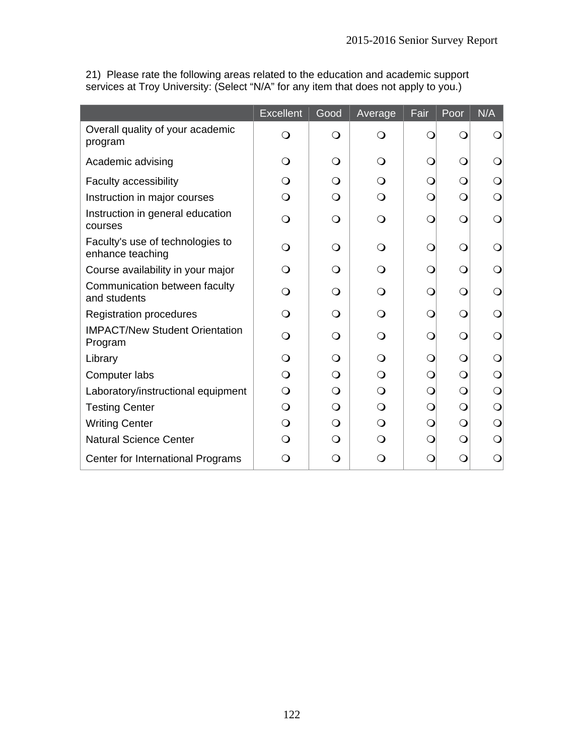21) Please rate the following areas related to the education and academic support services at Troy University: (Select “N/A” for any item that does not apply to you.)

| | Excellent | Good | Average | Fair | Poor | N/A |
|---|---|---|---|---|---|---|
| Overall quality of your academic program | ❍ | ❍ | ❍ | ❍ | ❍ | ❍ |
| Academic advising | ❍ | ❍ | ❍ | ❍ | ❍ | ❍ |
| Faculty accessibility | ❍ | ❍ | ❍ | ❍ | ❍ | ❍ |
| Instruction in major courses | ❍ | ❍ | ❍ | ❍ | ❍ | ❍ |
| Instruction in general education courses | ❍ | ❍ | ❍ | ❍ | ❍ | ❍ |
| Faculty's use of technologies to enhance teaching | ❍ | ❍ | ❍ | ❍ | ❍ | ❍ |
| Course availability in your major | ❍ | ❍ | ❍ | ❍ | ❍ | ❍ |
| Communication between faculty and students | ❍ | ❍ | ❍ | ❍ | ❍ | ❍ |
| Registration procedures | ❍ | ❍ | ❍ | ❍ | ❍ | ❍ |
| IMPACT/New Student Orientation Program | ❍ | ❍ | ❍ | ❍ | ❍ | ❍ |
| Library | ❍ | ❍ | ❍ | ❍ | ❍ | ❍ |
| Computer labs | ❍ | ❍ | ❍ | ❍ | ❍ | ❍ |
| Laboratory/instructional equipment | ❍ | ❍ | ❍ | ❍ | ❍ | ❍ |
| Testing Center | ❍ | ❍ | ❍ | ❍ | ❍ | ❍ |
| Writing Center | ❍ | ❍ | ❍ | ❍ | ❍ | ❍ |
| Natural Science Center | ❍ | ❍ | ❍ | ❍ | ❍ | ❍ |
| Center for International Programs | ❍ | ❍ | ❍ | ❍ | ❍ | ❍ |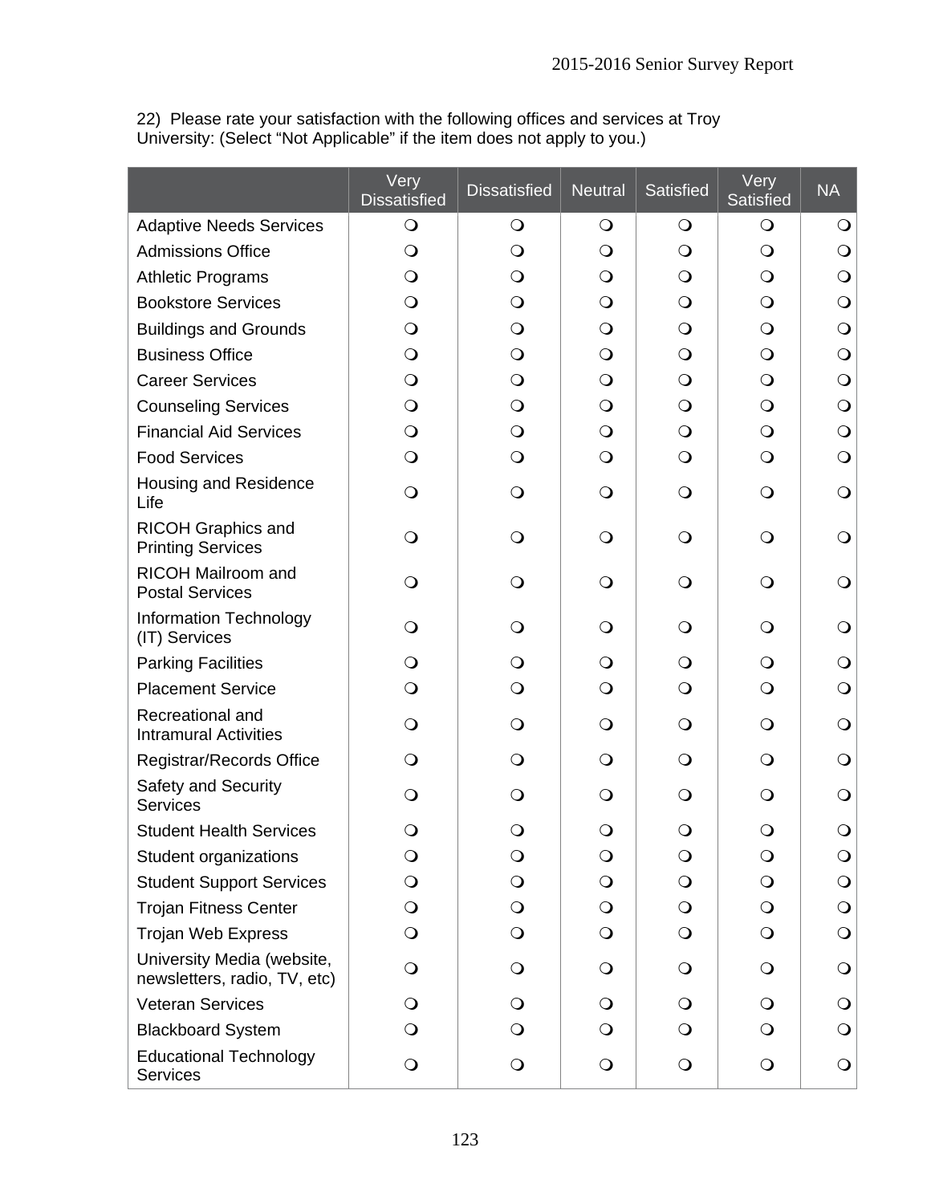22) Please rate your satisfaction with the following offices and services at Troy University: (Select “Not Applicable” if the item does not apply to you.)

| | Very Dissatisfied | Dissatisfied | Neutral | Satisfied | Very Satisfied | NA |
|---|---|---|---|---|---|---|
| Adaptive Needs Services | ❍ | ❍ | ❍ | ❍ | ❍ | ❍ |
| Admissions Office | ❍ | ❍ | ❍ | ❍ | ❍ | ❍ |
| Athletic Programs | ❍ | ❍ | ❍ | ❍ | ❍ | ❍ |
| Bookstore Services | ❍ | ❍ | ❍ | ❍ | ❍ | ❍ |
| Buildings and Grounds | ❍ | ❍ | ❍ | ❍ | ❍ | ❍ |
| Business Office | ❍ | ❍ | ❍ | ❍ | ❍ | ❍ |
| Career Services | ❍ | ❍ | ❍ | ❍ | ❍ | ❍ |
| Counseling Services | ❍ | ❍ | ❍ | ❍ | ❍ | ❍ |
| Financial Aid Services | ❍ | ❍ | ❍ | ❍ | ❍ | ❍ |
| Food Services | ❍ | ❍ | ❍ | ❍ | ❍ | ❍ |
| Housing and Residence Life | ❍ | ❍ | ❍ | ❍ | ❍ | ❍ |
| RICOH Graphics and Printing Services | ❍ | ❍ | ❍ | ❍ | ❍ | ❍ |
| RICOH Mailroom and Postal Services | ❍ | ❍ | ❍ | ❍ | ❍ | ❍ |
| Information Technology (IT) Services | ❍ | ❍ | ❍ | ❍ | ❍ | ❍ |
| Parking Facilities | ❍ | ❍ | ❍ | ❍ | ❍ | ❍ |
| Placement Service | ❍ | ❍ | ❍ | ❍ | ❍ | ❍ |
| Recreational and Intramural Activities | ❍ | ❍ | ❍ | ❍ | ❍ | ❍ |
| Registrar/Records Office | ❍ | ❍ | ❍ | ❍ | ❍ | ❍ |
| Safety and Security Services | ❍ | ❍ | ❍ | ❍ | ❍ | ❍ |
| Student Health Services | ❍ | ❍ | ❍ | ❍ | ❍ | ❍ |
| Student organizations | ❍ | ❍ | ❍ | ❍ | ❍ | ❍ |
| Student Support Services | ❍ | ❍ | ❍ | ❍ | ❍ | ❍ |
| Trojan Fitness Center | ❍ | ❍ | ❍ | ❍ | ❍ | ❍ |
| Trojan Web Express | ❍ | ❍ | ❍ | ❍ | ❍ | ❍ |
| University Media (website, newsletters, radio, TV, etc) | ❍ | ❍ | ❍ | ❍ | ❍ | ❍ |
| Veteran Services | ❍ | ❍ | ❍ | ❍ | ❍ | ❍ |
| Blackboard System | ❍ | ❍ | ❍ | ❍ | ❍ | ❍ |
| Educational Technology Services | ❍ | ❍ | ❍ | ❍ | ❍ | ❍ |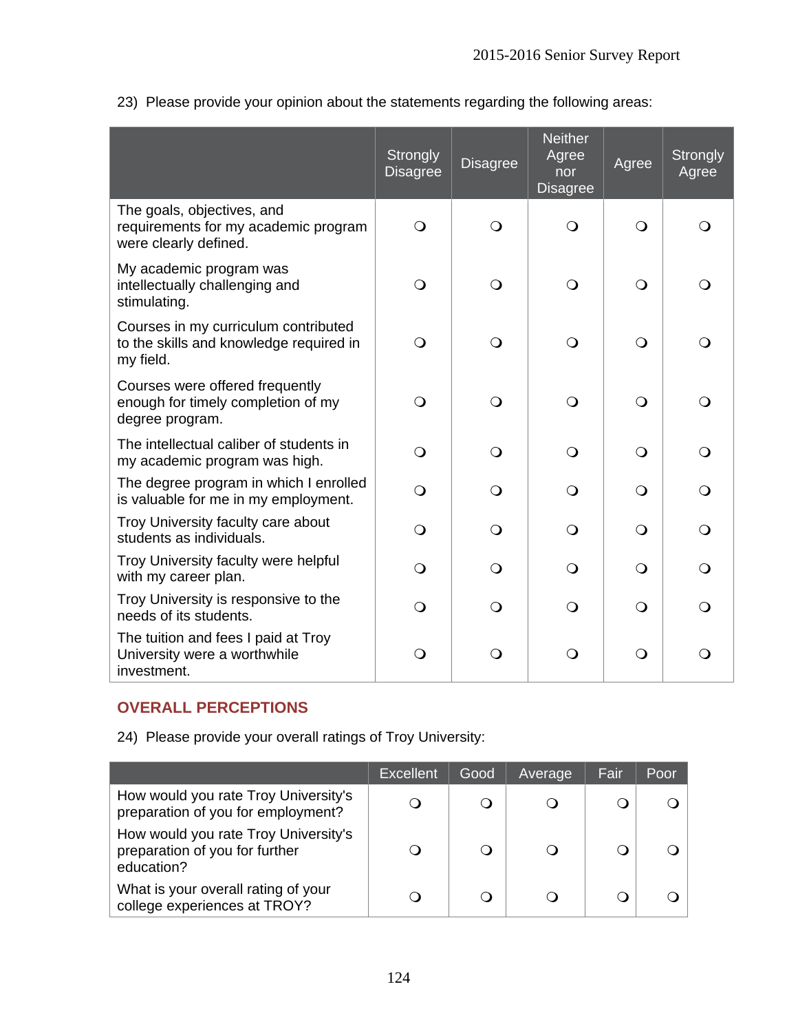23) Please provide your opinion about the statements regarding the following areas:

| | Strongly Disagree | Disagree | Neither Agree nor Disagree | Agree | Strongly Agree |
|---|---|---|---|---|---|
| The goals, objectives, and requirements for my academic program were clearly defined. | ❍ | ❍ | ❍ | ❍ | ❍ |
| My academic program was intellectually challenging and stimulating. | ❍ | ❍ | ❍ | ❍ | ❍ |
| Courses in my curriculum contributed to the skills and knowledge required in my field. | ❍ | ❍ | ❍ | ❍ | ❍ |
| Courses were offered frequently enough for timely completion of my degree program. | ❍ | ❍ | ❍ | ❍ | ❍ |
| The intellectual caliber of students in my academic program was high. | ❍ | ❍ | ❍ | ❍ | ❍ |
| The degree program in which I enrolled is valuable for me in my employment. | ❍ | ❍ | ❍ | ❍ | ❍ |
| Troy University faculty care about students as individuals. | ❍ | ❍ | ❍ | ❍ | ❍ |
| Troy University faculty were helpful with my career plan. | ❍ | ❍ | ❍ | ❍ | ❍ |
| Troy University is responsive to the needs of its students. | ❍ | ❍ | ❍ | ❍ | ❍ |
| The tuition and fees I paid at Troy University were a worthwhile investment. | ❍ | ❍ | ❍ | ❍ | ❍ |

## OVERALL PERCEPTIONS

24) Please provide your overall ratings of Troy University:

| | Excellent | Good | Average | Fair | Poor |
|---|---|---|---|---|---|
| How would you rate Troy University's preparation of you for employment? | ❍ | ❍ | ❍ | ❍ | ❍ |
| How would you rate Troy University's preparation of you for further education? | ❍ | ❍ | ❍ | ❍ | ❍ |
| What is your overall rating of your college experiences at TROY? | ❍ | ❍ | ❍ | ❍ | ❍ |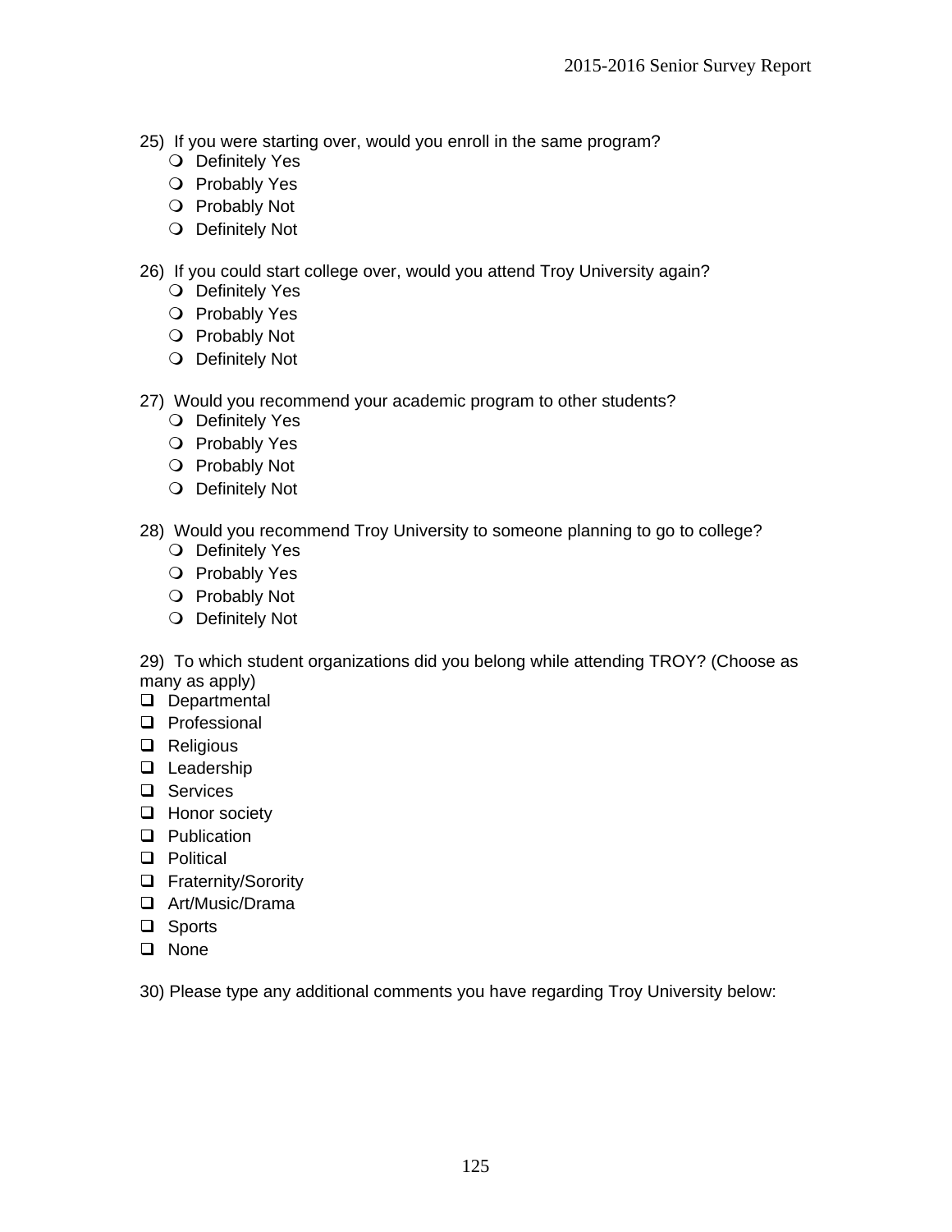25) If you were starting over, would you enroll in the same program?

- ❍ Definitely Yes
- ❍ Probably Yes
- ❍ Probably Not
- ❍ Definitely Not

26) If you could start college over, would you attend Troy University again?

- ❍ Definitely Yes
- ❍ Probably Yes
- ❍ Probably Not
- ❍ Definitely Not

27) Would you recommend your academic program to other students?

- ❍ Definitely Yes
- ❍ Probably Yes
- ❍ Probably Not
- ❍ Definitely Not

28) Would you recommend Troy University to someone planning to go to college?

- ❍ Definitely Yes
- ❍ Probably Yes
- ❍ Probably Not
- ❍ Definitely Not

29) To which student organizations did you belong while attending TROY? (Choose as many as apply)

- ❑ Departmental
- ❑ Professional
- ❑ Religious
- ❑ Leadership
- ❑ Services
- ❑ Honor society
- ❑ Publication
- ❑ Political
- ❑ Fraternity/Sorority
- ❑ Art/Music/Drama
- ❑ Sports
- ❑ None

30) Please type any additional comments you have regarding Troy University below: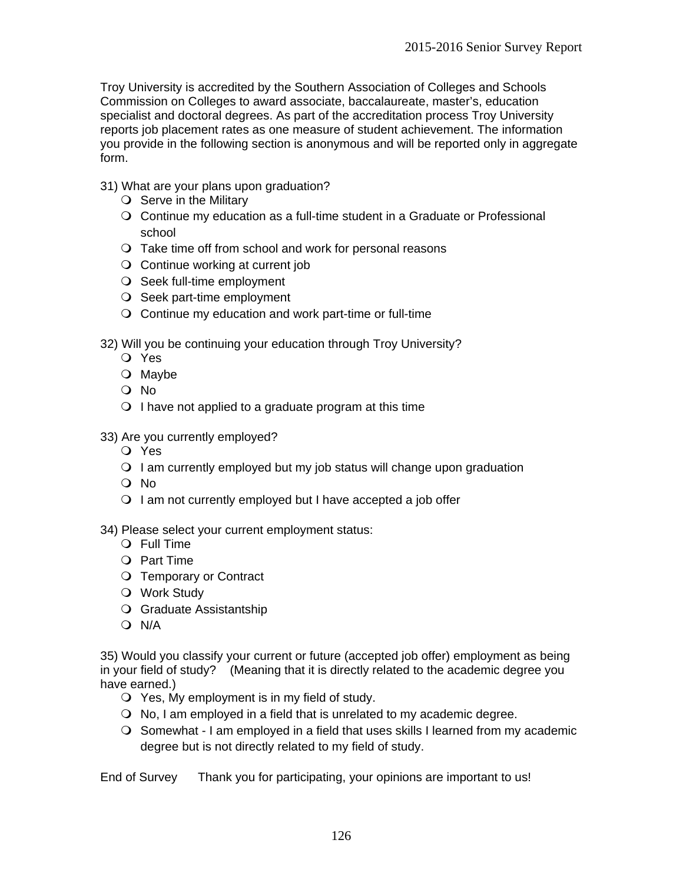Troy University is accredited by the Southern Association of Colleges and Schools Commission on Colleges to award associate, baccalaureate, master's, education specialist and doctoral degrees. As part of the accreditation process Troy University reports job placement rates as one measure of student achievement. The information you provide in the following section is anonymous and will be reported only in aggregate form.

31) What are your plans upon graduation?

- Serve in the Military
- Continue my education as a full-time student in a Graduate or Professional school
- Take time off from school and work for personal reasons
- Continue working at current job
- Seek full-time employment
- Seek part-time employment
- Continue my education and work part-time or full-time

32) Will you be continuing your education through Troy University?

- Yes
- Maybe
- No
- I have not applied to a graduate program at this time

33) Are you currently employed?

- Yes
- I am currently employed but my job status will change upon graduation
- No
- I am not currently employed but I have accepted a job offer

34) Please select your current employment status:

- Full Time
- Part Time
- Temporary or Contract
- Work Study
- Graduate Assistantship
- N/A

35) Would you classify your current or future (accepted job offer) employment as being in your field of study? (Meaning that it is directly related to the academic degree you have earned.)

- Yes, My employment is in my field of study.
- No, I am employed in a field that is unrelated to my academic degree.
- Somewhat - I am employed in a field that uses skills I learned from my academic degree but is not directly related to my field of study.

End of Survey Thank you for participating, your opinions are important to us!